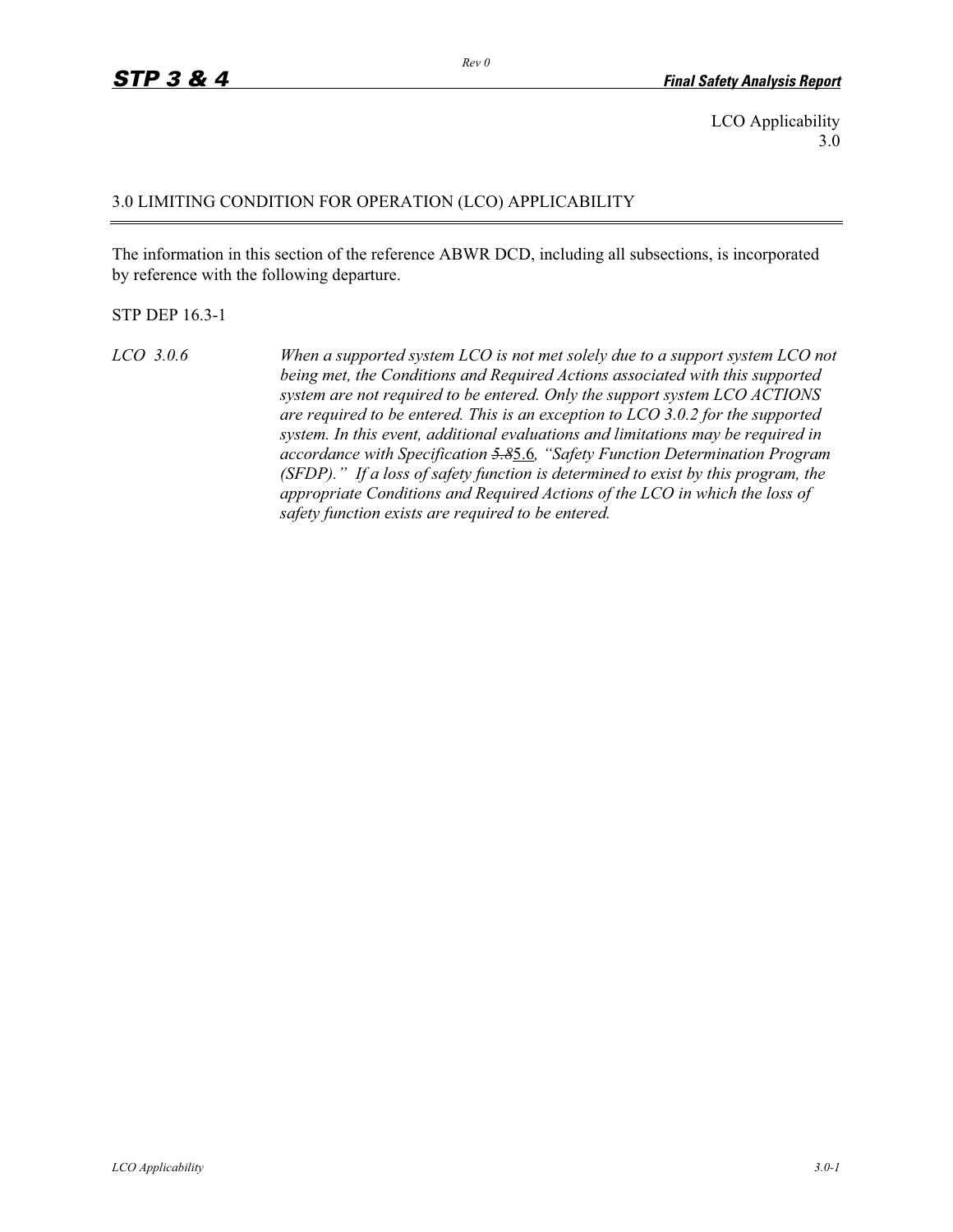LCO Applicability
3.0

# 3.0 LIMITING CONDITION FOR OPERATION (LCO) APPLICABILITY

The information in this section of the reference ABWR DCD, including all subsections, is incorporated by reference with the following departure.

STP DEP 16.3-1

*LCO 3.0.6* *When a supported system LCO is not met solely due to a support system LCO not being met, the Conditions and Required Actions associated with this supported system are not required to be entered. Only the support system LCO ACTIONS are required to be entered. This is an exception to LCO 3.0.2 for the supported system. In this event, additional evaluations and limitations may be required in accordance with Specification ~~5.8~~5.6, "Safety Function Determination Program (SFDP)." If a loss of safety function is determined to exist by this program, the appropriate Conditions and Required Actions of the LCO in which the loss of safety function exists are required to be entered.*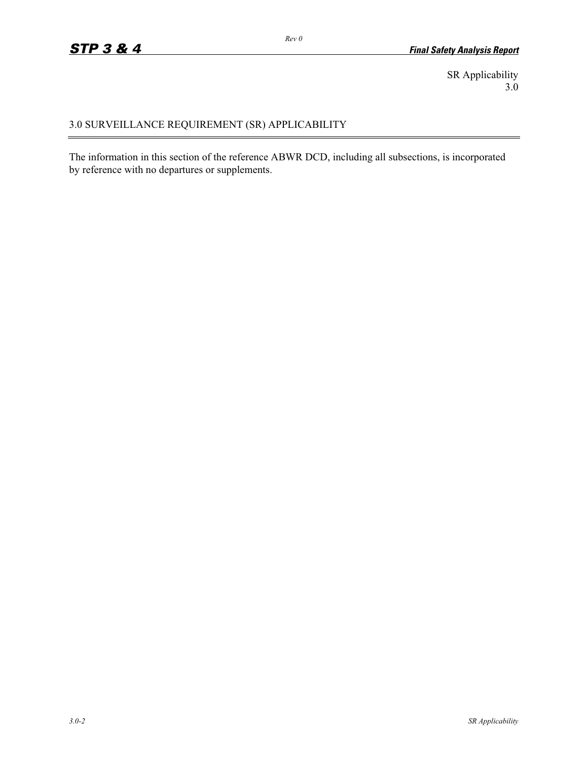SR Applicability
3.0

# 3.0 SURVEILLANCE REQUIREMENT (SR) APPLICABILITY

The information in this section of the reference ABWR DCD, including all subsections, is incorporated by reference with no departures or supplements.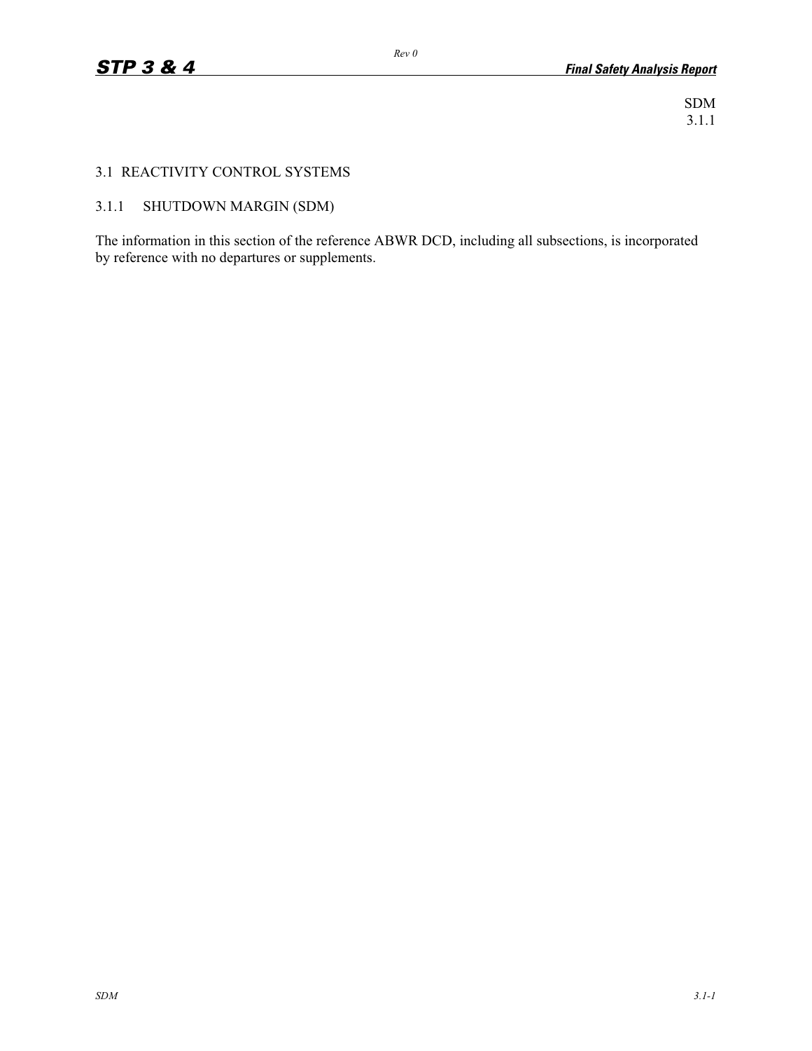SDM
3.1.1

## 3.1 REACTIVITY CONTROL SYSTEMS

### 3.1.1 SHUTDOWN MARGIN (SDM)

The information in this section of the reference ABWR DCD, including all subsections, is incorporated by reference with no departures or supplements.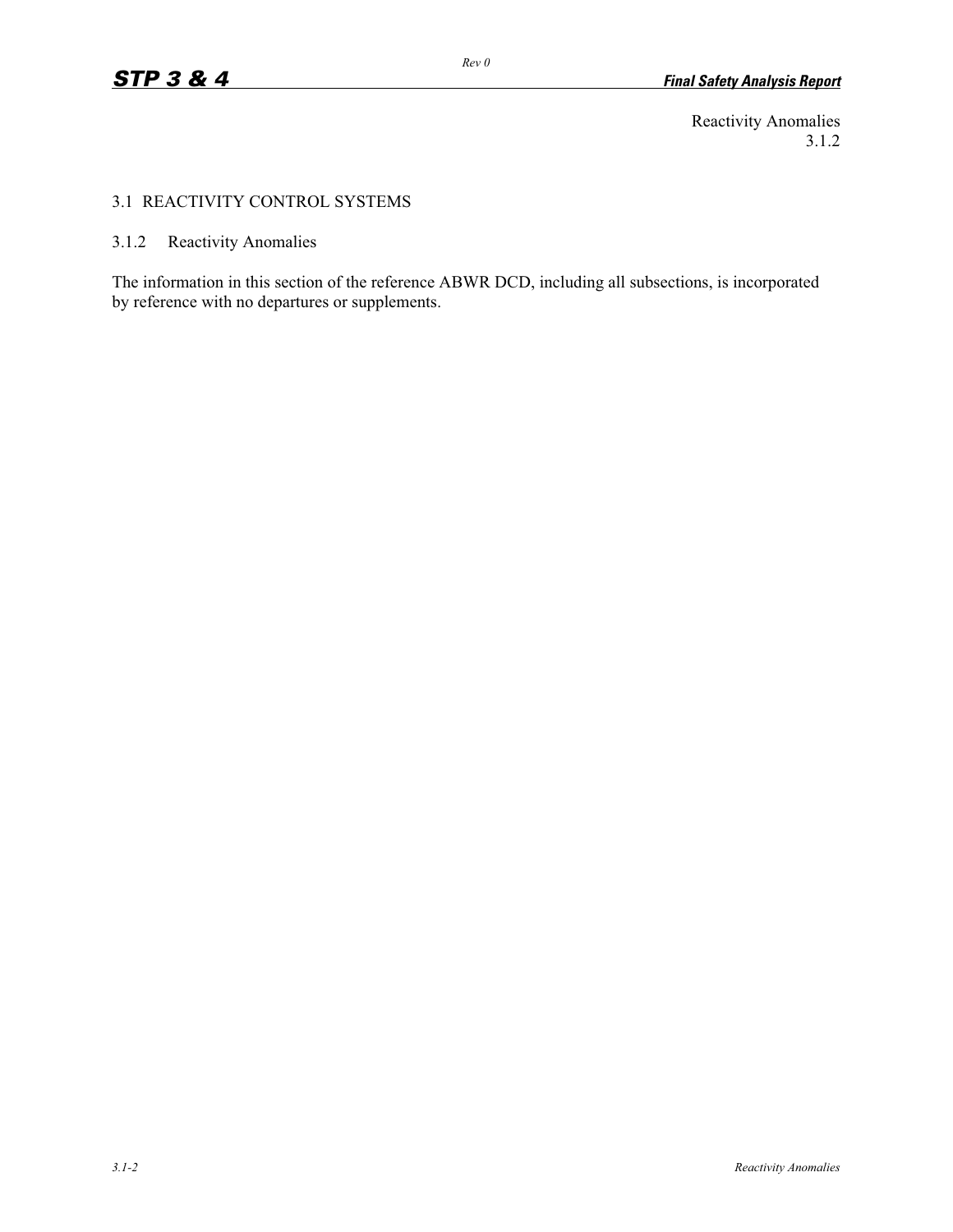Reactivity Anomalies
3.1.2

## 3.1 REACTIVITY CONTROL SYSTEMS

### 3.1.2 Reactivity Anomalies

The information in this section of the reference ABWR DCD, including all subsections, is incorporated by reference with no departures or supplements.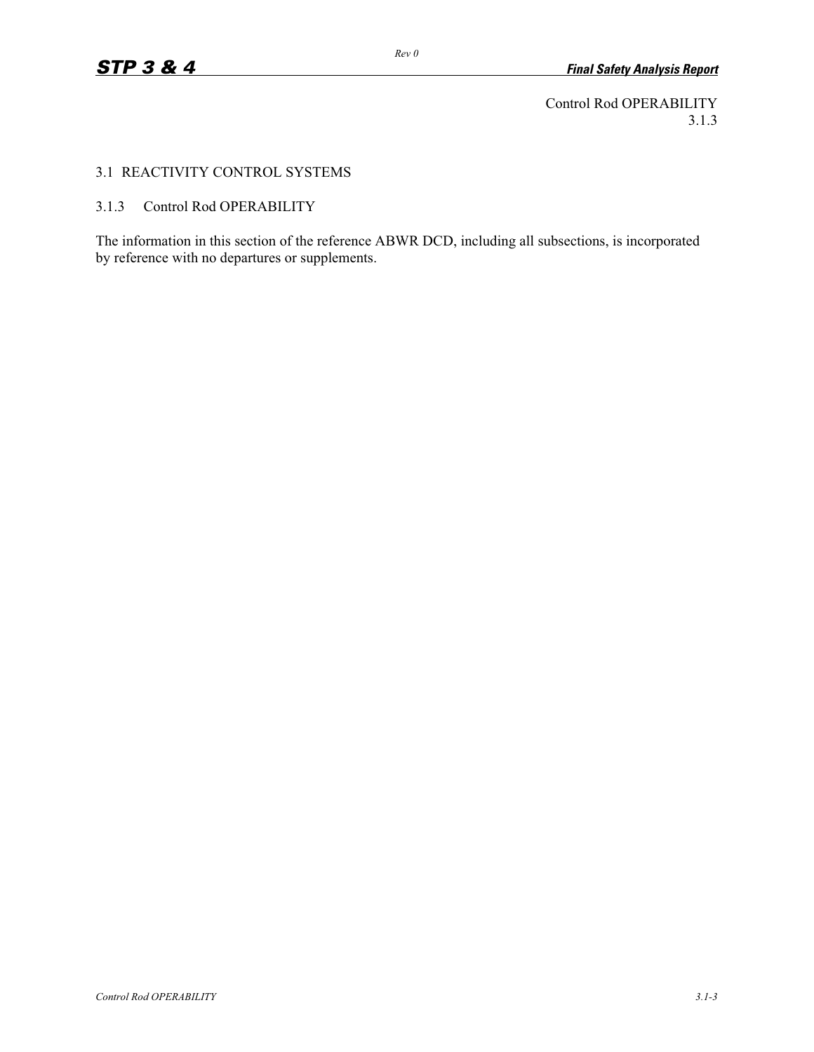Control Rod OPERABILITY
3.1.3

## 3.1 REACTIVITY CONTROL SYSTEMS

### 3.1.3 Control Rod OPERABILITY

The information in this section of the reference ABWR DCD, including all subsections, is incorporated by reference with no departures or supplements.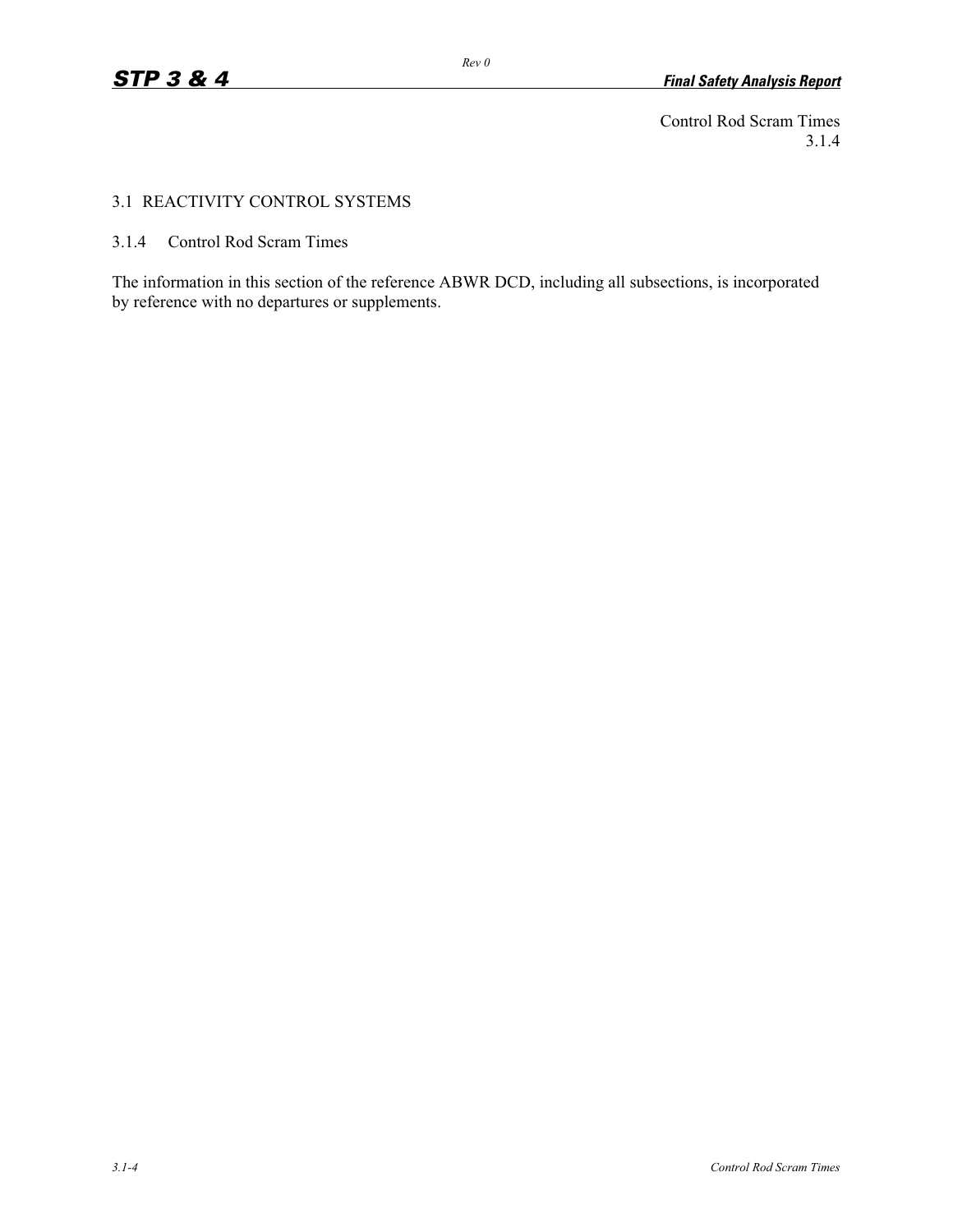Control Rod Scram Times
3.1.4

# 3.1 REACTIVITY CONTROL SYSTEMS

## 3.1.4 Control Rod Scram Times

The information in this section of the reference ABWR DCD, including all subsections, is incorporated by reference with no departures or supplements.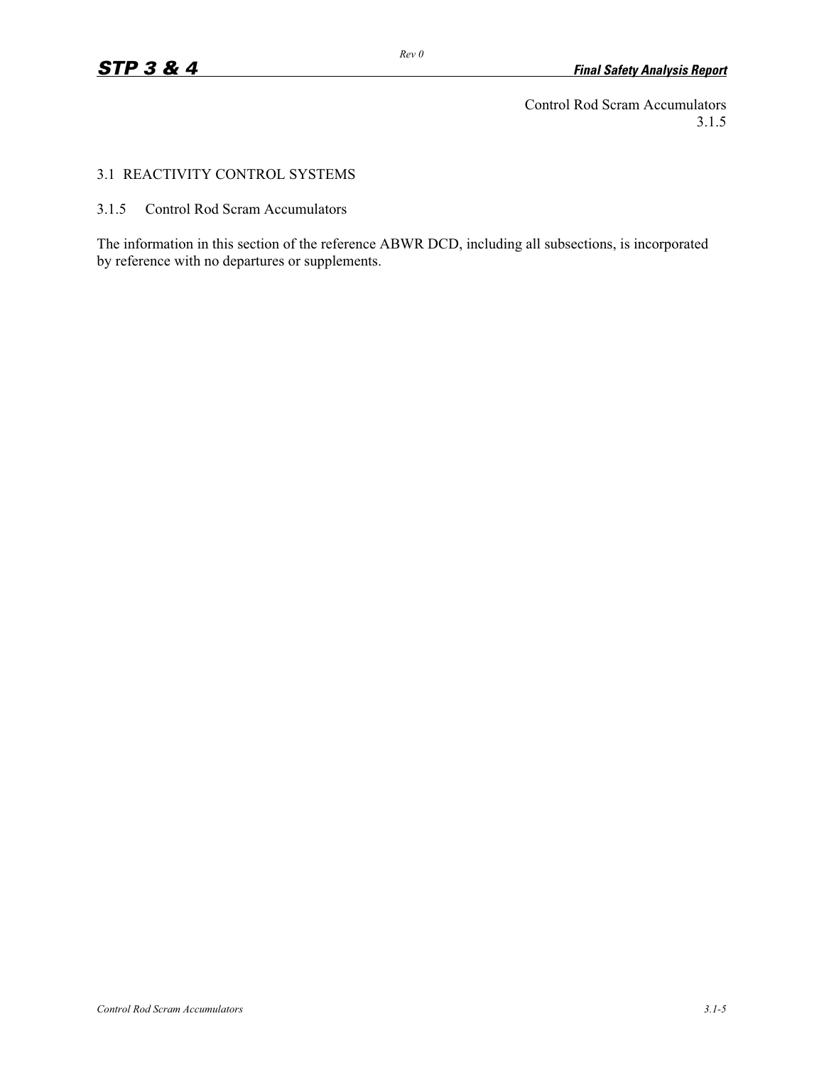Control Rod Scram Accumulators
3.1.5

# 3.1 REACTIVITY CONTROL SYSTEMS

## 3.1.5 Control Rod Scram Accumulators

The information in this section of the reference ABWR DCD, including all subsections, is incorporated by reference with no departures or supplements.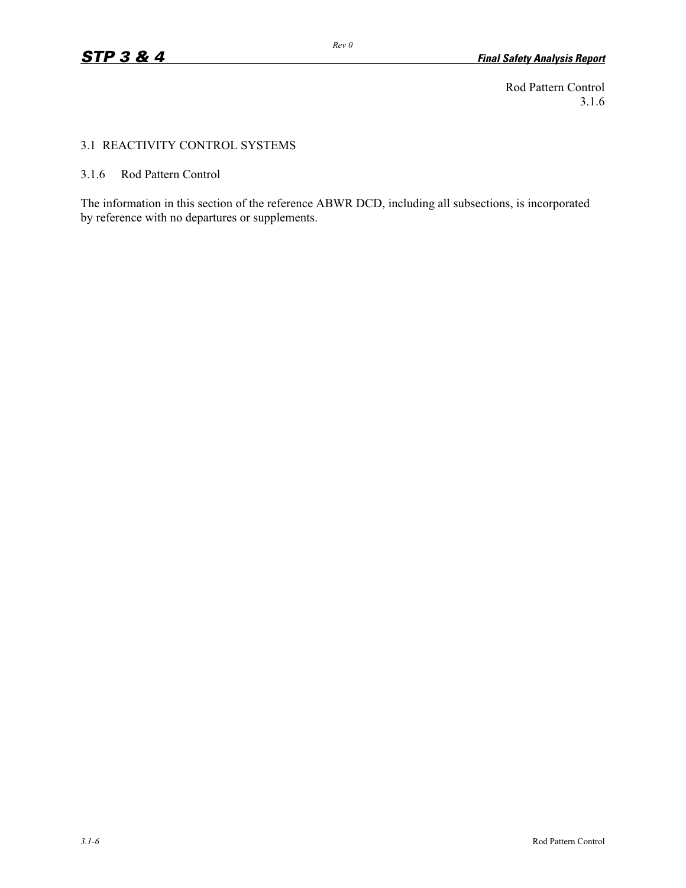# 3.1 REACTIVITY CONTROL SYSTEMS

## 3.1.6 Rod Pattern Control

The information in this section of the reference ABWR DCD, including all subsections, is incorporated by reference with no departures or supplements.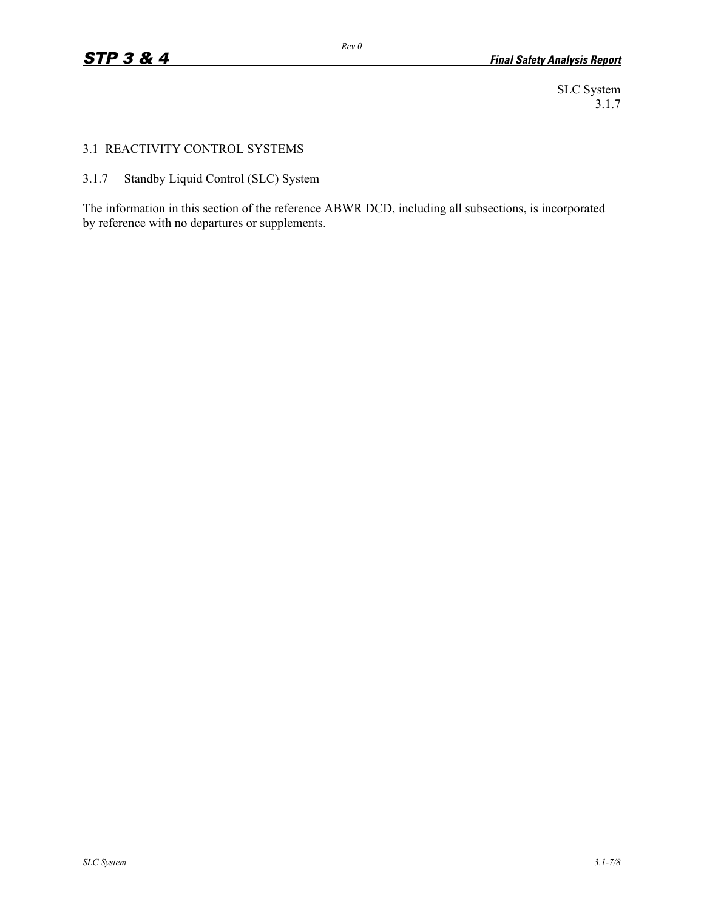SLC System
3.1.7

## 3.1 REACTIVITY CONTROL SYSTEMS

### 3.1.7 Standby Liquid Control (SLC) System

The information in this section of the reference ABWR DCD, including all subsections, is incorporated by reference with no departures or supplements.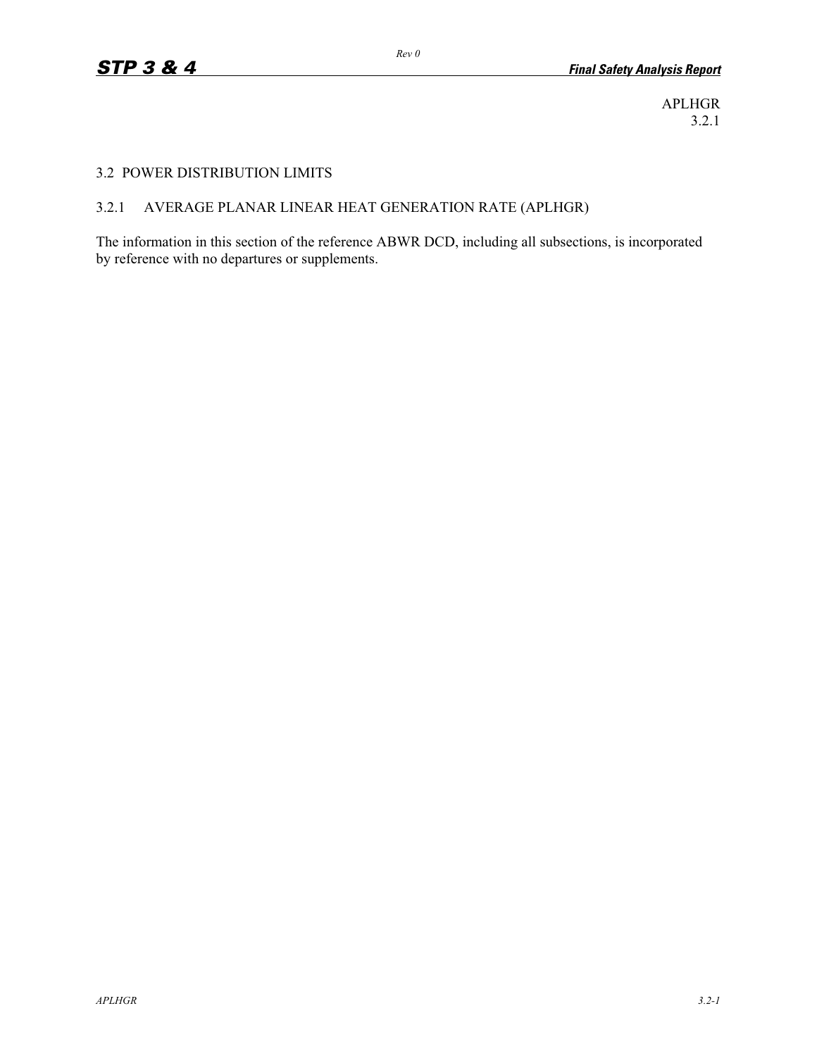APLHGR
3.2.1

## 3.2 POWER DISTRIBUTION LIMITS

### 3.2.1 AVERAGE PLANAR LINEAR HEAT GENERATION RATE (APLHGR)

The information in this section of the reference ABWR DCD, including all subsections, is incorporated by reference with no departures or supplements.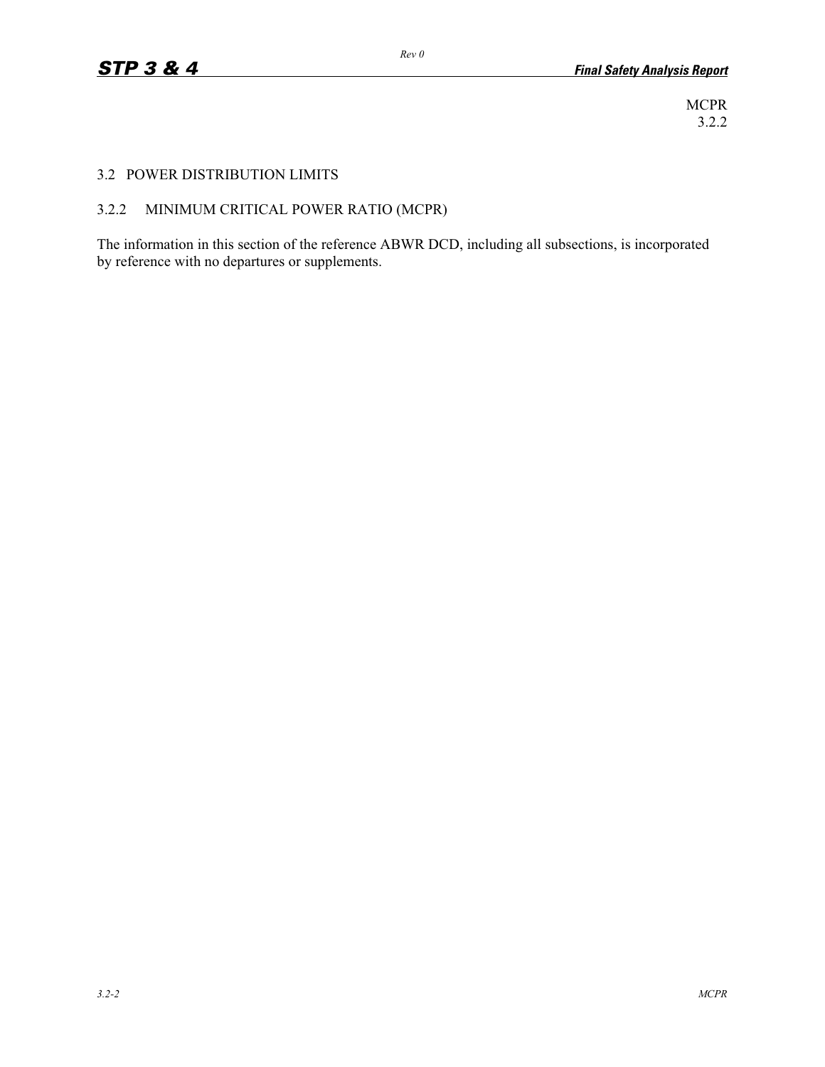MCPR
3.2.2

## 3.2 POWER DISTRIBUTION LIMITS

### 3.2.2 MINIMUM CRITICAL POWER RATIO (MCPR)

The information in this section of the reference ABWR DCD, including all subsections, is incorporated by reference with no departures or supplements.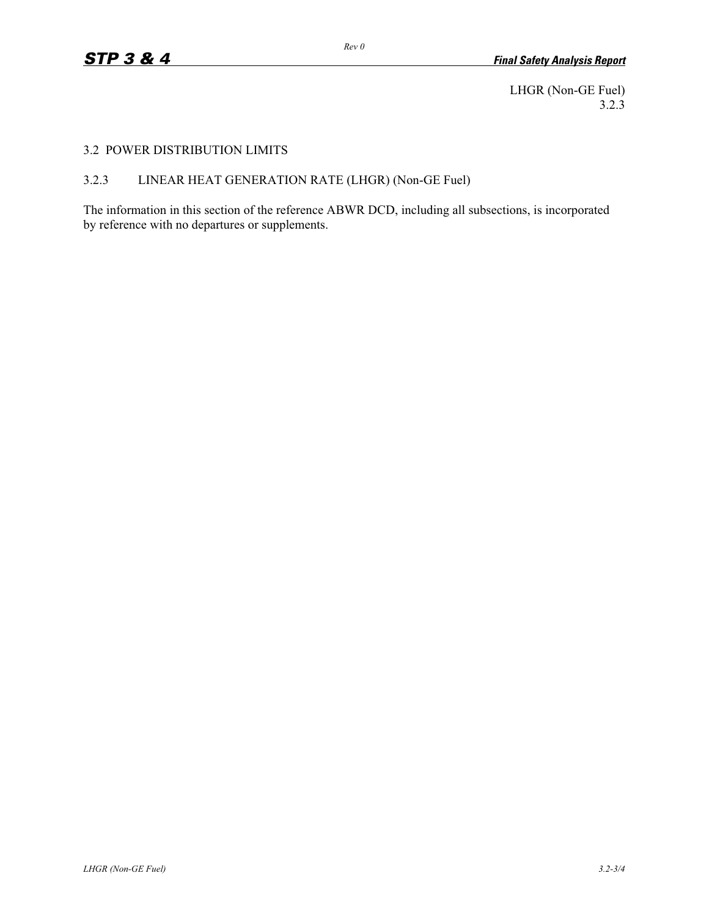LHGR (Non-GE Fuel)
3.2.3

## 3.2 POWER DISTRIBUTION LIMITS

### 3.2.3 LINEAR HEAT GENERATION RATE (LHGR) (Non-GE Fuel)

The information in this section of the reference ABWR DCD, including all subsections, is incorporated by reference with no departures or supplements.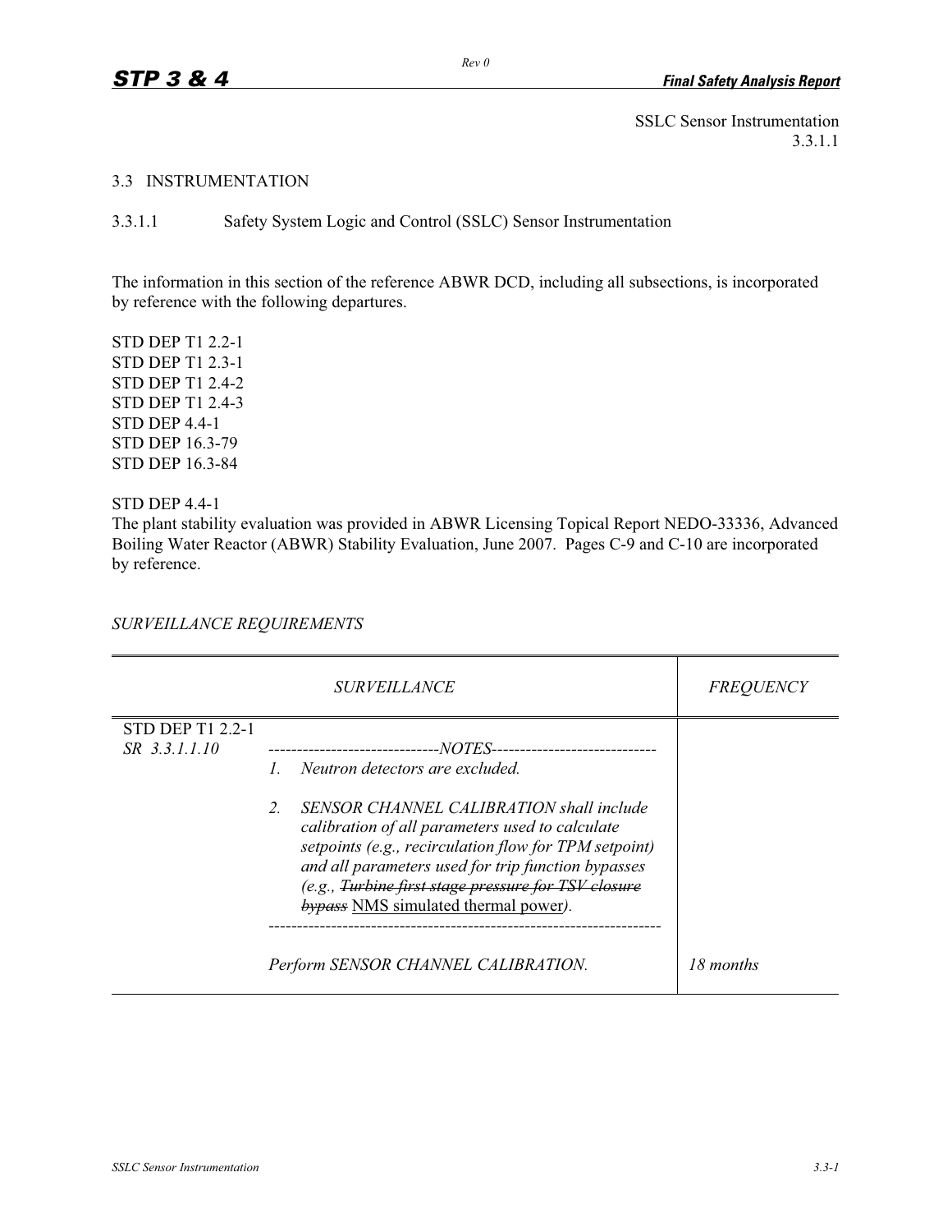SSLC Sensor Instrumentation
3.3.1.1

## 3.3 INSTRUMENTATION

### 3.3.1.1 Safety System Logic and Control (SSLC) Sensor Instrumentation

The information in this section of the reference ABWR DCD, including all subsections, is incorporated by reference with the following departures.

STD DEP T1 2.2-1
STD DEP T1 2.3-1
STD DEP T1 2.4-2
STD DEP T1 2.4-3
STD DEP 4.4-1
STD DEP 16.3-79
STD DEP 16.3-84

STD DEP 4.4-1
The plant stability evaluation was provided in ABWR Licensing Topical Report NEDO-33336, Advanced Boiling Water Reactor (ABWR) Stability Evaluation, June 2007. Pages C-9 and C-10 are incorporated by reference.

*SURVEILLANCE REQUIREMENTS*

| | *SURVEILLANCE* | *FREQUENCY* |
|---|---|---|
| STD DEP T1 2.2-1<br>*SR 3.3.1.1.10* | ------------------------------*NOTES*-----------------------------<br>1. *Neutron detectors are excluded.*<br>2. *SENSOR CHANNEL CALIBRATION shall include calibration of all parameters used to calculate setpoints (e.g., recirculation flow for TPM setpoint) and all parameters used for trip function bypasses (e.g., ~~Turbine first stage pressure for TSV closure bypass~~* NMS simulated thermal power*).*<br>------------------------------------------------------------------<br>*Perform SENSOR CHANNEL CALIBRATION.* | *18 months* |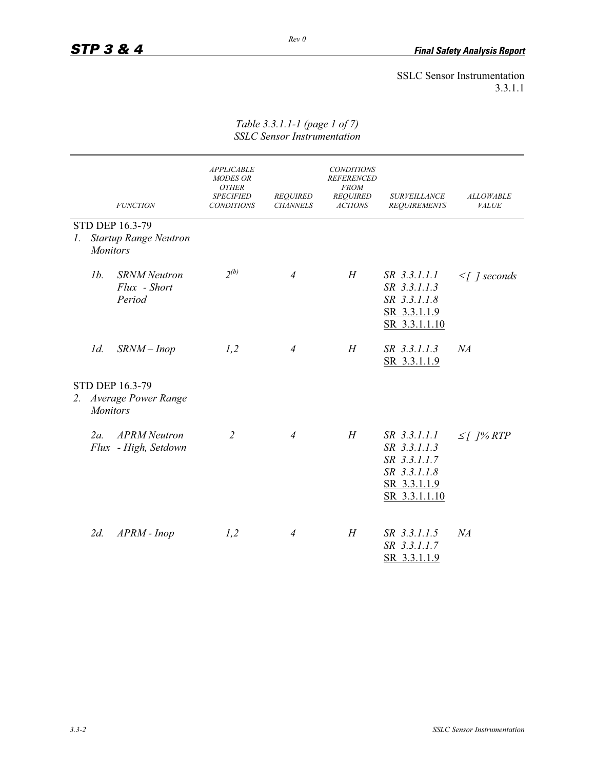SSLC Sensor Instrumentation
3.3.1.1

*Table 3.3.1.1-1 (page 1 of 7)*
*SSLC Sensor Instrumentation*

| FUNCTION | APPLICABLE MODES OR OTHER SPECIFIED CONDITIONS | REQUIRED CHANNELS | CONDITIONS REFERENCED FROM REQUIRED ACTIONS | SURVEILLANCE REQUIREMENTS | ALLOWABLE VALUE |
|---|---|---|---|---|---|
| STD DEP 16.3-79<br>1. *Startup Range Neutron Monitors* | | | | | |
| 1b. *SRNM Neutron Flux - Short Period* | $2^{(b)}$ | *4* | *H* | *SR 3.3.1.1.1*<br>*SR 3.3.1.1.3*<br>*SR 3.3.1.1.8*<br><u>SR 3.3.1.1.9</u><br><u>SR 3.3.1.1.10</u> | *≤ [ ] seconds* |
| 1d. *SRNM – Inop* | *1,2* | *4* | *H* | *SR 3.3.1.1.3*<br><u>SR 3.3.1.1.9</u> | *NA* |
| STD DEP 16.3-79<br>2. *Average Power Range Monitors* | | | | | |
| 2a. *APRM Neutron Flux - High, Setdown* | *2* | *4* | *H* | *SR 3.3.1.1.1*<br>*SR 3.3.1.1.3*<br>*SR 3.3.1.1.7*<br>*SR 3.3.1.1.8*<br><u>SR 3.3.1.1.9</u><br><u>SR 3.3.1.1.10</u> | *≤ [ ]% RTP* |
| 2d. *APRM - Inop* | *1,2* | *4* | *H* | *SR 3.3.1.1.5*<br>*SR 3.3.1.1.7*<br><u>SR 3.3.1.1.9</u> | *NA* |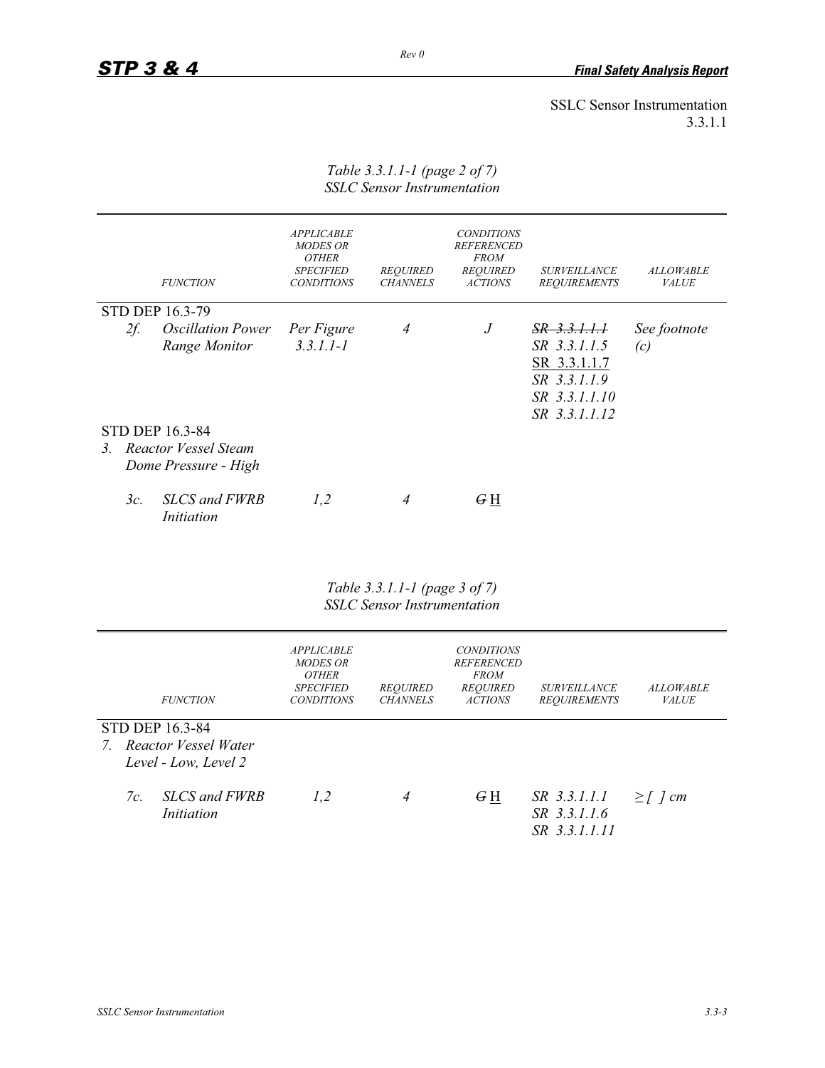SSLC Sensor Instrumentation
3.3.1.1

*Table 3.3.1.1-1 (page 2 of 7)*
*SSLC Sensor Instrumentation*

| FUNCTION | APPLICABLE MODES OR OTHER SPECIFIED CONDITIONS | REQUIRED CHANNELS | CONDITIONS REFERENCED FROM REQUIRED ACTIONS | SURVEILLANCE REQUIREMENTS | ALLOWABLE VALUE |
|---|---|---|---|---|---|
| STD DEP 16.3-79 | | | | | |
| *2f. Oscillation Power Range Monitor* | *Per Figure 3.3.1.1-1* | *4* | *J* | ~~*SR 3.3.1.1.1*~~ *SR 3.3.1.1.5* <u>SR 3.3.1.1.7</u> *SR 3.3.1.1.9* *SR 3.3.1.1.10* *SR 3.3.1.1.12* | *See footnote (c)* |
| STD DEP 16.3-84 | | | | | |
| *3. Reactor Vessel Steam Dome Pressure - High* | | | | | |
| *3c. SLCS and FWRB Initiation* | *1,2* | *4* | ~~*G*~~ <u>H</u> | | |

*Table 3.3.1.1-1 (page 3 of 7)*
*SSLC Sensor Instrumentation*

| FUNCTION | APPLICABLE MODES OR OTHER SPECIFIED CONDITIONS | REQUIRED CHANNELS | CONDITIONS REFERENCED FROM REQUIRED ACTIONS | SURVEILLANCE REQUIREMENTS | ALLOWABLE VALUE |
|---|---|---|---|---|---|
| STD DEP 16.3-84 | | | | | |
| *7. Reactor Vessel Water Level - Low, Level 2* | | | | | |
| *7c. SLCS and FWRB Initiation* | *1,2* | *4* | ~~*G*~~ <u>H</u> | *SR 3.3.1.1.1* *SR 3.3.1.1.6* *SR 3.3.1.1.11* | *≥ [ ] cm* |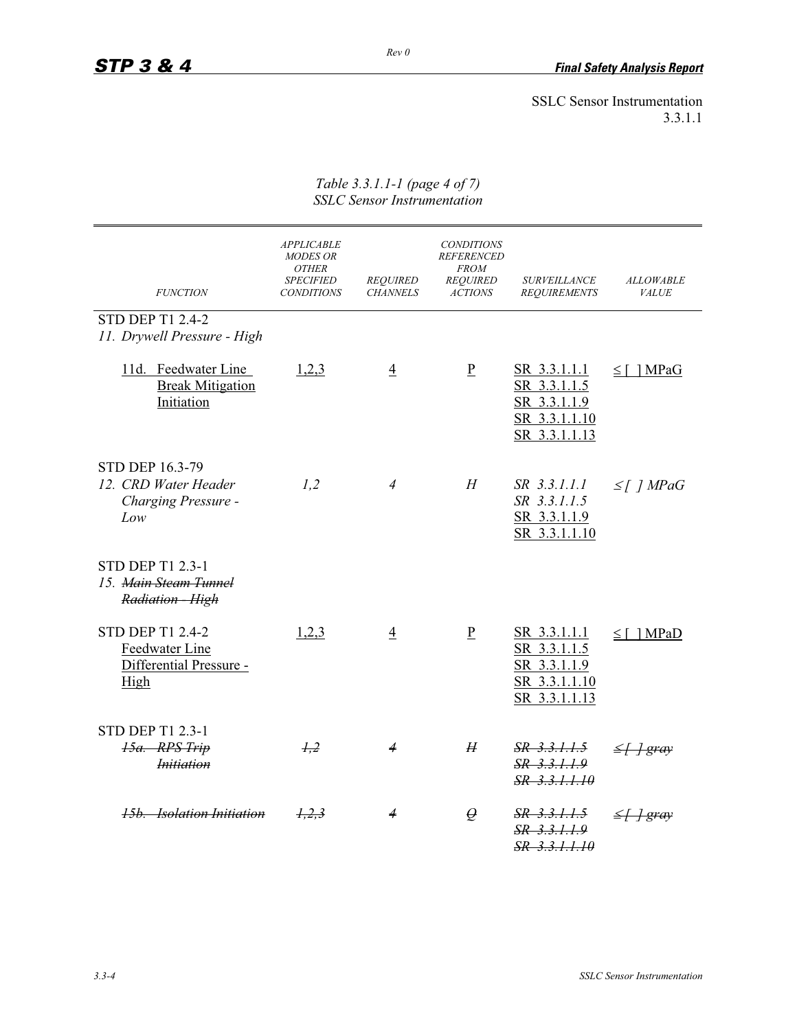SSLC Sensor Instrumentation
3.3.1.1

*Table 3.3.1.1-1 (page 4 of 7)*
*SSLC Sensor Instrumentation*

| *FUNCTION* | *APPLICABLE MODES OR OTHER SPECIFIED CONDITIONS* | *REQUIRED CHANNELS* | *CONDITIONS REFERENCED FROM REQUIRED ACTIONS* | *SURVEILLANCE REQUIREMENTS* | *ALLOWABLE VALUE* |
|---|---|---|---|---|---|
| STD DEP T1 2.4-2<br>*11. Drywell Pressure - High* | | | | | |
| 11d. Feedwater Line Break Mitigation Initiation | 1,2,3 | 4 | P | SR 3.3.1.1.1<br>SR 3.3.1.1.5<br>SR 3.3.1.1.9<br>SR 3.3.1.1.10<br>SR 3.3.1.1.13 | ≤ [ ] MPaG |
| STD DEP 16.3-79<br>*12. CRD Water Header Charging Pressure - Low* | *1,2* | *4* | *H* | *SR 3.3.1.1.1*<br>*SR 3.3.1.1.5*<br>SR 3.3.1.1.9<br>SR 3.3.1.1.10 | *≤ [ ] MPaG* |
| STD DEP T1 2.3-1<br>*15. ~~Main Steam Tunnel Radiation - High~~* | | | | | |
| STD DEP T1 2.4-2<br>Feedwater Line Differential Pressure - High | 1,2,3 | 4 | P | SR 3.3.1.1.1<br>SR 3.3.1.1.5<br>SR 3.3.1.1.9<br>SR 3.3.1.1.10<br>SR 3.3.1.1.13 | ≤ [ ] MPaD |
| STD DEP T1 2.3-1<br>*~~15a. RPS Trip Initiation~~* | *~~1,2~~* | *~~4~~* | *~~H~~* | *~~SR 3.3.1.1.5~~*<br>*~~SR 3.3.1.1.9~~*<br>*~~SR 3.3.1.1.10~~* | *~~≤ [ ] gray~~* |
| *~~15b. Isolation Initiation~~* | *~~1,2,3~~* | *~~4~~* | *~~Q~~* | *~~SR 3.3.1.1.5~~*<br>*~~SR 3.3.1.1.9~~*<br>*~~SR 3.3.1.1.10~~* | *~~≤ [ ] gray~~* |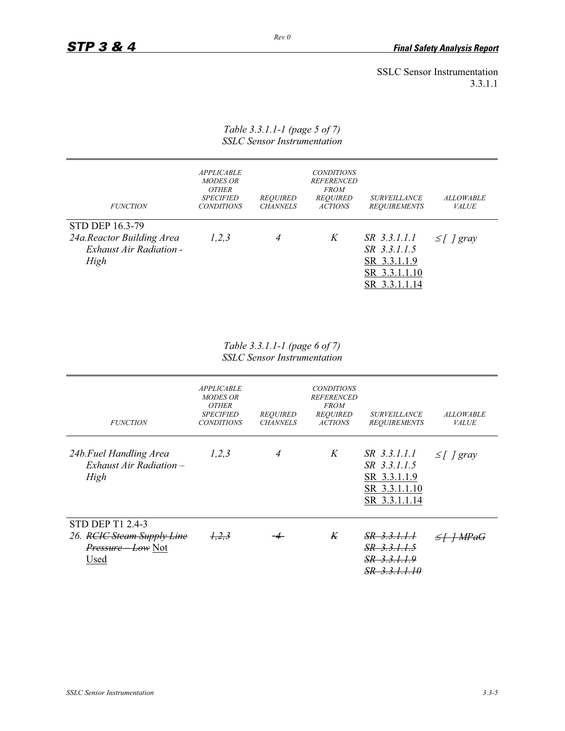SSLC Sensor Instrumentation
3.3.1.1

*Table 3.3.1.1-1 (page 5 of 7)*
*SSLC Sensor Instrumentation*

| *FUNCTION* | *APPLICABLE MODES OR OTHER SPECIFIED CONDITIONS* | *REQUIRED CHANNELS* | *CONDITIONS REFERENCED FROM REQUIRED ACTIONS* | *SURVEILLANCE REQUIREMENTS* | *ALLOWABLE VALUE* |
|---|---|---|---|---|---|
| STD DEP 16.3-79<br>*24a.Reactor Building Area Exhaust Air Radiation - High* | *1,2,3* | *4* | *K* | *SR 3.3.1.1.1*<br>*SR 3.3.1.1.5*<br><u>SR 3.3.1.1.9</u><br><u>SR 3.3.1.1.10</u><br><u>SR 3.3.1.1.14</u> | *≤ [ ] gray* |

*Table 3.3.1.1-1 (page 6 of 7)*
*SSLC Sensor Instrumentation*

| *FUNCTION* | *APPLICABLE MODES OR OTHER SPECIFIED CONDITIONS* | *REQUIRED CHANNELS* | *CONDITIONS REFERENCED FROM REQUIRED ACTIONS* | *SURVEILLANCE REQUIREMENTS* | *ALLOWABLE VALUE* |
|---|---|---|---|---|---|
| *24b.Fuel Handling Area Exhaust Air Radiation – High* | *1,2,3* | *4* | *K* | *SR 3.3.1.1.1*<br>*SR 3.3.1.1.5*<br><u>SR 3.3.1.1.9</u><br><u>SR 3.3.1.1.10</u><br><u>SR 3.3.1.1.14</u> | *≤ [ ] gray* |
| STD DEP T1 2.4-3<br>*26.* ~~*RCIC Steam Supply Line Pressure – Low*~~ <u>Not Used</u> | ~~*1,2,3*~~ | ~~*4*~~ | ~~*K*~~ | ~~*SR 3.3.1.1.1*~~<br>~~*SR 3.3.1.1.5*~~<br>~~*SR 3.3.1.1.9*~~<br>~~*SR 3.3.1.1.10*~~ | ~~*≤ [ ] MPaG*~~ |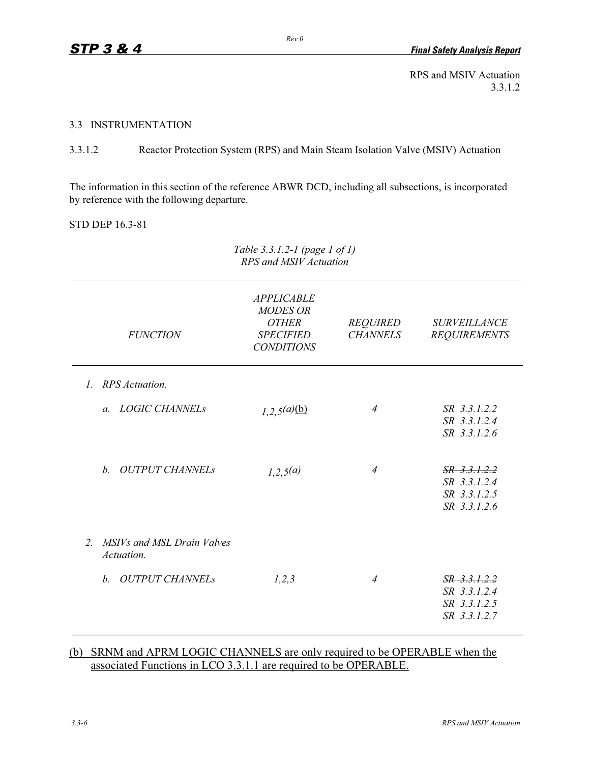RPS and MSIV Actuation
3.3.1.2

## 3.3 INSTRUMENTATION

### 3.3.1.2 Reactor Protection System (RPS) and Main Steam Isolation Valve (MSIV) Actuation

The information in this section of the reference ABWR DCD, including all subsections, is incorporated by reference with the following departure.

STD DEP 16.3-81

*Table 3.3.1.2-1 (page 1 of 1)*
*RPS and MSIV Actuation*

| *FUNCTION* | *APPLICABLE MODES OR OTHER SPECIFIED CONDITIONS* | *REQUIRED CHANNELS* | *SURVEILLANCE REQUIREMENTS* |
|---|---|---|---|
| *1. RPS Actuation.* | | | |
| *a. LOGIC CHANNELs* | *1,2,5(a)*<u>(b)</u> | *4* | *SR 3.3.1.2.2*<br>*SR 3.3.1.2.4*<br>*SR 3.3.1.2.6* |
| *b. OUTPUT CHANNELs* | *1,2,5(a)* | *4* | ~~*SR 3.3.1.2.2*~~<br>*SR 3.3.1.2.4*<br>*SR 3.3.1.2.5*<br>*SR 3.3.1.2.6* |
| *2. MSIVs and MSL Drain Valves Actuation.* | | | |
| *b. OUTPUT CHANNELs* | *1,2,3* | *4* | ~~*SR 3.3.1.2.2*~~<br>*SR 3.3.1.2.4*<br>*SR 3.3.1.2.5*<br>*SR 3.3.1.2.7* |

<u>(b) SRNM and APRM LOGIC CHANNELS are only required to be OPERABLE when the associated Functions in LCO 3.3.1.1 are required to be OPERABLE.</u>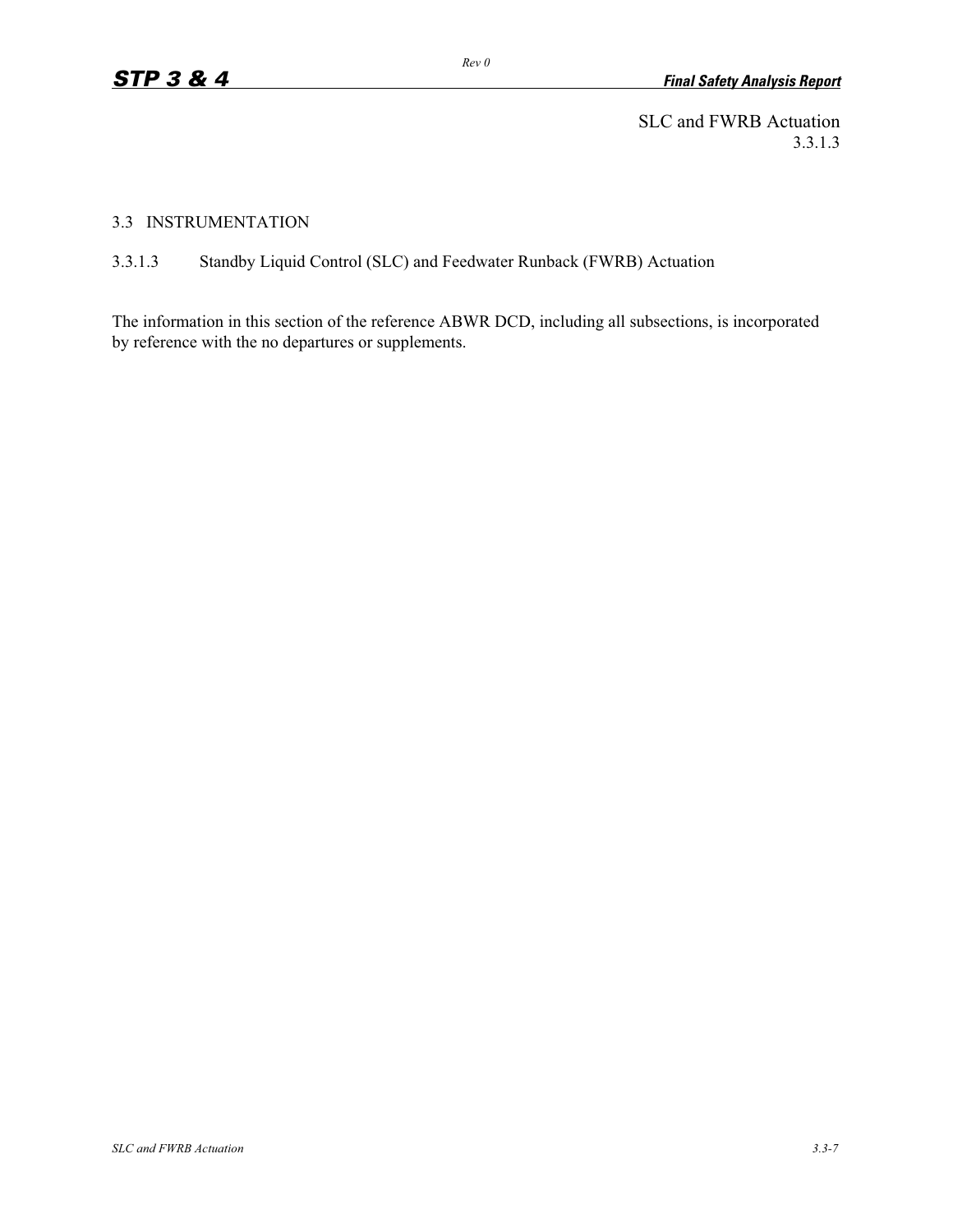SLC and FWRB Actuation
3.3.1.3

## 3.3 INSTRUMENTATION

### 3.3.1.3 Standby Liquid Control (SLC) and Feedwater Runback (FWRB) Actuation

The information in this section of the reference ABWR DCD, including all subsections, is incorporated by reference with the no departures or supplements.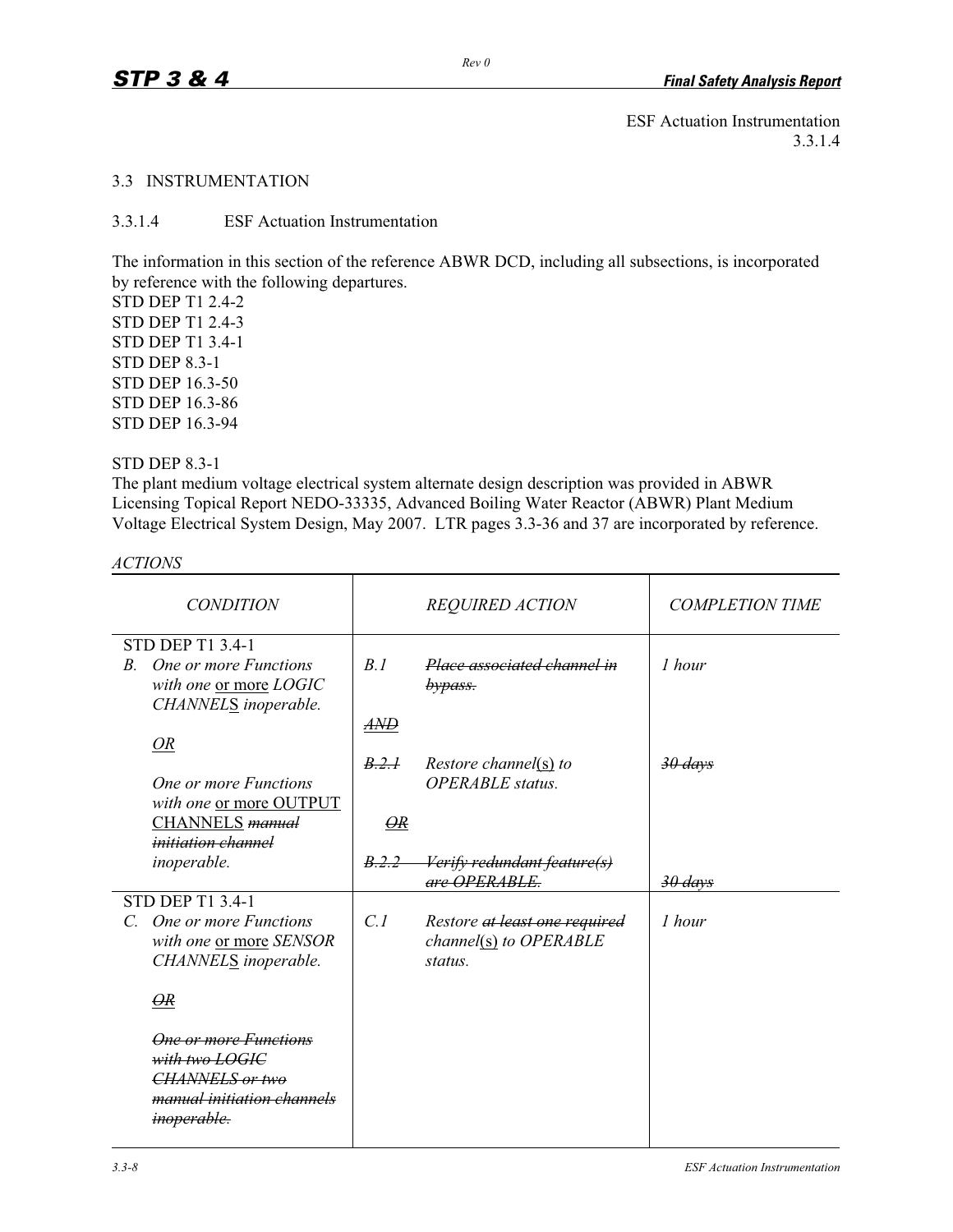ESF Actuation Instrumentation
3.3.1.4

## 3.3 INSTRUMENTATION

### 3.3.1.4 ESF Actuation Instrumentation

The information in this section of the reference ABWR DCD, including all subsections, is incorporated by reference with the following departures.

STD DEP T1 2.4-2
STD DEP T1 2.4-3
STD DEP T1 3.4-1
STD DEP 8.3-1
STD DEP 16.3-50
STD DEP 16.3-86
STD DEP 16.3-94

STD DEP 8.3-1
The plant medium voltage electrical system alternate design description was provided in ABWR Licensing Topical Report NEDO-33335, Advanced Boiling Water Reactor (ABWR) Plant Medium Voltage Electrical System Design, May 2007. LTR pages 3.3-36 and 37 are incorporated by reference.

*ACTIONS*

| *CONDITION* | *REQUIRED ACTION* | *COMPLETION TIME* |
|---|---|---|
| STD DEP T1 3.4-1<br>*B. One or more Functions with one* <u>or more</u> *LOGIC CHANNEL*<u>S</u> *inoperable.*<br><br><u>*OR*</u><br><br>*One or more Functions with one* <u>or more</u> <u>OUTPUT CHANNELS</u> ~~*manual initiation channel*~~ *inoperable.* | *B.1* ~~*Place associated channel in bypass.*~~<br><br>~~*AND*~~<br><br>~~*B.2.1*~~ *Restore channel*<u>(s)</u> *to OPERABLE status.*<br><br>~~*OR*~~<br><br>~~*B.2.2 Verify redundant feature(s) are OPERABLE.*~~ | *1 hour*<br><br><br><br>~~*30 days*~~<br><br><br><br>~~*30 days*~~ |
| STD DEP T1 3.4-1<br>*C. One or more Functions with one* <u>or more</u> *SENSOR CHANNEL*<u>S</u> *inoperable.*<br><br>~~*OR*~~<br><br>~~*One or more Functions with two LOGIC CHANNELS or two manual initiation channels inoperable.*~~ | *C.1 Restore* ~~*at least one required*~~ *channel*<u>(s)</u> *to OPERABLE status.* | *1 hour* |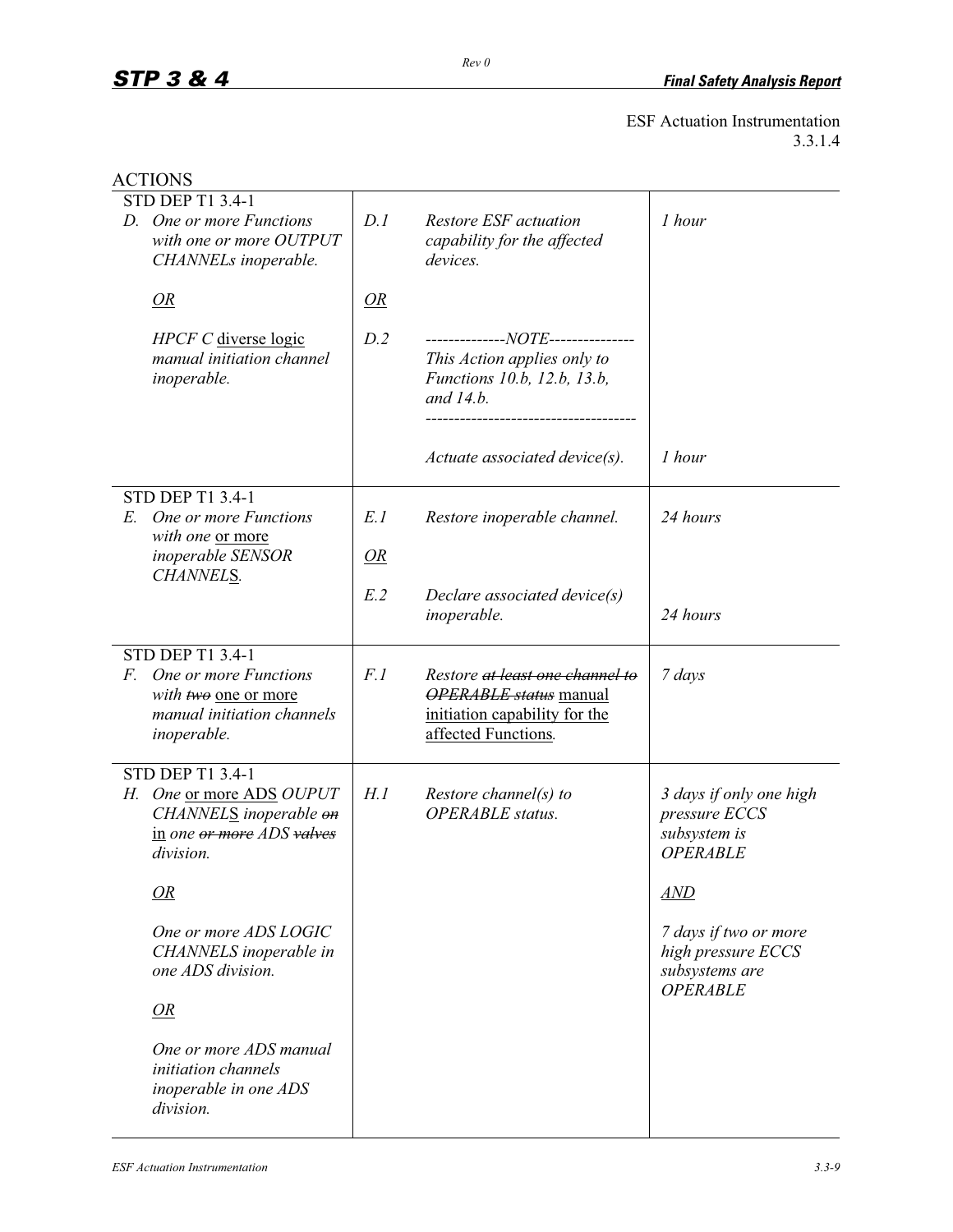ESF Actuation Instrumentation
3.3.1.4

ACTIONS

| CONDITION | REQUIRED ACTION | | COMPLETION TIME |
|---|---|---|---|
| STD DEP T1 3.4-1<br>D. *One or more Functions with one or more OUTPUT CHANNELs inoperable.*<br><br>*OR*<br><br>*HPCF C* diverse logic *manual initiation channel inoperable.* | D.1 | *Restore ESF actuation capability for the affected devices.* | *1 hour* |
| | *OR* | | |
| | D.2 | --------------*NOTE*---------------<br>*This Action applies only to Functions 10.b, 12.b, 13.b, and 14.b.*<br>-------------------------------------<br><br>*Actuate associated device(s).* | *1 hour* |
| STD DEP T1 3.4-1<br>E. *One or more Functions with one* or more *inoperable SENSOR CHANNEL*S. | E.1 | *Restore inoperable channel.* | *24 hours* |
| | *OR* | | |
| | E.2 | *Declare associated device(s) inoperable.* | *24 hours* |
| STD DEP T1 3.4-1<br>F. *One or more Functions with ~~two~~* one or more *manual initiation channels inoperable.* | F.1 | *Restore ~~at least one channel to OPERABLE status~~* manual initiation capability for the affected Functions*.* | *7 days* |
| STD DEP T1 3.4-1<br>H. *One* or more ADS *OUPUT CHANNEL*S *inoperable ~~on~~* in *one ~~or more~~ ADS ~~valves~~ division.*<br><br>*OR*<br><br>*One or more ADS LOGIC CHANNELS inoperable in one ADS division.*<br><br>*OR*<br><br>*One or more ADS manual initiation channels inoperable in one ADS division.* | H.1 | *Restore channel(s) to OPERABLE status.* | *3 days if only one high pressure ECCS subsystem is OPERABLE*<br><br>*AND*<br><br>*7 days if two or more high pressure ECCS subsystems are OPERABLE* |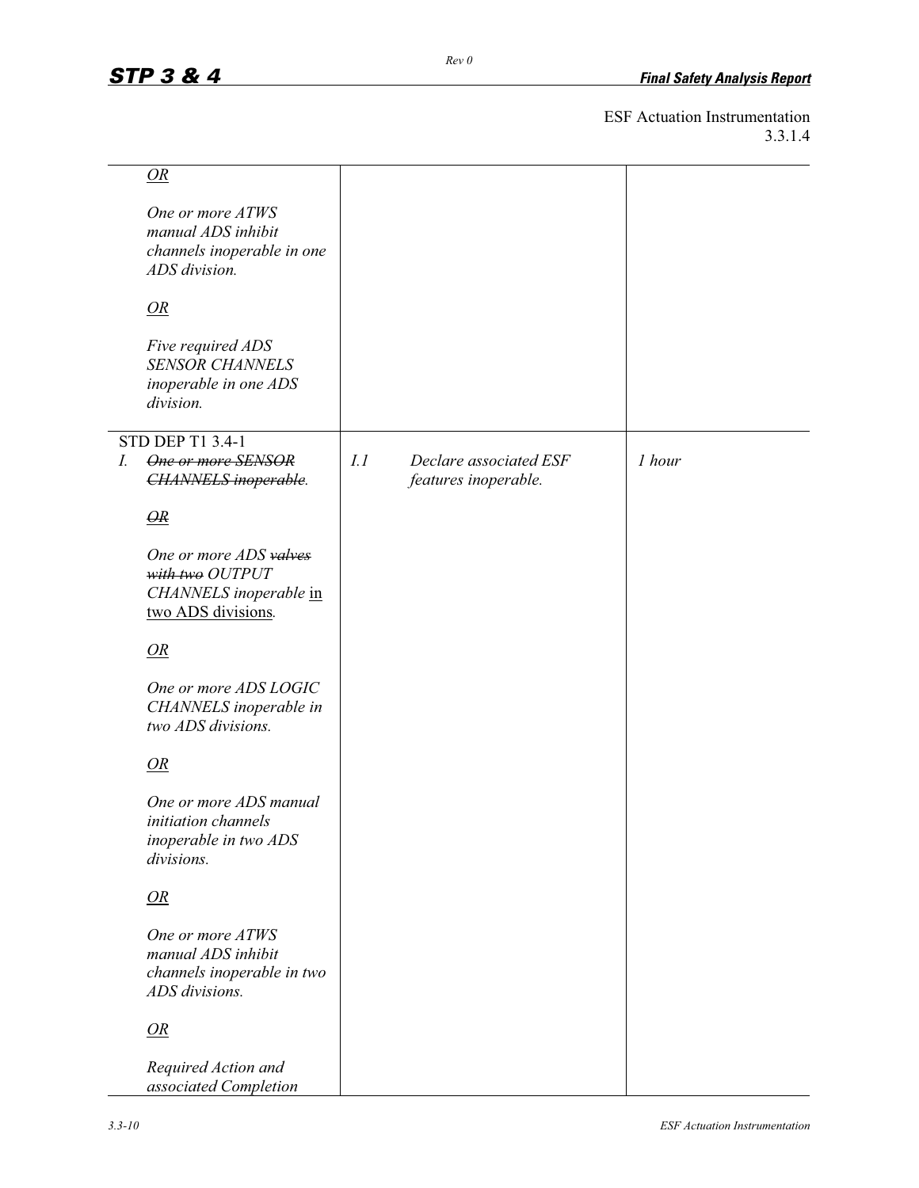ESF Actuation Instrumentation
3.3.1.4

| CONDITION | REQUIRED ACTION | COMPLETION TIME |
|---|---|---|
| *OR*<br><br>*One or more ATWS manual ADS inhibit channels inoperable in one ADS division.*<br><br>*OR*<br><br>*Five required ADS SENSOR CHANNELS inoperable in one ADS division.* | | |
| STD DEP T1 3.4-1<br>*I.* ~~*One or more SENSOR CHANNELS inoperable*~~.<br><br>~~*OR*~~<br><br>*One or more ADS* ~~*valves with two*~~ *OUTPUT CHANNELS inoperable* in two ADS divisions.<br><br>*OR*<br><br>*One or more ADS LOGIC CHANNELS inoperable in two ADS divisions.*<br><br>*OR*<br><br>*One or more ADS manual initiation channels inoperable in two ADS divisions.*<br><br>*OR*<br><br>*One or more ATWS manual ADS inhibit channels inoperable in two ADS divisions.*<br><br>*OR*<br><br>*Required Action and associated Completion* | *I.1* *Declare associated ESF features inoperable.* | *1 hour* |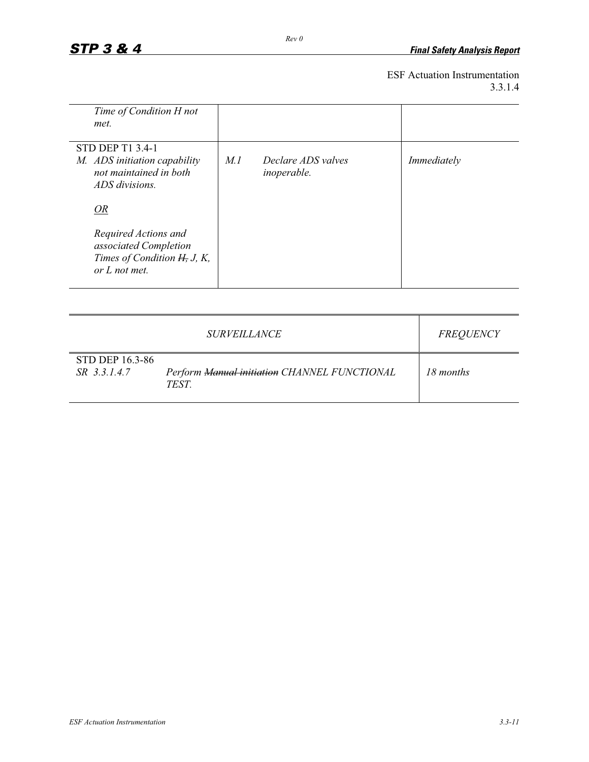ESF Actuation Instrumentation
3.3.1.4

| | | |
|---|---|---|
| *Time of Condition H not met.* | | |
| STD DEP T1 3.4-1<br>*M. ADS initiation capability not maintained in both ADS divisions.*<br><br>*<u>OR</u>*<br><br>*Required Actions and associated Completion Times of Condition ~~H,~~ J, K, or L not met.* | *M.1 Declare ADS valves inoperable.* | *Immediately* |

| *SURVEILLANCE* | | *FREQUENCY* |
|---|---|---|
| STD DEP 16.3-86<br>*SR 3.3.1.4.7* | *Perform ~~Manual initiation~~ CHANNEL FUNCTIONAL TEST.* | *18 months* |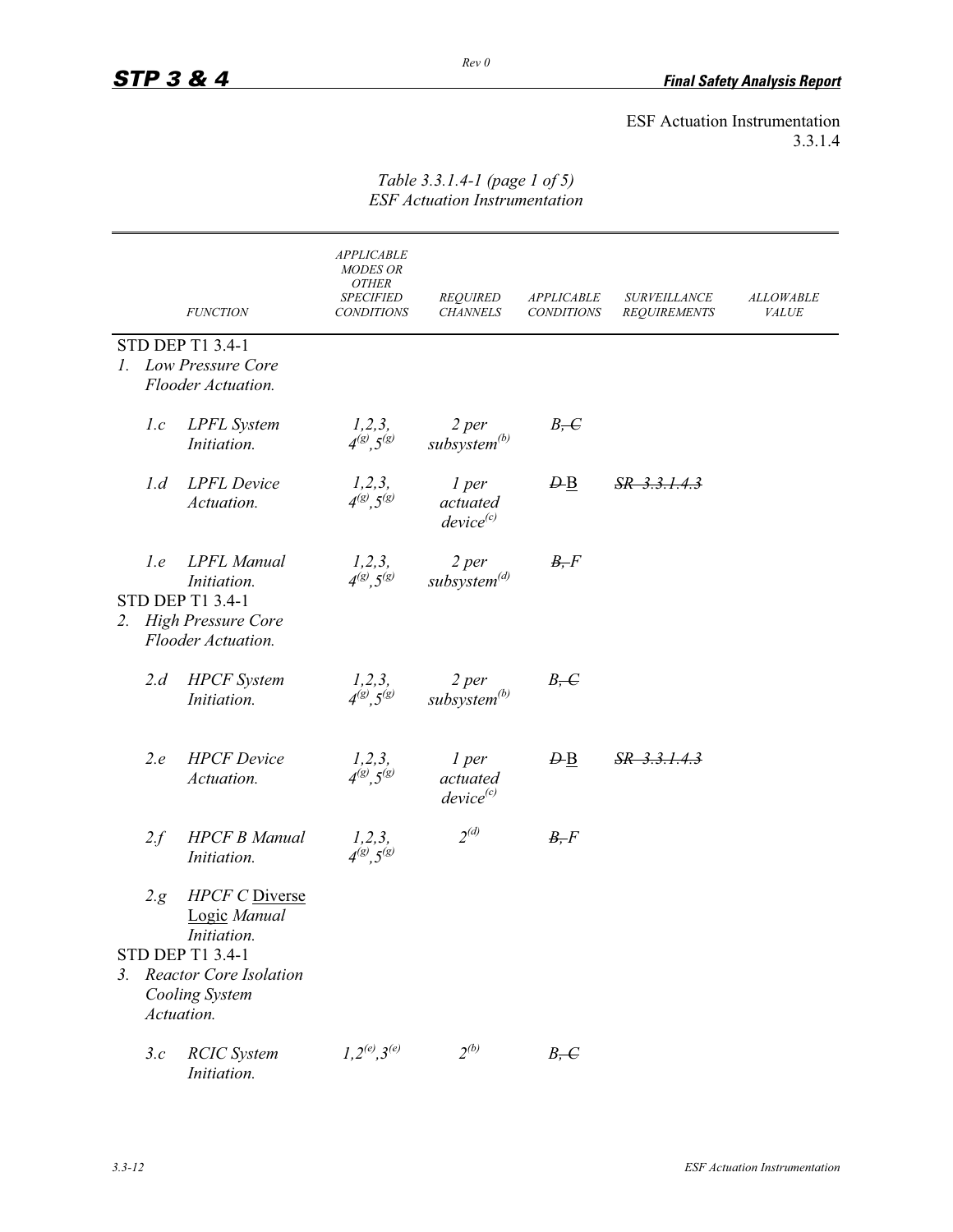ESF Actuation Instrumentation
3.3.1.4

*Table 3.3.1.4-1 (page 1 of 5)*
*ESF Actuation Instrumentation*

| | *FUNCTION* | *APPLICABLE MODES OR OTHER SPECIFIED CONDITIONS* | *REQUIRED CHANNELS* | *APPLICABLE CONDITIONS* | *SURVEILLANCE REQUIREMENTS* | *ALLOWABLE VALUE* |
|---|---|---|---|---|---|---|
| STD DEP T1 3.4-1 | | | | | | |
| *1.* | *Low Pressure Core Flooder Actuation.* | | | | | |
| *1.c* | *LPFL System Initiation.* | *1,2,3, 4(g),5(g)* | *2 per subsystem(b)* | *B, ~~C~~* | | |
| *1.d* | *LPFL Device Actuation.* | *1,2,3, 4(g),5(g)* | *1 per actuated device(c)* | *~~D~~* B | *~~SR 3.3.1.4.3~~* | |
| *1.e* | *LPFL Manual Initiation.* | *1,2,3, 4(g),5(g)* | *2 per subsystem(d)* | *~~B,~~ F* | | |
| STD DEP T1 3.4-1 | | | | | | |
| *2.* | *High Pressure Core Flooder Actuation.* | | | | | |
| *2.d* | *HPCF System Initiation.* | *1,2,3, 4(g),5(g)* | *2 per subsystem(b)* | *B, ~~C~~* | | |
| *2.e* | *HPCF Device Actuation.* | *1,2,3, 4(g),5(g)* | *1 per actuated device(c)* | *~~D~~* B | *~~SR 3.3.1.4.3~~* | |
| *2.f* | *HPCF B Manual Initiation.* | *1,2,3, 4(g),5(g)* | *2(d)* | *~~B,~~ F* | | |
| *2.g* | *HPCF C* Diverse Logic *Manual Initiation.* | | | | | |
| STD DEP T1 3.4-1 | | | | | | |
| *3.* | *Reactor Core Isolation Cooling System Actuation.* | | | | | |
| *3.c* | *RCIC System Initiation.* | *1,2(e),3(e)* | *2(b)* | *B, ~~C~~* | | |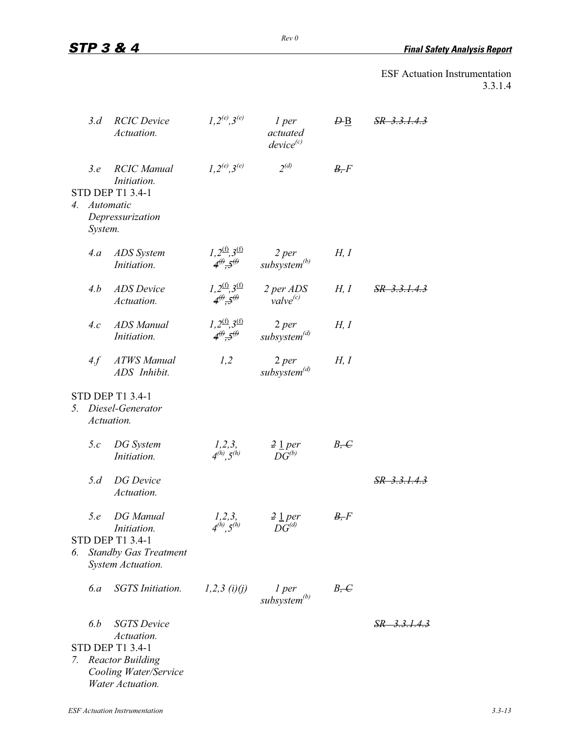ESF Actuation Instrumentation
3.3.1.4

| | | | | |
|---|---|---|---|---|
| 3.d RCIC Device Actuation. | 1,2$^{(e)}$,3$^{(e)}$ | 1 per actuated device$^{(c)}$ | ~~D~~ B | ~~SR 3.3.1.4.3~~ |
| 3.e RCIC Manual Initiation. | 1,2$^{(e)}$,3$^{(e)}$ | 2$^{(d)}$ | ~~B,~~ F | |
| STD DEP T1 3.4-1 | | | | |
| 4. Automatic Depressurization System. | | | | |
| 4.a ADS System Initiation. | 1,2$^{(f)}$,3$^{(f)}$ ~~4$^{(f)}$,5$^{(f)}$~~ | 2 per subsystem$^{(b)}$ | H, I | |
| 4.b ADS Device Actuation. | 1,2$^{(f)}$,3$^{(f)}$ ~~4$^{(f)}$,5$^{(f)}$~~ | 2 per ADS valve$^{(c)}$ | H, I | ~~SR 3.3.1.4.3~~ |
| 4.c ADS Manual Initiation. | 1,2$^{(f)}$,3$^{(f)}$ ~~4$^{(f)}$,5$^{(f)}$~~ | 2 per subsystem$^{(d)}$ | H, I | |
| 4.f ATWS Manual ADS Inhibit. | 1,2 | 2 per subsystem$^{(d)}$ | H, I | |
| STD DEP T1 3.4-1 | | | | |
| 5. Diesel-Generator Actuation. | | | | |
| 5.c DG System Initiation. | 1,2,3, 4$^{(h)}$,5$^{(h)}$ | ~~2~~ 1 per DG$^{(b)}$ | B~~, C~~ | |
| 5.d DG Device Actuation. | | | | ~~SR 3.3.1.4.3~~ |
| 5.e DG Manual Initiation. | 1,2,3, 4$^{(h)}$,5$^{(h)}$ | ~~2~~ 1 per DG$^{(d)}$ | ~~B,~~ F | |
| STD DEP T1 3.4-1 | | | | |
| 6. Standby Gas Treatment System Actuation. | | | | |
| 6.a SGTS Initiation. | 1,2,3 (i)(j) | 1 per subsystem$^{(b)}$ | B~~, C~~ | |
| 6.b SGTS Device Actuation. | | | | ~~SR 3.3.1.4.3~~ |
| STD DEP T1 3.4-1 | | | | |
| 7. Reactor Building Cooling Water/Service Water Actuation. | | | | |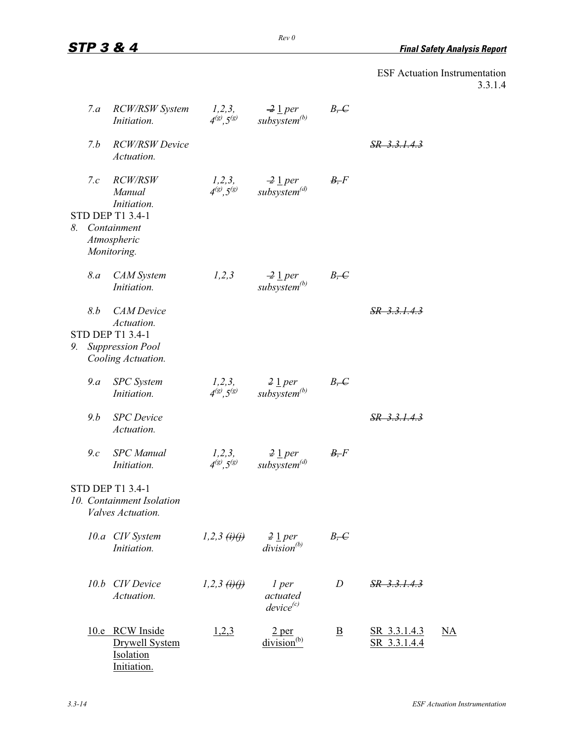ESF Actuation Instrumentation
3.3.1.4

| | | | | | | |
|---|---|---|---|---|---|---|
| 7.a | *RCW/RSW System Initiation.* | *1,2,3, 4(g),5(g)* | ~~*2*~~ 1 *per subsystem(b)* | *B*~~*, C*~~ | | |
| 7.b | *RCW/RSW Device Actuation.* | | | | ~~*SR 3.3.1.4.3*~~ | |
| 7.c | *RCW/RSW Manual Initiation.* | *1,2,3, 4(g),5(g)* | ~~*2*~~ 1 *per subsystem(d)* | ~~*B,*~~ *F* | | |
| STD DEP T1 3.4-1 | | | | | | |
| *8.* | *Containment Atmospheric Monitoring.* | | | | | |
| 8.a | *CAM System Initiation.* | *1,2,3* | ~~*2*~~ 1 *per subsystem(b)* | *B*~~*, C*~~ | | |
| 8.b | *CAM Device Actuation.* | | | | ~~*SR 3.3.1.4.3*~~ | |
| STD DEP T1 3.4-1 | | | | | | |
| *9.* | *Suppression Pool Cooling Actuation.* | | | | | |
| 9.a | *SPC System Initiation.* | *1,2,3, 4(g),5(g)* | ~~*2*~~ 1 *per subsystem(b)* | *B*~~*, C*~~ | | |
| 9.b | *SPC Device Actuation.* | | | | ~~*SR 3.3.1.4.3*~~ | |
| 9.c | *SPC Manual Initiation.* | *1,2,3, 4(g),5(g)* | ~~*2*~~ 1 *per subsystem(d)* | ~~*B,*~~ *F* | | |
| STD DEP T1 3.4-1 | | | | | | |
| *10.* | *Containment Isolation Valves Actuation.* | | | | | |
| 10.a | *CIV System Initiation.* | *1,2,3* ~~*(i)(j)*~~ | ~~*2*~~ 1 *per division(b)* | *B*~~*, C*~~ | | |
| 10.b | *CIV Device Actuation.* | *1,2,3* ~~*(i)(j)*~~ | *1 per actuated device(c)* | *D* | ~~*SR 3.3.1.4.3*~~ | |
| <u>10.e</u> | <u>RCW Inside Drywell System Isolation Initiation.</u> | <u>1,2,3</u> | <u>2 per division(b)</u> | <u>B</u> | <u>SR 3.3.1.4.3</u><br><u>SR 3.3.1.4.4</u> | <u>NA</u> |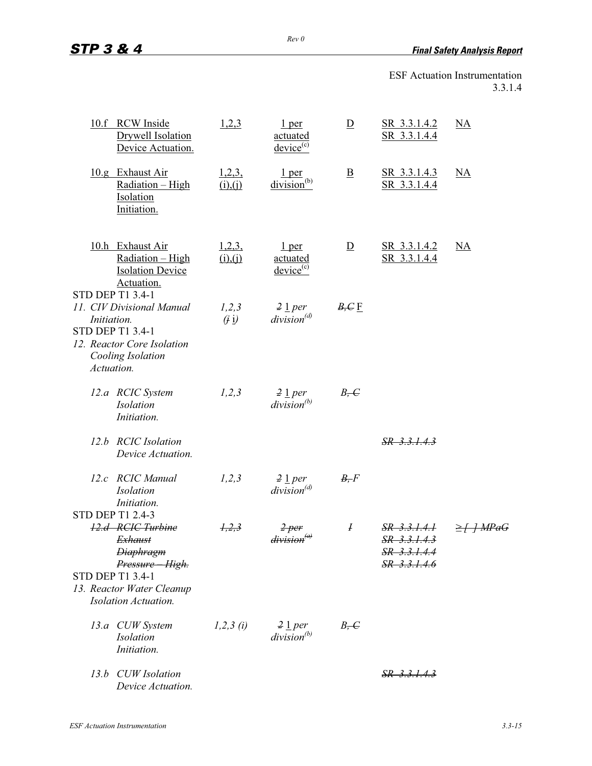ESF Actuation Instrumentation
3.3.1.4

| | | | | | |
|---|---|---|---|---|---|
| <u>10.f RCW Inside Drywell Isolation Device Actuation.</u> | <u>1,2,3</u> | <u>1 per actuated device[(c)]</u> | <u>D</u> | <u>SR 3.3.1.4.2</u><br><u>SR 3.3.1.4.4</u> | <u>NA</u> |
| <u>10.g Exhaust Air Radiation – High Isolation Initiation.</u> | <u>1,2,3, (i),(j)</u> | <u>1 per division[(b)]</u> | <u>B</u> | <u>SR 3.3.1.4.3</u><br><u>SR 3.3.1.4.4</u> | <u>NA</u> |
| <u>10.h Exhaust Air Radiation – High Isolation Device Actuation.</u> | <u>1,2,3, (i),(j)</u> | <u>1 per actuated device[(c)]</u> | <u>D</u> | <u>SR 3.3.1.4.2</u><br><u>SR 3.3.1.4.4</u> | <u>NA</u> |
| STD DEP T1 3.4-1<br>*11. CIV Divisional Manual Initiation.* | *1,2,3* *(~~j~~ <u>i</u>)* | *~~2~~ <u>1</u> per division[(d)]* | *~~B,C~~* <u>F</u> | | |
| STD DEP T1 3.4-1<br>*12. Reactor Core Isolation Cooling Isolation Actuation.* | | | | | |
| *12.a RCIC System Isolation Initiation.* | *1,2,3* | *~~2~~ <u>1</u> per division[(b)]* | *B, ~~C~~* | | |
| *12.b RCIC Isolation Device Actuation.* | | | | *~~SR 3.3.1.4.3~~* | |
| *12.c RCIC Manual Isolation Initiation.* | *1,2,3* | *~~2~~ <u>1</u> per division[(d)]* | *~~B,~~ F* | | |
| STD DEP T1 2.4-3<br>*~~12.d RCIC Turbine Exhaust Diaphragm Pressure – High.~~* | *~~1,2,3~~* | *~~2 per division[(a)]~~* | *~~I~~* | *~~SR 3.3.1.4.1~~*<br>*~~SR 3.3.1.4.3~~*<br>*~~SR 3.3.1.4.4~~*<br>*~~SR 3.3.1.4.6~~* | *~~≥ [ ] MPaG~~* |
| STD DEP T1 3.4-1<br>*13. Reactor Water Cleanup Isolation Actuation.* | | | | | |
| *13.a CUW System Isolation Initiation.* | *1,2,3 (i)* | *~~2~~ <u>1</u> per division[(b)]* | *B, ~~C~~* | | |
| *13.b CUW Isolation Device Actuation.* | | | | *~~SR 3.3.1.4.3~~* | |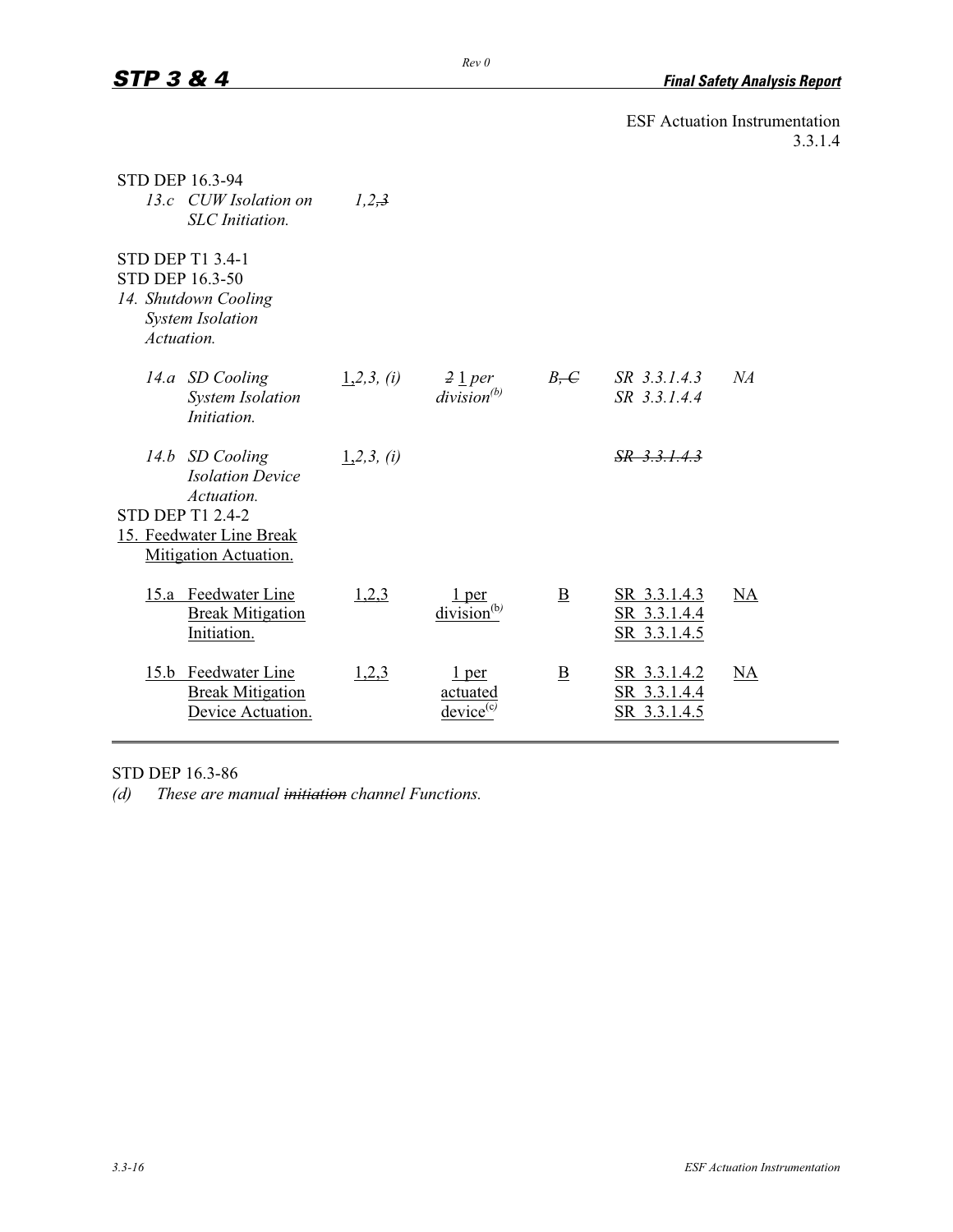ESF Actuation Instrumentation
3.3.1.4

| | | | | | |
|---|---|---|---|---|---|
| STD DEP 16.3-94 | | | | | |
| *13.c CUW Isolation on SLC Initiation.* | *1,2,~~3~~* | | | | |
| STD DEP T1 3.4-1<br>STD DEP 16.3-50<br>*14. Shutdown Cooling System Isolation Actuation.* | | | | | |
| *14.a SD Cooling System Isolation Initiation.* | <u>1,</u>*2,3, (i)* | ~~*2*~~ <u>1</u> *per division(b)* | *B~~, C~~* | *SR 3.3.1.4.3*<br>*SR 3.3.1.4.4* | *NA* |
| *14.b SD Cooling Isolation Device Actuation.* | <u>1,</u>*2,3, (i)* | | | ~~*SR 3.3.1.4.3*~~ | |
| STD DEP T1 2.4-2<br><u>15. Feedwater Line Break Mitigation Actuation.</u> | | | | | |
| <u>15.a Feedwater Line Break Mitigation Initiation.</u> | <u>1,2,3</u> | <u>1 per division(b)</u> | <u>B</u> | <u>SR 3.3.1.4.3</u><br><u>SR 3.3.1.4.4</u><br><u>SR 3.3.1.4.5</u> | <u>NA</u> |
| <u>15.b Feedwater Line Break Mitigation Device Actuation.</u> | <u>1,2,3</u> | <u>1 per actuated device(c)</u> | <u>B</u> | <u>SR 3.3.1.4.2</u><br><u>SR 3.3.1.4.4</u><br><u>SR 3.3.1.4.5</u> | <u>NA</u> |

STD DEP 16.3-86

*(d) These are manual ~~initiation~~ channel Functions.*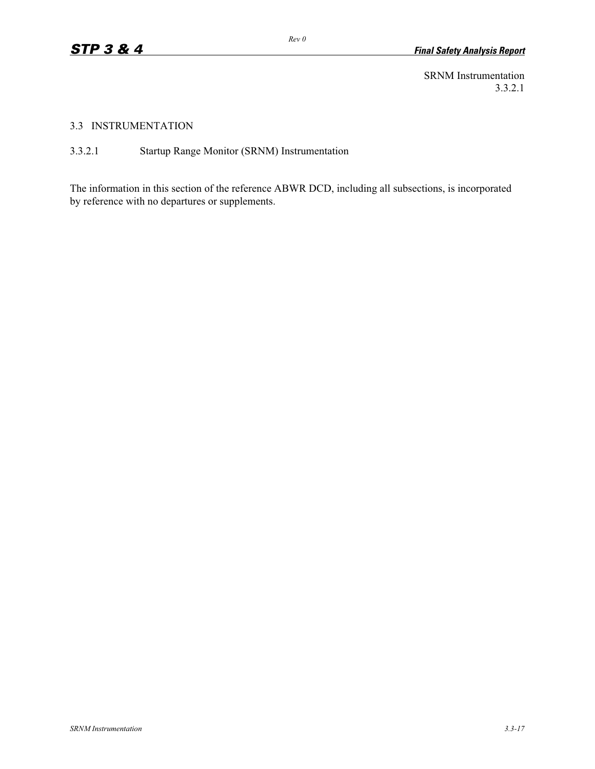SRNM Instrumentation
3.3.2.1

## 3.3 INSTRUMENTATION

### 3.3.2.1 Startup Range Monitor (SRNM) Instrumentation

The information in this section of the reference ABWR DCD, including all subsections, is incorporated by reference with no departures or supplements.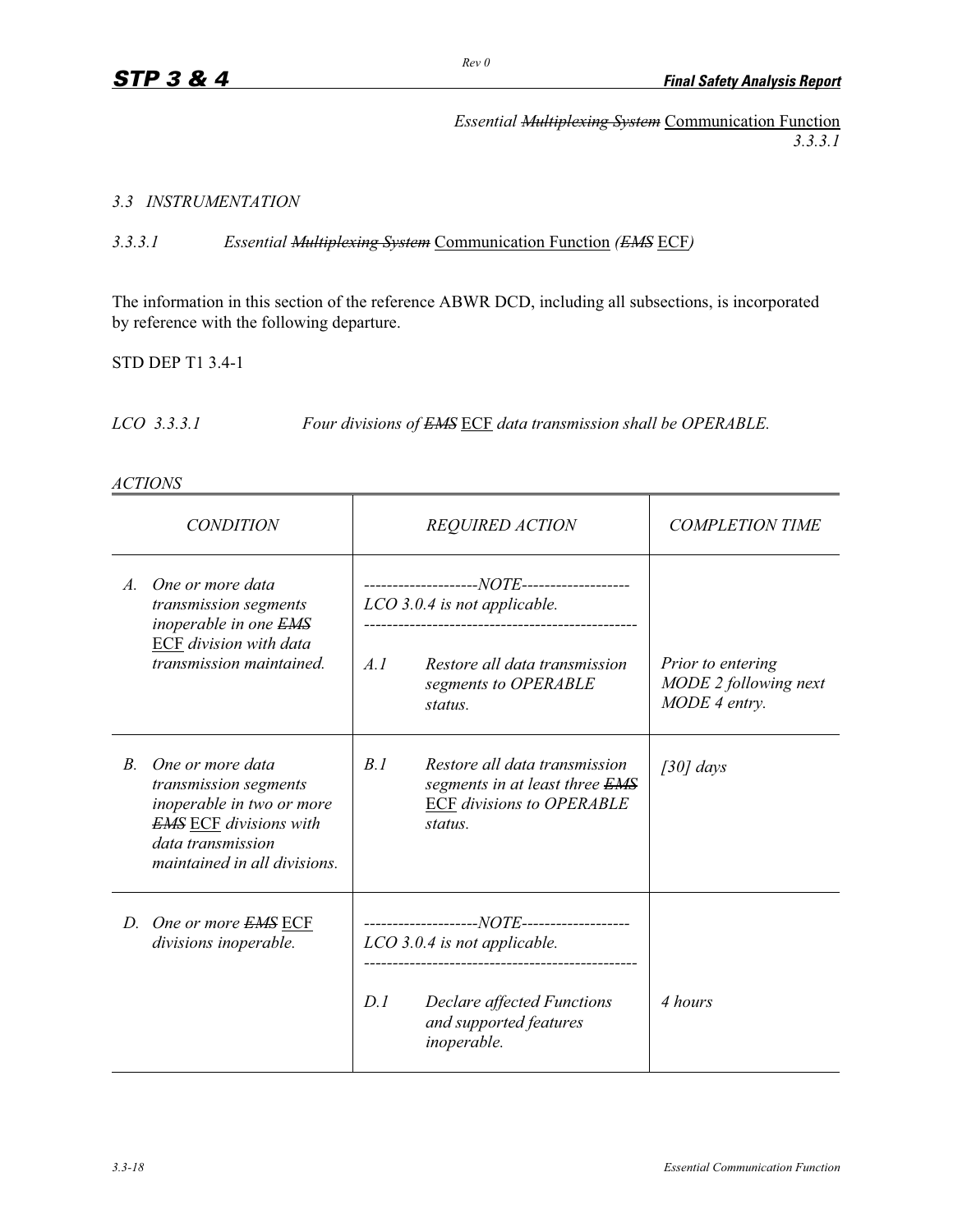Essential ~~Multiplexing System~~ Communication Function
3.3.3.1

*3.3 INSTRUMENTATION*

*3.3.3.1 Essential ~~Multiplexing System~~ Communication Function (~~EMS~~ ECF)*

The information in this section of the reference ABWR DCD, including all subsections, is incorporated by reference with the following departure.

STD DEP T1 3.4-1

*LCO 3.3.3.1 Four divisions of ~~EMS~~ ECF data transmission shall be OPERABLE.*

*ACTIONS*

| CONDITION | REQUIRED ACTION | COMPLETION TIME |
|---|---|---|
| *A. One or more data transmission segments inoperable in one ~~EMS~~ ECF division with data transmission maintained.* | *--------------------NOTE-------------------- LCO 3.0.4 is not applicable. ------------------------------------------------* <br> *A.1 Restore all data transmission segments to OPERABLE status.* | *Prior to entering MODE 2 following next MODE 4 entry.* |
| *B. One or more data transmission segments inoperable in two or more ~~EMS~~ ECF divisions with data transmission maintained in all divisions.* | *B.1 Restore all data transmission segments in at least three ~~EMS~~ ECF divisions to OPERABLE status.* | *[30] days* |
| *D. One or more ~~EMS~~ ECF divisions inoperable.* | *--------------------NOTE-------------------- LCO 3.0.4 is not applicable. ------------------------------------------------* <br> *D.1 Declare affected Functions and supported features inoperable.* | *4 hours* |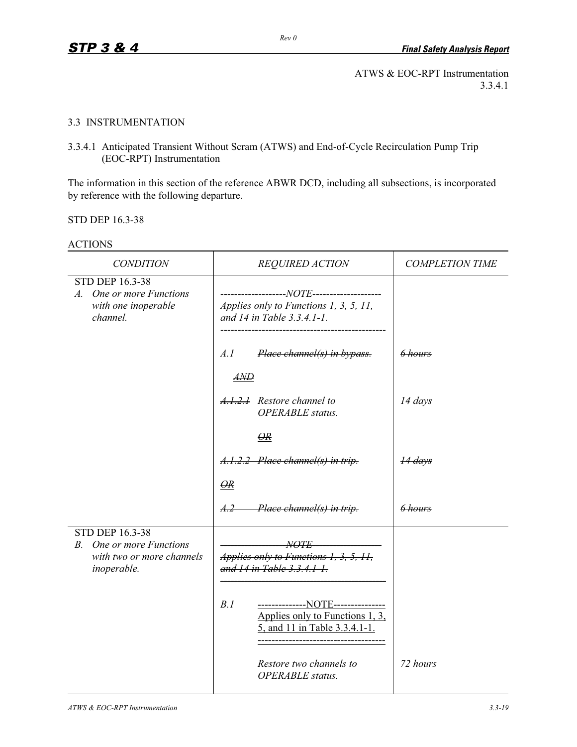ATWS & EOC-RPT Instrumentation
3.3.4.1

3.3 INSTRUMENTATION

3.3.4.1 Anticipated Transient Without Scram (ATWS) and End-of-Cycle Recirculation Pump Trip (EOC-RPT) Instrumentation

The information in this section of the reference ABWR DCD, including all subsections, is incorporated by reference with the following departure.

STD DEP 16.3-38

ACTIONS

| *CONDITION* | *REQUIRED ACTION* | *COMPLETION TIME* |
|---|---|---|
| STD DEP 16.3-38<br>A. *One or more Functions with one inoperable channel.* | *-------------------NOTE--------------------*<br>*Applies only to Functions 1, 3, 5, 11, and 14 in Table 3.3.4.1-1.*<br>*------------------------------------------------*<br><br>*A.1* ~~*Place channel(s) in bypass.*~~<br><br>~~*AND*~~<br><br>~~*A.1.2.1*~~ *Restore channel to OPERABLE status.*<br><br>~~*OR*~~<br><br>~~*A.1.2.2 Place channel(s) in trip.*~~<br><br>~~*OR*~~<br><br>~~*A.2 Place channel(s) in trip.*~~ | ~~*6 hours*~~<br><br><br><br>*14 days*<br><br><br><br>~~*14 days*~~<br><br><br><br>~~*6 hours*~~ |
| STD DEP 16.3-38<br>B. *One or more Functions with two or more channels inoperable.* | ~~*-------------------NOTE--------------------*~~<br>~~*Applies only to Functions 1, 3, 5, 11, and 14 in Table 3.3.4.1-1.*~~<br>~~*------------------------------------------------*~~<br><br>*B.1* --------------NOTE---------------<br>Applies only to Functions 1, 3, 5, and 11 in Table 3.3.4.1-1.<br>-------------------------------------<br><br>*Restore two channels to OPERABLE status.* | <br><br><br><br><br><br><br><br>*72 hours* |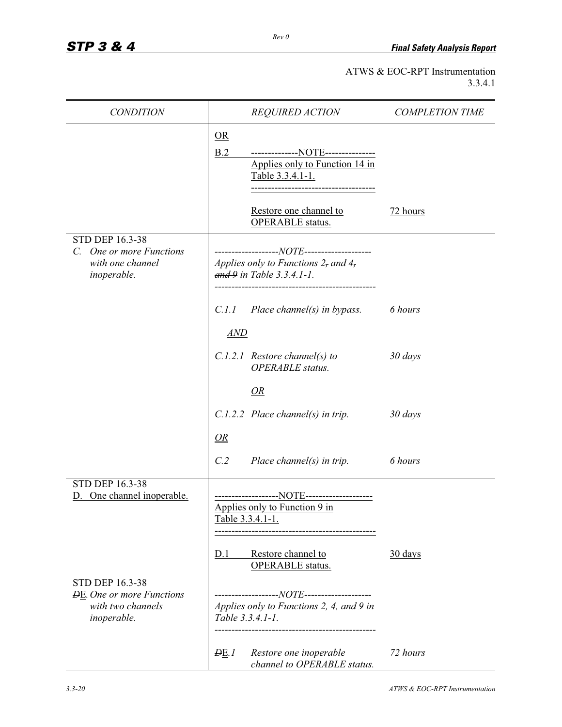ATWS & EOC-RPT Instrumentation
3.3.4.1

| CONDITION | REQUIRED ACTION | COMPLETION TIME |
|---|---|---|
| | OR<br><br>B.2 --------------NOTE--------------- Applies only to Function 14 in Table 3.3.4.1-1. -------------------------------------<br><br>Restore one channel to OPERABLE status. | <br><br><br><br>72 hours |
| STD DEP 16.3-38<br>*C. One or more Functions with one channel inoperable.* | *-------------------NOTE--------------------*<br>*Applies only to Functions 2~~,~~ and 4~~,~~ ~~and 9~~ in Table 3.3.4.1-1.*<br>*-----------------------------------------------* | |
| | *C.1.1 Place channel(s) in bypass.* | *6 hours* |
| | *AND* | |
| | *C.1.2.1 Restore channel(s) to OPERABLE status.* | *30 days* |
| | *OR* | |
| | *C.1.2.2 Place channel(s) in trip.* | *30 days* |
| | *OR* | |
| | *C.2 Place channel(s) in trip.* | *6 hours* |
| STD DEP 16.3-38<br>D. One channel inoperable. | -------------------NOTE--------------------<br>Applies only to Function 9 in Table 3.3.4.1-1.<br>-----------------------------------------------<br><br>D.1 Restore channel to OPERABLE status. | <br><br><br><br>30 days |
| STD DEP 16.3-38<br>*~~D~~E. One or more Functions with two channels inoperable.* | *-------------------NOTE--------------------*<br>*Applies only to Functions 2, 4, and 9 in Table 3.3.4.1-1.*<br>*-----------------------------------------------*<br><br>*~~D~~E.1 Restore one inoperable channel to OPERABLE status.* | <br><br><br><br>*72 hours* |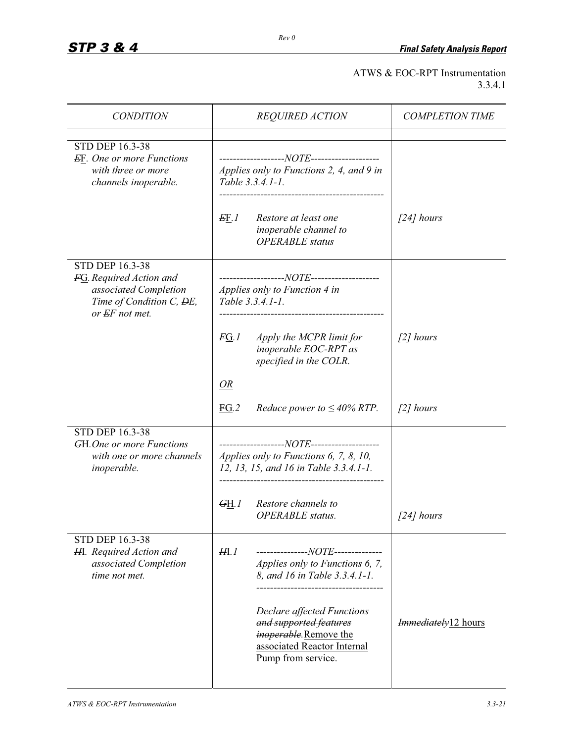ATWS & EOC-RPT Instrumentation
3.3.4.1

| CONDITION | REQUIRED ACTION | COMPLETION TIME |
|---|---|---|
| | | |
| STD DEP 16.3-38<br>~~E~~F. *One or more Functions with three or more channels inoperable.* | -------------------NOTE--------------------<br>*Applies only to Functions 2, 4, and 9 in Table 3.3.4.1-1.*<br>-----------------------------------------------<br><br>~~E~~F.*1* *Restore at least one inoperable channel to OPERABLE status* | <br><br><br><br>*[24] hours* |
| STD DEP 16.3-38<br>~~F~~G. *Required Action and associated Completion Time of Condition C,* ~~D~~*E, or* ~~E~~*F not met.* | -------------------NOTE--------------------<br>*Applies only to Function 4 in Table 3.3.4.1-1.*<br>-----------------------------------------------<br><br>~~F~~G.*1* *Apply the MCPR limit for inoperable EOC-RPT as specified in the COLR.*<br><br>*OR*<br><br>~~F~~G.*2* *Reduce power to ≤ 40% RTP.* | <br><br><br><br>*[2] hours*<br><br><br><br>*[2] hours* |
| STD DEP 16.3-38<br>~~G~~H. *One or more Functions with one or more channels inoperable.* | -------------------NOTE--------------------<br>*Applies only to Functions 6, 7, 8, 10, 12, 13, 15, and 16 in Table 3.3.4.1-1.*<br>-----------------------------------------------<br><br>~~G~~H.*1* *Restore channels to OPERABLE status.* | <br><br><br><br>*[24] hours* |
| STD DEP 16.3-38<br>~~H~~I. *Required Action and associated Completion time not met.* | ~~H~~I.*1* ---------------NOTE--------------<br>*Applies only to Functions 6, 7, 8, and 16 in Table 3.3.4.1-1.*<br>-----------------------------------<br><br>~~*Declare affected Functions and supported features inoperable.*~~ Remove the associated Reactor Internal Pump from service. | <br><br><br><br>~~*Immediately*~~ 12 hours |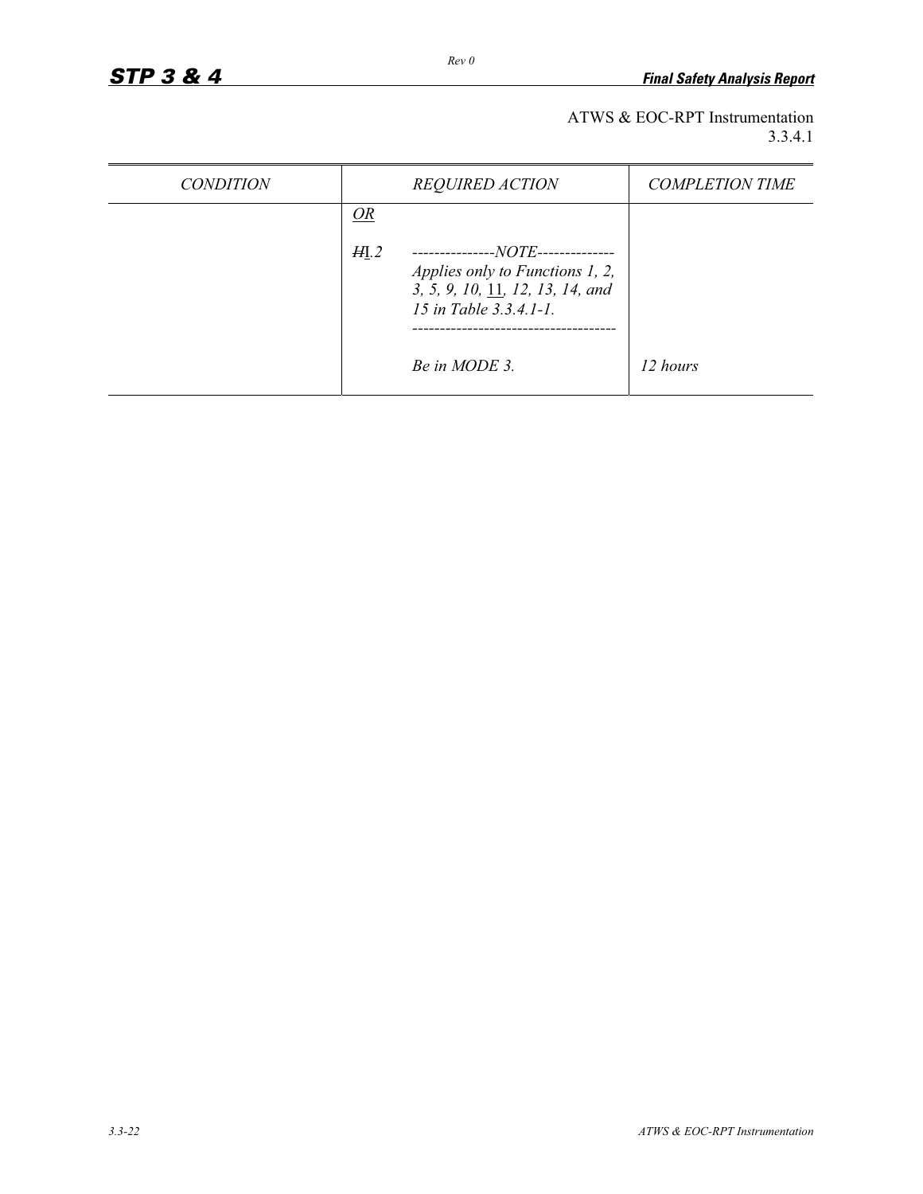ATWS & EOC-RPT Instrumentation
3.3.4.1

| CONDITION | REQUIRED ACTION | COMPLETION TIME |
|---|---|---|
| | *OR*<br><br>*~~H~~I.2* ---------------NOTE--------------<br>*Applies only to Functions 1, 2, 3, 5, 9, 10, 11, 12, 13, 14, and 15 in Table 3.3.4.1-1.*<br>-------------------------------------<br><br>*Be in MODE 3.* | *12 hours* |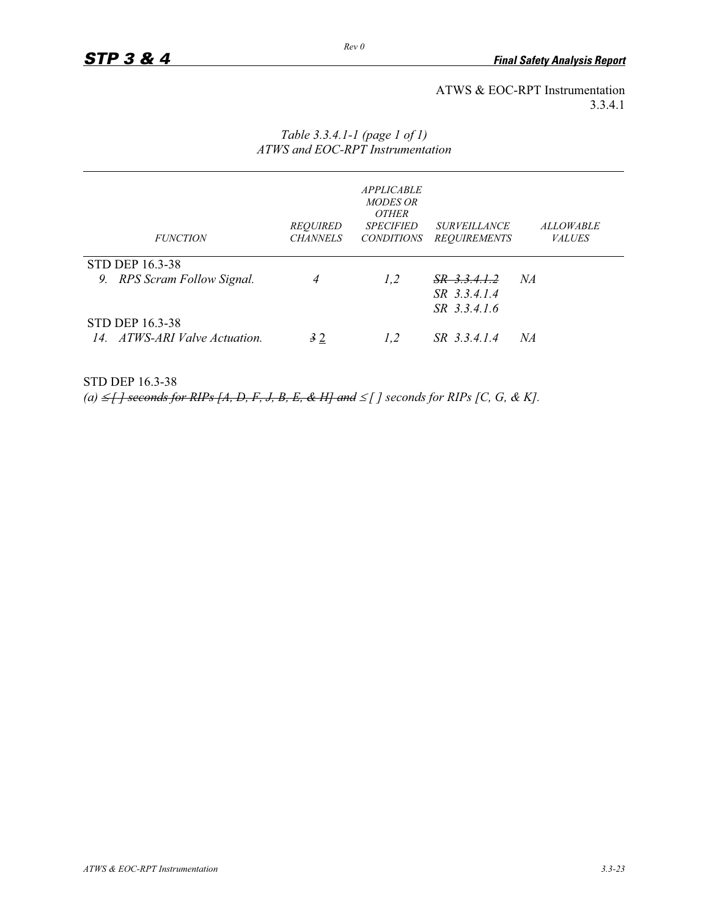ATWS & EOC-RPT Instrumentation
3.3.4.1

*Table 3.3.4.1-1 (page 1 of 1)*
*ATWS and EOC-RPT Instrumentation*

| *FUNCTION* | *REQUIRED CHANNELS* | *APPLICABLE MODES OR OTHER SPECIFIED CONDITIONS* | *SURVEILLANCE REQUIREMENTS* | *ALLOWABLE VALUES* |
|---|---|---|---|---|
| STD DEP 16.3-38 | | | | |
| *9. RPS Scram Follow Signal.* | *4* | *1,2* | ~~*SR 3.3.4.1.2*~~<br>*SR 3.3.4.1.4*<br>*SR 3.3.4.1.6* | *NA* |
| STD DEP 16.3-38 | | | | |
| *14. ATWS-ARI Valve Actuation.* | ~~*3*~~ 2 | *1,2* | *SR 3.3.4.1.4* | *NA* |

STD DEP 16.3-38

*(a)* ~~*≤ [ ] seconds for RIPs [A, D, F, J, B, E, & H] and*~~ *≤ [ ] seconds for RIPs [C, G, & K].*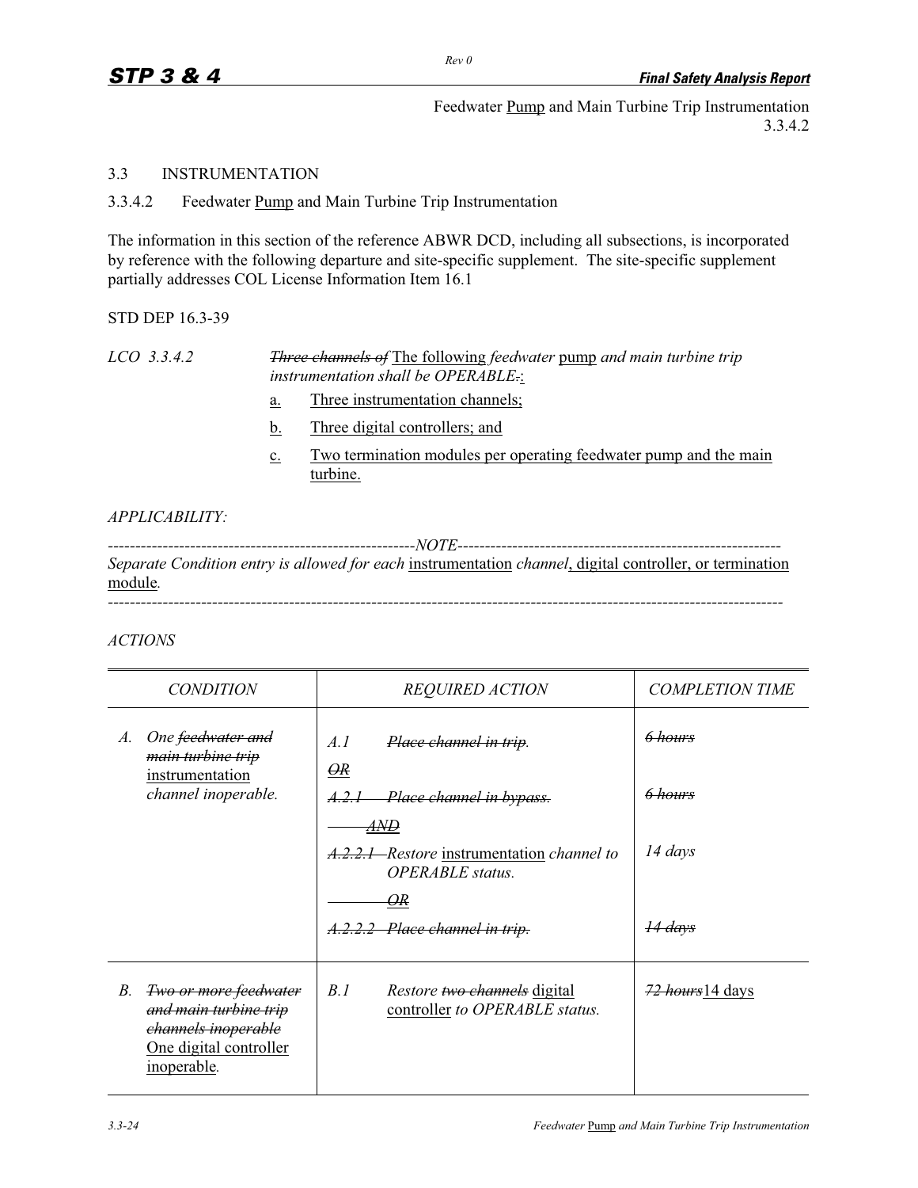Feedwater Pump and Main Turbine Trip Instrumentation
3.3.4.2

3.3 INSTRUMENTATION

3.3.4.2 Feedwater Pump and Main Turbine Trip Instrumentation

The information in this section of the reference ABWR DCD, including all subsections, is incorporated by reference with the following departure and site-specific supplement. The site-specific supplement partially addresses COL License Information Item 16.1

STD DEP 16.3-39

*LCO 3.3.4.2* ~~*Three channels of*~~ The following *feedwater* pump *and main turbine trip instrumentation shall be OPERABLE*~~.~~:

a. Three instrumentation channels;

b. Three digital controllers; and

c. Two termination modules per operating feedwater pump and the main turbine.

*APPLICABILITY:*

---NOTE---

*Separate Condition entry is allowed for each* instrumentation *channel*, digital controller, or termination module.

---

*ACTIONS*

| *CONDITION* | *REQUIRED ACTION* | *COMPLETION TIME* |
|---|---|---|
| *A. One* ~~*feedwater and main turbine trip*~~ instrumentation *channel inoperable.* | *A.1* ~~*Place channel in trip.*~~<br>~~*OR*~~<br>~~*A.2.1 Place channel in bypass.*~~<br>~~*AND*~~<br>~~*A.2.2.1*~~ *Restore* instrumentation *channel to OPERABLE status.*<br>~~*OR*~~<br>~~*A.2.2.2 Place channel in trip.*~~ | ~~*6 hours*~~<br><br>~~*6 hours*~~<br><br>*14 days*<br><br>~~*14 days*~~ |
| *B.* ~~*Two or more feedwater and main turbine trip channels inoperable*~~ One digital controller inoperable*.* | *B.1 Restore* ~~*two channels*~~ digital controller *to OPERABLE status.* | ~~*72 hours*~~ 14 days |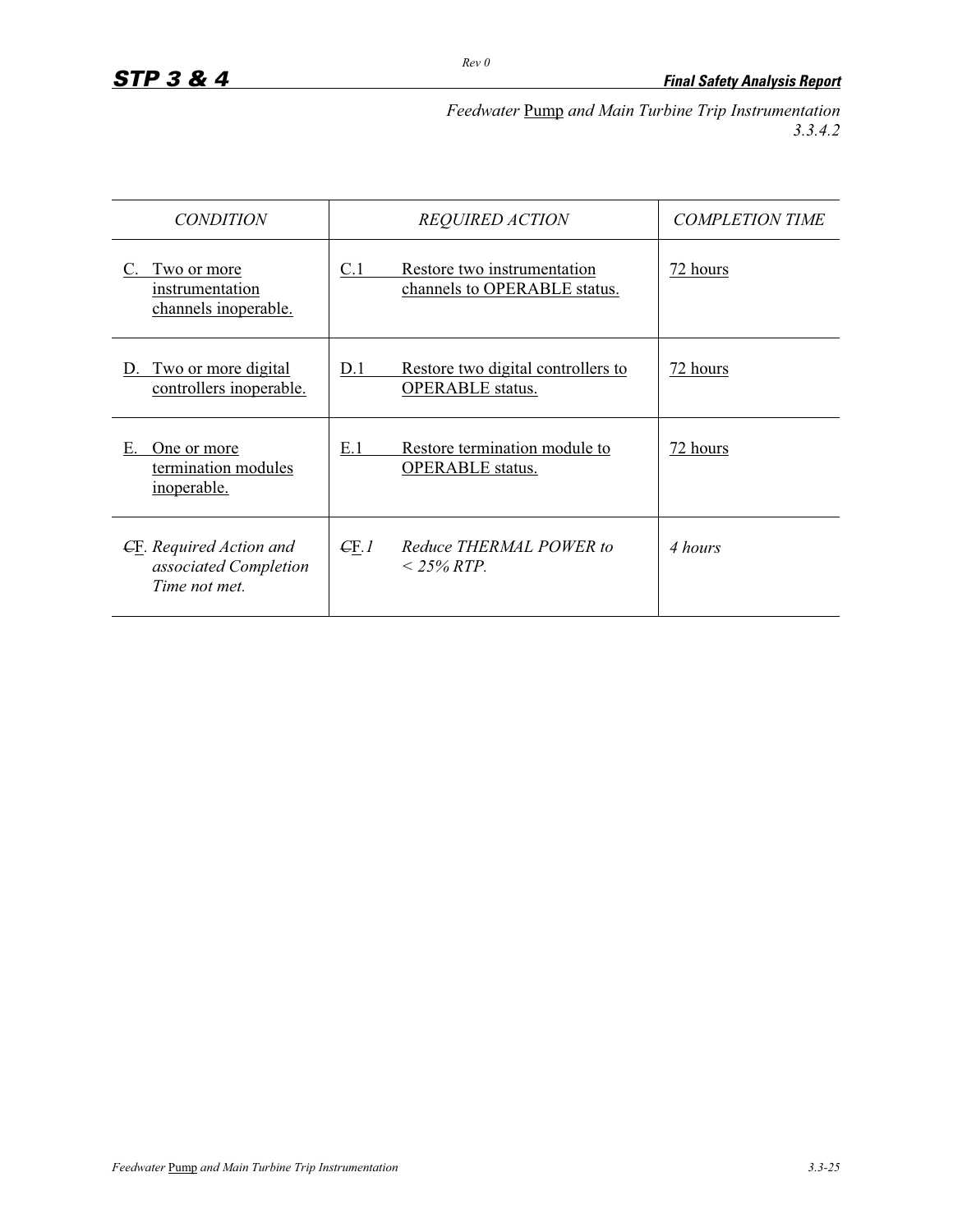Feedwater Pump and Main Turbine Trip Instrumentation
3.3.4.2

| CONDITION | REQUIRED ACTION | COMPLETION TIME |
|---|---|---|
| C. Two or more instrumentation channels inoperable. | C.1 Restore two instrumentation channels to OPERABLE status. | 72 hours |
| D. Two or more digital controllers inoperable. | D.1 Restore two digital controllers to OPERABLE status. | 72 hours |
| E. One or more termination modules inoperable. | E.1 Restore termination module to OPERABLE status. | 72 hours |
| ~~C~~F. *Required Action and associated Completion Time not met.* | ~~C~~F.*1* *Reduce THERMAL POWER to < 25% RTP.* | *4 hours* |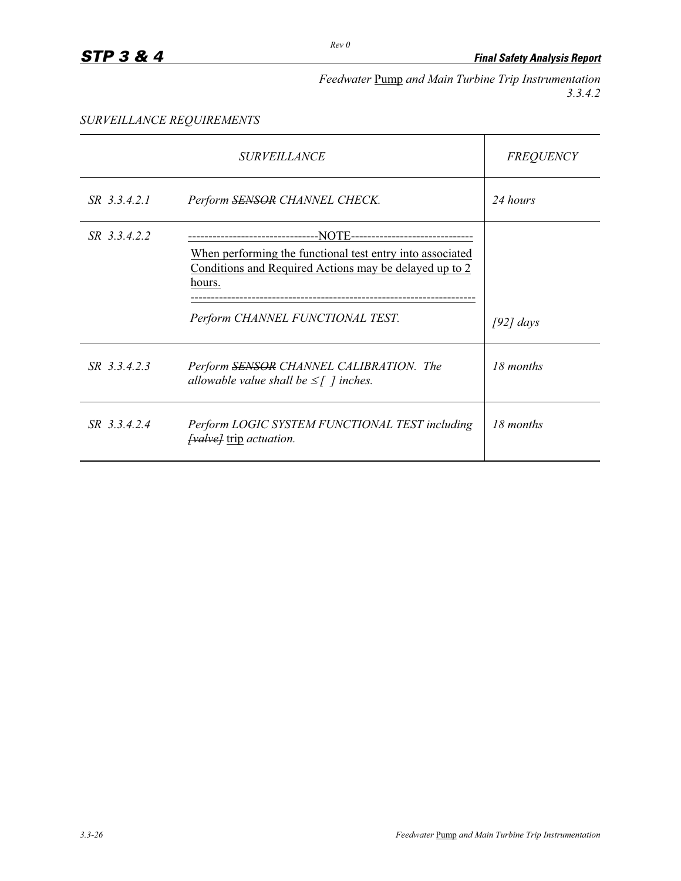Feedwater Pump and Main Turbine Trip Instrumentation
3.3.4.2

*SURVEILLANCE REQUIREMENTS*

| SURVEILLANCE | | FREQUENCY |
|---|---|---|
| SR 3.3.4.2.1 | Perform ~~SENSOR~~ CHANNEL CHECK. | 24 hours |
| SR 3.3.4.2.2 | -------------------------------NOTE------------------------------ When performing the functional test entry into associated Conditions and Required Actions may be delayed up to 2 hours. ------------------------------------------------------------------- Perform CHANNEL FUNCTIONAL TEST. | [92] days |
| SR 3.3.4.2.3 | Perform ~~SENSOR~~ CHANNEL CALIBRATION. The allowable value shall be ≤ [ ] inches. | 18 months |
| SR 3.3.4.2.4 | Perform LOGIC SYSTEM FUNCTIONAL TEST including ~~[valve]~~ trip actuation. | 18 months |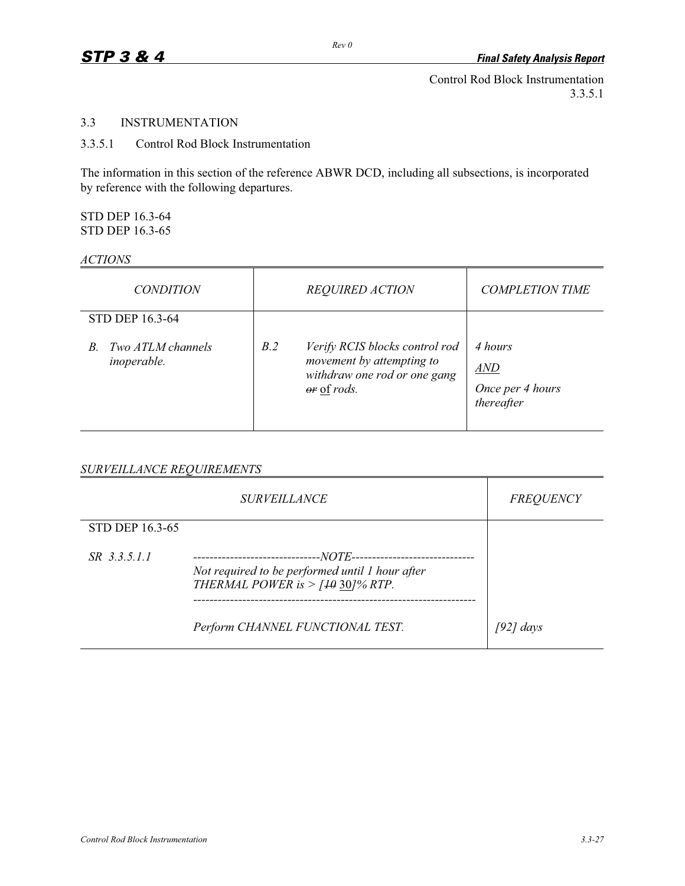Control Rod Block Instrumentation
3.3.5.1

## 3.3 INSTRUMENTATION

### 3.3.5.1 Control Rod Block Instrumentation

The information in this section of the reference ABWR DCD, including all subsections, is incorporated by reference with the following departures.

STD DEP 16.3-64
STD DEP 16.3-65

*ACTIONS*

| *CONDITION* | *REQUIRED ACTION* | *COMPLETION TIME* |
|---|---|---|
| STD DEP 16.3-64<br><br>*B. Two ATLM channels inoperable.* | *B.2 Verify RCIS blocks control rod movement by attempting to withdraw one rod or one gang* ~~*or*~~ <u>of</u> *rods.* | *4 hours*<br><br>*<u>AND</u>*<br><br>*Once per 4 hours thereafter* |

*SURVEILLANCE REQUIREMENTS*

| *SURVEILLANCE* | | *FREQUENCY* |
|---|---|---|
| STD DEP 16.3-65<br><br>*SR 3.3.5.1.1* | *-------------------------------NOTE------------------------------*<br>*Not required to be performed until 1 hour after THERMAL POWER is > [*~~*10*~~ <u>30</u>*]% RTP.*<br>*------------------------------------------------------------------*<br><br>*Perform CHANNEL FUNCTIONAL TEST.* | *[92] days* |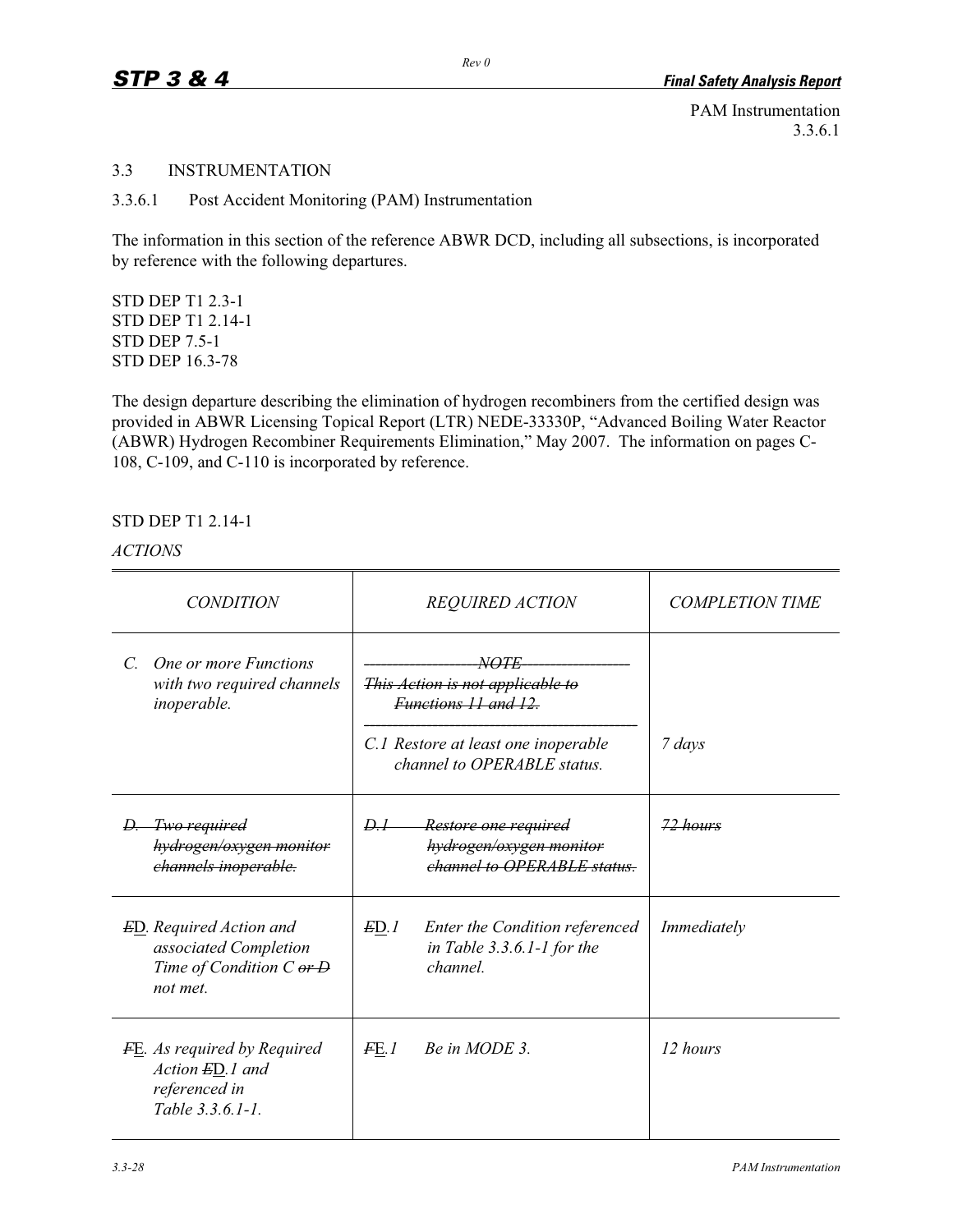PAM Instrumentation
3.3.6.1

## 3.3 INSTRUMENTATION

### 3.3.6.1 Post Accident Monitoring (PAM) Instrumentation

The information in this section of the reference ABWR DCD, including all subsections, is incorporated by reference with the following departures.

STD DEP T1 2.3-1
STD DEP T1 2.14-1
STD DEP 7.5-1
STD DEP 16.3-78

The design departure describing the elimination of hydrogen recombiners from the certified design was provided in ABWR Licensing Topical Report (LTR) NEDE-33330P, "Advanced Boiling Water Reactor (ABWR) Hydrogen Recombiner Requirements Elimination," May 2007. The information on pages C-108, C-109, and C-110 is incorporated by reference.

STD DEP T1 2.14-1

*ACTIONS*

| *CONDITION* | *REQUIRED ACTION* | *COMPLETION TIME* |
|---|---|---|
| *C. One or more Functions with two required channels inoperable.* | ~~*-----NOTE-----*~~<br>~~*This Action is not applicable to Functions 11 and 12.*~~<br>*C.1 Restore at least one inoperable channel to OPERABLE status.* | *7 days* |
| ~~*D. Two required hydrogen/oxygen monitor channels inoperable.*~~ | ~~*D.1 Restore one required hydrogen/oxygen monitor channel to OPERABLE status.*~~ | ~~*72 hours*~~ |
| ~~*E*~~*D. Required Action and associated Completion Time of Condition C* ~~*or D*~~ *not met.* | ~~*E*~~*D.1 Enter the Condition referenced in Table 3.3.6.1-1 for the channel.* | *Immediately* |
| ~~*F*~~*E. As required by Required Action* ~~*E*~~*D.1 and referenced in Table 3.3.6.1-1.* | ~~*F*~~*E.1 Be in MODE 3.* | *12 hours* |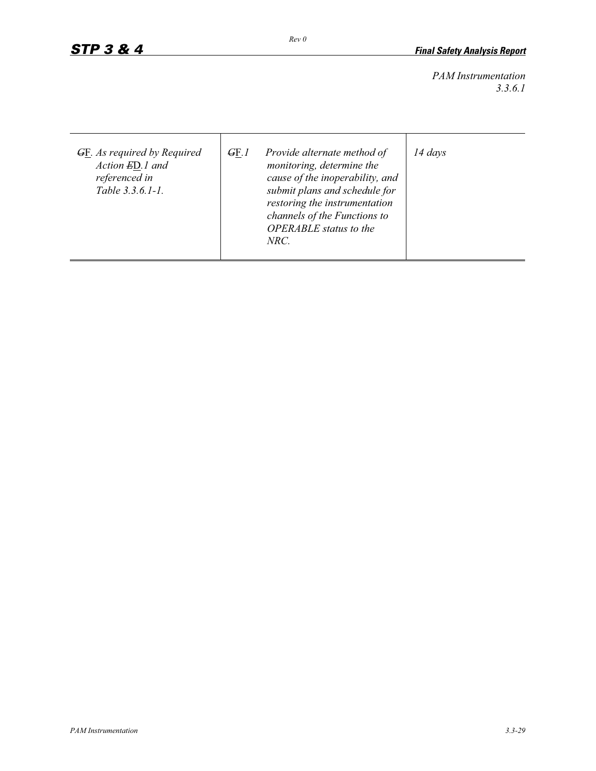*PAM Instrumentation*
*3.3.6.1*

| | | |
|---|---|---|
| ~~G~~F. As required by Required Action ~~E~~D.1 and referenced in Table 3.3.6.1-1. | ~~G~~F.1 Provide alternate method of monitoring, determine the cause of the inoperability, and submit plans and schedule for restoring the instrumentation channels of the Functions to OPERABLE status to the NRC. | 14 days |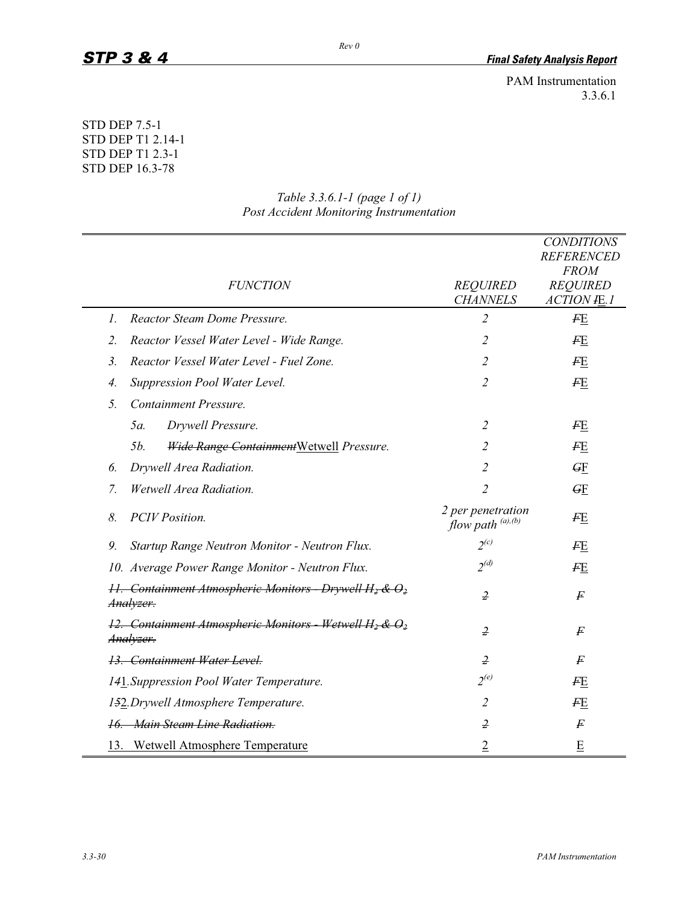PAM Instrumentation
3.3.6.1

STD DEP 7.5-1
STD DEP T1 2.14-1
STD DEP T1 2.3-1
STD DEP 16.3-78

*Table 3.3.6.1-1 (page 1 of 1)*
*Post Accident Monitoring Instrumentation*

| *FUNCTION* | *REQUIRED CHANNELS* | *CONDITIONS REFERENCED FROM REQUIRED ACTION ~~I~~E.1* |
|---|---|---|
| *1. Reactor Steam Dome Pressure.* | *2* | ~~F~~E |
| *2. Reactor Vessel Water Level - Wide Range.* | *2* | ~~F~~E |
| *3. Reactor Vessel Water Level - Fuel Zone.* | *2* | ~~F~~E |
| *4. Suppression Pool Water Level.* | *2* | ~~F~~E |
| *5. Containment Pressure.* | | |
| *5a. Drywell Pressure.* | *2* | ~~F~~E |
| *5b. ~~Wide Range Containment~~Wetwell Pressure.* | *2* | ~~F~~E |
| *6. Drywell Area Radiation.* | *2* | ~~G~~F |
| *7. Wetwell Area Radiation.* | *2* | ~~G~~F |
| *8. PCIV Position.* | *2 per penetration flow path [(a),(b)]* | ~~F~~E |
| *9. Startup Range Neutron Monitor - Neutron Flux.* | *2[(c)]* | ~~F~~E |
| *10. Average Power Range Monitor - Neutron Flux.* | *2[(d)]* | ~~F~~E |
| ~~*11. Containment Atmospheric Monitors - Drywell $H_2$ & $O_2$ Analyzer.*~~ | ~~*2*~~ | ~~*F*~~ |
| ~~*12. Containment Atmospheric Monitors - Wetwell $H_2$ & $O_2$ Analyzer.*~~ | ~~*2*~~ | ~~*F*~~ |
| ~~*13. Containment Water Level.*~~ | ~~*2*~~ | ~~*F*~~ |
| *1~~4~~1. Suppression Pool Water Temperature.* | *2[(e)]* | ~~F~~E |
| *1~~5~~2. Drywell Atmosphere Temperature.* | *2* | ~~F~~E |
| ~~*16. Main Steam Line Radiation.*~~ | ~~*2*~~ | ~~*F*~~ |
| 13. Wetwell Atmosphere Temperature | 2 | E |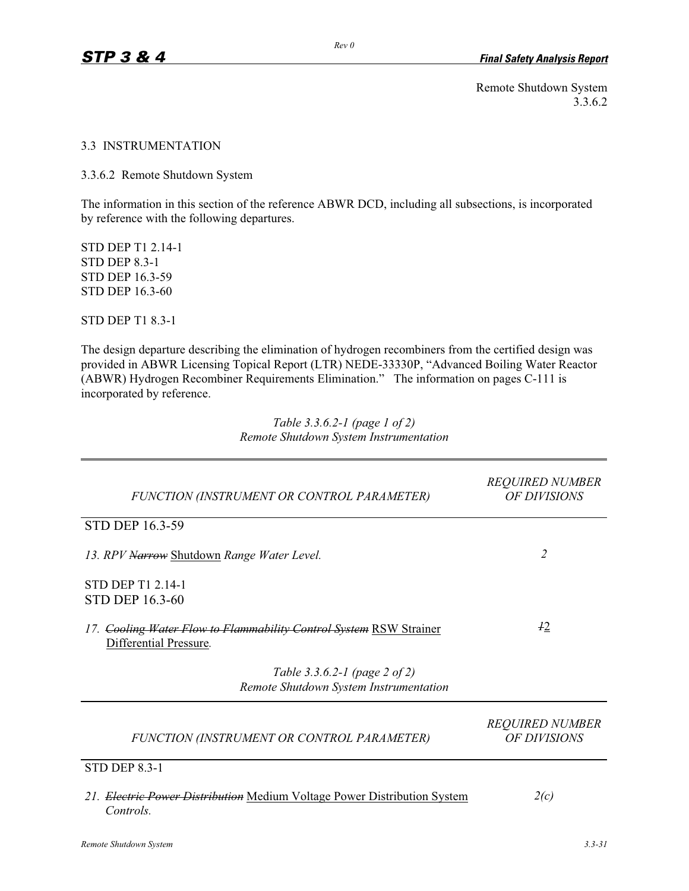Remote Shutdown System
3.3.6.2

## 3.3 INSTRUMENTATION

### 3.3.6.2 Remote Shutdown System

The information in this section of the reference ABWR DCD, including all subsections, is incorporated by reference with the following departures.

STD DEP T1 2.14-1
STD DEP 8.3-1
STD DEP 16.3-59
STD DEP 16.3-60

STD DEP T1 8.3-1

The design departure describing the elimination of hydrogen recombiners from the certified design was provided in ABWR Licensing Topical Report (LTR) NEDE-33330P, "Advanced Boiling Water Reactor (ABWR) Hydrogen Recombiner Requirements Elimination." The information on pages C-111 is incorporated by reference.

*Table 3.3.6.2-1 (page 1 of 2)*
*Remote Shutdown System Instrumentation*

| *FUNCTION (INSTRUMENT OR CONTROL PARAMETER)* | *REQUIRED NUMBER OF DIVISIONS* |
|---|---|
| STD DEP 16.3-59 | |
| *13. RPV ~~Narrow~~* <u>Shutdown</u> *Range Water Level.* | *2* |
| STD DEP T1 2.14-1<br>STD DEP 16.3-60 | |
| *17. ~~Cooling Water Flow to Flammability Control System~~* <u>RSW Strainer Differential Pressure</u>. | ~~*1*~~<u>2</u> |

*Table 3.3.6.2-1 (page 2 of 2)*
*Remote Shutdown System Instrumentation*

| *FUNCTION (INSTRUMENT OR CONTROL PARAMETER)* | *REQUIRED NUMBER OF DIVISIONS* |
|---|---|
| STD DEP 8.3-1 | |
| *21. ~~Electric Power Distribution~~* <u>Medium Voltage Power Distribution System</u> *Controls.* | *2(c)* |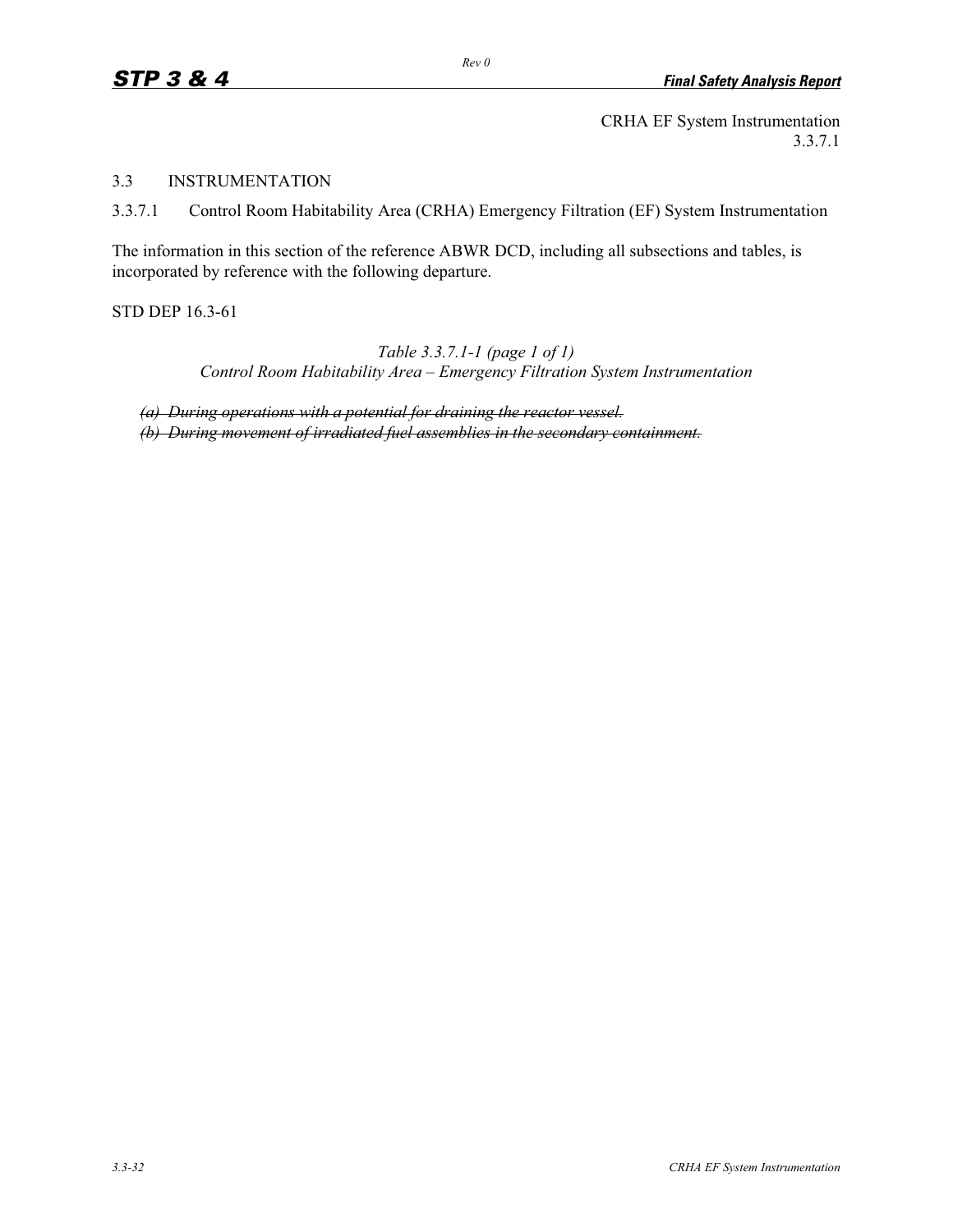CRHA EF System Instrumentation
3.3.7.1

## 3.3 INSTRUMENTATION

### 3.3.7.1 Control Room Habitability Area (CRHA) Emergency Filtration (EF) System Instrumentation

The information in this section of the reference ABWR DCD, including all subsections and tables, is incorporated by reference with the following departure.

STD DEP 16.3-61

*Table 3.3.7.1-1 (page 1 of 1)*
*Control Room Habitability Area – Emergency Filtration System Instrumentation*

~~*(a) During operations with a potential for draining the reactor vessel.*~~
~~*(b) During movement of irradiated fuel assemblies in the secondary containment.*~~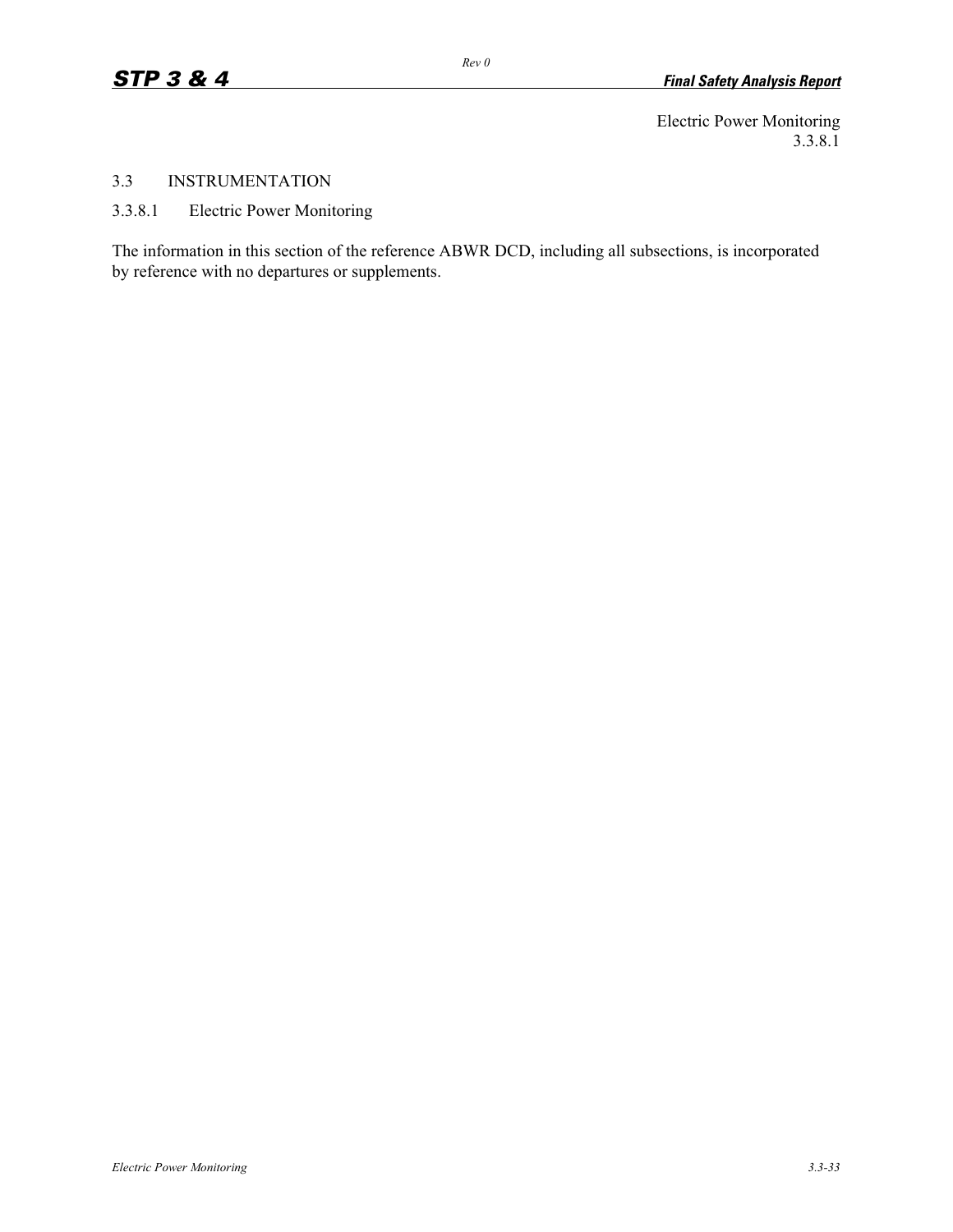Electric Power Monitoring
3.3.8.1

## 3.3 INSTRUMENTATION

### 3.3.8.1 Electric Power Monitoring

The information in this section of the reference ABWR DCD, including all subsections, is incorporated by reference with no departures or supplements.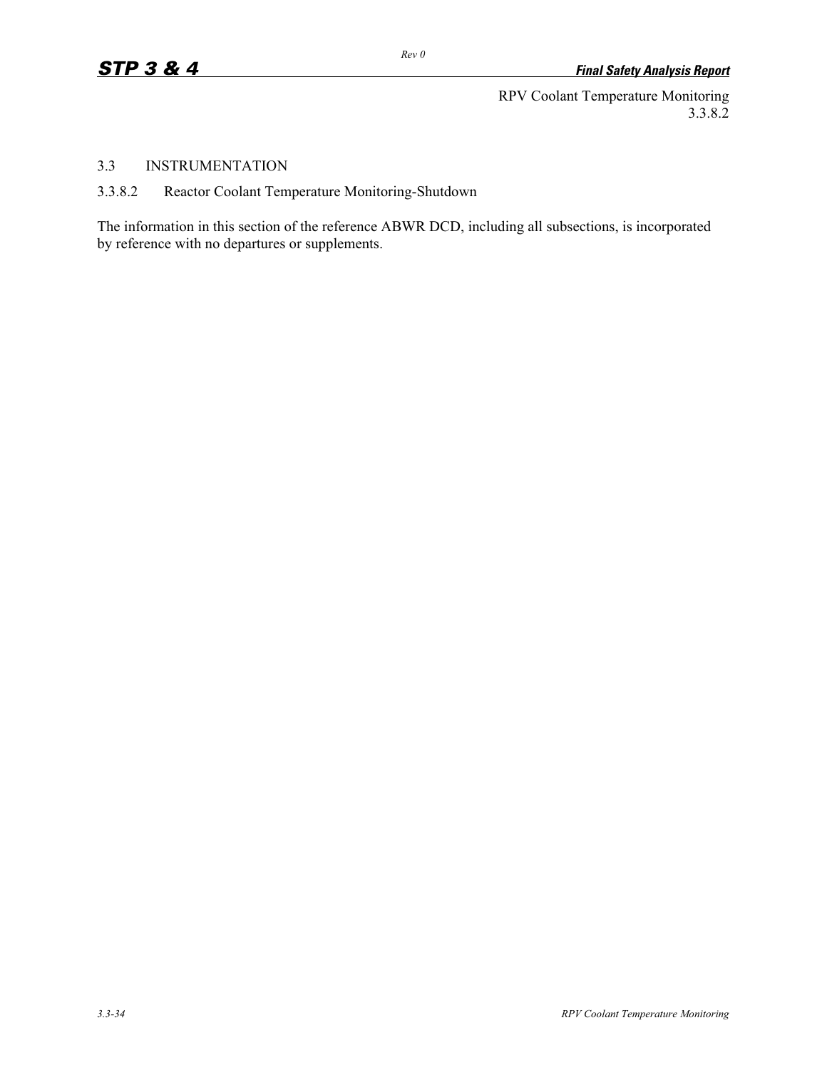RPV Coolant Temperature Monitoring
3.3.8.2

## 3.3 INSTRUMENTATION

### 3.3.8.2 Reactor Coolant Temperature Monitoring-Shutdown

The information in this section of the reference ABWR DCD, including all subsections, is incorporated by reference with no departures or supplements.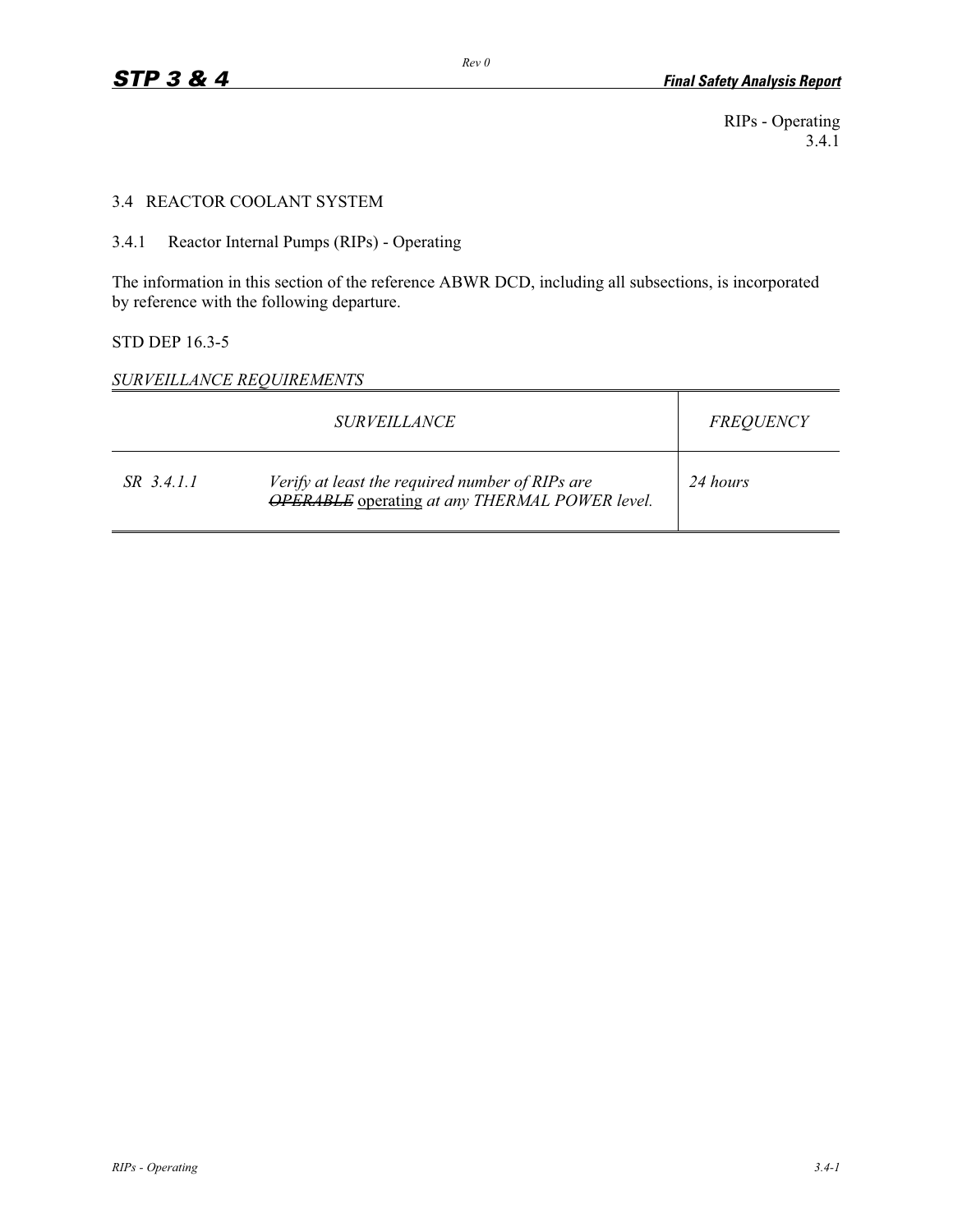RIPs - Operating
3.4.1

## 3.4 REACTOR COOLANT SYSTEM

### 3.4.1 Reactor Internal Pumps (RIPs) - Operating

The information in this section of the reference ABWR DCD, including all subsections, is incorporated by reference with the following departure.

STD DEP 16.3-5

*SURVEILLANCE REQUIREMENTS*

| *SURVEILLANCE* | | *FREQUENCY* |
|---|---|---|
| *SR 3.4.1.1* | *Verify at least the required number of RIPs are ~~OPERABLE~~* <u>operating</u> *at any THERMAL POWER level.* | *24 hours* |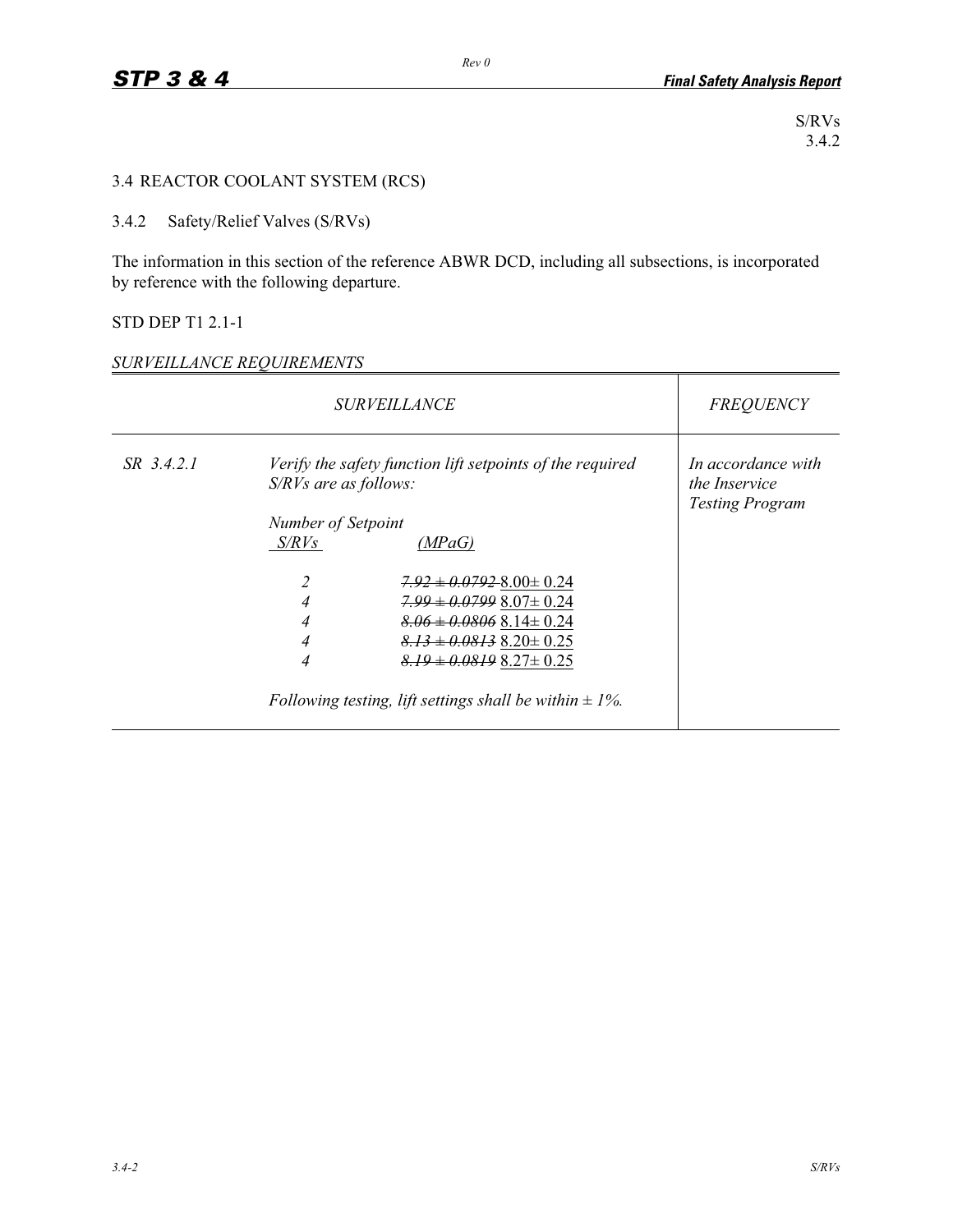S/RVs
3.4.2

## 3.4 REACTOR COOLANT SYSTEM (RCS)

### 3.4.2 Safety/Relief Valves (S/RVs)

The information in this section of the reference ABWR DCD, including all subsections, is incorporated by reference with the following departure.

STD DEP T1 2.1-1

*SURVEILLANCE REQUIREMENTS*

| | *SURVEILLANCE* | *FREQUENCY* |
|---|---|---|
| *SR 3.4.2.1* | *Verify the safety function lift setpoints of the required S/RVs are as follows:*<br><br>*Number of S/RVs* — *Setpoint (MPaG)*<br><br>*2* — ~~*7.92 ± 0.0792*~~ 8.00± 0.24<br>*4* — ~~*7.99 ± 0.0799*~~ 8.07± 0.24<br>*4* — ~~*8.06 ± 0.0806*~~ 8.14± 0.24<br>*4* — ~~*8.13 ± 0.0813*~~ 8.20± 0.25<br>*4* — ~~*8.19 ± 0.0819*~~ 8.27± 0.25<br><br>*Following testing, lift settings shall be within ± 1%.* | *In accordance with the Inservice Testing Program* |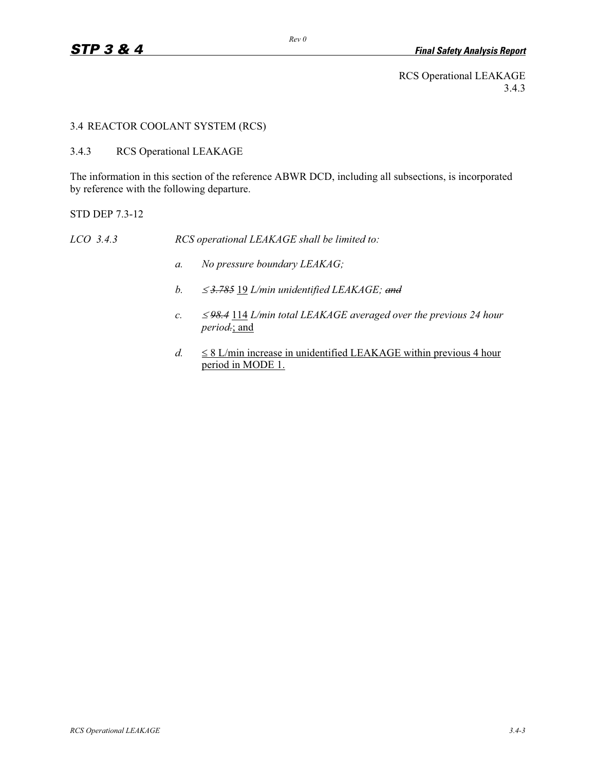RCS Operational LEAKAGE
3.4.3

## 3.4 REACTOR COOLANT SYSTEM (RCS)

### 3.4.3 RCS Operational LEAKAGE

The information in this section of the reference ABWR DCD, including all subsections, is incorporated by reference with the following departure.

STD DEP 7.3-12

*LCO 3.4.3* *RCS operational LEAKAGE shall be limited to:*

*a.* *No pressure boundary LEAKAG;*

*b.* *≤ ~~3.785~~* 19 *L/min unidentified LEAKAGE; ~~and~~*

*c.* *≤ ~~98.4~~* 114 *L/min total LEAKAGE averaged over the previous 24 hour period~~.~~*; and

*d.* ≤ 8 L/min increase in unidentified LEAKAGE within previous 4 hour period in MODE 1.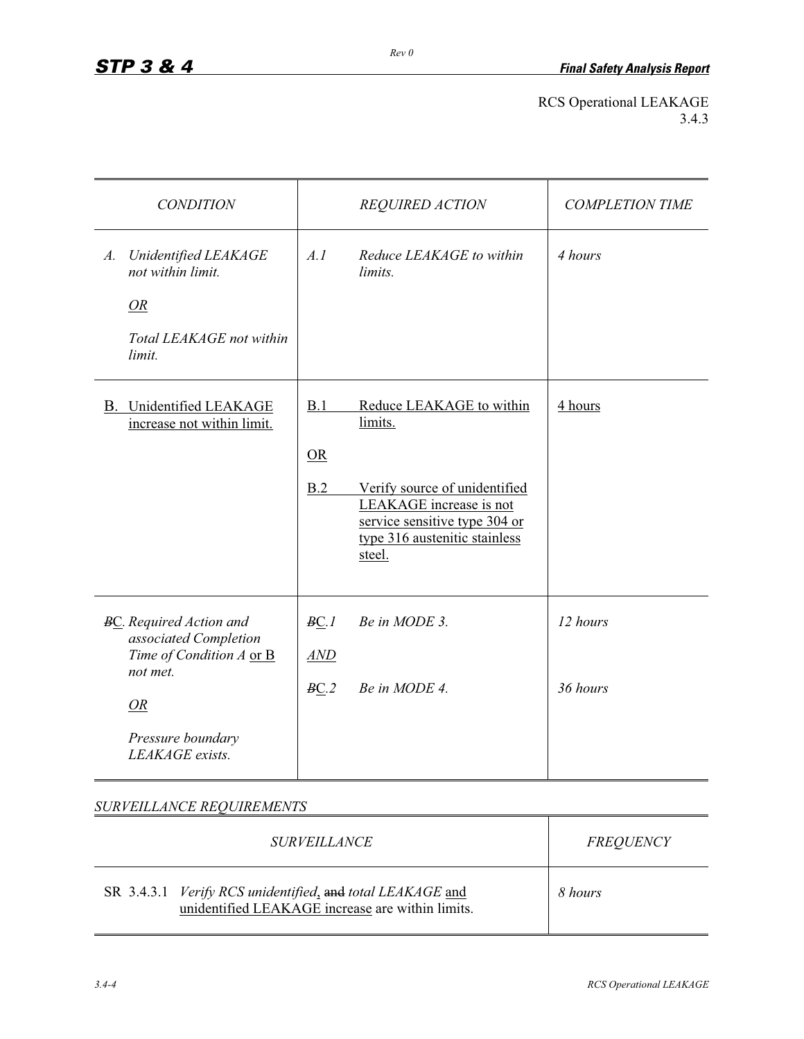RCS Operational LEAKAGE
3.4.3

| CONDITION | REQUIRED ACTION | COMPLETION TIME |
|---|---|---|
| *A. Unidentified LEAKAGE not within limit.*<br><br>*OR*<br><br>*Total LEAKAGE not within limit.* | *A.1 Reduce LEAKAGE to within limits.* | *4 hours* |
| B. Unidentified LEAKAGE increase not within limit. | B.1 Reduce LEAKAGE to within limits.<br><br>OR<br><br>B.2 Verify source of unidentified LEAKAGE increase is not service sensitive type 304 or type 316 austenitic stainless steel. | 4 hours |
| *~~B~~C. Required Action and associated Completion Time of Condition A* or B *not met.*<br><br>*OR*<br><br>*Pressure boundary LEAKAGE exists.* | *~~B~~C.1 Be in MODE 3.*<br><br>*AND*<br><br>*~~B~~C.2 Be in MODE 4.* | *12 hours*<br><br><br><br>*36 hours* |

## SURVEILLANCE REQUIREMENTS

| SURVEILLANCE | FREQUENCY |
|---|---|
| SR 3.4.3.1 *Verify RCS unidentified*, ~~and~~ *total LEAKAGE* and unidentified LEAKAGE increase are within limits. | *8 hours* |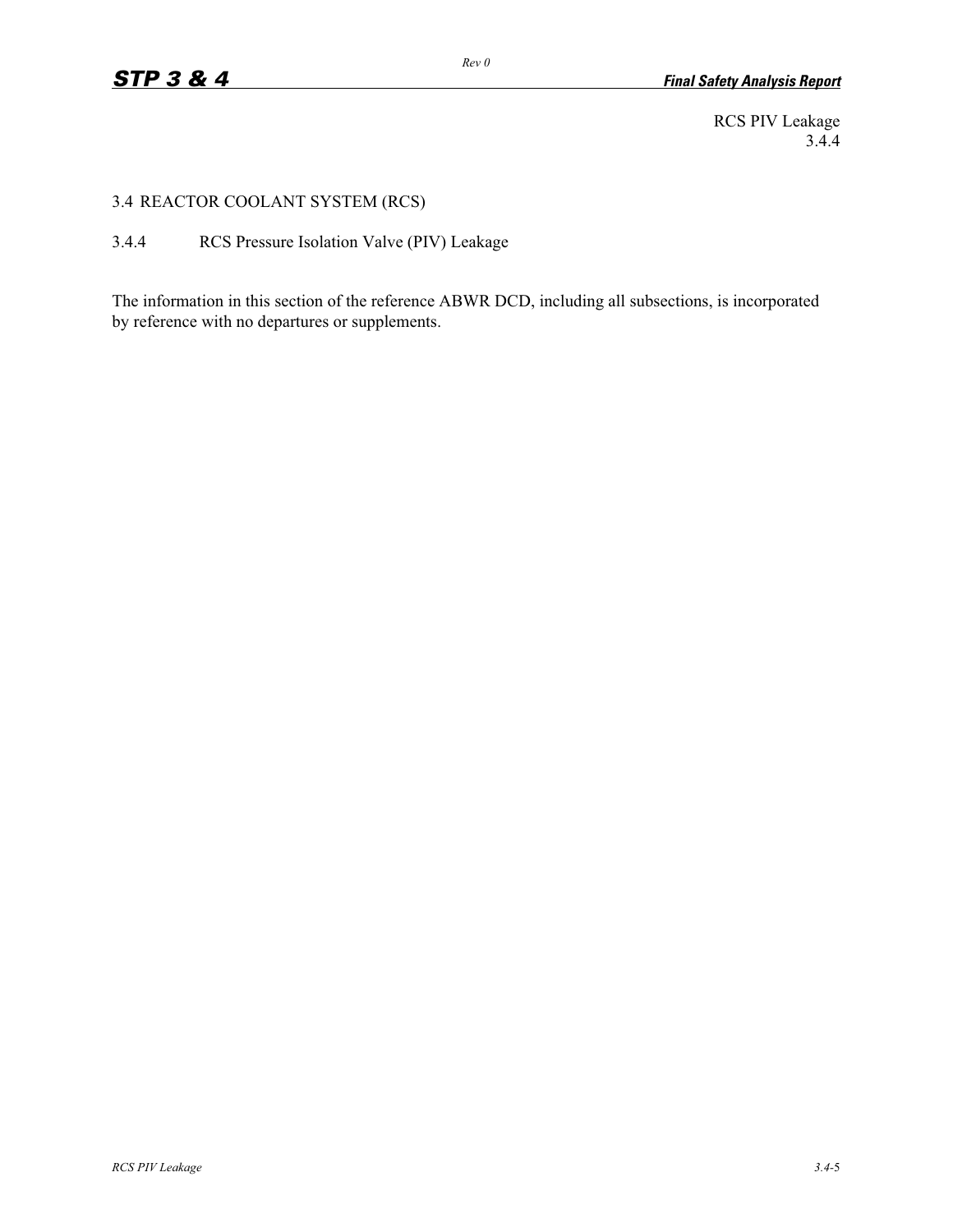RCS PIV Leakage
3.4.4

# 3.4 REACTOR COOLANT SYSTEM (RCS)

## 3.4.4 RCS Pressure Isolation Valve (PIV) Leakage

The information in this section of the reference ABWR DCD, including all subsections, is incorporated by reference with no departures or supplements.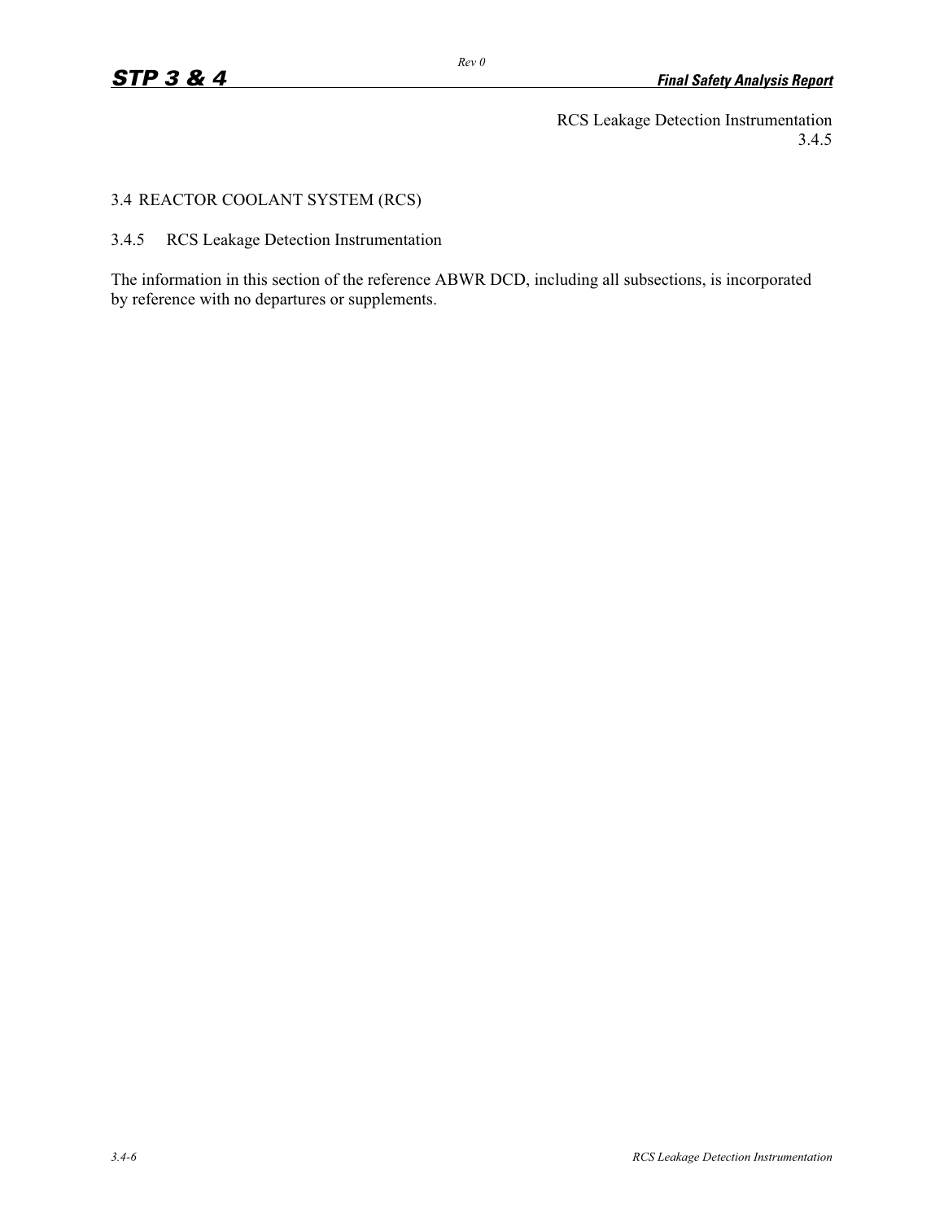RCS Leakage Detection Instrumentation
3.4.5

## 3.4 REACTOR COOLANT SYSTEM (RCS)

### 3.4.5 RCS Leakage Detection Instrumentation

The information in this section of the reference ABWR DCD, including all subsections, is incorporated by reference with no departures or supplements.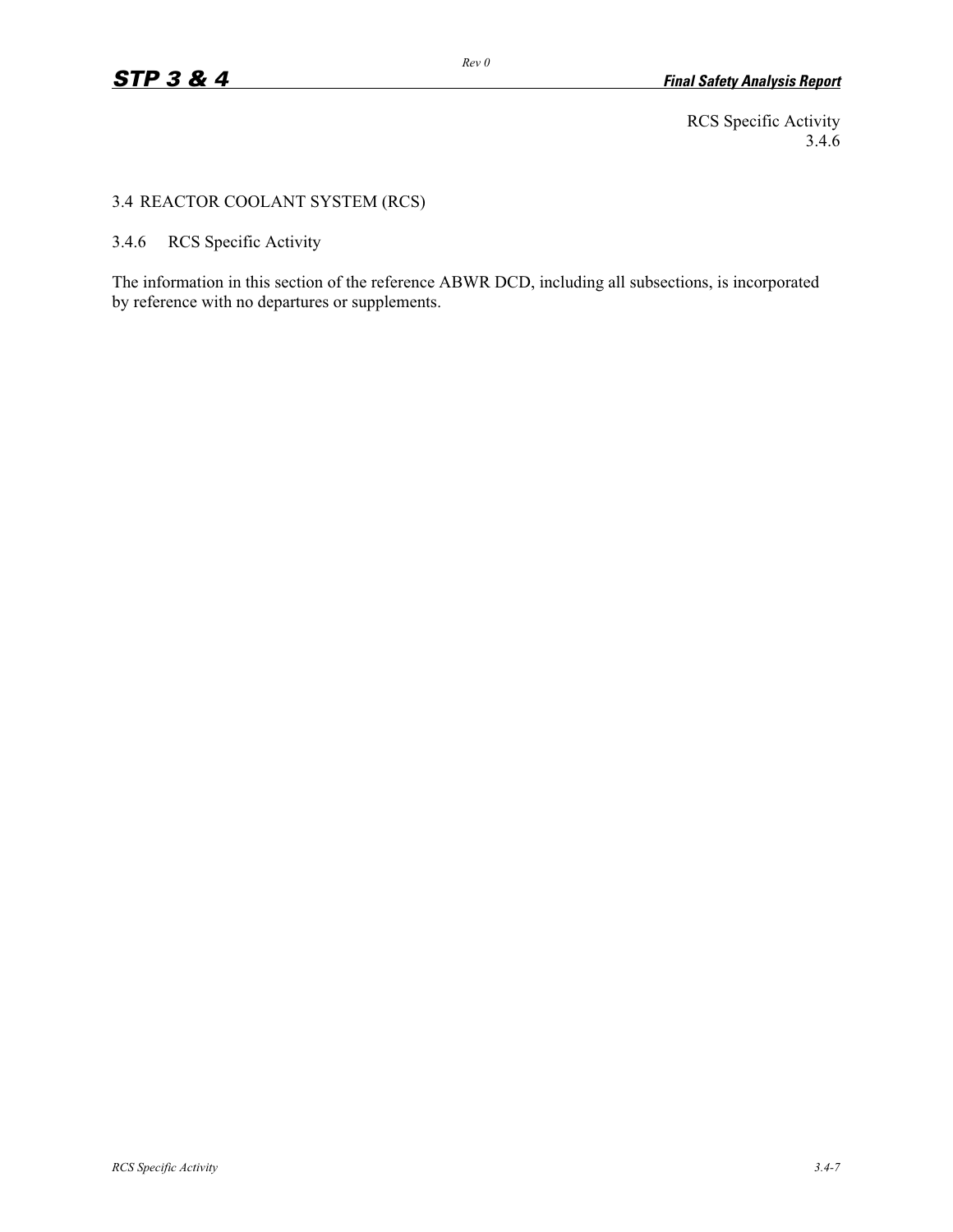RCS Specific Activity
3.4.6

## 3.4 REACTOR COOLANT SYSTEM (RCS)

### 3.4.6 RCS Specific Activity

The information in this section of the reference ABWR DCD, including all subsections, is incorporated by reference with no departures or supplements.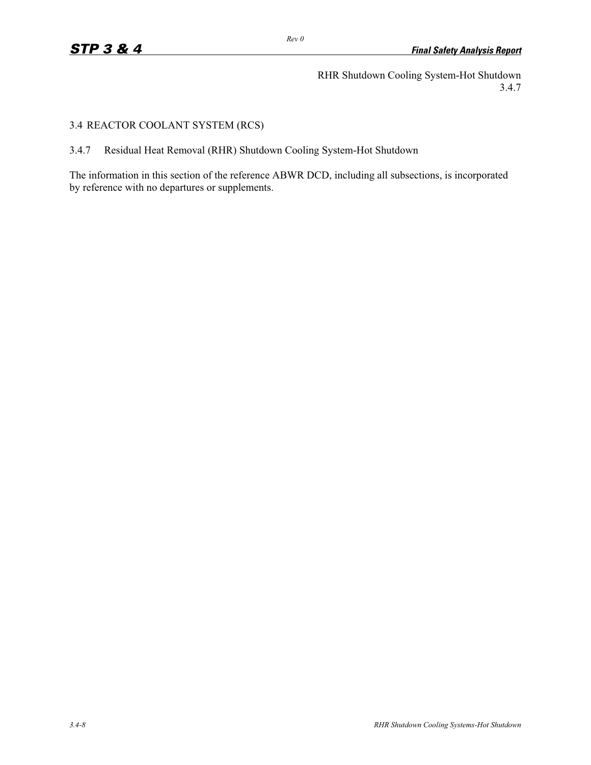RHR Shutdown Cooling System-Hot Shutdown
3.4.7

## 3.4 REACTOR COOLANT SYSTEM (RCS)

### 3.4.7 Residual Heat Removal (RHR) Shutdown Cooling System-Hot Shutdown

The information in this section of the reference ABWR DCD, including all subsections, is incorporated by reference with no departures or supplements.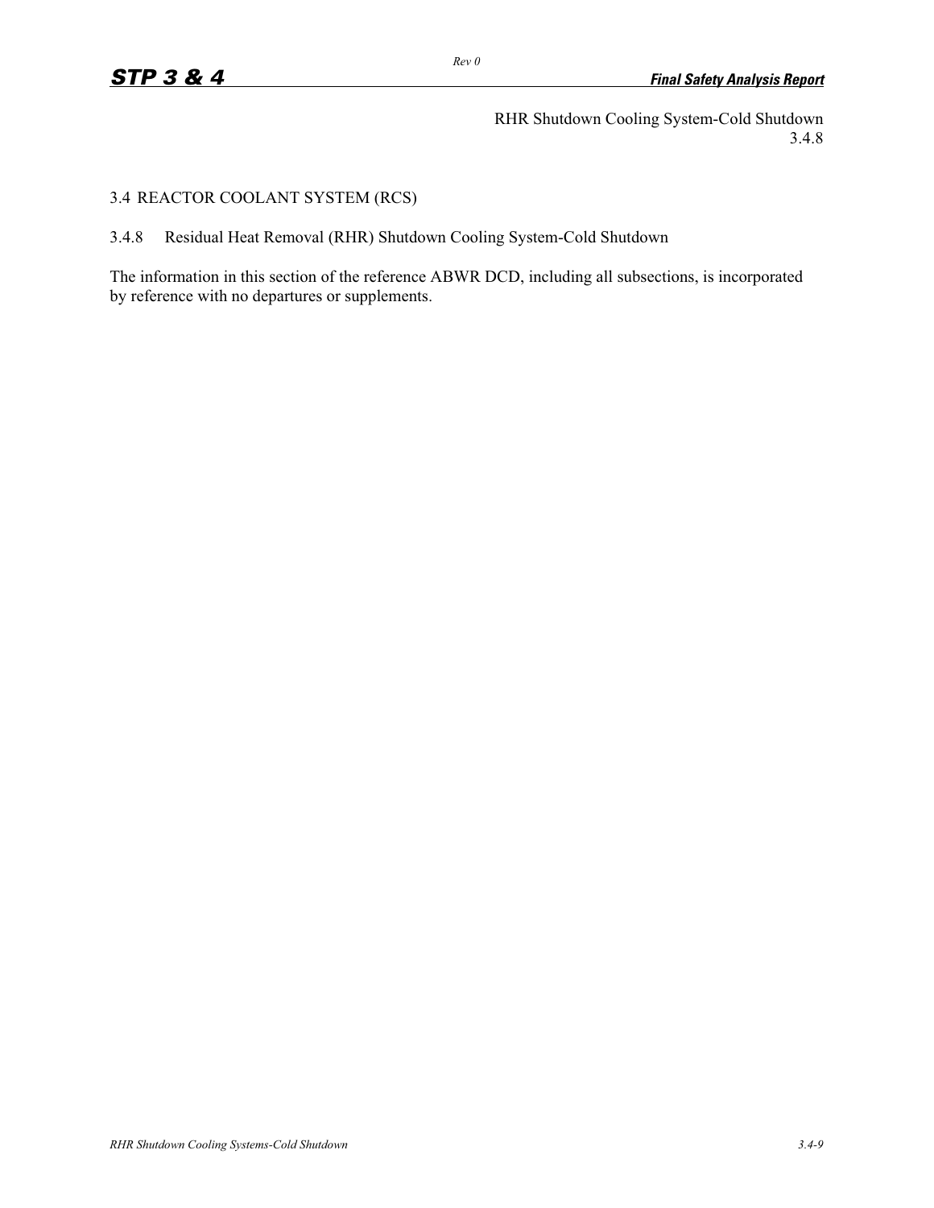RHR Shutdown Cooling System-Cold Shutdown
3.4.8

## 3.4 REACTOR COOLANT SYSTEM (RCS)

### 3.4.8 Residual Heat Removal (RHR) Shutdown Cooling System-Cold Shutdown

The information in this section of the reference ABWR DCD, including all subsections, is incorporated by reference with no departures or supplements.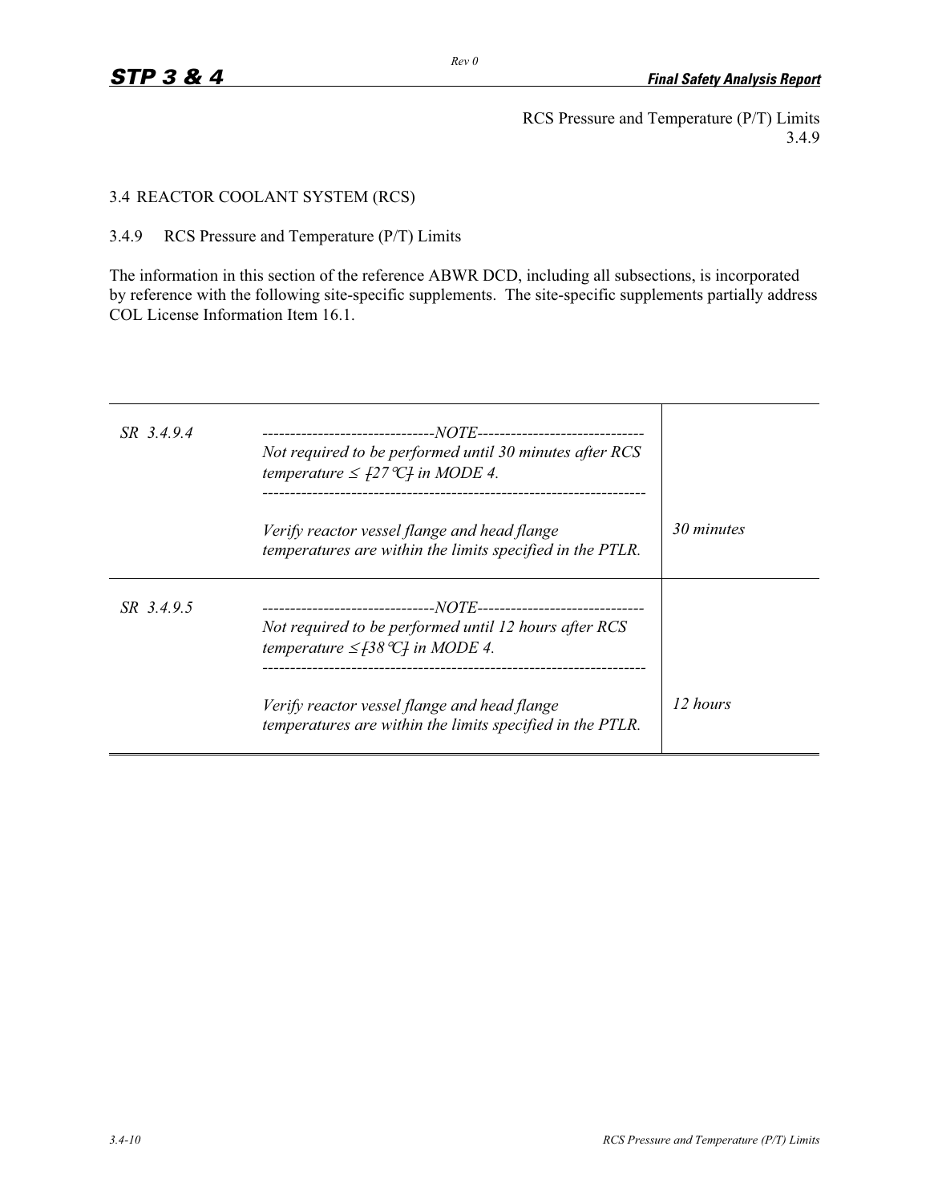RCS Pressure and Temperature (P/T) Limits
3.4.9

## 3.4 REACTOR COOLANT SYSTEM (RCS)

### 3.4.9 RCS Pressure and Temperature (P/T) Limits

The information in this section of the reference ABWR DCD, including all subsections, is incorporated by reference with the following site-specific supplements. The site-specific supplements partially address COL License Information Item 16.1.

| | | |
|---|---|---|
| *SR 3.4.9.4* | *-------------------------------NOTE------------------------------ Not required to be performed until 30 minutes after RCS temperature ≤ [27°C] in MODE 4. -------------------------------------------------------------------* *Verify reactor vessel flange and head flange temperatures are within the limits specified in the PTLR.* | *30 minutes* |
| *SR 3.4.9.5* | *-------------------------------NOTE------------------------------ Not required to be performed until 12 hours after RCS temperature ≤ [38°C] in MODE 4. -------------------------------------------------------------------* *Verify reactor vessel flange and head flange temperatures are within the limits specified in the PTLR.* | *12 hours* |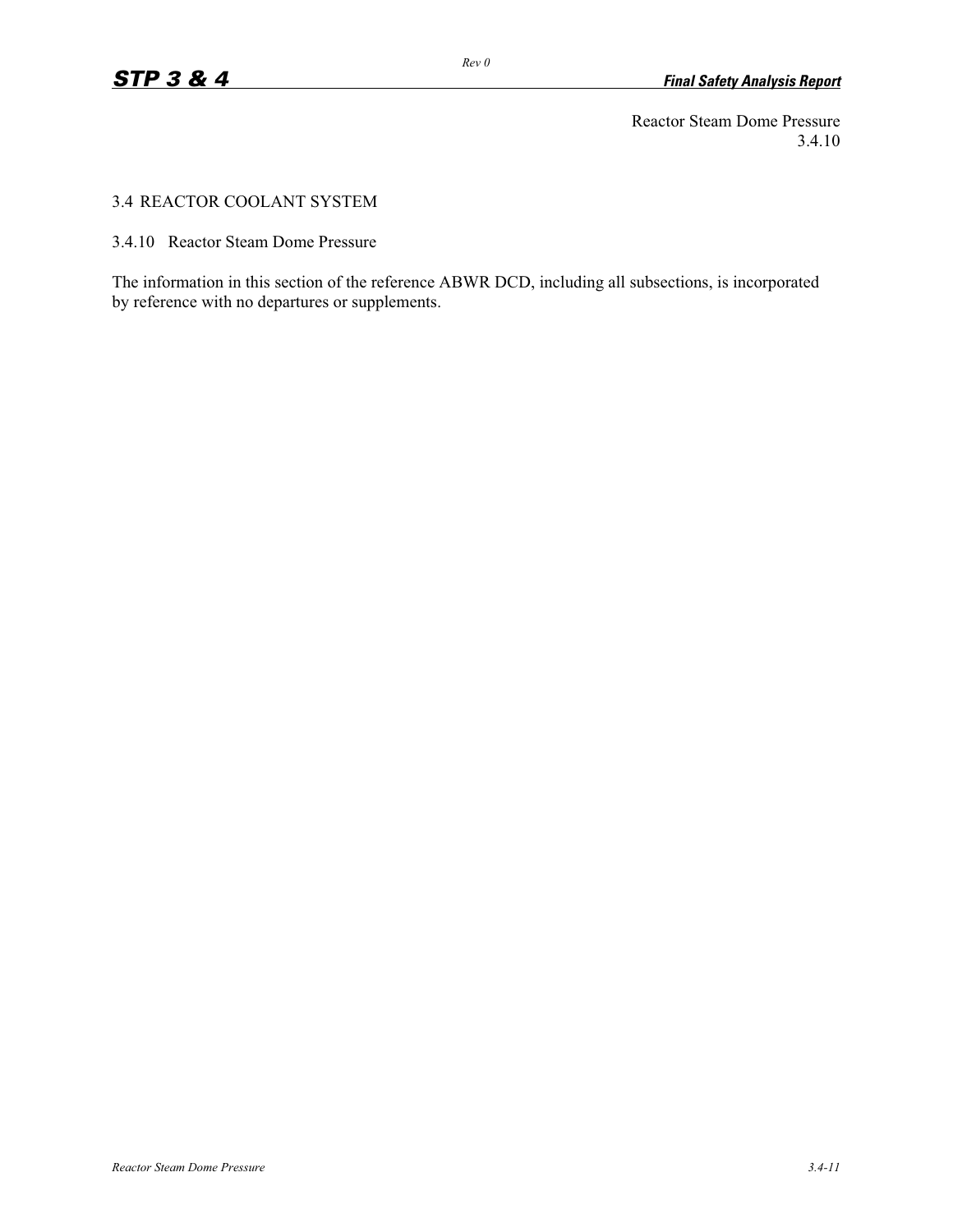## 3.4 REACTOR COOLANT SYSTEM

### 3.4.10 Reactor Steam Dome Pressure

The information in this section of the reference ABWR DCD, including all subsections, is incorporated by reference with no departures or supplements.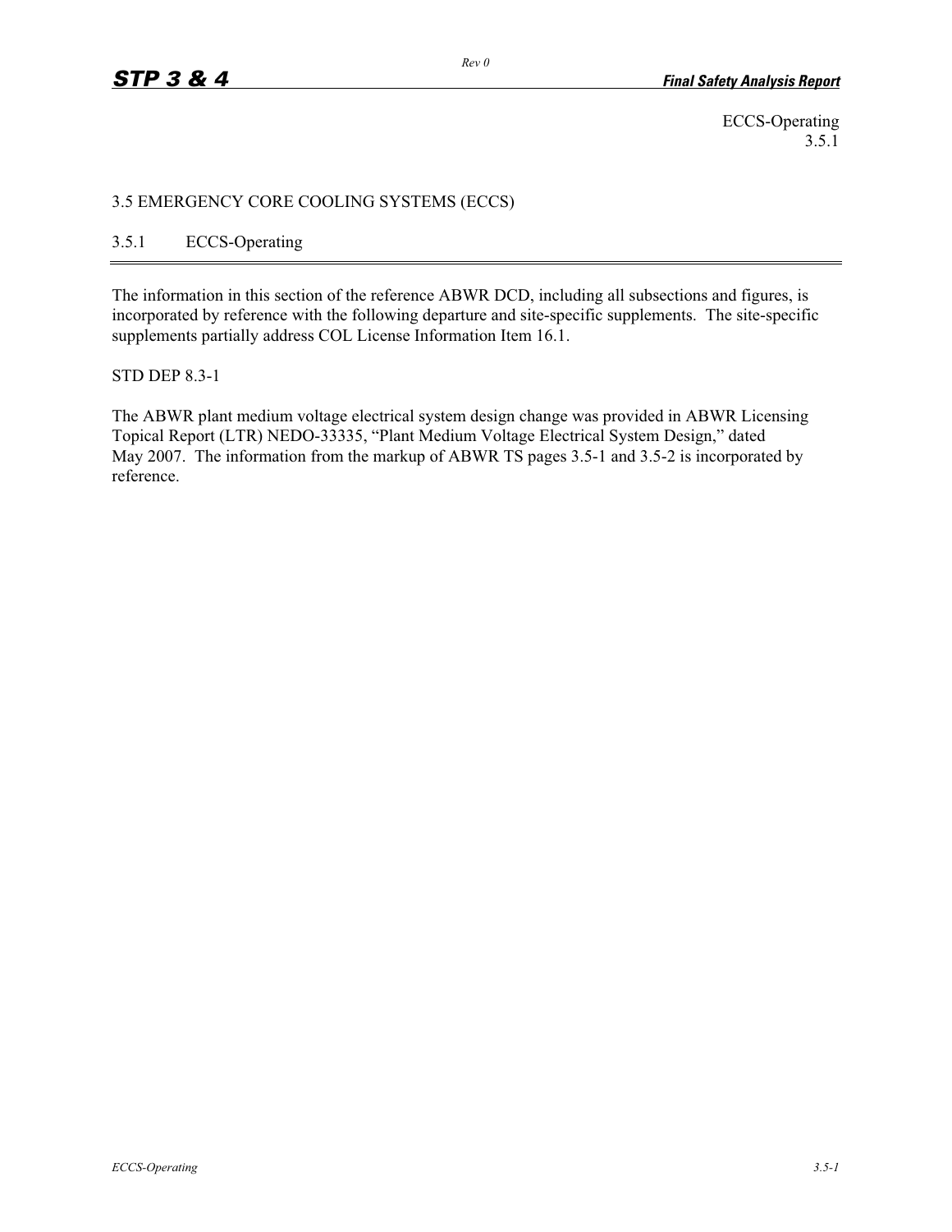ECCS-Operating
3.5.1

# 3.5 EMERGENCY CORE COOLING SYSTEMS (ECCS)

## 3.5.1 ECCS-Operating

---

The information in this section of the reference ABWR DCD, including all subsections and figures, is incorporated by reference with the following departure and site-specific supplements. The site-specific supplements partially address COL License Information Item 16.1.

STD DEP 8.3-1

The ABWR plant medium voltage electrical system design change was provided in ABWR Licensing Topical Report (LTR) NEDO-33335, "Plant Medium Voltage Electrical System Design," dated May 2007. The information from the markup of ABWR TS pages 3.5-1 and 3.5-2 is incorporated by reference.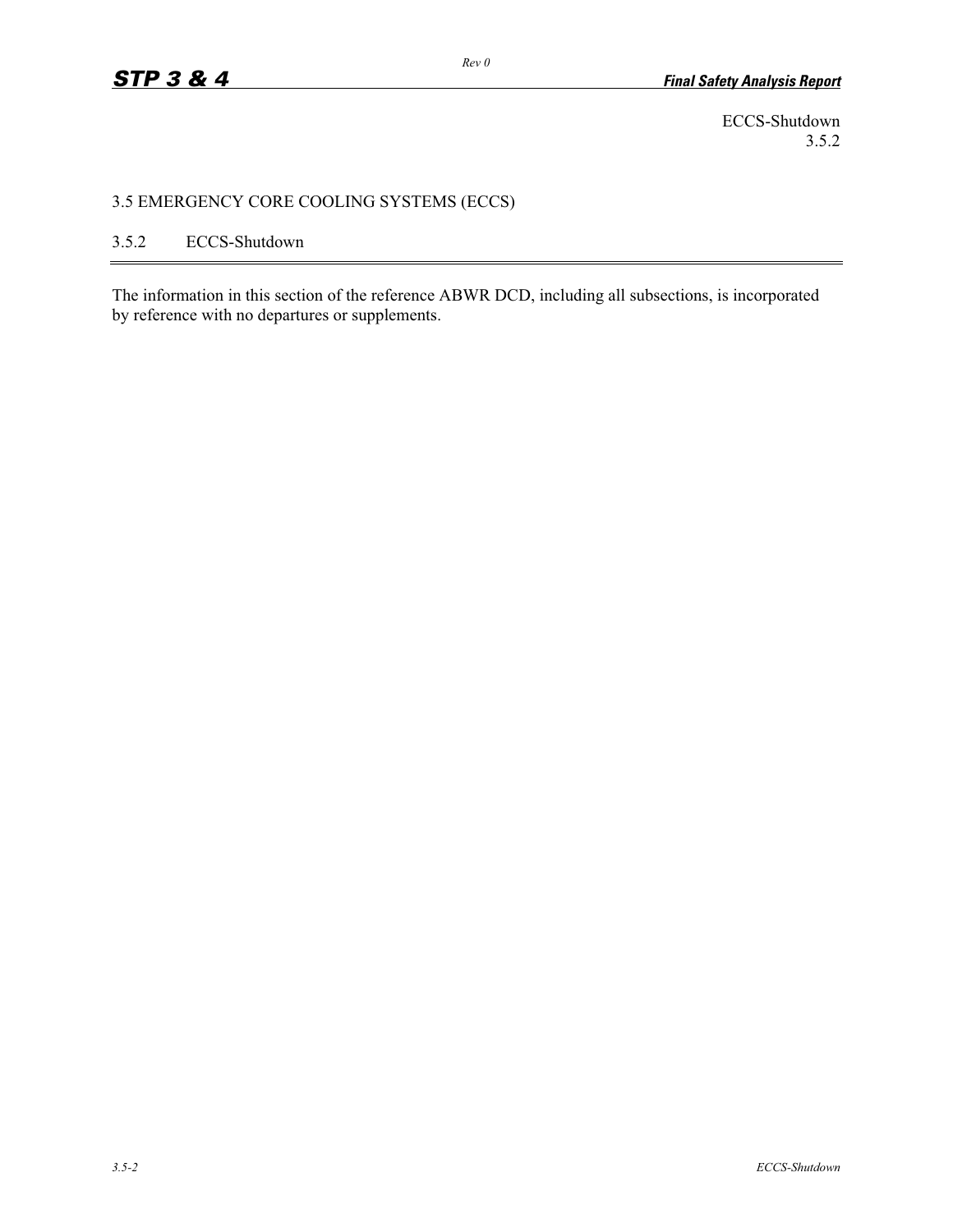## 3.5 EMERGENCY CORE COOLING SYSTEMS (ECCS)

### 3.5.2 ECCS-Shutdown

The information in this section of the reference ABWR DCD, including all subsections, is incorporated by reference with no departures or supplements.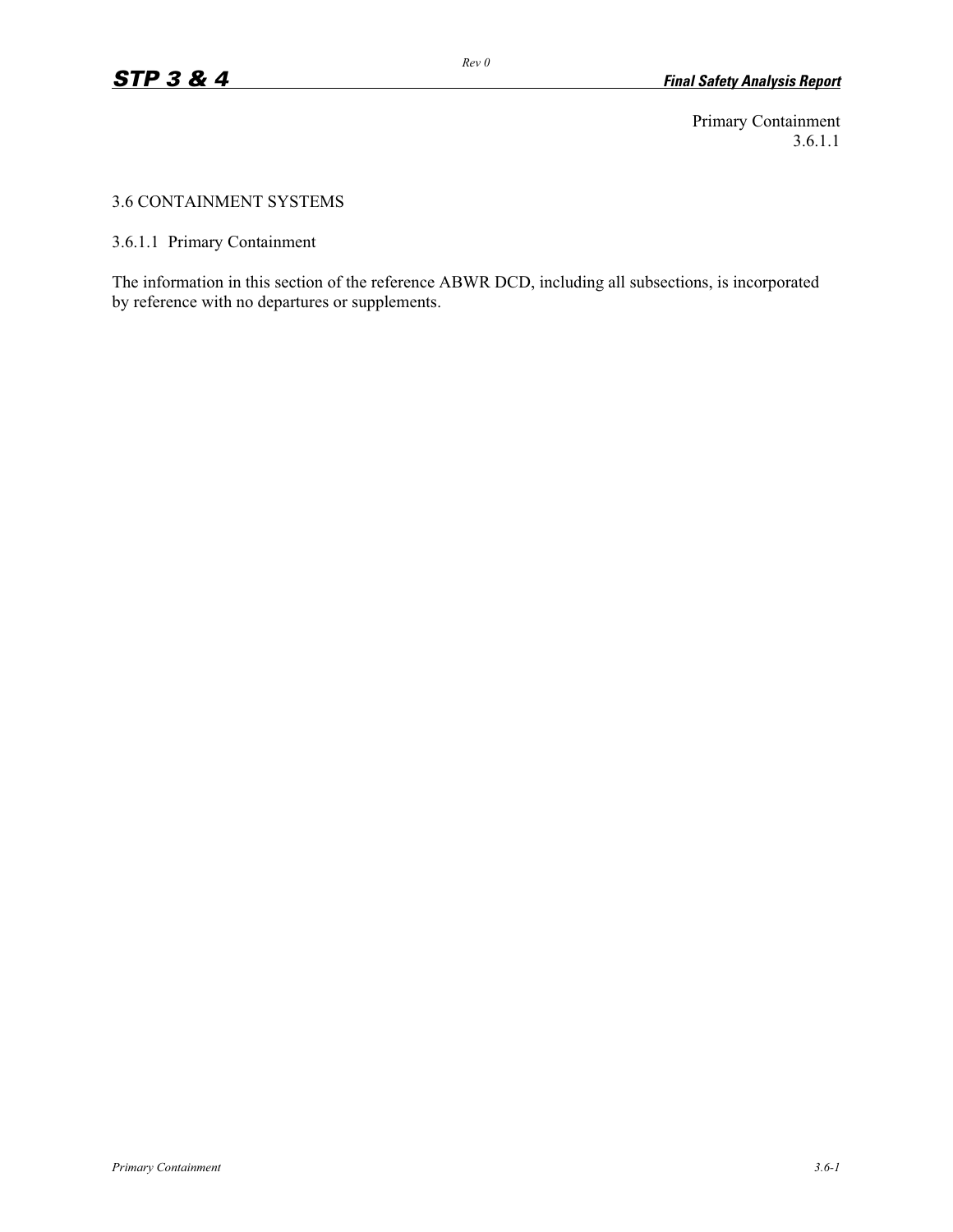# 3.6 CONTAINMENT SYSTEMS

## 3.6.1.1 Primary Containment

The information in this section of the reference ABWR DCD, including all subsections, is incorporated by reference with no departures or supplements.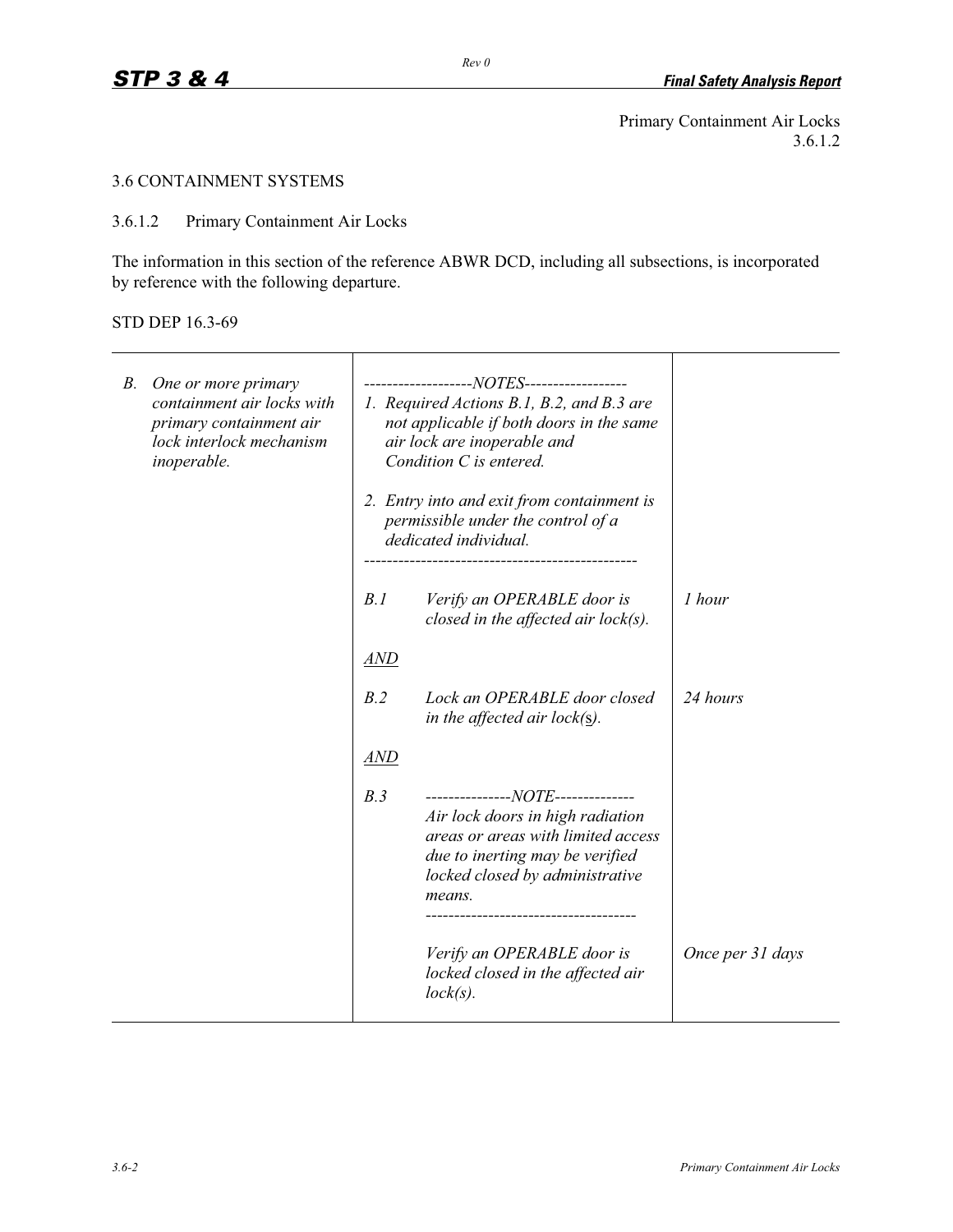Primary Containment Air Locks
3.6.1.2

## 3.6 CONTAINMENT SYSTEMS

### 3.6.1.2 Primary Containment Air Locks

The information in this section of the reference ABWR DCD, including all subsections, is incorporated by reference with the following departure.

STD DEP 16.3-69

| | | |
|---|---|---|
| *B. One or more primary containment air locks with primary containment air lock interlock mechanism inoperable.* | *-------------------NOTES------------------*<br>*1. Required Actions B.1, B.2, and B.3 are not applicable if both doors in the same air lock are inoperable and Condition C is entered.*<br>*2. Entry into and exit from containment is permissible under the control of a dedicated individual.*<br>*------------------------------------------------* | |
| | *B.1 Verify an OPERABLE door is closed in the affected air lock(s).* | *1 hour* |
| | *AND* | |
| | *B.2 Lock an OPERABLE door closed in the affected air lock(s).* | *24 hours* |
| | *AND* | |
| | *B.3 ---------------NOTE--------------*<br>*Air lock doors in high radiation areas or areas with limited access due to inerting may be verified locked closed by administrative means.*<br>*-------------------------------------*<br>*Verify an OPERABLE door is locked closed in the affected air lock(s).* | *Once per 31 days* |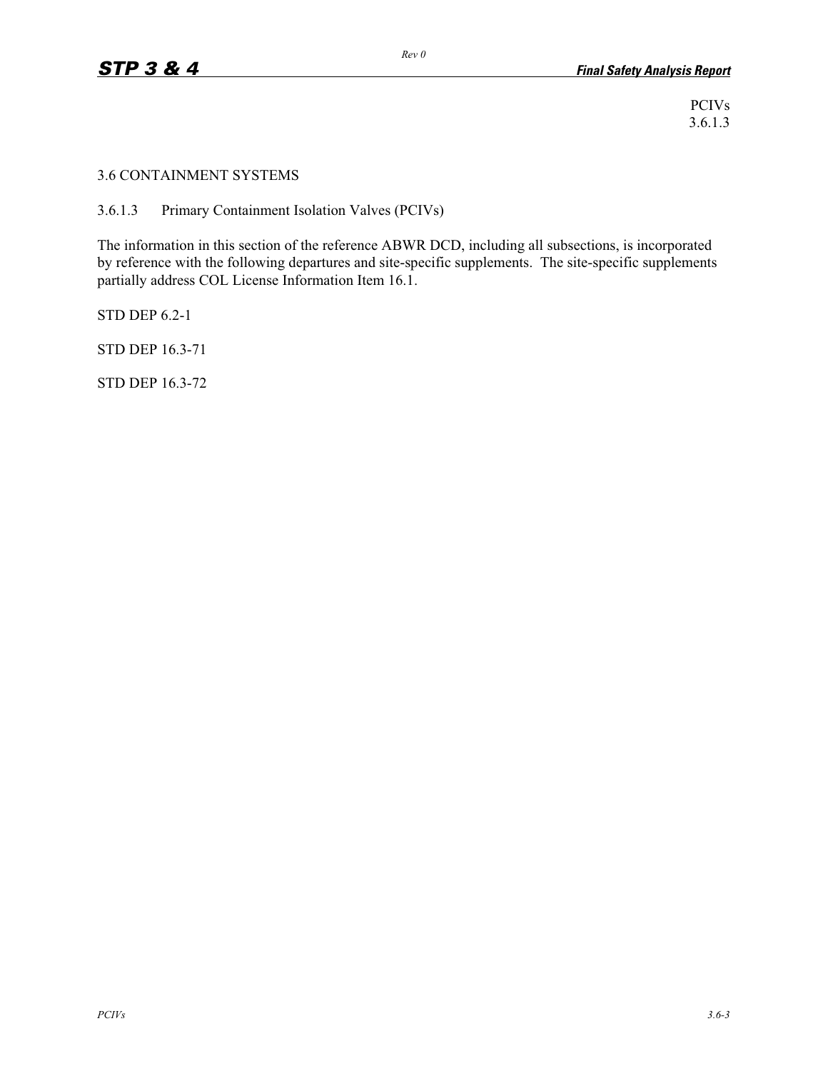PCIVs
3.6.1.3

## 3.6 CONTAINMENT SYSTEMS

### 3.6.1.3 Primary Containment Isolation Valves (PCIVs)

The information in this section of the reference ABWR DCD, including all subsections, is incorporated by reference with the following departures and site-specific supplements. The site-specific supplements partially address COL License Information Item 16.1.

STD DEP 6.2-1

STD DEP 16.3-71

STD DEP 16.3-72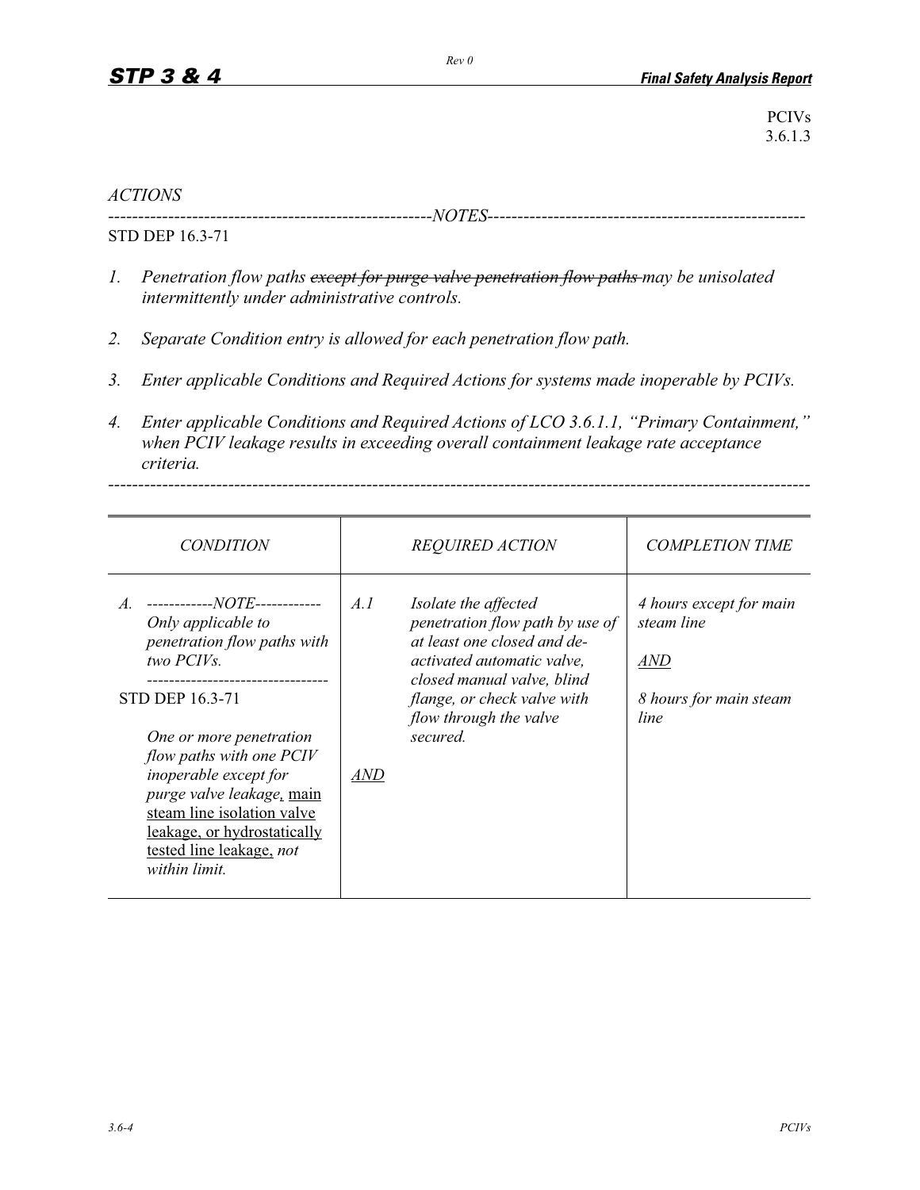PCIVs
3.6.1.3

*ACTIONS*

------------------------------------------------------NOTES------------------------------------------------------

STD DEP 16.3-71

1. *Penetration flow paths ~~except for purge valve penetration flow paths~~ may be unisolated intermittently under administrative controls.*

2. *Separate Condition entry is allowed for each penetration flow path.*

3. *Enter applicable Conditions and Required Actions for systems made inoperable by PCIVs.*

4. *Enter applicable Conditions and Required Actions of LCO 3.6.1.1, "Primary Containment," when PCIV leakage results in exceeding overall containment leakage rate acceptance criteria.*

-------------------------------------------------------------------------------------------------------------------

| *CONDITION* | *REQUIRED ACTION* | *COMPLETION TIME* |
|---|---|---|
| A. ------------*NOTE*------------ *Only applicable to penetration flow paths with two PCIVs.* -------------------------------- STD DEP 16.3-71 *One or more penetration flow paths with one PCIV inoperable except for purge valve leakage*, <u>main steam line isolation valve leakage, or hydrostatically tested line leakage,</u> *not within limit.* | A.1 *Isolate the affected penetration flow path by use of at least one closed and de-activated automatic valve, closed manual valve, blind flange, or check valve with flow through the valve secured.* <u>*AND*</u> | *4 hours except for main steam line* <u>*AND*</u> *8 hours for main steam line* |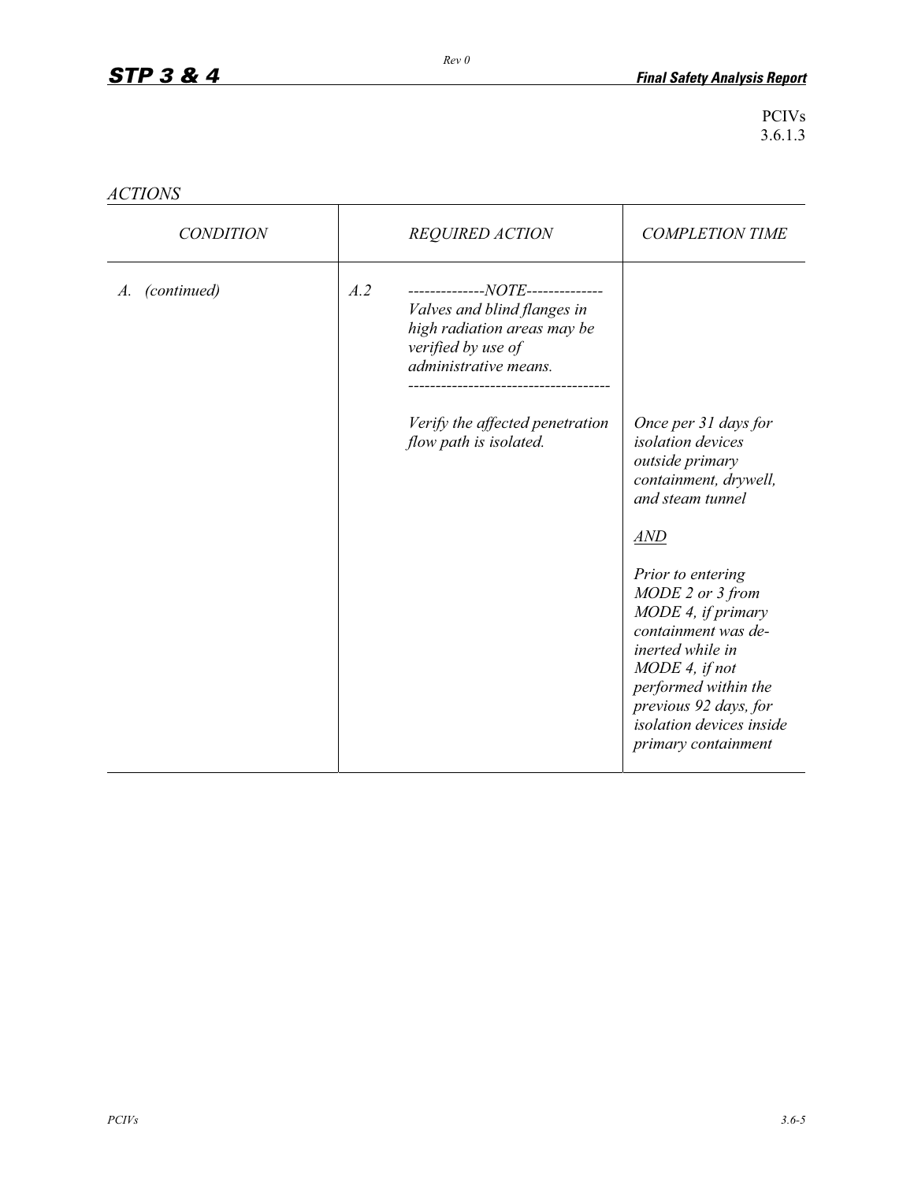PCIVs
3.6.1.3

*ACTIONS*

| *CONDITION* | *REQUIRED ACTION* | *COMPLETION TIME* |
|---|---|---|
| *A. (continued)* | *A.2* --------------*NOTE*-------------- *Valves and blind flanges in high radiation areas may be verified by use of administrative means.* ------------------------------------ *Verify the affected penetration flow path is isolated.* | *Once per 31 days for isolation devices outside primary containment, drywell, and steam tunnel* <br><br> ***AND*** <br><br> *Prior to entering MODE 2 or 3 from MODE 4, if primary containment was de-inerted while in MODE 4, if not performed within the previous 92 days, for isolation devices inside primary containment* |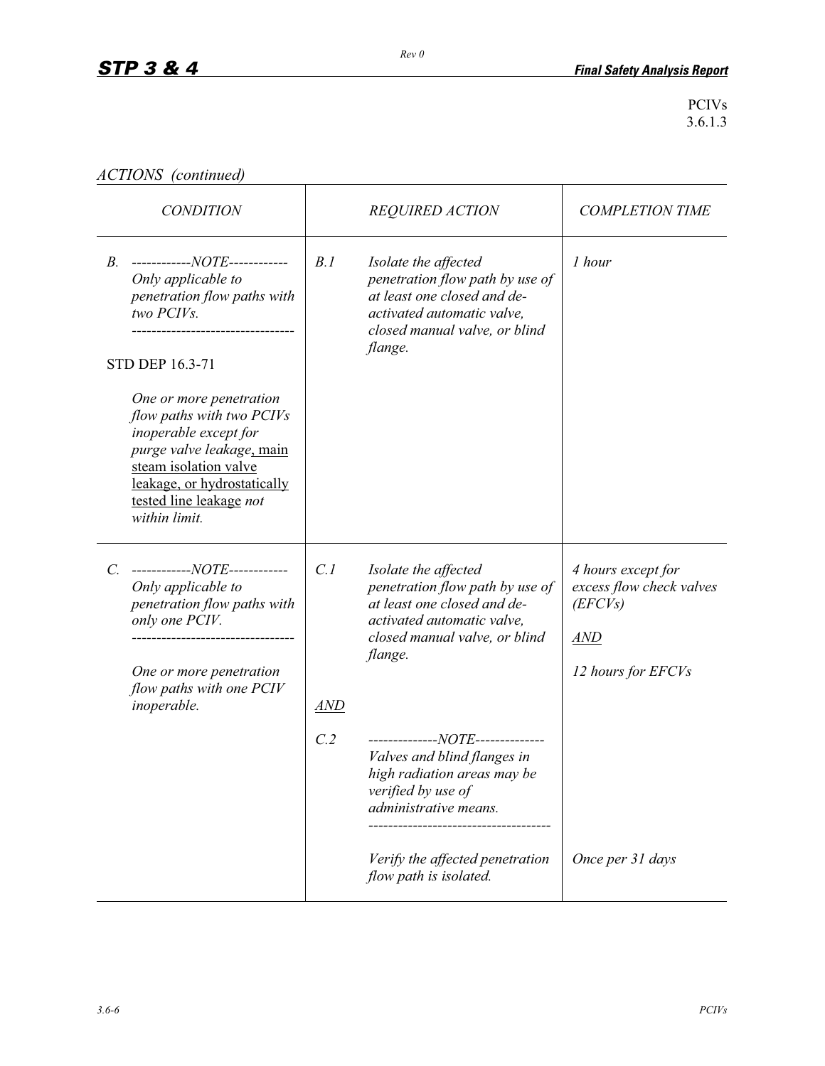PCIVs
3.6.1.3

*ACTIONS (continued)*

| *CONDITION* | *REQUIRED ACTION* | *COMPLETION TIME* |
|---|---|---|
| B. ------------*NOTE*------------ *Only applicable to penetration flow paths with two PCIVs.* -------------------------------- STD DEP 16.3-71 *One or more penetration flow paths with two PCIVs inoperable except for purge valve leakage*, main steam isolation valve leakage, or hydrostatically tested line leakage *not within limit.* | B.1 *Isolate the affected penetration flow path by use of at least one closed and de-activated automatic valve, closed manual valve, or blind flange.* | *1 hour* |
| C. ------------*NOTE*------------ *Only applicable to penetration flow paths with only one PCIV.* -------------------------------- *One or more penetration flow paths with one PCIV inoperable.* | C.1 *Isolate the affected penetration flow path by use of at least one closed and de-activated automatic valve, closed manual valve, or blind flange.* | *4 hours except for excess flow check valves (EFCVs)* <u>*AND*</u> *12 hours for EFCVs* |
| | <u>*AND*</u> | |
| | C.2 --------------*NOTE*-------------- *Valves and blind flanges in high radiation areas may be verified by use of administrative means.* ------------------------------------ *Verify the affected penetration flow path is isolated.* | *Once per 31 days* |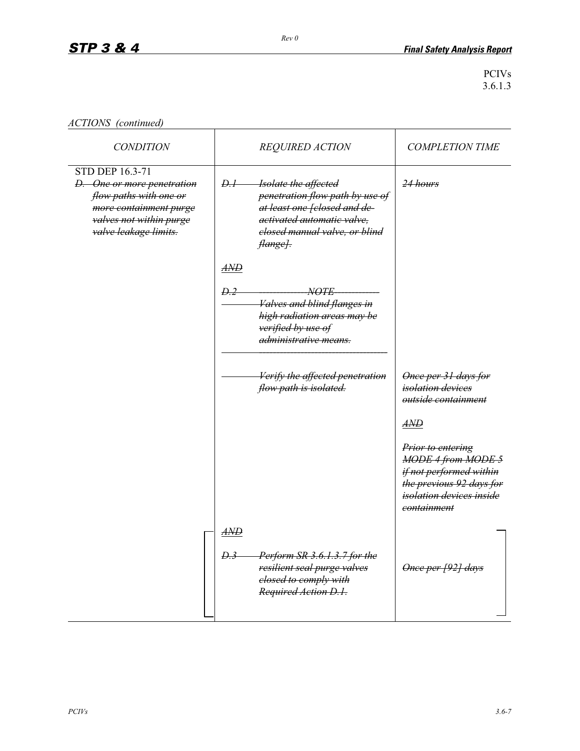PCIVs
3.6.1.3

*ACTIONS (continued)*

| *CONDITION* | *REQUIRED ACTION* | *COMPLETION TIME* |
|---|---|---|
| STD DEP 16.3-71<br>~~*D. One or more penetration flow paths with one or more containment purge valves not within purge valve leakage limits.*~~ | ~~*D.1 Isolate the affected penetration flow path by use of at least one [closed and de-activated automatic valve, closed manual valve, or blind flange].*~~ | ~~*24 hours*~~ |
| | ~~*AND*~~ | |
| | ~~*D.2 ------------NOTE------------ Valves and blind flanges in high radiation areas may be verified by use of administrative means. ------------------------------*~~<br><br>~~*Verify the affected penetration flow path is isolated.*~~ | ~~*Once per 31 days for isolation devices outside containment*~~<br><br>~~*AND*~~<br><br>~~*Prior to entering MODE 4 from MODE 5 if not performed within the previous 92 days for isolation devices inside containment*~~ |
| | ~~*AND*~~ | |
| | ~~*D.3 Perform SR 3.6.1.3.7 for the resilient seal purge valves closed to comply with Required Action D.1.*~~ | ~~*Once per [92] days*~~ |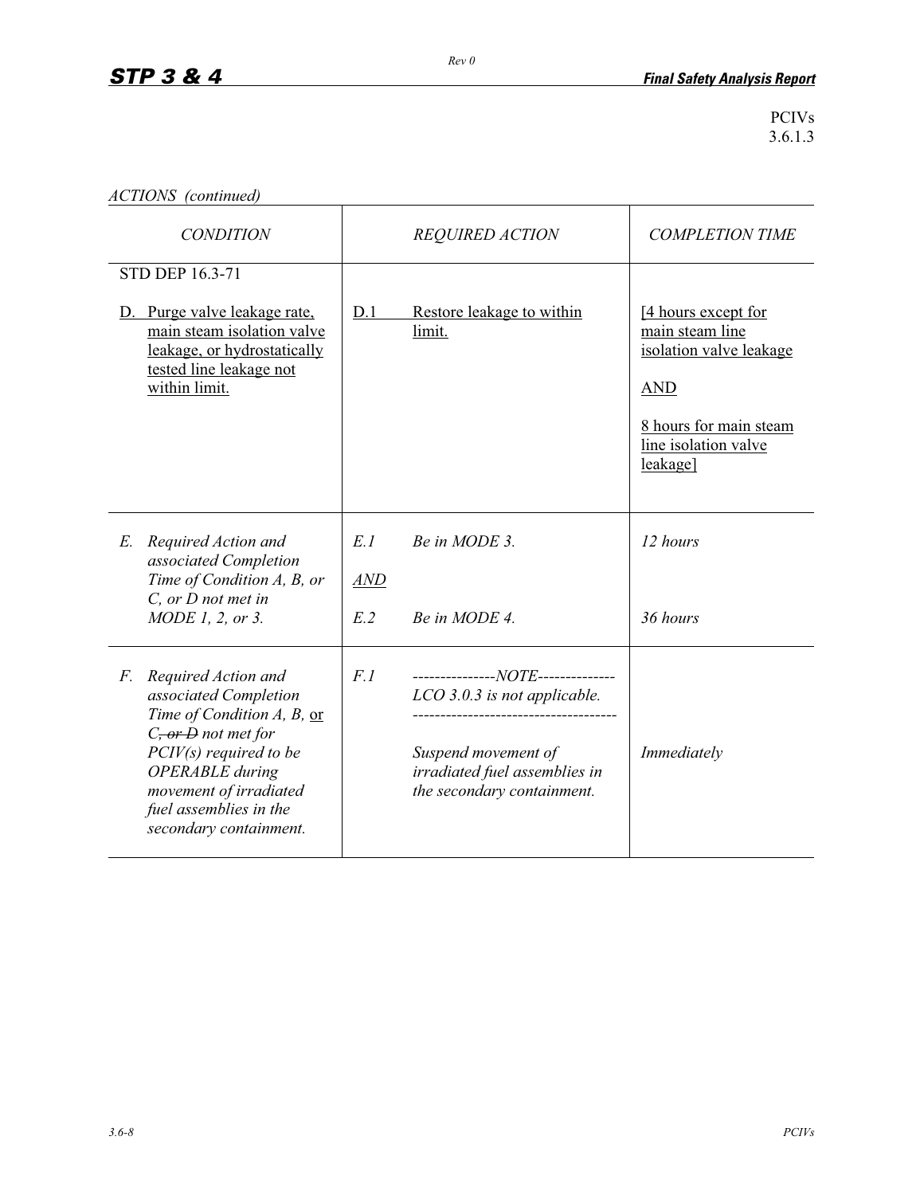PCIVs
3.6.1.3

*ACTIONS (continued)*

| *CONDITION* | *REQUIRED ACTION* | *COMPLETION TIME* |
|---|---|---|
| STD DEP 16.3-71<br><br>D. Purge valve leakage rate, main steam isolation valve leakage, or hydrostatically tested line leakage not within limit. | D.1 Restore leakage to within limit. | [4 hours except for main steam line isolation valve leakage<br><br>AND<br><br>8 hours for main steam line isolation valve leakage] |
| *E. Required Action and associated Completion Time of Condition A, B, or C, or D not met in MODE 1, 2, or 3.* | *E.1 Be in MODE 3.*<br><br>***AND***<br><br>*E.2 Be in MODE 4.* | *12 hours*<br><br><br><br>*36 hours* |
| *F. Required Action and associated Completion Time of Condition A, B, or C, ~~or D~~ not met for PCIV(s) required to be OPERABLE during movement of irradiated fuel assemblies in the secondary containment.* | *F.1 ---------------NOTE--------------<br>LCO 3.0.3 is not applicable.<br>------------------------------------<br><br>Suspend movement of irradiated fuel assemblies in the secondary containment.* | *Immediately* |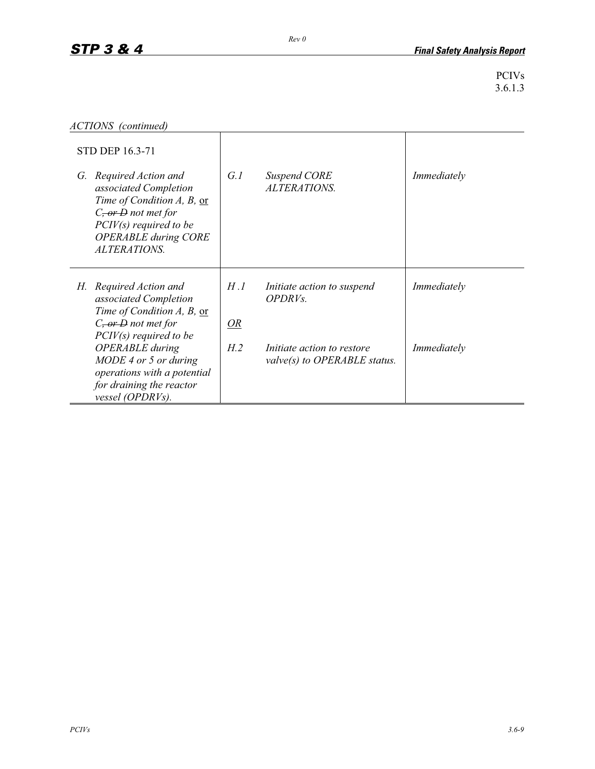PCIVs
3.6.1.3

*ACTIONS (continued)*

| | | |
|---|---|---|
| STD DEP 16.3-71<br><br>*G. Required Action and associated Completion Time of Condition A, B,* or *C, ~~or D~~ not met for PCIV(s) required to be OPERABLE during CORE ALTERATIONS.* | *G.1 Suspend CORE ALTERATIONS.* | *Immediately* |
| *H. Required Action and associated Completion Time of Condition A, B,* or *C, ~~or D~~ not met for PCIV(s) required to be OPERABLE during MODE 4 or 5 or during operations with a potential for draining the reactor vessel (OPDRVs).* | *H .1 Initiate action to suspend OPDRVs.*<br><br>OR<br><br>*H.2 Initiate action to restore valve(s) to OPERABLE status.* | *Immediately*<br><br><br><br>*Immediately* |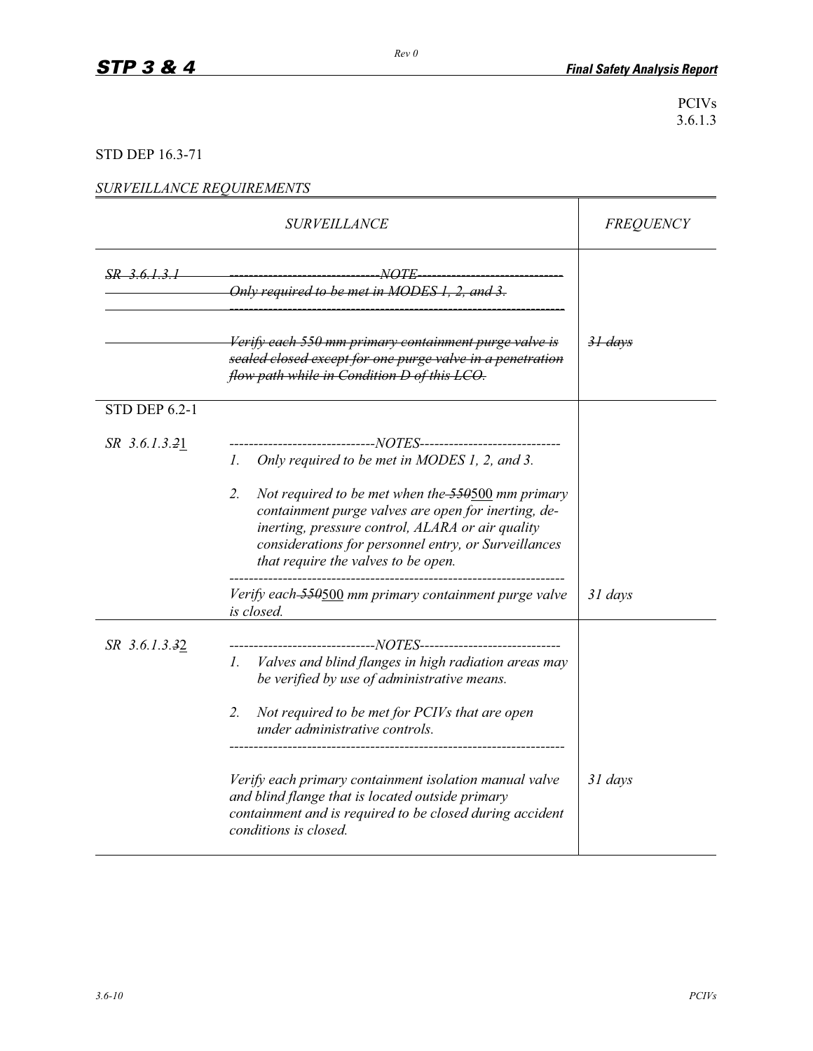PCIVs
3.6.1.3

STD DEP 16.3-71

*SURVEILLANCE REQUIREMENTS*

| SURVEILLANCE | | FREQUENCY |
|---|---|---|
| ~~*SR 3.6.1.3.1*~~ | ~~*-------NOTE-------*~~<br>~~*Only required to be met in MODES 1, 2, and 3.*~~<br>~~*----------------*~~<br><br>~~*Verify each 550 mm primary containment purge valve is sealed closed except for one purge valve in a penetration flow path while in Condition D of this LCO.*~~ | ~~*31 days*~~ |
| STD DEP 6.2-1<br><br>*SR 3.6.1.3.~~2~~1* | *-------NOTES-------*<br>1. *Only required to be met in MODES 1, 2, and 3.*<br>2. *Not required to be met when the ~~550~~*500 *mm primary containment purge valves are open for inerting, de-inerting, pressure control, ALARA or air quality considerations for personnel entry, or Surveillances that require the valves to be open.*<br>*----------------*<br>*Verify each ~~550~~*500 *mm primary containment purge valve is closed.* | *31 days* |
| *SR 3.6.1.3.~~3~~2* | *-------NOTES-------*<br>1. *Valves and blind flanges in high radiation areas may be verified by use of administrative means.*<br>2. *Not required to be met for PCIVs that are open under administrative controls.*<br>*----------------*<br><br>*Verify each primary containment isolation manual valve and blind flange that is located outside primary containment and is required to be closed during accident conditions is closed.* | *31 days* |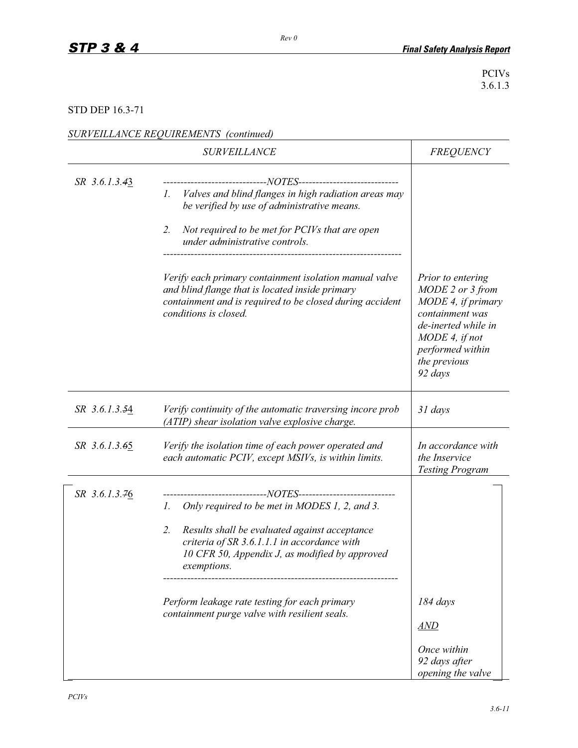PCIVs
3.6.1.3

STD DEP 16.3-71

*SURVEILLANCE REQUIREMENTS (continued)*

| | *SURVEILLANCE* | *FREQUENCY* |
|---|---|---|
| *SR 3.6.1.3.~~4~~3* | *-------------------------------NOTES-------------------------------*<br>*1. Valves and blind flanges in high radiation areas may be verified by use of administrative means.*<br>*2. Not required to be met for PCIVs that are open under administrative controls.*<br>*---------------------------------------------------------------------*<br>*Verify each primary containment isolation manual valve and blind flange that is located inside primary containment and is required to be closed during accident conditions is closed.* | *Prior to entering MODE 2 or 3 from MODE 4, if primary containment was de-inerted while in MODE 4, if not performed within the previous 92 days* |
| *SR 3.6.1.3.~~5~~4* | *Verify continuity of the automatic traversing incore prob (ATIP) shear isolation valve explosive charge.* | *31 days* |
| *SR 3.6.1.3.~~6~~5* | *Verify the isolation time of each power operated and each automatic PCIV, except MSIVs, is within limits.* | *In accordance with the Inservice Testing Program* |
| *SR 3.6.1.3.~~7~~6* | *-------------------------------NOTES-------------------------------*<br>*1. Only required to be met in MODES 1, 2, and 3.*<br>*2. Results shall be evaluated against acceptance criteria of SR 3.6.1.1.1 in accordance with 10 CFR 50, Appendix J, as modified by approved exemptions.*<br>*---------------------------------------------------------------------*<br>*Perform leakage rate testing for each primary containment purge valve with resilient seals.* | *184 days*<br>***AND***<br>*Once within 92 days after opening the valve* |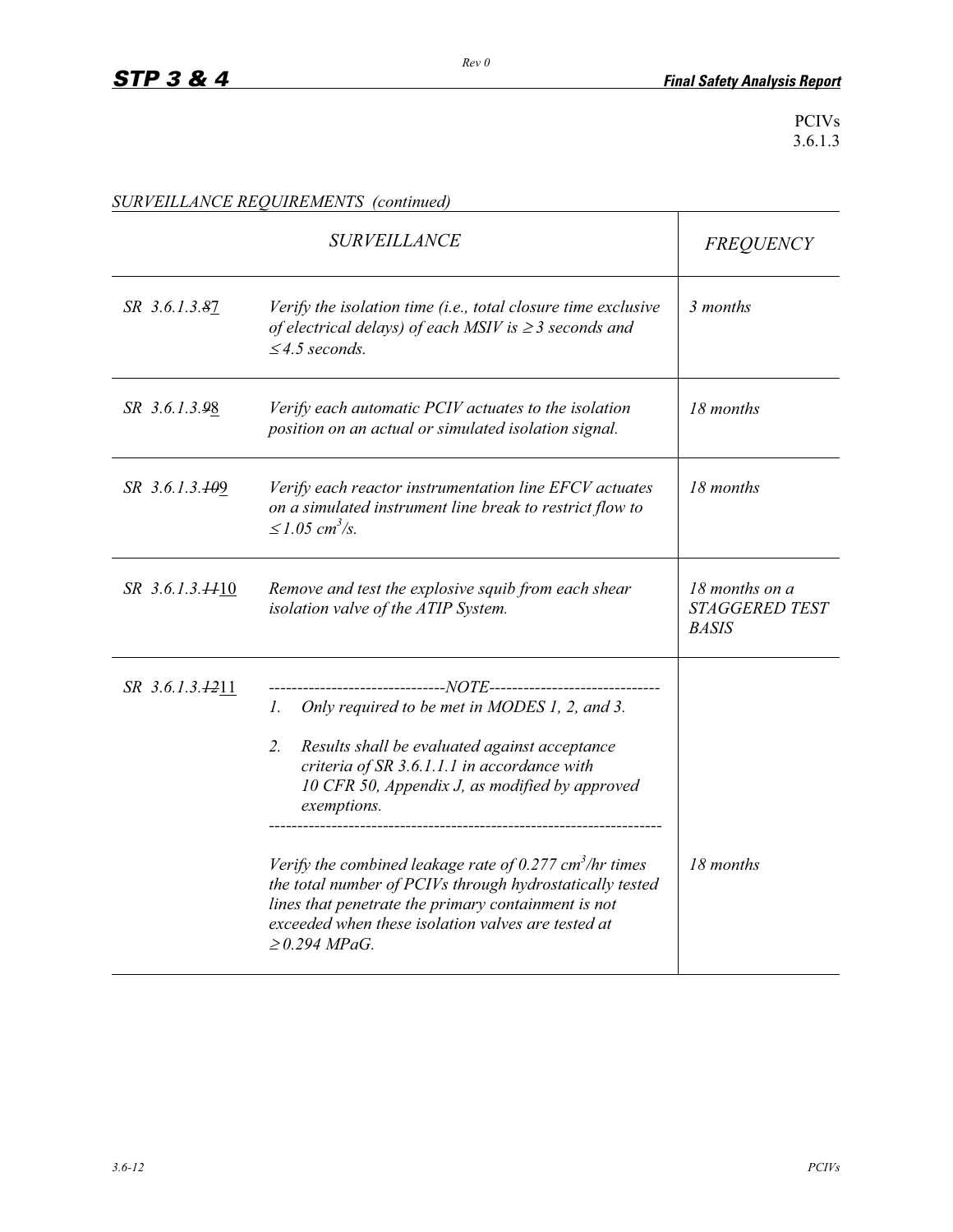PCIVs
3.6.1.3

*SURVEILLANCE REQUIREMENTS (continued)*

| *SURVEILLANCE* | | *FREQUENCY* |
|---|---|---|
| *SR 3.6.1.3.~~8~~7* | *Verify the isolation time (i.e., total closure time exclusive of electrical delays) of each MSIV is ≥ 3 seconds and ≤ 4.5 seconds.* | *3 months* |
| *SR 3.6.1.3.~~9~~8* | *Verify each automatic PCIV actuates to the isolation position on an actual or simulated isolation signal.* | *18 months* |
| *SR 3.6.1.3.~~10~~9* | *Verify each reactor instrumentation line EFCV actuates on a simulated instrument line break to restrict flow to ≤ 1.05 $cm^3/s$.* | *18 months* |
| *SR 3.6.1.3.~~11~~10* | *Remove and test the explosive squib from each shear isolation valve of the ATIP System.* | *18 months on a STAGGERED TEST BASIS* |
| *SR 3.6.1.3.~~12~~11* | *-------------------------------NOTE------------------------------ 1. Only required to be met in MODES 1, 2, and 3. 2. Results shall be evaluated against acceptance criteria of SR 3.6.1.1.1 in accordance with 10 CFR 50, Appendix J, as modified by approved exemptions. ------------------------------------------------------------------- Verify the combined leakage rate of 0.277 $cm^3$/hr times the total number of PCIVs through hydrostatically tested lines that penetrate the primary containment is not exceeded when these isolation valves are tested at ≥ 0.294 MPaG.* | *18 months* |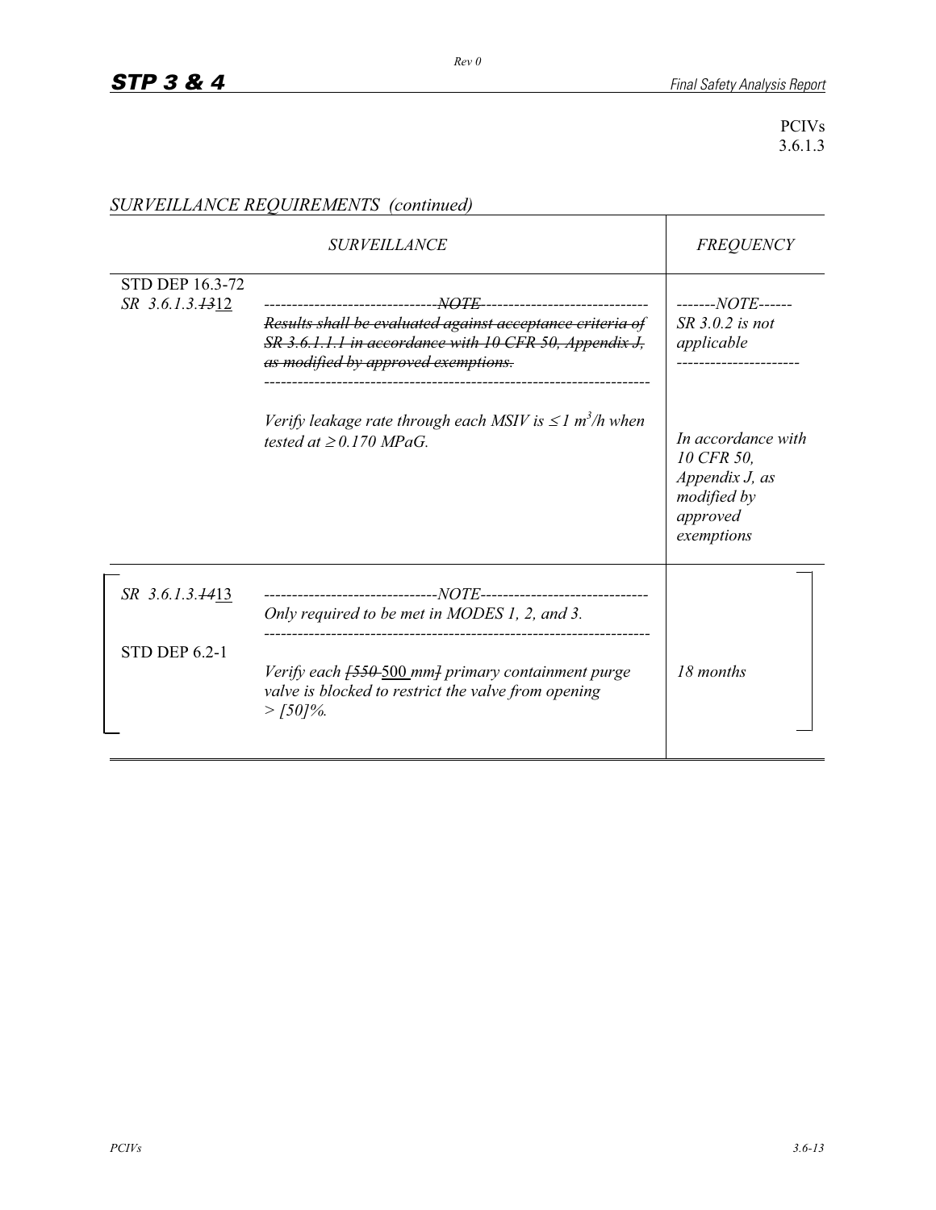PCIVs
3.6.1.3

*SURVEILLANCE REQUIREMENTS (continued)*

| *SURVEILLANCE* | | *FREQUENCY* |
|---|---|---|
| STD DEP 16.3-72<br>*SR 3.6.1.3.~~13~~12* | -------------------------------~~NOTE~~------------------------------<br>~~*Results shall be evaluated against acceptance criteria of SR 3.6.1.1.1 in accordance with 10 CFR 50, Appendix J, as modified by approved exemptions.*~~<br>---------------------------------------------------------------------<br><br>*Verify leakage rate through each MSIV is ≤ 1 $m^3$/h when tested at ≥ 0.170 MPaG.* | -------*NOTE*------<br>*SR 3.0.2 is not applicable*<br>----------------------<br><br>*In accordance with 10 CFR 50, Appendix J, as modified by approved exemptions* |
| *SR 3.6.1.3.~~14~~13*<br><br>STD DEP 6.2-1 | -------------------------------*NOTE*------------------------------<br>*Only required to be met in MODES 1, 2, and 3.*<br>---------------------------------------------------------------------<br><br>*Verify each ~~[550~~ 500 mm~~]~~ primary containment purge valve is blocked to restrict the valve from opening > [50]%.* | *18 months* |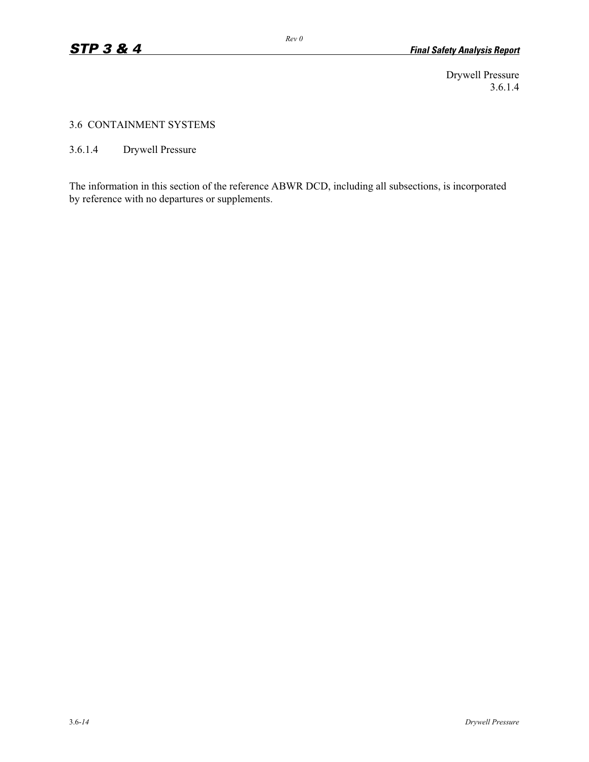# 3.6 CONTAINMENT SYSTEMS

## 3.6.1.4 Drywell Pressure

The information in this section of the reference ABWR DCD, including all subsections, is incorporated by reference with no departures or supplements.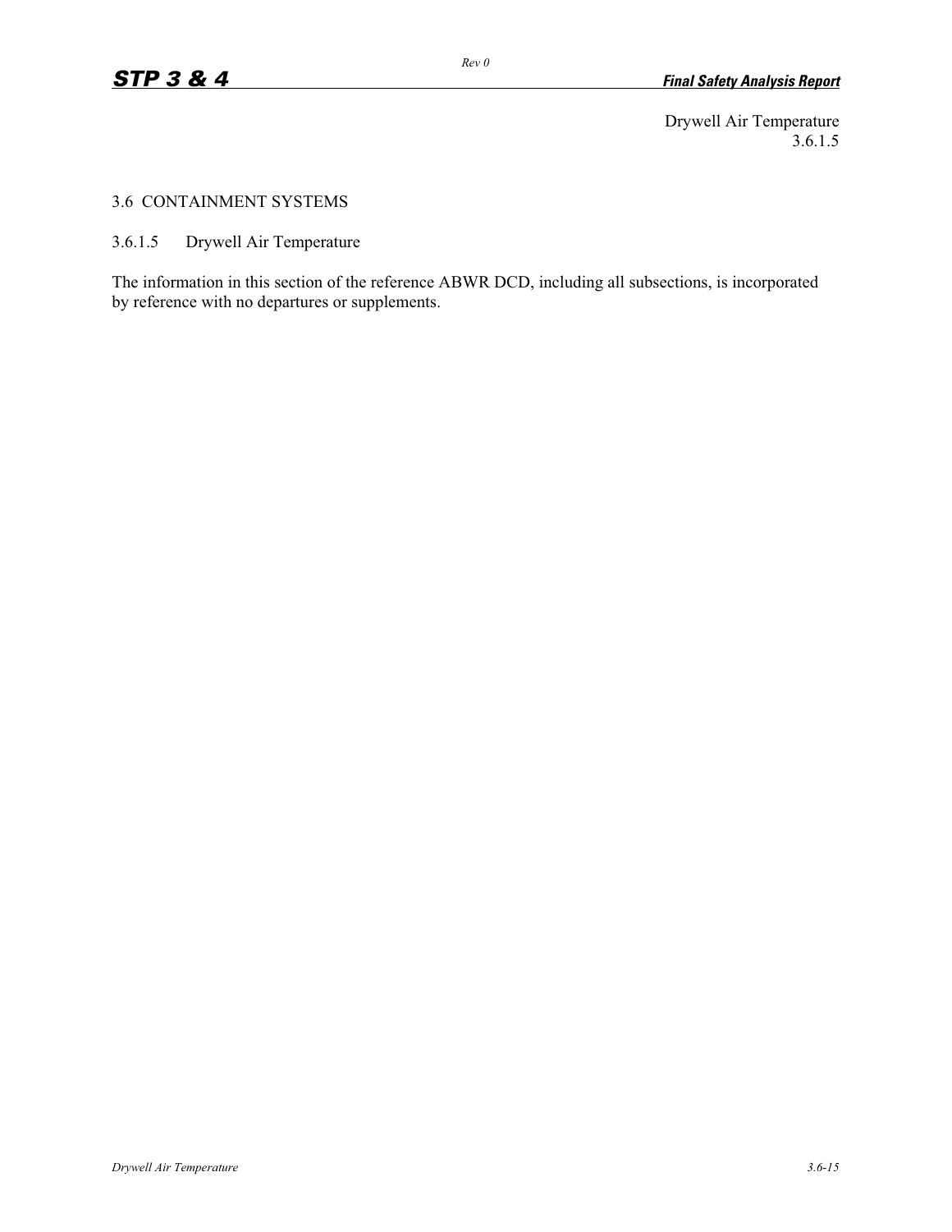## 3.6 CONTAINMENT SYSTEMS

### 3.6.1.5 Drywell Air Temperature

The information in this section of the reference ABWR DCD, including all subsections, is incorporated by reference with no departures or supplements.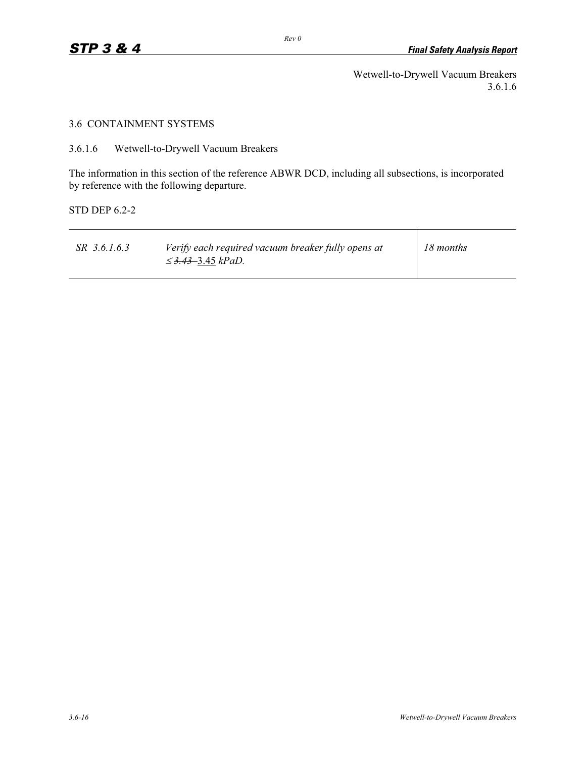Wetwell-to-Drywell Vacuum Breakers
3.6.1.6

## 3.6 CONTAINMENT SYSTEMS

### 3.6.1.6 Wetwell-to-Drywell Vacuum Breakers

The information in this section of the reference ABWR DCD, including all subsections, is incorporated by reference with the following departure.

STD DEP 6.2-2

| | | |
|---|---|---|
| *SR 3.6.1.6.3* | *Verify each required vacuum breaker fully opens at ≤ ~~3.43~~ 3.45 kPaD.* | *18 months* |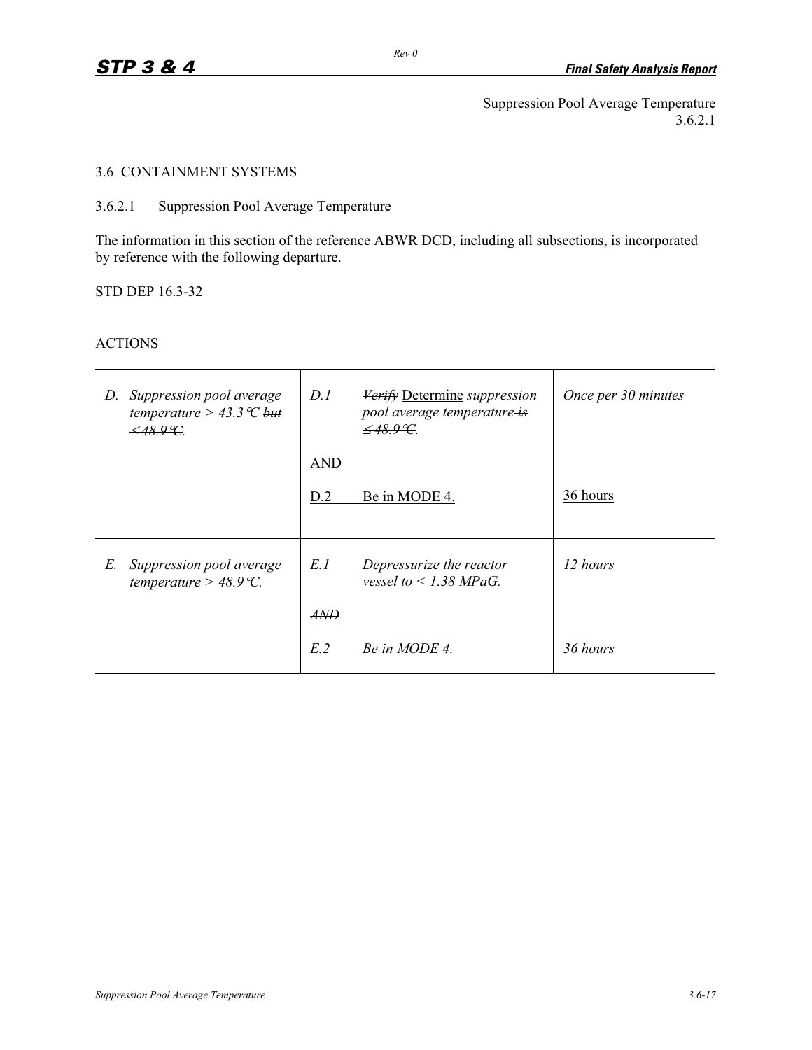Suppression Pool Average Temperature
3.6.2.1

## 3.6 CONTAINMENT SYSTEMS

### 3.6.2.1 Suppression Pool Average Temperature

The information in this section of the reference ABWR DCD, including all subsections, is incorporated by reference with the following departure.

STD DEP 16.3-32

ACTIONS

| | | |
|---|---|---|
| *D. Suppression pool average temperature > 43.3°C* ~~*but ≤ 48.9°C*~~. | *D.1* ~~*Verify*~~ <u>Determine</u> *suppression pool average temperature* ~~*is ≤ 48.9°C*~~.<br><br><u>AND</u><br><br><u>D.2 Be in MODE 4.</u> | *Once per 30 minutes*<br><br><br><br><u>36 hours</u> |
| *E. Suppression pool average temperature > 48.9°C.* | *E.1 Depressurize the reactor vessel to < 1.38 MPaG.*<br><br>~~*AND*~~<br><br>~~*E.2 Be in MODE 4.*~~ | *12 hours*<br><br><br><br>~~*36 hours*~~ |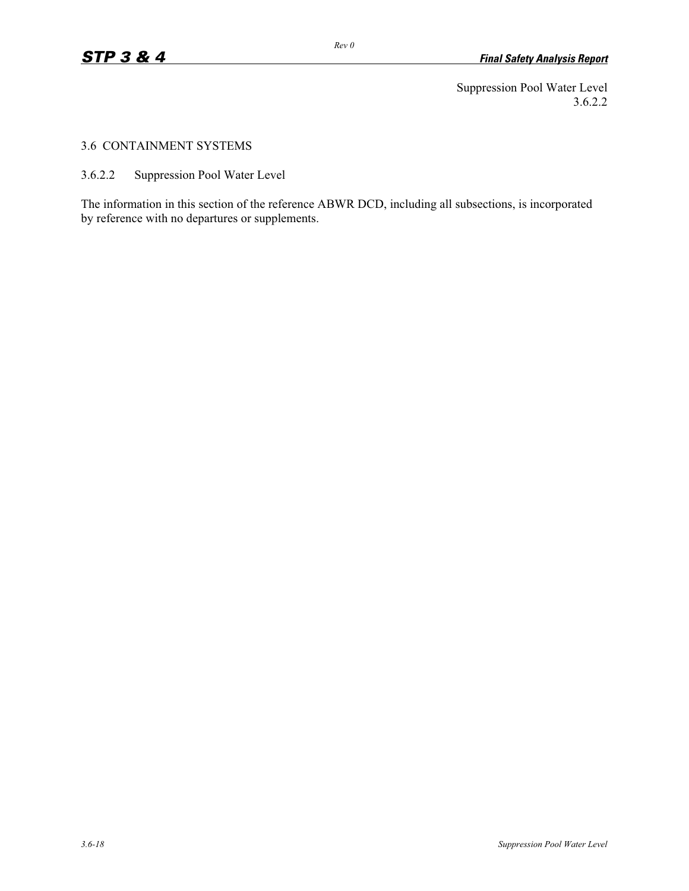# 3.6 CONTAINMENT SYSTEMS

## 3.6.2.2 Suppression Pool Water Level

The information in this section of the reference ABWR DCD, including all subsections, is incorporated by reference with no departures or supplements.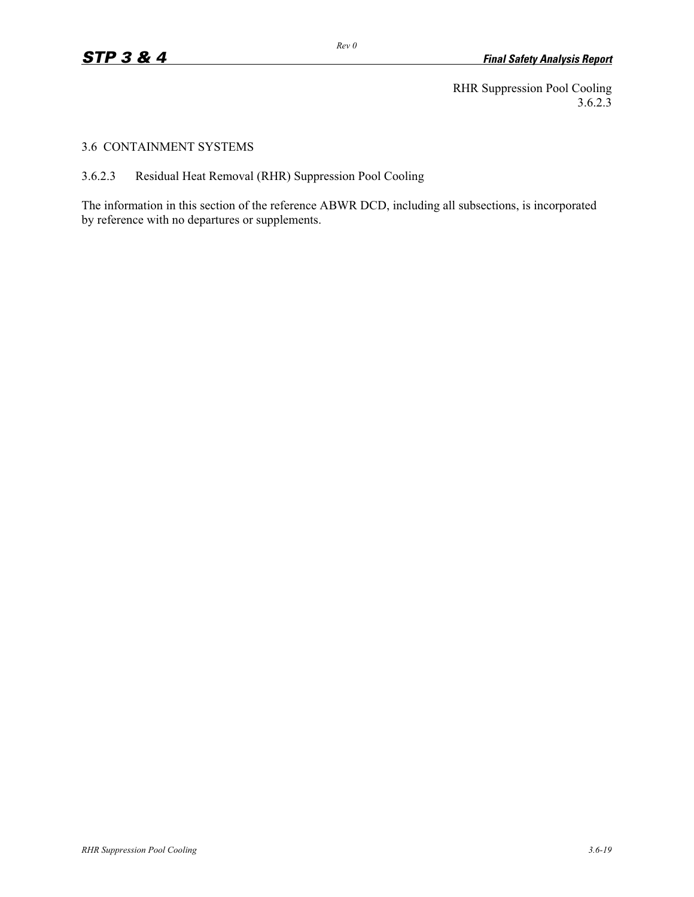RHR Suppression Pool Cooling
3.6.2.3

## 3.6 CONTAINMENT SYSTEMS

### 3.6.2.3 Residual Heat Removal (RHR) Suppression Pool Cooling

The information in this section of the reference ABWR DCD, including all subsections, is incorporated by reference with no departures or supplements.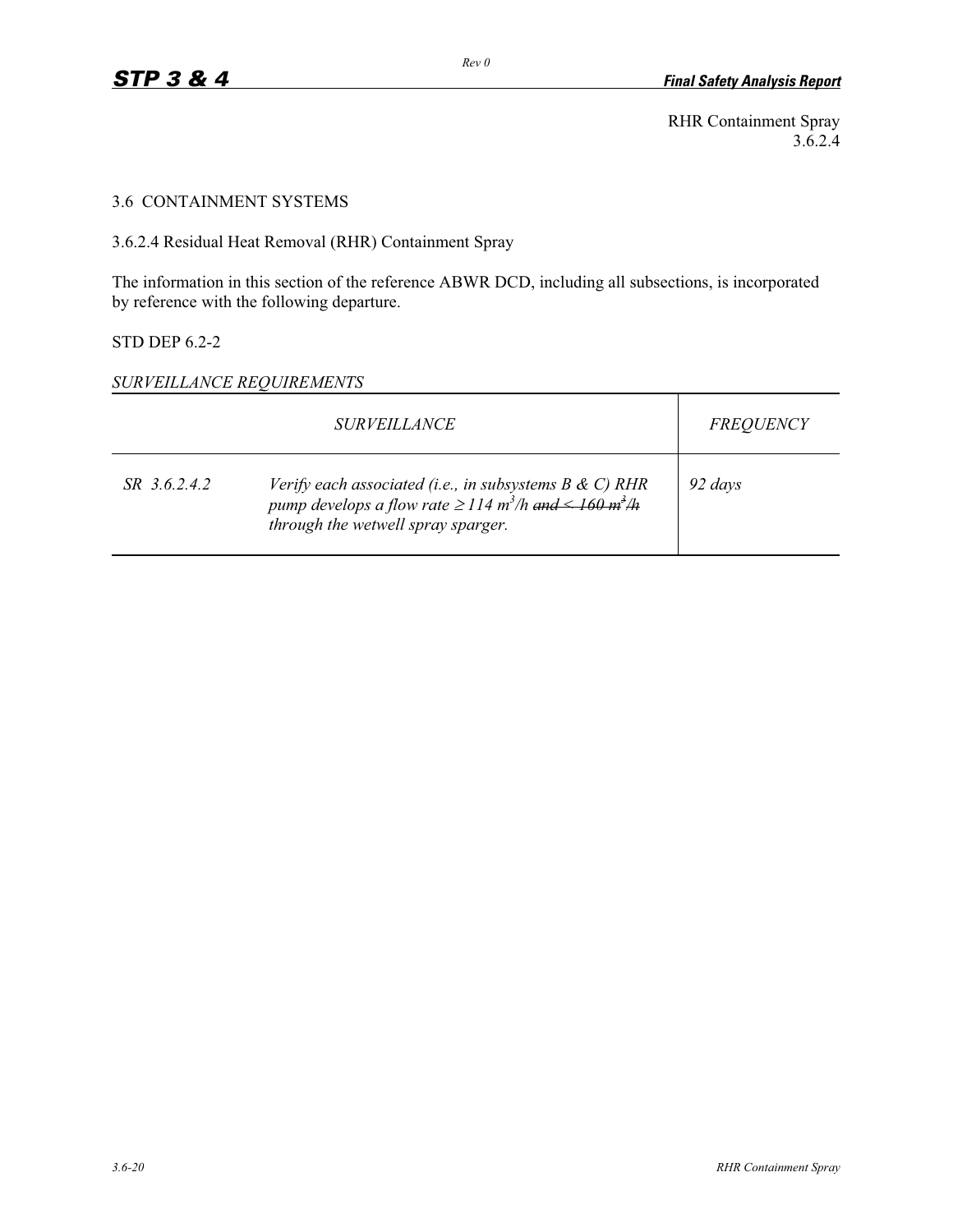RHR Containment Spray
3.6.2.4

3.6 CONTAINMENT SYSTEMS

3.6.2.4 Residual Heat Removal (RHR) Containment Spray

The information in this section of the reference ABWR DCD, including all subsections, is incorporated by reference with the following departure.

STD DEP 6.2-2

*SURVEILLANCE REQUIREMENTS*

| *SURVEILLANCE* | | *FREQUENCY* |
|---|---|---|
| *SR 3.6.2.4.2* | *Verify each associated (i.e., in subsystems B & C) RHR pump develops a flow rate ≥ 114 $m^3$/h ~~and ≤ 160 $m^3$/h~~ through the wetwell spray sparger.* | *92 days* |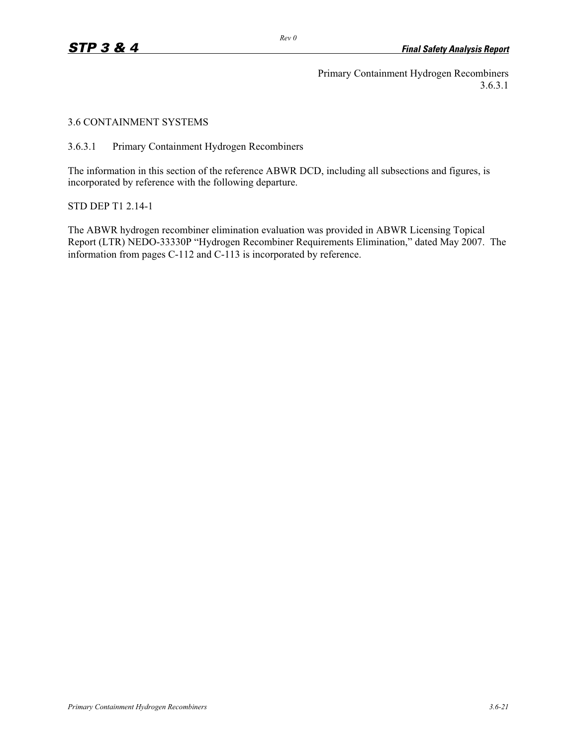Primary Containment Hydrogen Recombiners
3.6.3.1

## 3.6 CONTAINMENT SYSTEMS

### 3.6.3.1 Primary Containment Hydrogen Recombiners

The information in this section of the reference ABWR DCD, including all subsections and figures, is incorporated by reference with the following departure.

STD DEP T1 2.14-1

The ABWR hydrogen recombiner elimination evaluation was provided in ABWR Licensing Topical Report (LTR) NEDO-33330P "Hydrogen Recombiner Requirements Elimination," dated May 2007. The information from pages C-112 and C-113 is incorporated by reference.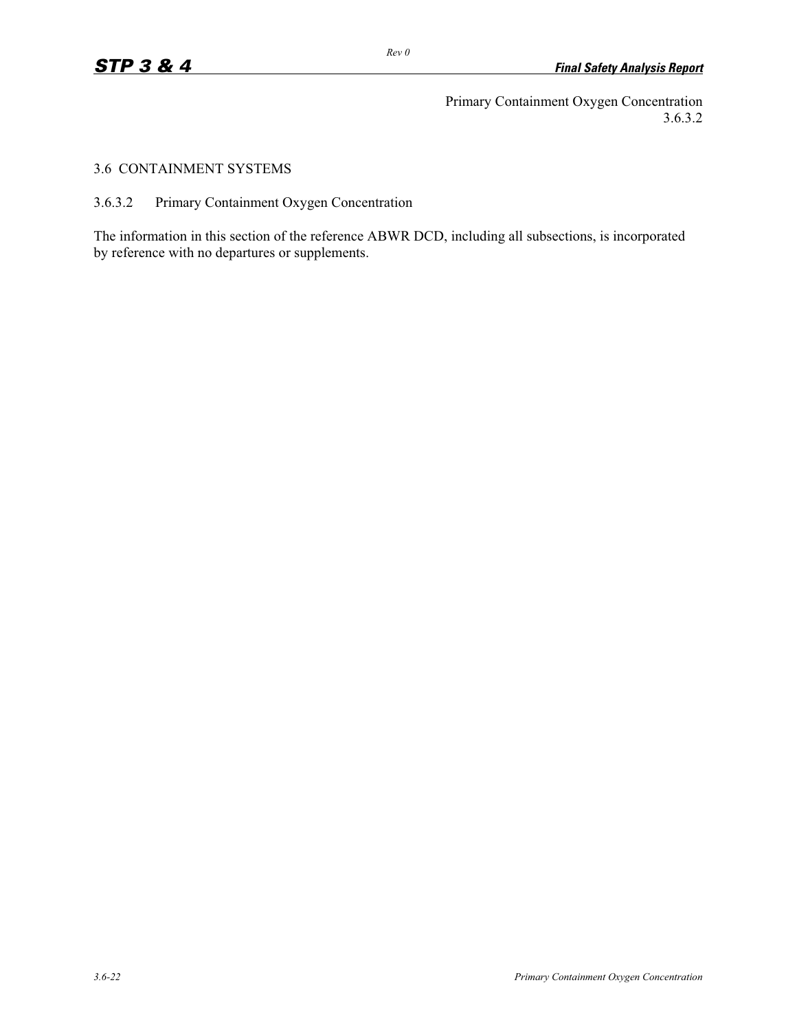Primary Containment Oxygen Concentration
3.6.3.2

# 3.6 CONTAINMENT SYSTEMS

## 3.6.3.2 Primary Containment Oxygen Concentration

The information in this section of the reference ABWR DCD, including all subsections, is incorporated by reference with no departures or supplements.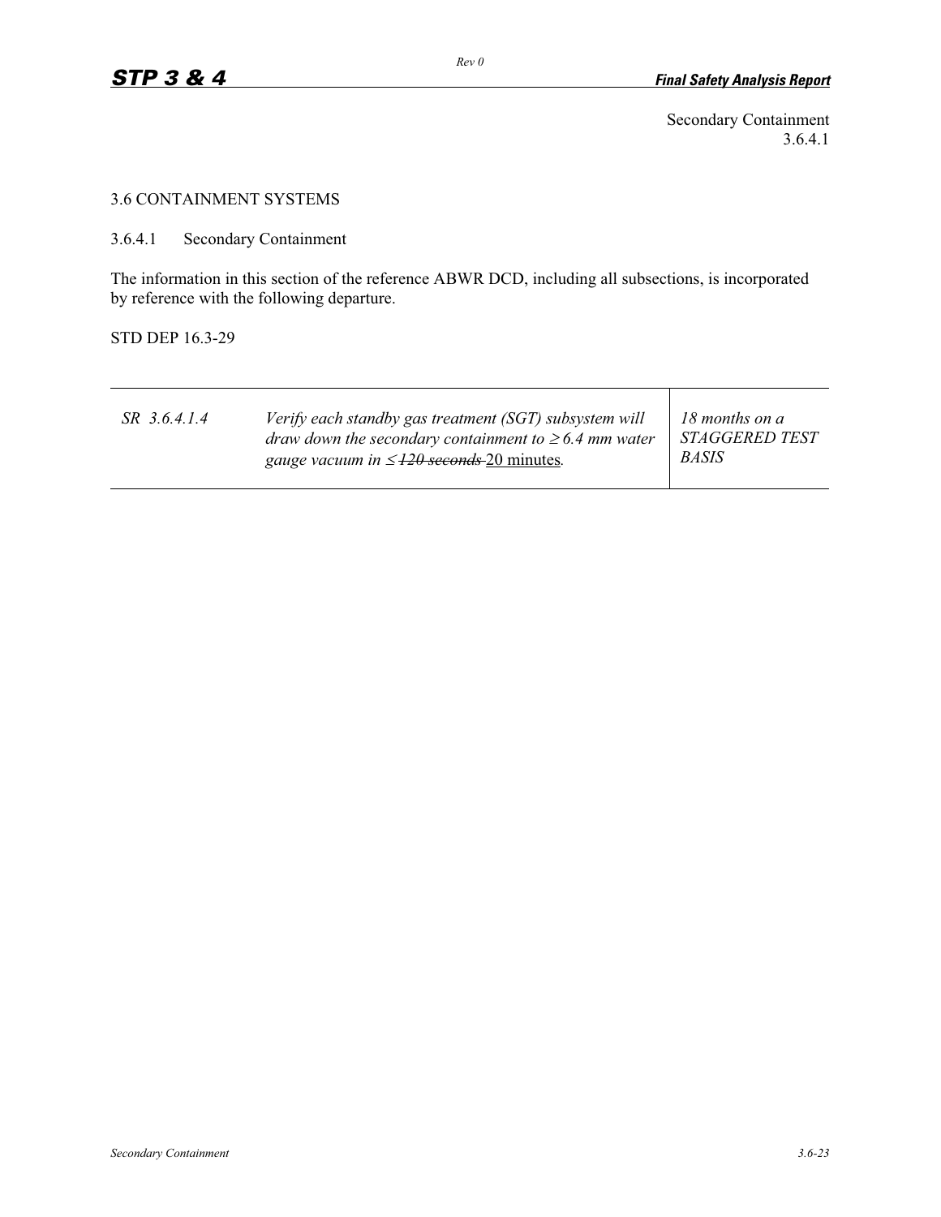Secondary Containment
3.6.4.1

## 3.6 CONTAINMENT SYSTEMS

### 3.6.4.1 Secondary Containment

The information in this section of the reference ABWR DCD, including all subsections, is incorporated by reference with the following departure.

STD DEP 16.3-29

| | | |
|---|---|---|
| *SR 3.6.4.1.4* | *Verify each standby gas treatment (SGT) subsystem will draw down the secondary containment to ≥ 6.4 mm water gauge vacuum in ≤ ~~120 seconds~~* 20 minutes*.* | *18 months on a STAGGERED TEST BASIS* |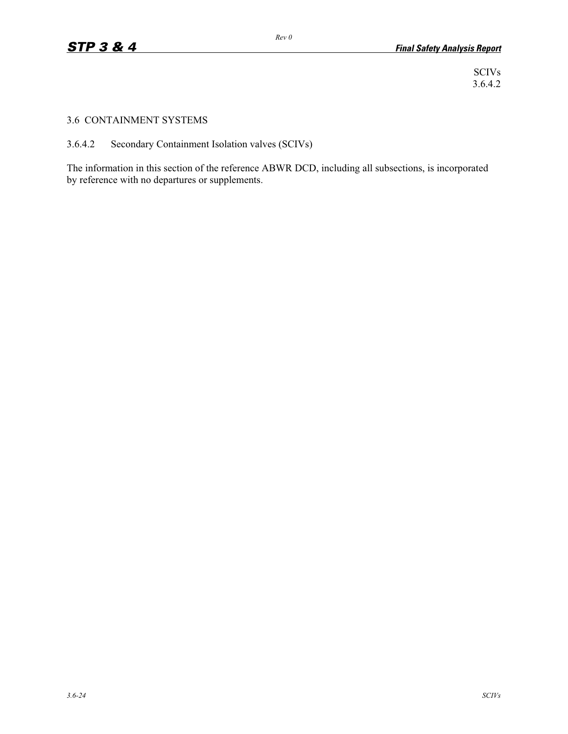SCIVs
3.6.4.2

# 3.6 CONTAINMENT SYSTEMS

## 3.6.4.2 Secondary Containment Isolation valves (SCIVs)

The information in this section of the reference ABWR DCD, including all subsections, is incorporated by reference with no departures or supplements.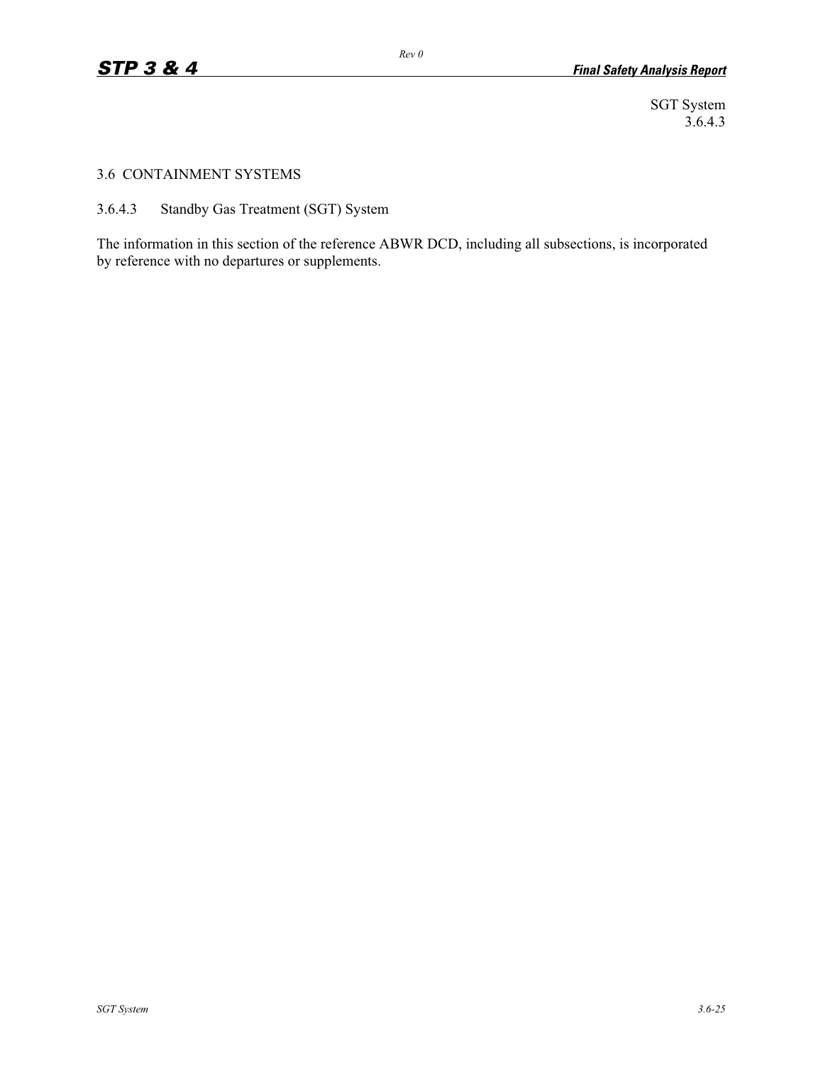## 3.6 CONTAINMENT SYSTEMS

### 3.6.4.3 Standby Gas Treatment (SGT) System

The information in this section of the reference ABWR DCD, including all subsections, is incorporated by reference with no departures or supplements.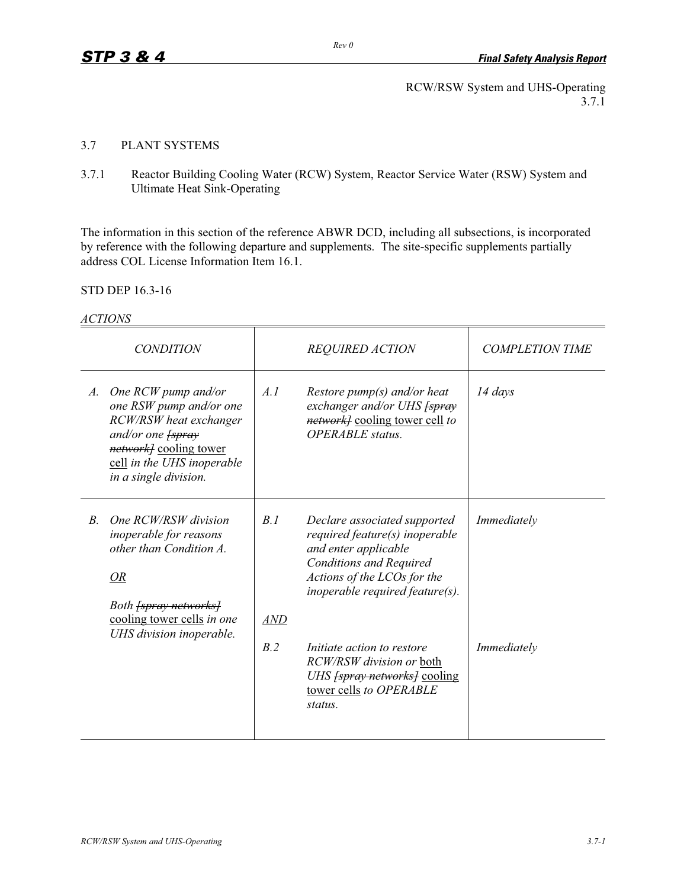RCW/RSW System and UHS-Operating
3.7.1

## 3.7 PLANT SYSTEMS

### 3.7.1 Reactor Building Cooling Water (RCW) System, Reactor Service Water (RSW) System and Ultimate Heat Sink-Operating

The information in this section of the reference ABWR DCD, including all subsections, is incorporated by reference with the following departure and supplements. The site-specific supplements partially address COL License Information Item 16.1.

STD DEP 16.3-16

*ACTIONS*

| *CONDITION* | *REQUIRED ACTION* | *COMPLETION TIME* |
|---|---|---|
| *A. One RCW pump and/or one RSW pump and/or one RCW/RSW heat exchanger and/or one ~~[spray network]~~* <u>cooling tower cell</u> *in the UHS inoperable in a single division.* | *A.1 Restore pump(s) and/or heat exchanger and/or UHS ~~[spray network]~~* <u>cooling tower cell</u> *to OPERABLE status.* | *14 days* |
| *B. One RCW/RSW division inoperable for reasons other than Condition A.*<br><br>*<u>OR</u>*<br><br>*Both ~~[spray networks]~~* <u>cooling tower cells</u> *in one UHS division inoperable.* | *B.1 Declare associated supported required feature(s) inoperable and enter applicable Conditions and Required Actions of the LCOs for the inoperable required feature(s).*<br><br>*<u>AND</u>*<br><br>*B.2 Initiate action to restore RCW/RSW division or* <u>both</u> *UHS ~~[spray networks]~~* <u>cooling tower cells</u> *to OPERABLE status.* | *Immediately*<br><br><br><br>*Immediately* |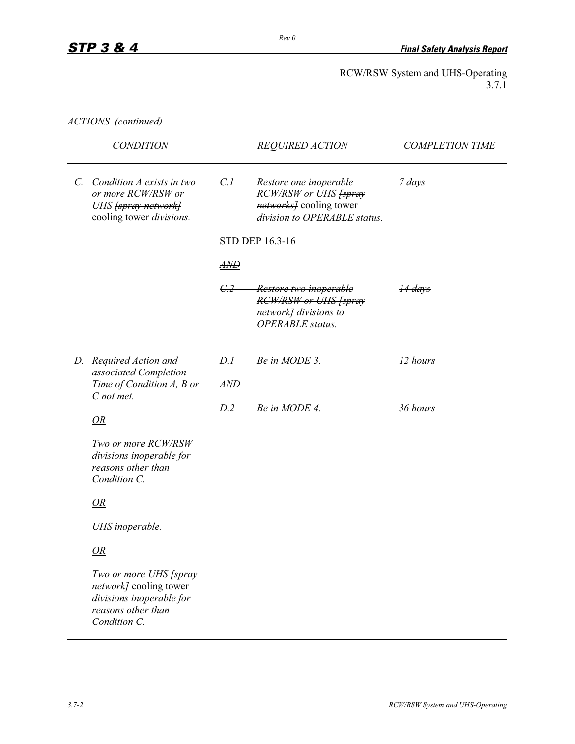RCW/RSW System and UHS-Operating
3.7.1

*ACTIONS (continued)*

| *CONDITION* | *REQUIRED ACTION* | *COMPLETION TIME* |
|---|---|---|
| *C. Condition A exists in two or more RCW/RSW or UHS ~~[spray network]~~* cooling tower *divisions.* | *C.1 Restore one inoperable RCW/RSW or UHS ~~[spray networks]~~* cooling tower *division to OPERABLE status.*<br><br>STD DEP 16.3-16<br><br>~~*AND*~~<br><br>~~*C.2 Restore two inoperable RCW/RSW or UHS [spray network] divisions to OPERABLE status.*~~ | *7 days*<br><br><br><br><br><br>~~*14 days*~~ |
| *D. Required Action and associated Completion Time of Condition A, B or C not met.*<br><br>*OR*<br><br>*Two or more RCW/RSW divisions inoperable for reasons other than Condition C.*<br><br>*OR*<br><br>*UHS inoperable.*<br><br>*OR*<br><br>*Two or more UHS ~~[spray network]~~* cooling tower *divisions inoperable for reasons other than Condition C.* | *D.1 Be in MODE 3.*<br><br>*AND*<br><br>*D.2 Be in MODE 4.* | *12 hours*<br><br><br><br>*36 hours* |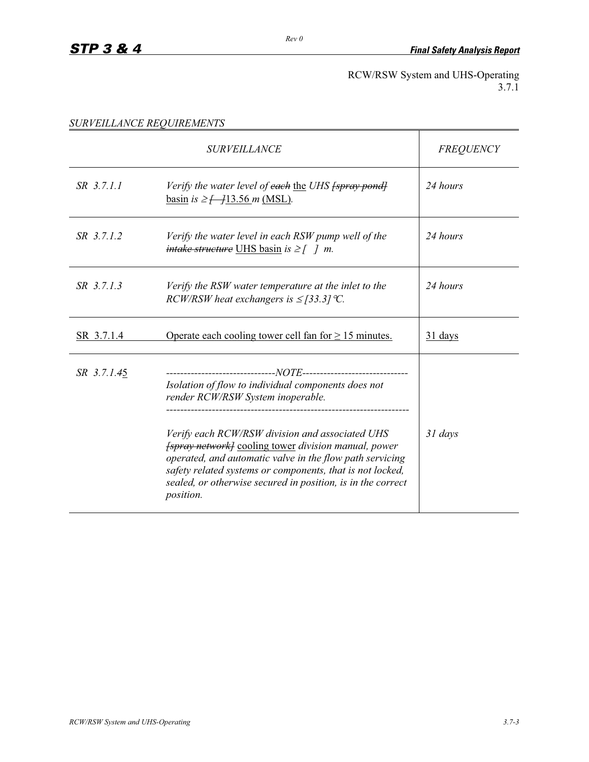RCW/RSW System and UHS-Operating
3.7.1

*SURVEILLANCE REQUIREMENTS*

| | *SURVEILLANCE* | *FREQUENCY* |
|---|---|---|
| *SR 3.7.1.1* | *Verify the water level of ~~each~~* the *UHS ~~[spray pond]~~* basin *is ≥ ~~[ ]~~*13.56 *m* (MSL)*.* | *24 hours* |
| *SR 3.7.1.2* | *Verify the water level in each RSW pump well of the ~~intake structure~~* UHS basin *is ≥ [ ] m.* | *24 hours* |
| *SR 3.7.1.3* | *Verify the RSW water temperature at the inlet to the RCW/RSW heat exchangers is ≤ [33.3]°C.* | *24 hours* |
| SR 3.7.1.4 | Operate each cooling tower cell fan for ≥ 15 minutes. | 31 days |
| *SR 3.7.1.~~4~~5* | *-------------------------------NOTE------------------------------* *Isolation of flow to individual components does not render RCW/RSW System inoperable.* *-------------------------------------------------------------------* *Verify each RCW/RSW division and associated UHS ~~[spray network]~~* cooling tower *division manual, power operated, and automatic valve in the flow path servicing safety related systems or components, that is not locked, sealed, or otherwise secured in position, is in the correct position.* | *31 days* |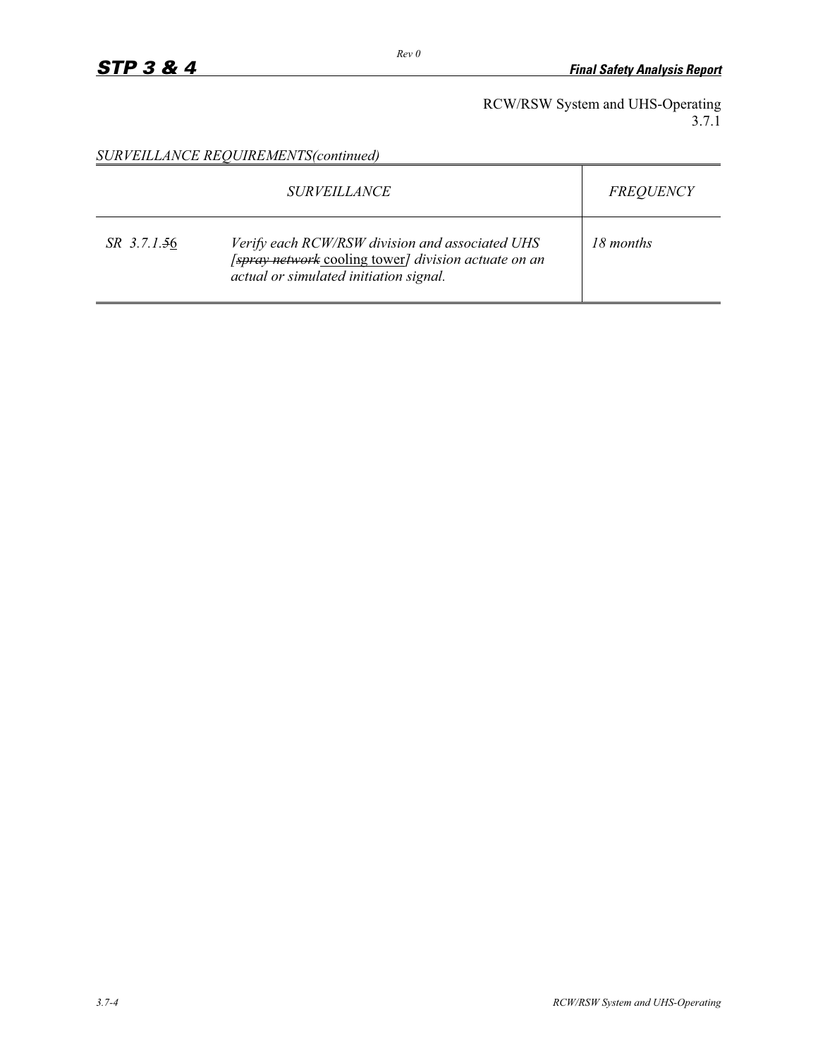RCW/RSW System and UHS-Operating
3.7.1

*SURVEILLANCE REQUIREMENTS(continued)*

| *SURVEILLANCE* | | *FREQUENCY* |
|---|---|---|
| *SR 3.7.1.~~5~~6* | *Verify each RCW/RSW division and associated UHS [~~spray network~~ cooling tower] division actuate on an actual or simulated initiation signal.* | *18 months* |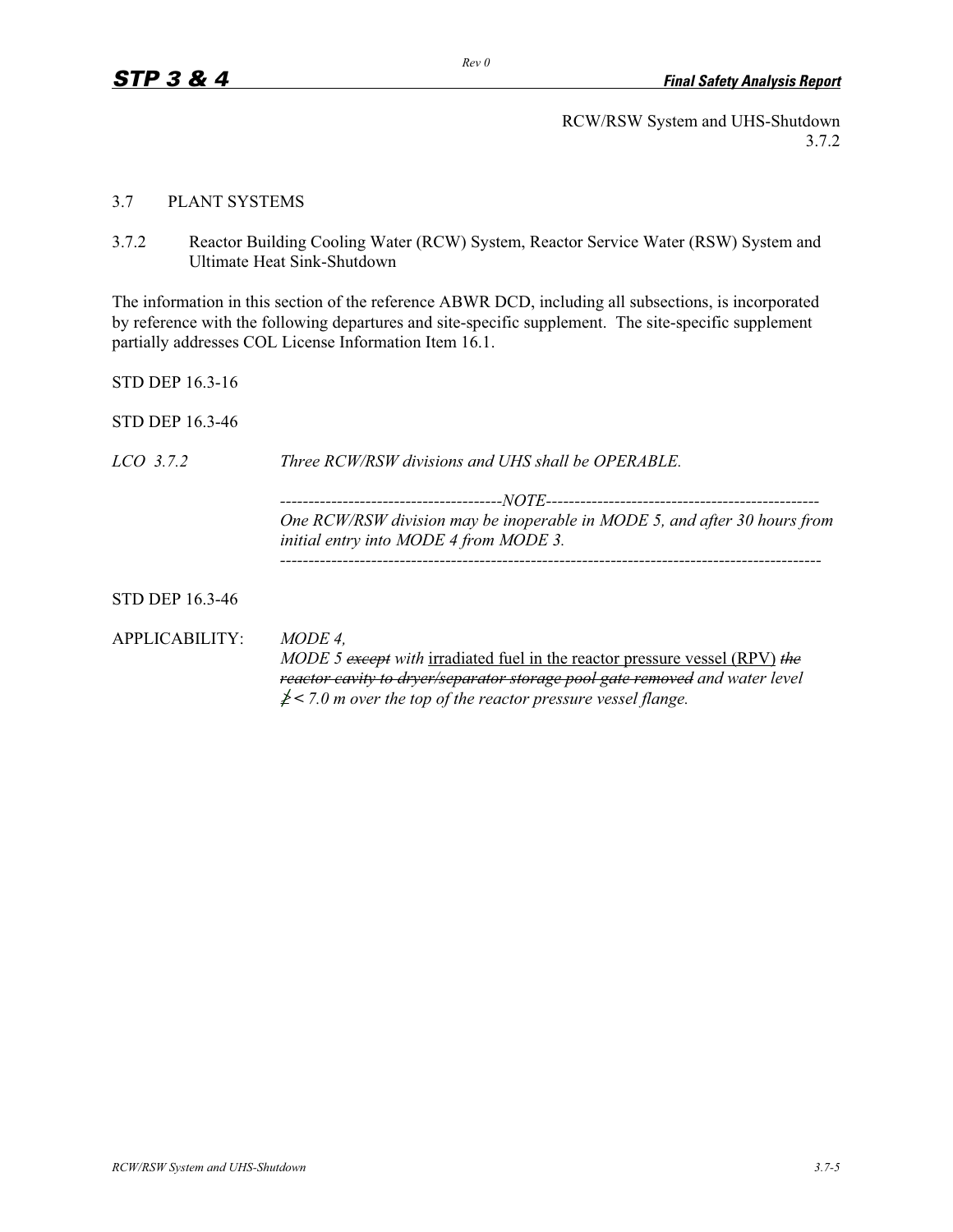RCW/RSW System and UHS-Shutdown
3.7.2

## 3.7 PLANT SYSTEMS

### 3.7.2 Reactor Building Cooling Water (RCW) System, Reactor Service Water (RSW) System and Ultimate Heat Sink-Shutdown

The information in this section of the reference ABWR DCD, including all subsections, is incorporated by reference with the following departures and site-specific supplement. The site-specific supplement partially addresses COL License Information Item 16.1.

STD DEP 16.3-16

STD DEP 16.3-46

*LCO 3.7.2* *Three RCW/RSW divisions and UHS shall be OPERABLE.*

---------------------------------------*NOTE*-----------------------------------------------
*One RCW/RSW division may be inoperable in MODE 5, and after 30 hours from initial entry into MODE 4 from MODE 3.*
-----------------------------------------------------------------------------------------------

STD DEP 16.3-46

APPLICABILITY: *MODE 4,*
*MODE 5* ~~*except*~~ *with* <u>irradiated fuel in the reactor pressure vessel (RPV)</u> ~~*the reactor cavity to dryer/separator storage pool gate removed*~~ *and water level* ~~*≥*~~ *< 7.0 m over the top of the reactor pressure vessel flange.*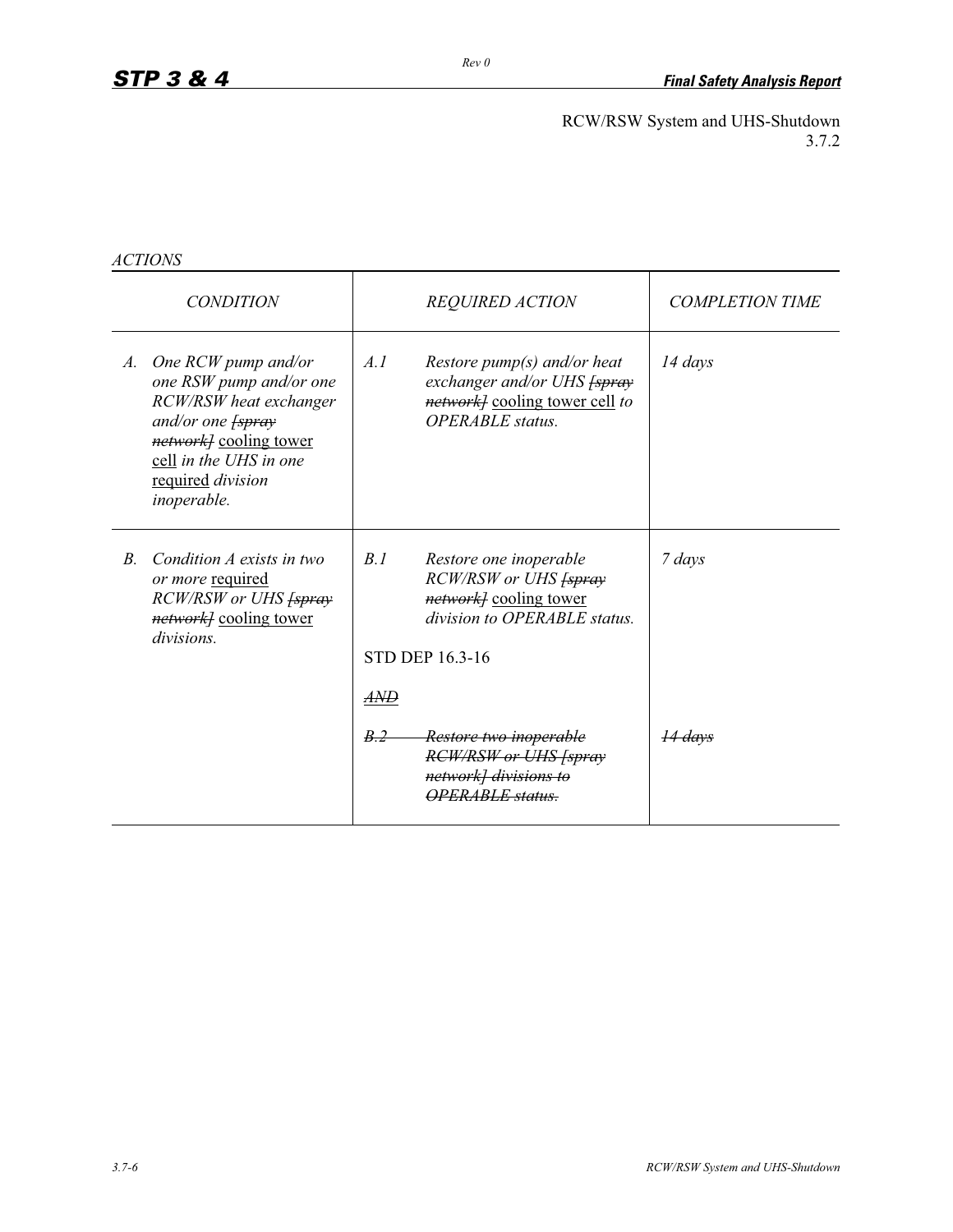RCW/RSW System and UHS-Shutdown
3.7.2

*ACTIONS*

| *CONDITION* | *REQUIRED ACTION* | *COMPLETION TIME* |
|---|---|---|
| *A. One RCW pump and/or one RSW pump and/or one RCW/RSW heat exchanger and/or one ~~[spray network]~~* <u>cooling tower cell</u> *in the UHS in one* <u>required</u> *division inoperable.* | *A.1 Restore pump(s) and/or heat exchanger and/or UHS ~~[spray network]~~* <u>cooling tower cell</u> *to OPERABLE status.* | *14 days* |
| *B. Condition A exists in two or more* <u>required</u> *RCW/RSW or UHS ~~[spray network]~~* <u>cooling tower</u> *divisions.* | *B.1 Restore one inoperable RCW/RSW or UHS ~~[spray network]~~* <u>cooling tower</u> *division to OPERABLE status.*<br><br>STD DEP 16.3-16<br><br>~~*AND*~~<br><br>~~*B.2 Restore two inoperable RCW/RSW or UHS [spray network] divisions to OPERABLE status.*~~ | *7 days*<br><br><br><br><br><br>~~*14 days*~~ |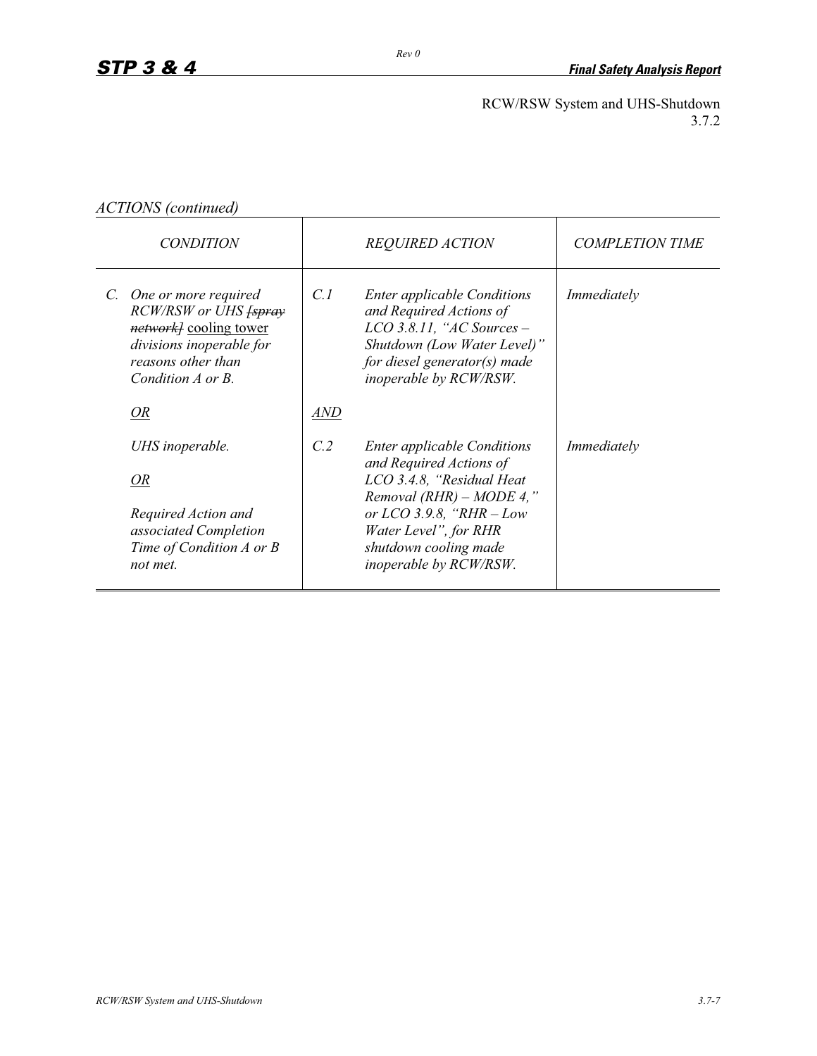RCW/RSW System and UHS-Shutdown
3.7.2

*ACTIONS (continued)*

| *CONDITION* | *REQUIRED ACTION* | *COMPLETION TIME* |
|---|---|---|
| *C. One or more required RCW/RSW or UHS ~~[spray network]~~ <u>cooling tower</u> divisions inoperable for reasons other than Condition A or B.*<br><br>*<u>OR</u>*<br><br>*UHS inoperable.*<br><br>*<u>OR</u>*<br><br>*Required Action and associated Completion Time of Condition A or B not met.* | *C.1 Enter applicable Conditions and Required Actions of LCO 3.8.11, "AC Sources – Shutdown (Low Water Level)" for diesel generator(s) made inoperable by RCW/RSW.*<br><br>*<u>AND</u>*<br><br>*C.2 Enter applicable Conditions and Required Actions of LCO 3.4.8, "Residual Heat Removal (RHR) – MODE 4," or LCO 3.9.8, "RHR – Low Water Level", for RHR shutdown cooling made inoperable by RCW/RSW.* | *Immediately*<br><br><br><br><br><br>*Immediately* |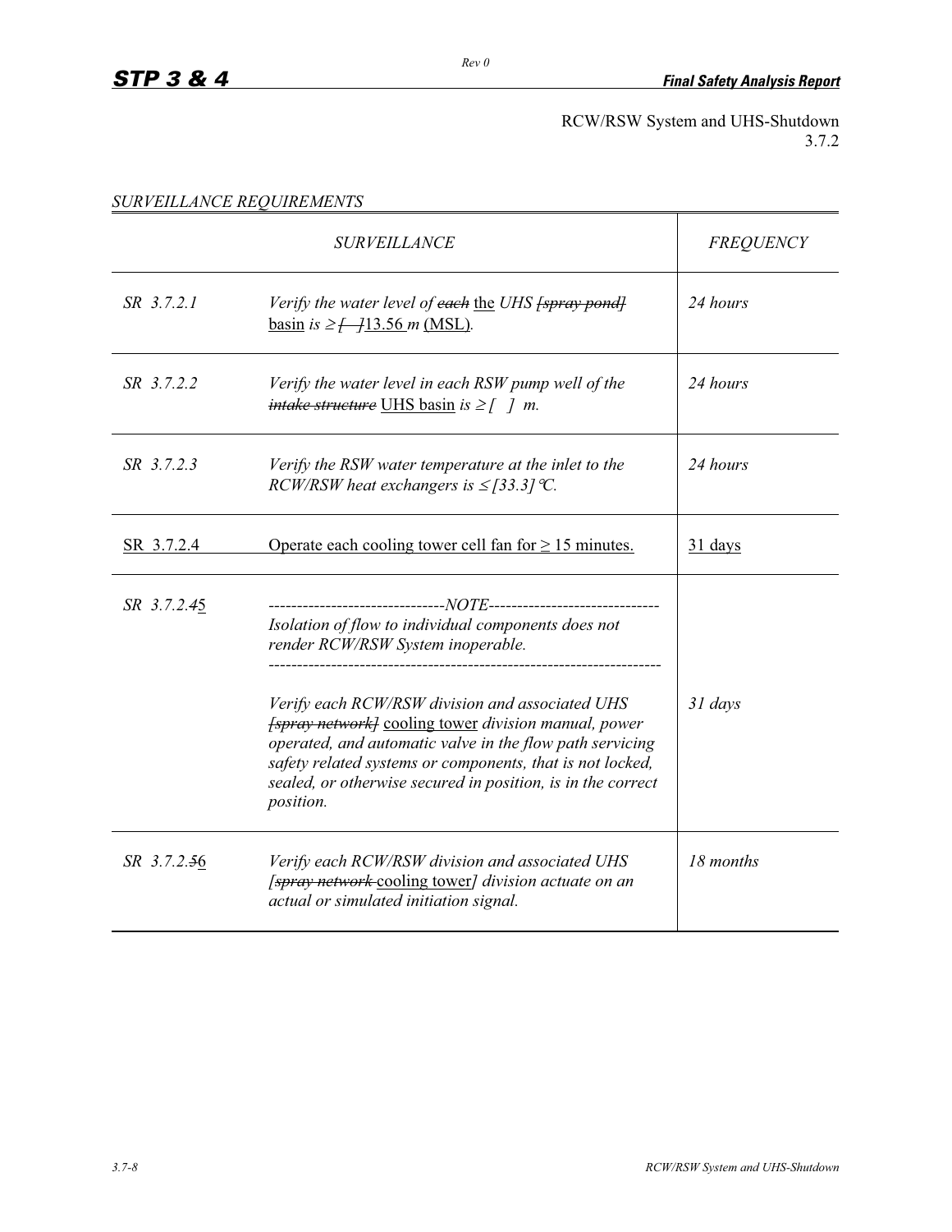RCW/RSW System and UHS-Shutdown
3.7.2

*SURVEILLANCE REQUIREMENTS*

| | *SURVEILLANCE* | *FREQUENCY* |
|---|---|---|
| *SR 3.7.2.1* | *Verify the water level of* ~~*each*~~ the *UHS* ~~*[spray pond]*~~ basin *is ≥* ~~*[ ]*~~13.56 *m* (MSL). | *24 hours* |
| *SR 3.7.2.2* | *Verify the water level in each RSW pump well of the* ~~*intake structure*~~ UHS basin *is ≥ [ ] m.* | *24 hours* |
| *SR 3.7.2.3* | *Verify the RSW water temperature at the inlet to the RCW/RSW heat exchangers is ≤ [33.3] °C.* | *24 hours* |
| SR 3.7.2.4 | Operate each cooling tower cell fan for ≥ 15 minutes. | 31 days |
| *SR 3.7.2.*~~4~~5 | -------------------------------NOTE------------------------------ *Isolation of flow to individual components does not render RCW/RSW System inoperable.* ------------------------------------------------------------------- *Verify each RCW/RSW division and associated UHS* ~~*[spray network]*~~ cooling tower *division manual, power operated, and automatic valve in the flow path servicing safety related systems or components, that is not locked, sealed, or otherwise secured in position, is in the correct position.* | *31 days* |
| *SR 3.7.2.*~~5~~6 | *Verify each RCW/RSW division and associated UHS [*~~*spray network*~~ cooling tower*] division actuate on an actual or simulated initiation signal.* | *18 months* |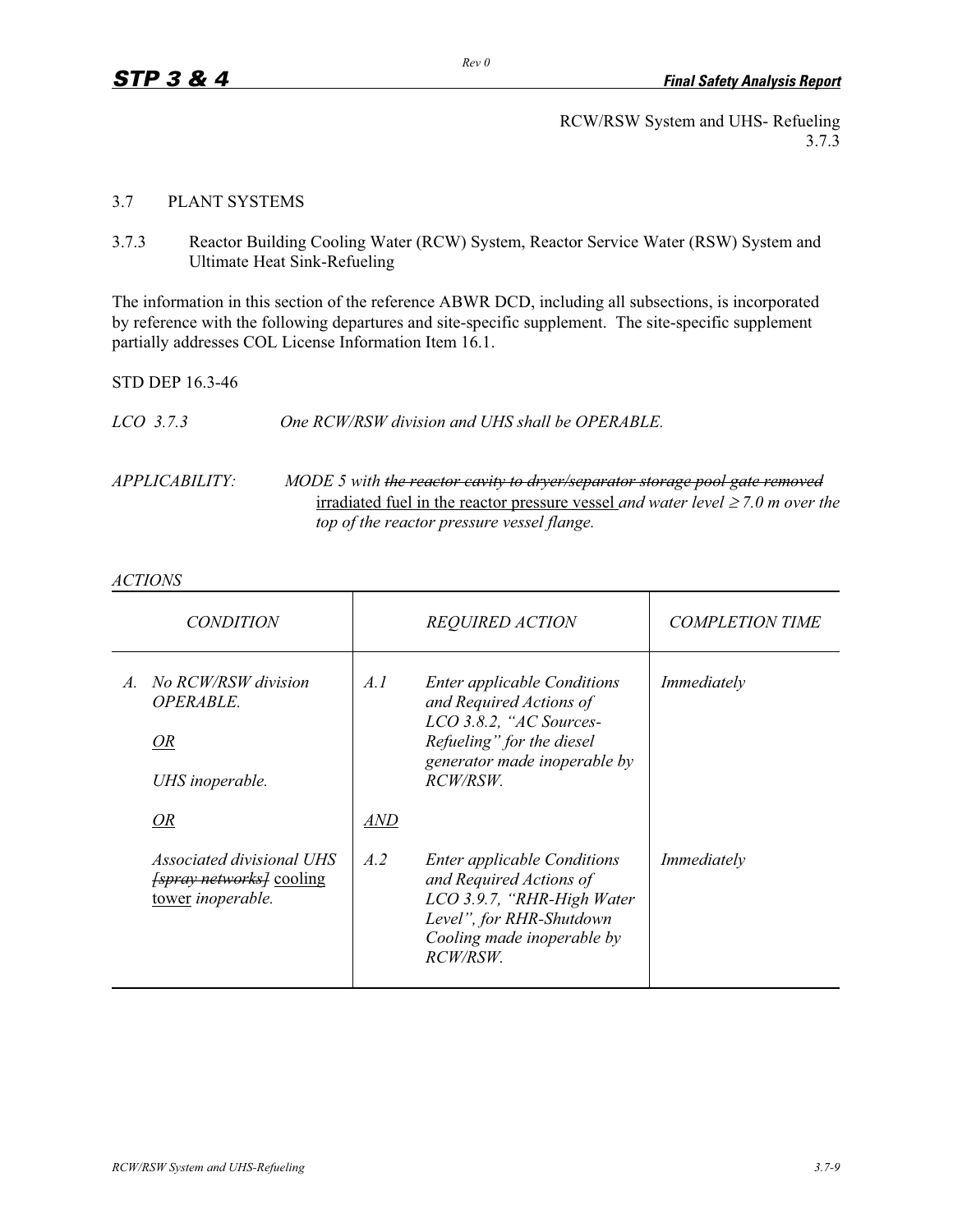RCW/RSW System and UHS- Refueling
3.7.3

## 3.7 PLANT SYSTEMS

### 3.7.3 Reactor Building Cooling Water (RCW) System, Reactor Service Water (RSW) System and Ultimate Heat Sink-Refueling

The information in this section of the reference ABWR DCD, including all subsections, is incorporated by reference with the following departures and site-specific supplement. The site-specific supplement partially addresses COL License Information Item 16.1.

STD DEP 16.3-46

*LCO 3.7.3* *One RCW/RSW division and UHS shall be OPERABLE.*

*APPLICABILITY:* *MODE 5 with ~~the reactor cavity to dryer/separator storage pool gate removed~~* <u>irradiated fuel in the reactor pressure vessel</u> *and water level ≥ 7.0 m over the top of the reactor pressure vessel flange.*

*ACTIONS*

| *CONDITION* | *REQUIRED ACTION* | *COMPLETION TIME* |
|---|---|---|
| *A. No RCW/RSW division OPERABLE.*<br><br><u>*OR*</u><br><br>*UHS inoperable.*<br><br><u>*OR*</u><br><br>*Associated divisional UHS ~~[spray networks]~~* <u>cooling tower</u> *inoperable.* | *A.1 Enter applicable Conditions and Required Actions of LCO 3.8.2, "AC Sources-Refueling" for the diesel generator made inoperable by RCW/RSW.*<br><br><u>*AND*</u><br><br>*A.2 Enter applicable Conditions and Required Actions of LCO 3.9.7, "RHR-High Water Level", for RHR-Shutdown Cooling made inoperable by RCW/RSW.* | *Immediately*<br><br><br><br><br><br>*Immediately* |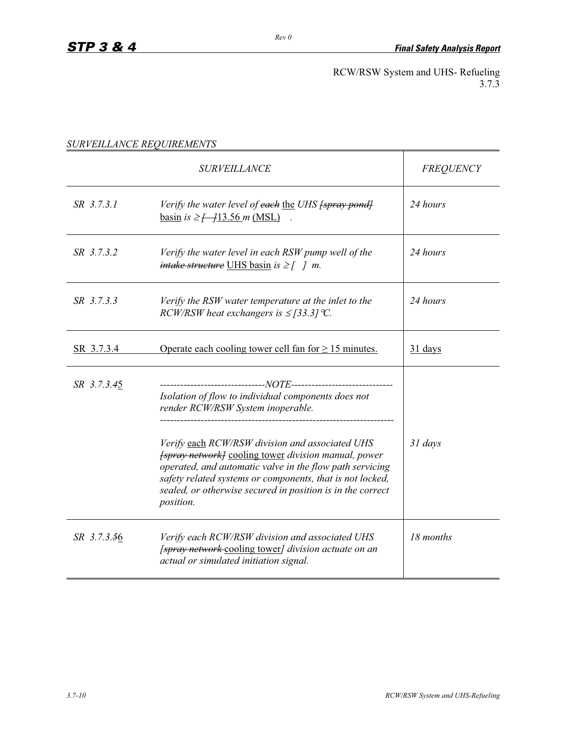RCW/RSW System and UHS- Refueling
3.7.3

*SURVEILLANCE REQUIREMENTS*

| | *SURVEILLANCE* | *FREQUENCY* |
|---|---|---|
| *SR 3.7.3.1* | *Verify the water level of ~~each~~* the *UHS ~~[spray pond]~~* basin *is ≥ ~~[ ]~~*13.56 *m* (MSL) . | *24 hours* |
| *SR 3.7.3.2* | *Verify the water level in each RSW pump well of the ~~intake structure~~* UHS basin *is ≥ [ ] m.* | *24 hours* |
| *SR 3.7.3.3* | *Verify the RSW water temperature at the inlet to the RCW/RSW heat exchangers is ≤ [33.3]°C.* | *24 hours* |
| SR 3.7.3.4 | Operate each cooling tower cell fan for ≥ 15 minutes. | 31 days |
| *SR 3.7.3.~~4~~5* | -------------------------------*NOTE*------------------------------ *Isolation of flow to individual components does not render RCW/RSW System inoperable.* ------------------------------------------------------------------ *Verify* each *RCW/RSW division and associated UHS ~~[spray network]~~* cooling tower *division manual, power operated, and automatic valve in the flow path servicing safety related systems or components, that is not locked, sealed, or otherwise secured in position is in the correct position.* | *31 days* |
| *SR 3.7.3.~~5~~6* | *Verify each RCW/RSW division and associated UHS [~~spray network~~* cooling tower*] division actuate on an actual or simulated initiation signal.* | *18 months* |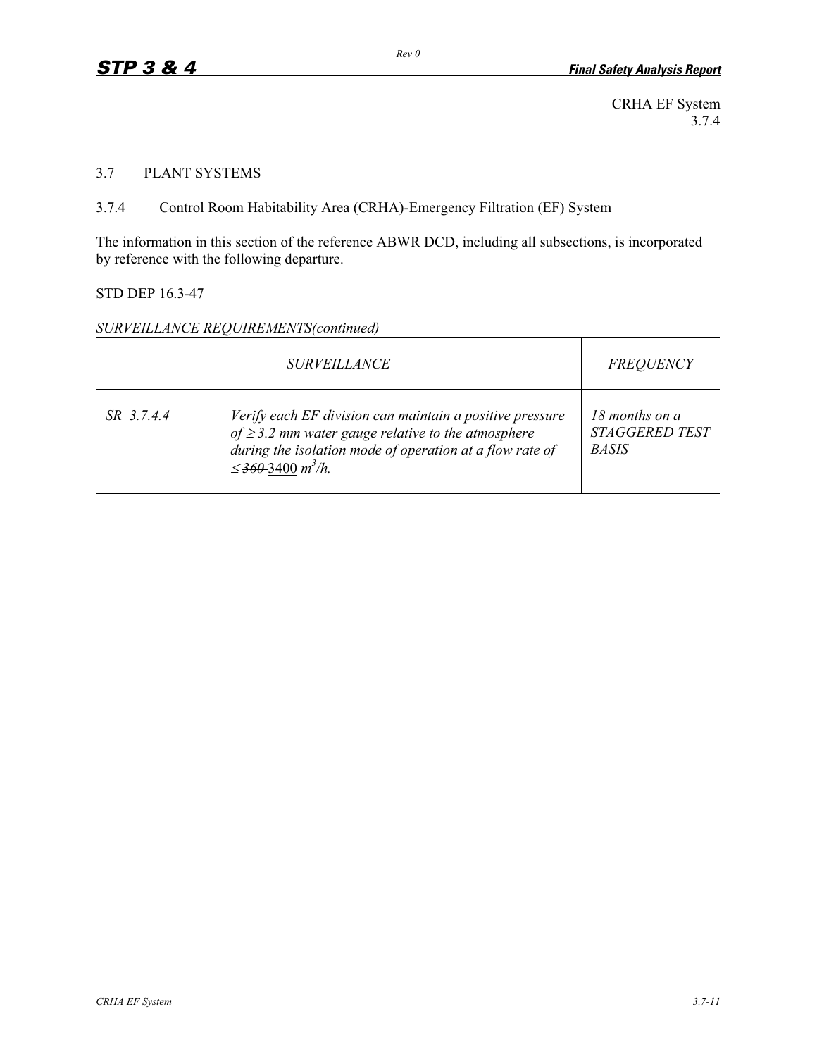CRHA EF System
3.7.4

## 3.7 PLANT SYSTEMS

### 3.7.4 Control Room Habitability Area (CRHA)-Emergency Filtration (EF) System

The information in this section of the reference ABWR DCD, including all subsections, is incorporated by reference with the following departure.

STD DEP 16.3-47

*SURVEILLANCE REQUIREMENTS(continued)*

| *SURVEILLANCE* | | *FREQUENCY* |
|---|---|---|
| *SR 3.7.4.4* | *Verify each EF division can maintain a positive pressure of ≥ 3.2 mm water gauge relative to the atmosphere during the isolation mode of operation at a flow rate of ≤* ~~*360*~~ 3400 *$m^3$/h.* | *18 months on a STAGGERED TEST BASIS* |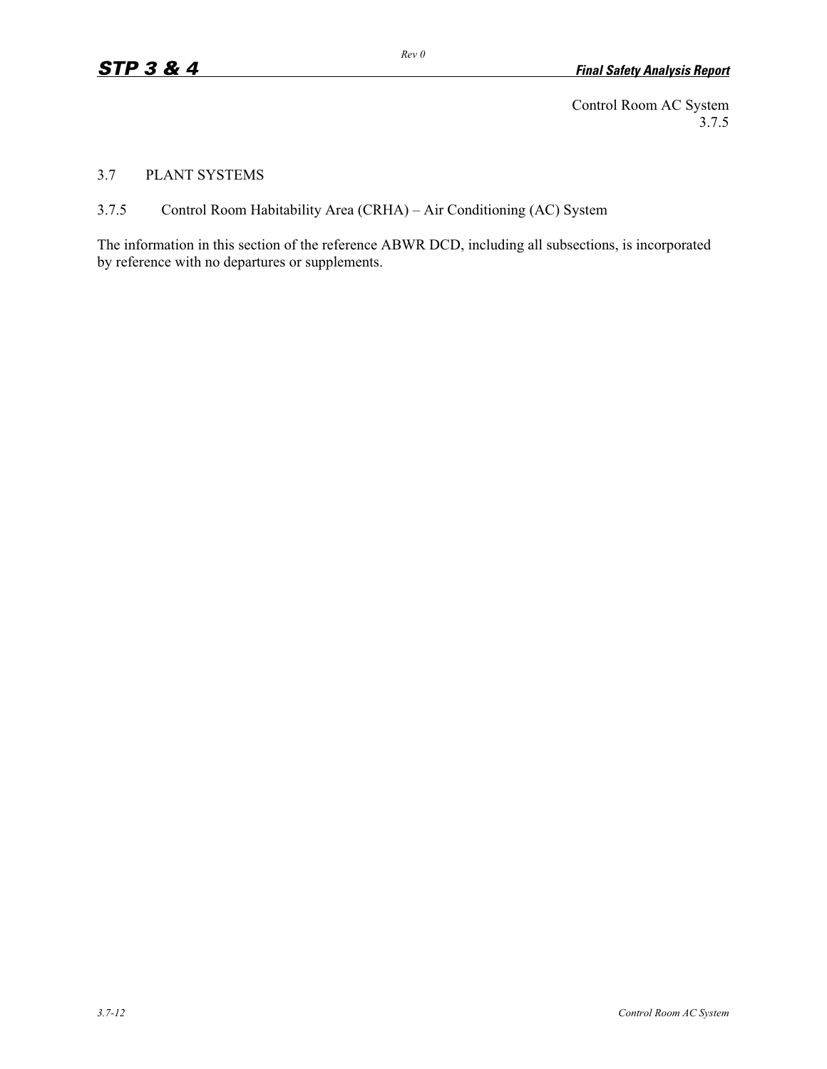Control Room AC System
3.7.5

# 3.7 PLANT SYSTEMS

## 3.7.5 Control Room Habitability Area (CRHA) – Air Conditioning (AC) System

The information in this section of the reference ABWR DCD, including all subsections, is incorporated by reference with no departures or supplements.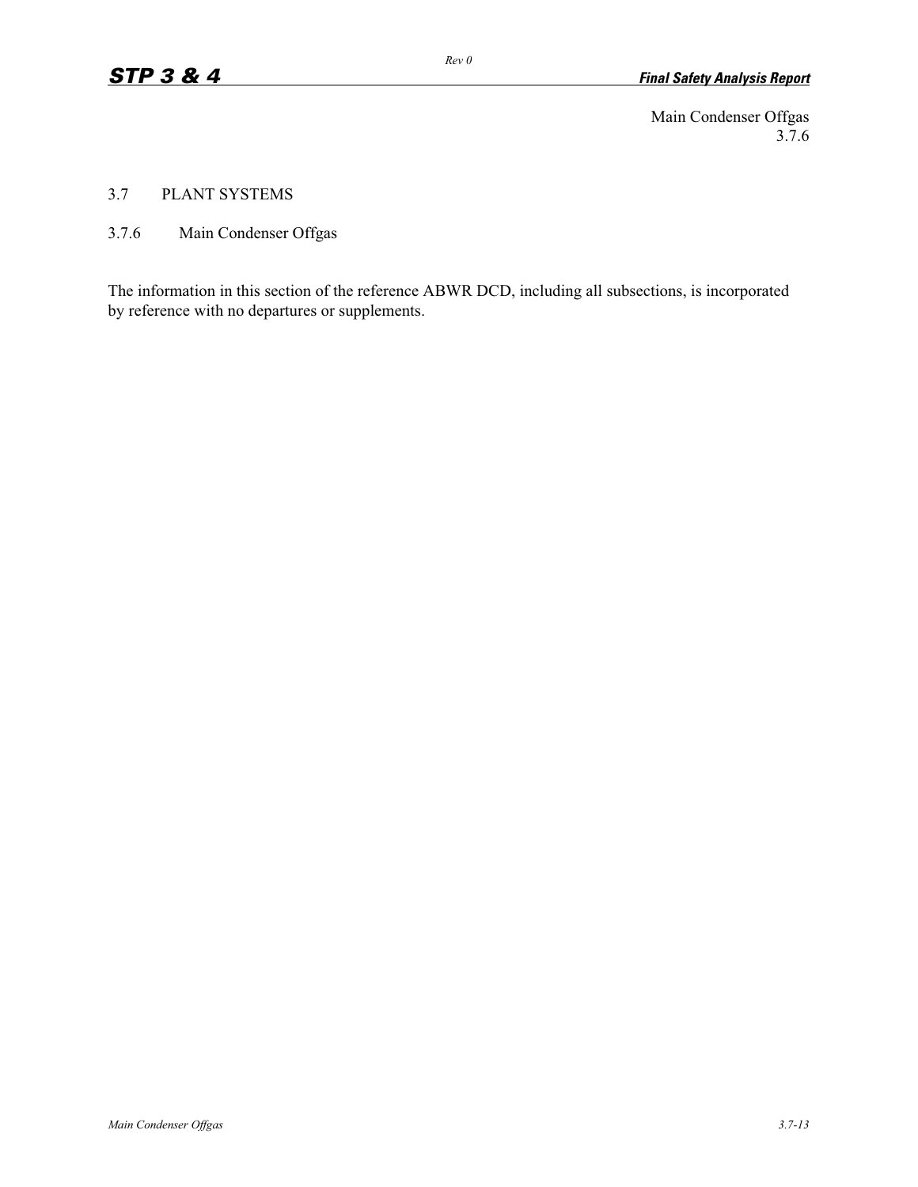Main Condenser Offgas
3.7.6

## 3.7 PLANT SYSTEMS

### 3.7.6 Main Condenser Offgas

The information in this section of the reference ABWR DCD, including all subsections, is incorporated by reference with no departures or supplements.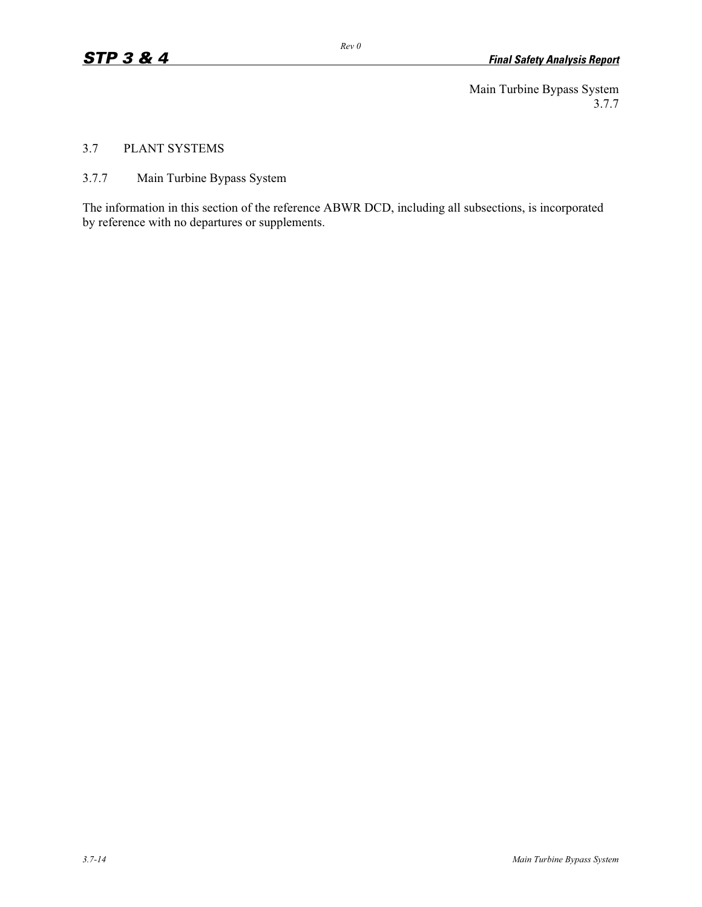## 3.7 PLANT SYSTEMS

### 3.7.7 Main Turbine Bypass System

The information in this section of the reference ABWR DCD, including all subsections, is incorporated by reference with no departures or supplements.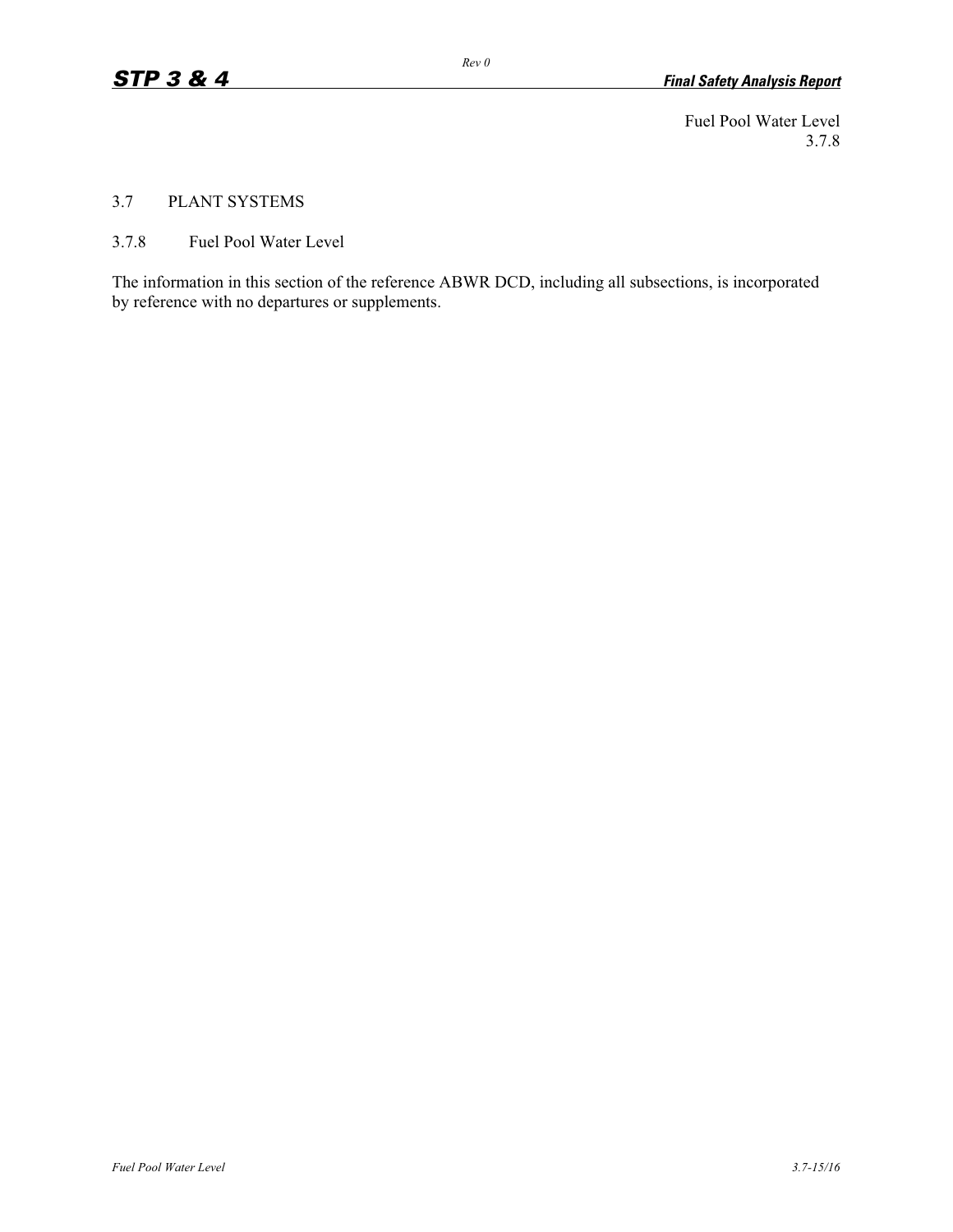## 3.7 PLANT SYSTEMS

### 3.7.8 Fuel Pool Water Level

The information in this section of the reference ABWR DCD, including all subsections, is incorporated by reference with no departures or supplements.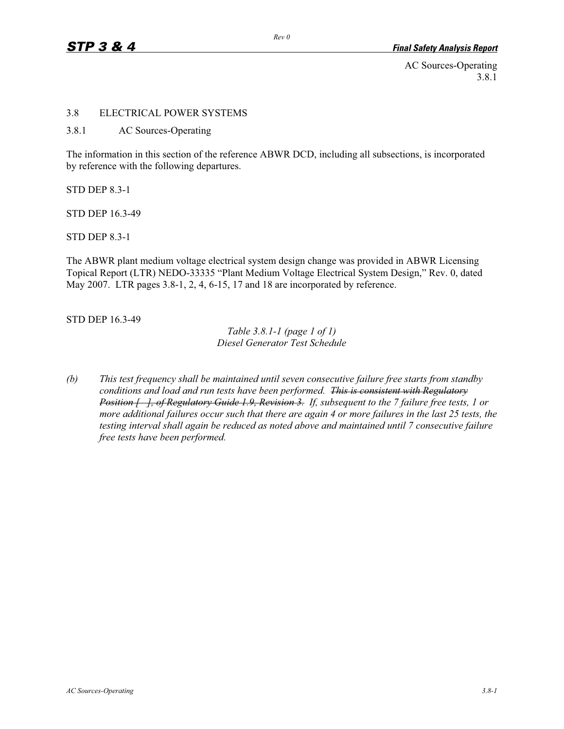AC Sources-Operating
3.8.1

## 3.8 ELECTRICAL POWER SYSTEMS

### 3.8.1 AC Sources-Operating

The information in this section of the reference ABWR DCD, including all subsections, is incorporated by reference with the following departures.

STD DEP 8.3-1

STD DEP 16.3-49

STD DEP 8.3-1

The ABWR plant medium voltage electrical system design change was provided in ABWR Licensing Topical Report (LTR) NEDO-33335 "Plant Medium Voltage Electrical System Design," Rev. 0, dated May 2007. LTR pages 3.8-1, 2, 4, 6-15, 17 and 18 are incorporated by reference.

STD DEP 16.3-49

*Table 3.8.1-1 (page 1 of 1)*
*Diesel Generator Test Schedule*

*(b) This test frequency shall be maintained until seven consecutive failure free starts from standby conditions and load and run tests have been performed.* ~~*This is consistent with Regulatory Position [ ], of Regulatory Guide 1.9, Revision 3.*~~ *If, subsequent to the 7 failure free tests, 1 or more additional failures occur such that there are again 4 or more failures in the last 25 tests, the testing interval shall again be reduced as noted above and maintained until 7 consecutive failure free tests have been performed.*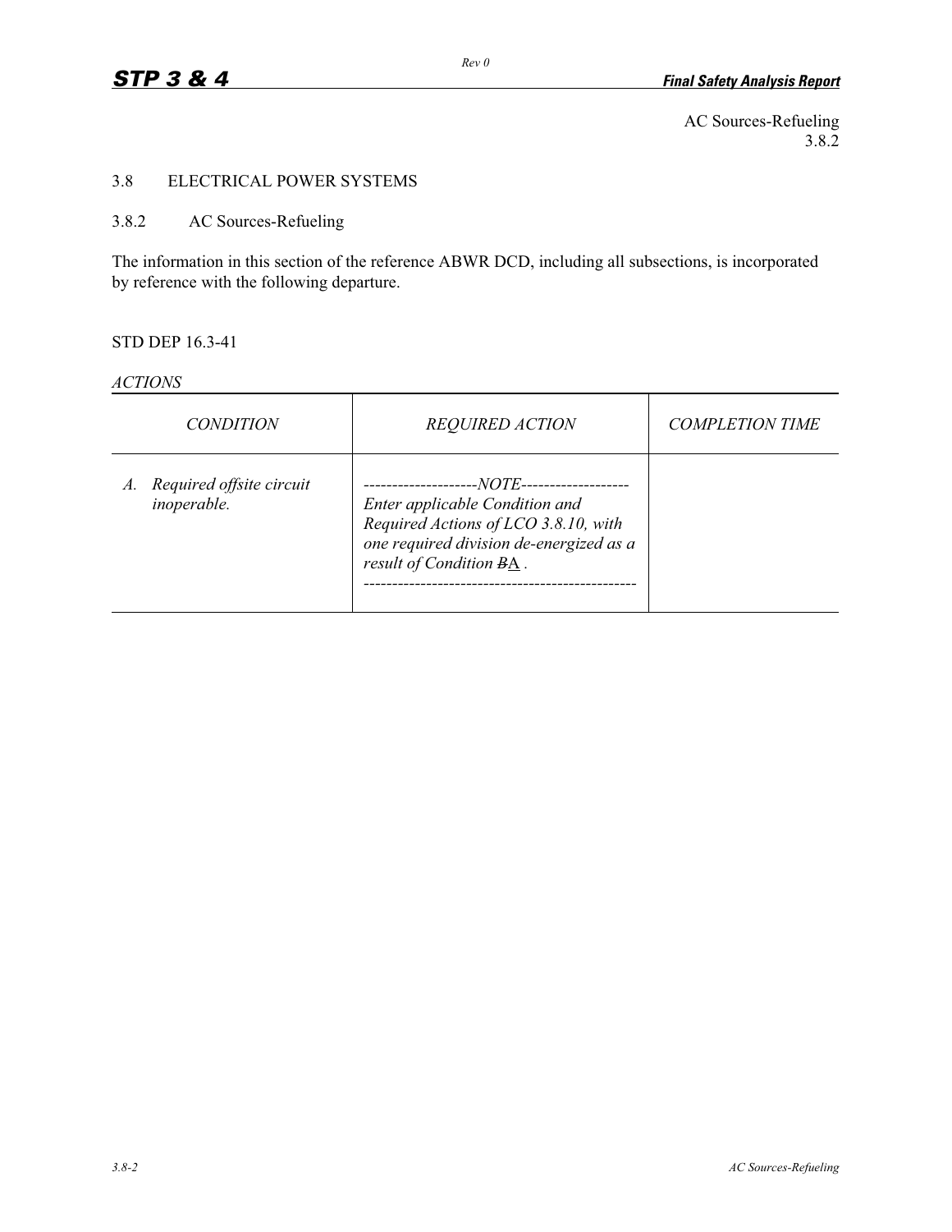AC Sources-Refueling
3.8.2

## 3.8 ELECTRICAL POWER SYSTEMS

### 3.8.2 AC Sources-Refueling

The information in this section of the reference ABWR DCD, including all subsections, is incorporated by reference with the following departure.

STD DEP 16.3-41

*ACTIONS*

| *CONDITION* | *REQUIRED ACTION* | *COMPLETION TIME* |
|---|---|---|
| *A. Required offsite circuit inoperable.* | *--------------------NOTE-------------------- Enter applicable Condition and Required Actions of LCO 3.8.10, with one required division de-energized as a result of Condition ~~B~~<u>A</u> .* *-----------------------------------------------* | |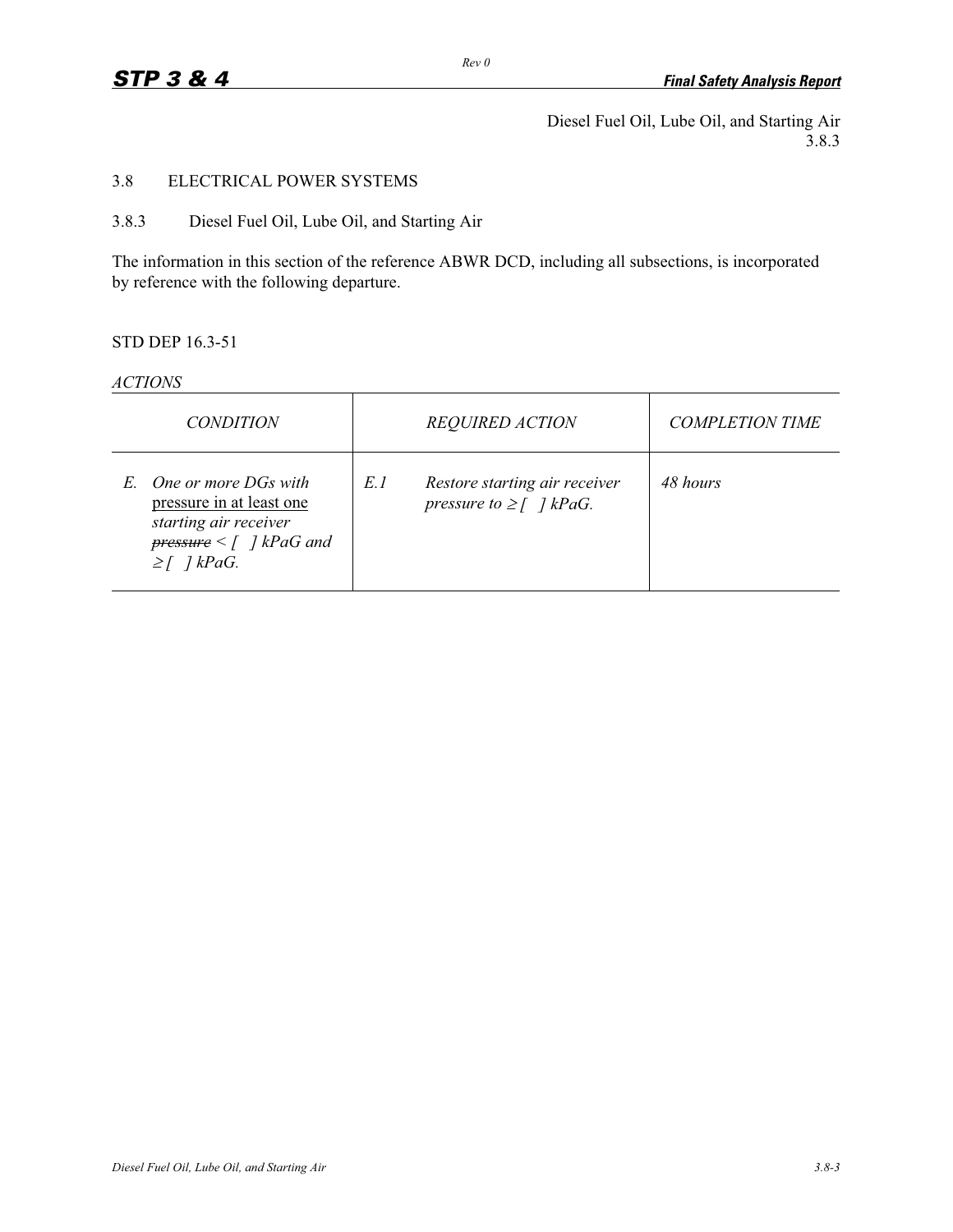Diesel Fuel Oil, Lube Oil, and Starting Air
3.8.3

## 3.8 ELECTRICAL POWER SYSTEMS

### 3.8.3 Diesel Fuel Oil, Lube Oil, and Starting Air

The information in this section of the reference ABWR DCD, including all subsections, is incorporated by reference with the following departure.

STD DEP 16.3-51

*ACTIONS*

| *CONDITION* | *REQUIRED ACTION* | *COMPLETION TIME* |
|---|---|---|
| *E. One or more DGs with* <u>pressure in at least one</u> *starting air receiver* ~~*pressure*~~ *< [ ] kPaG and ≥ [ ] kPaG.* | *E.1 Restore starting air receiver pressure to ≥ [ ] kPaG.* | *48 hours* |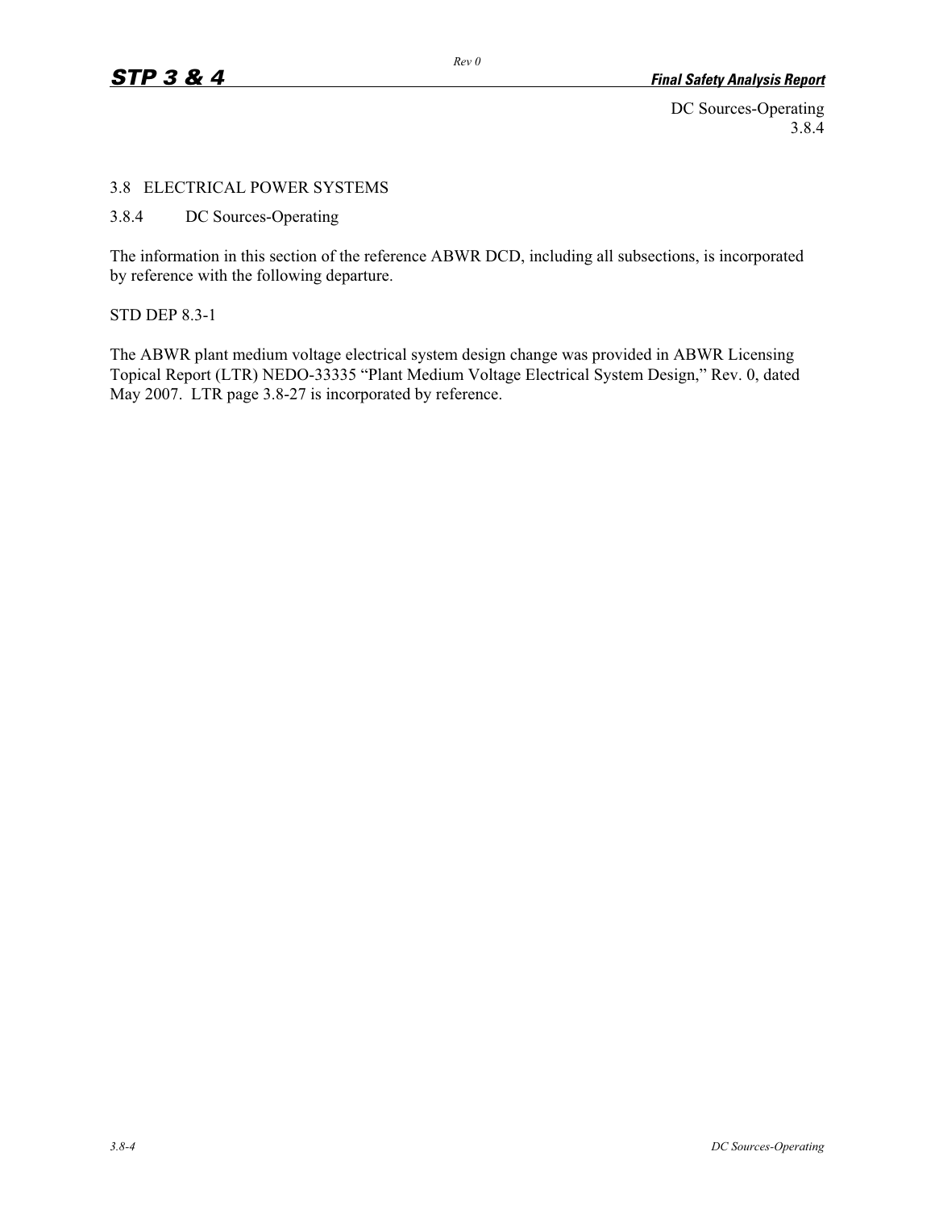## 3.8 ELECTRICAL POWER SYSTEMS

### 3.8.4 DC Sources-Operating

The information in this section of the reference ABWR DCD, including all subsections, is incorporated by reference with the following departure.

STD DEP 8.3-1

The ABWR plant medium voltage electrical system design change was provided in ABWR Licensing Topical Report (LTR) NEDO-33335 "Plant Medium Voltage Electrical System Design," Rev. 0, dated May 2007. LTR page 3.8-27 is incorporated by reference.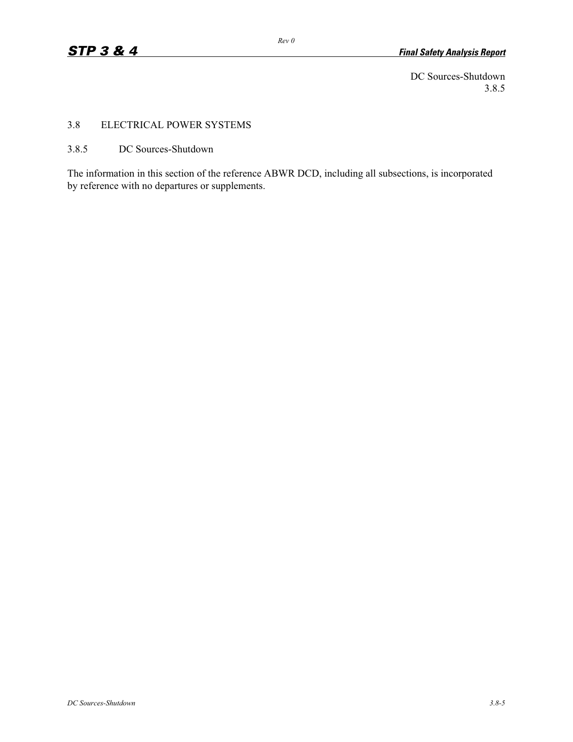DC Sources-Shutdown
3.8.5

## 3.8 ELECTRICAL POWER SYSTEMS

### 3.8.5 DC Sources-Shutdown

The information in this section of the reference ABWR DCD, including all subsections, is incorporated by reference with no departures or supplements.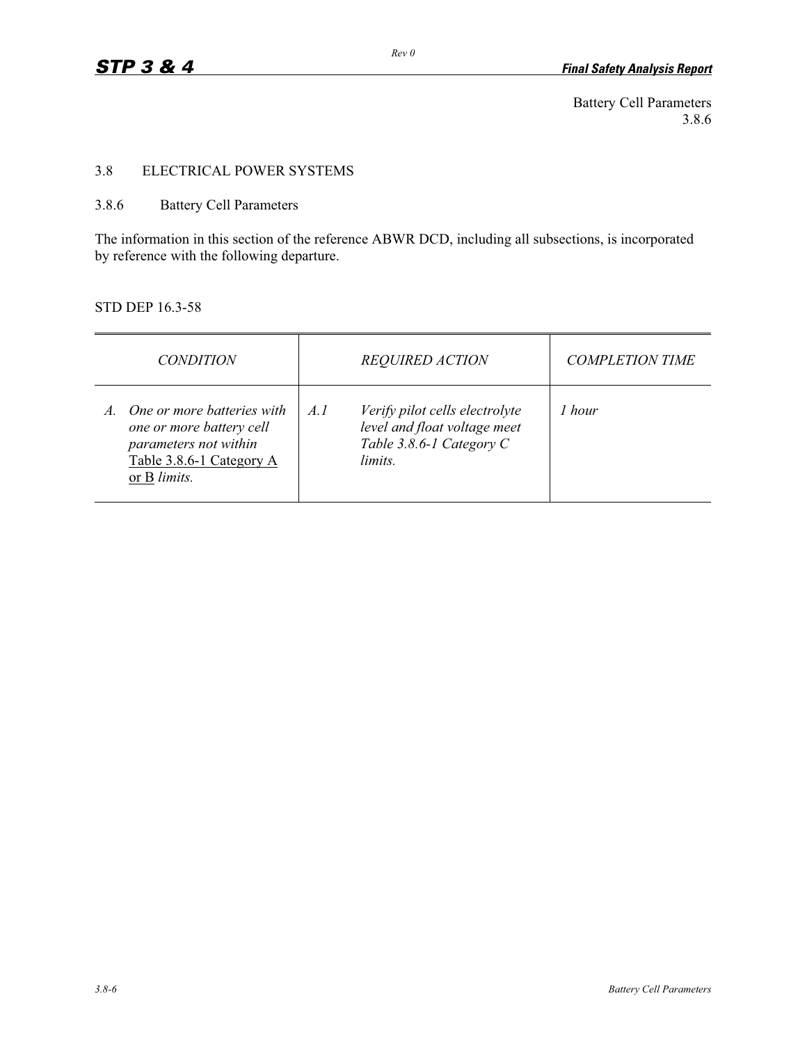Battery Cell Parameters
3.8.6

## 3.8 ELECTRICAL POWER SYSTEMS

### 3.8.6 Battery Cell Parameters

The information in this section of the reference ABWR DCD, including all subsections, is incorporated by reference with the following departure.

STD DEP 16.3-58

| *CONDITION* | *REQUIRED ACTION* | *COMPLETION TIME* |
|---|---|---|
| *A. One or more batteries with one or more battery cell parameters not within* Table 3.8.6-1 Category A or B *limits.* | *A.1 Verify pilot cells electrolyte level and float voltage meet Table 3.8.6-1 Category C limits.* | *1 hour* |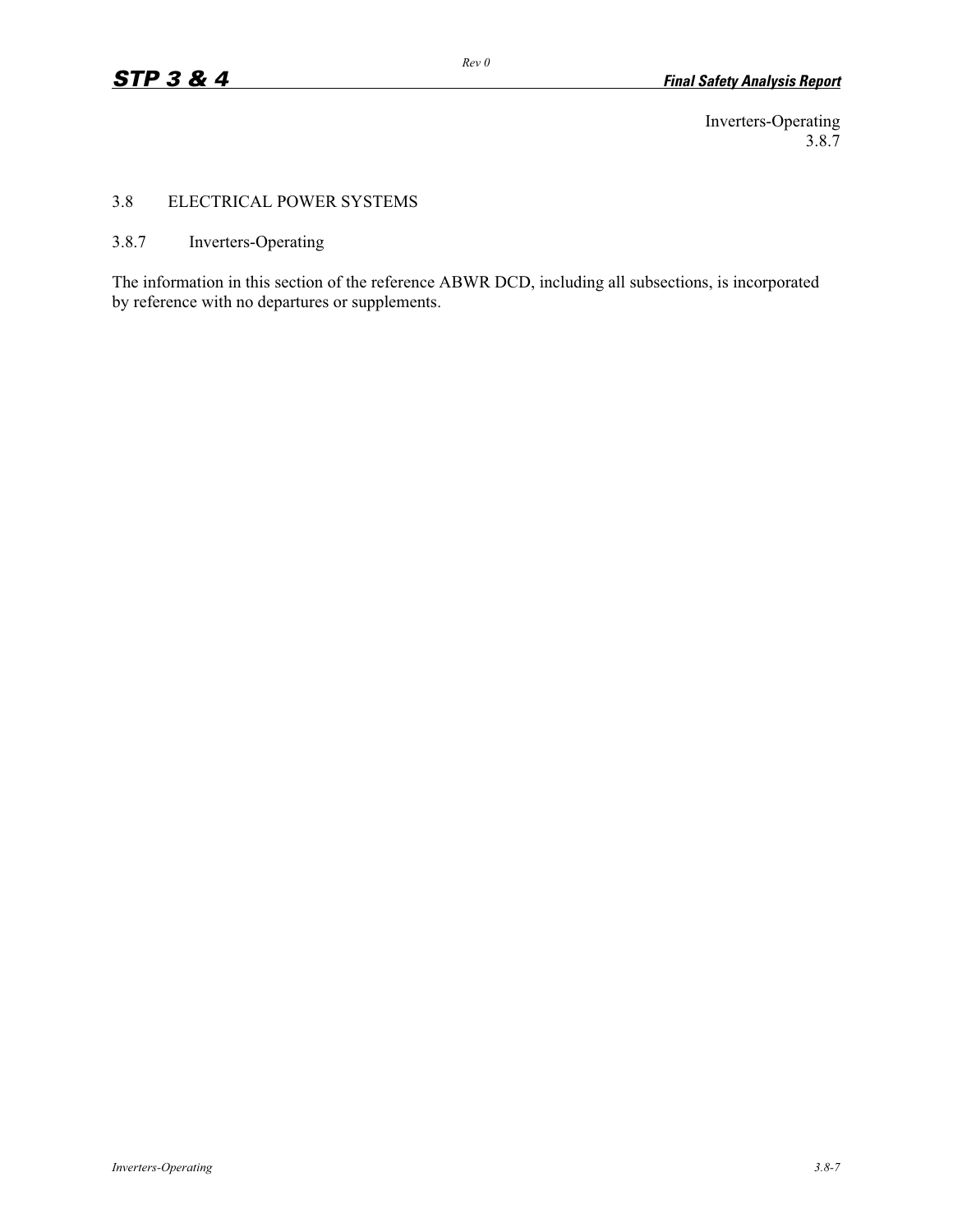Inverters-Operating
3.8.7

## 3.8 ELECTRICAL POWER SYSTEMS

### 3.8.7 Inverters-Operating

The information in this section of the reference ABWR DCD, including all subsections, is incorporated by reference with no departures or supplements.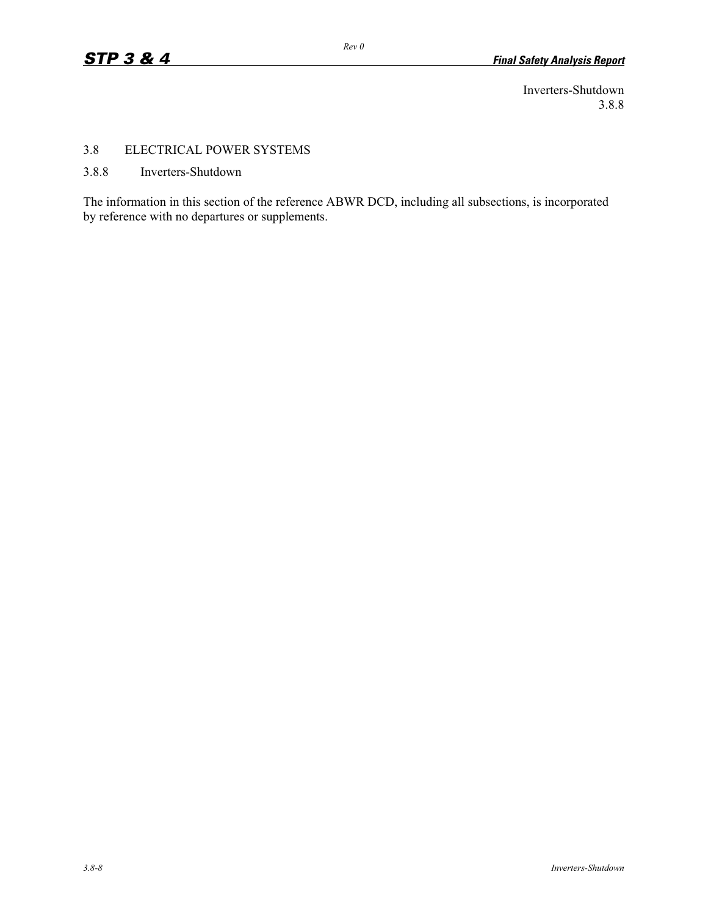Inverters-Shutdown
3.8.8

## 3.8 ELECTRICAL POWER SYSTEMS

### 3.8.8 Inverters-Shutdown

The information in this section of the reference ABWR DCD, including all subsections, is incorporated by reference with no departures or supplements.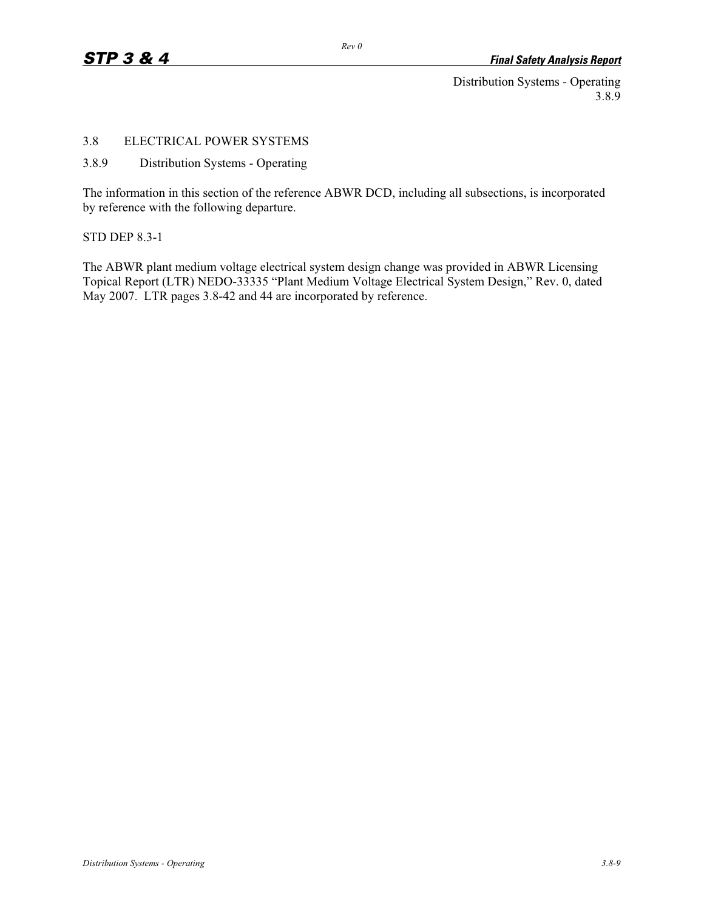# 3.8 ELECTRICAL POWER SYSTEMS

## 3.8.9 Distribution Systems - Operating

The information in this section of the reference ABWR DCD, including all subsections, is incorporated by reference with the following departure.

STD DEP 8.3-1

The ABWR plant medium voltage electrical system design change was provided in ABWR Licensing Topical Report (LTR) NEDO-33335 "Plant Medium Voltage Electrical System Design," Rev. 0, dated May 2007. LTR pages 3.8-42 and 44 are incorporated by reference.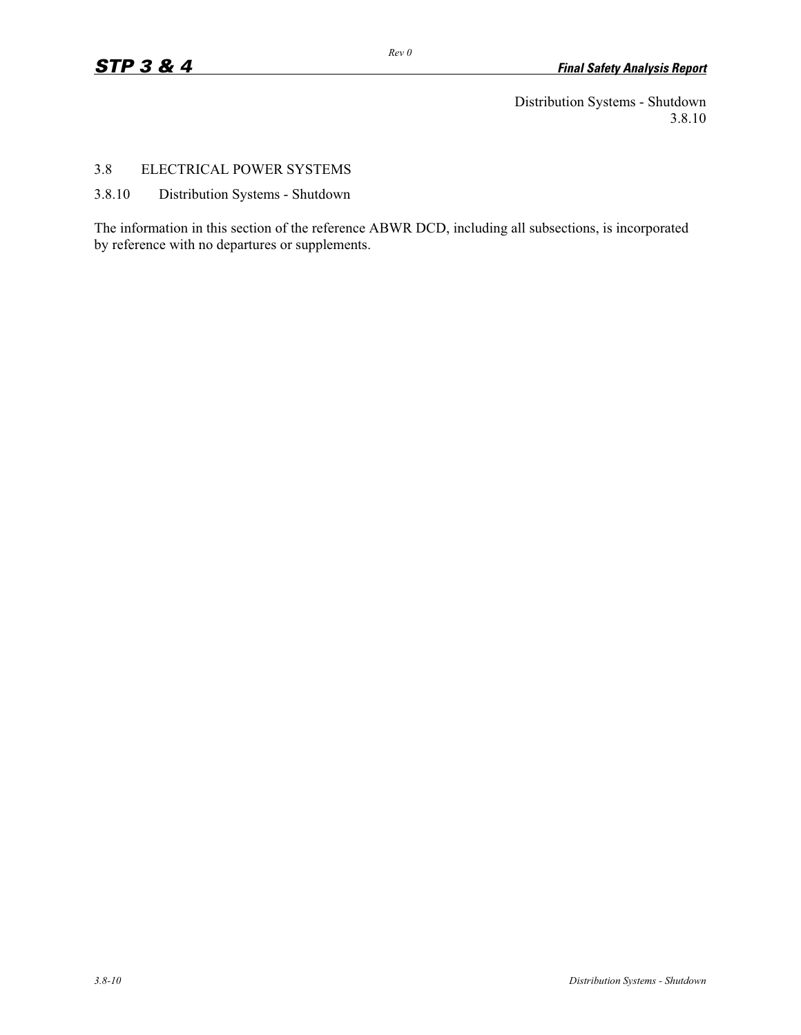## 3.8 ELECTRICAL POWER SYSTEMS

### 3.8.10 Distribution Systems - Shutdown

The information in this section of the reference ABWR DCD, including all subsections, is incorporated by reference with no departures or supplements.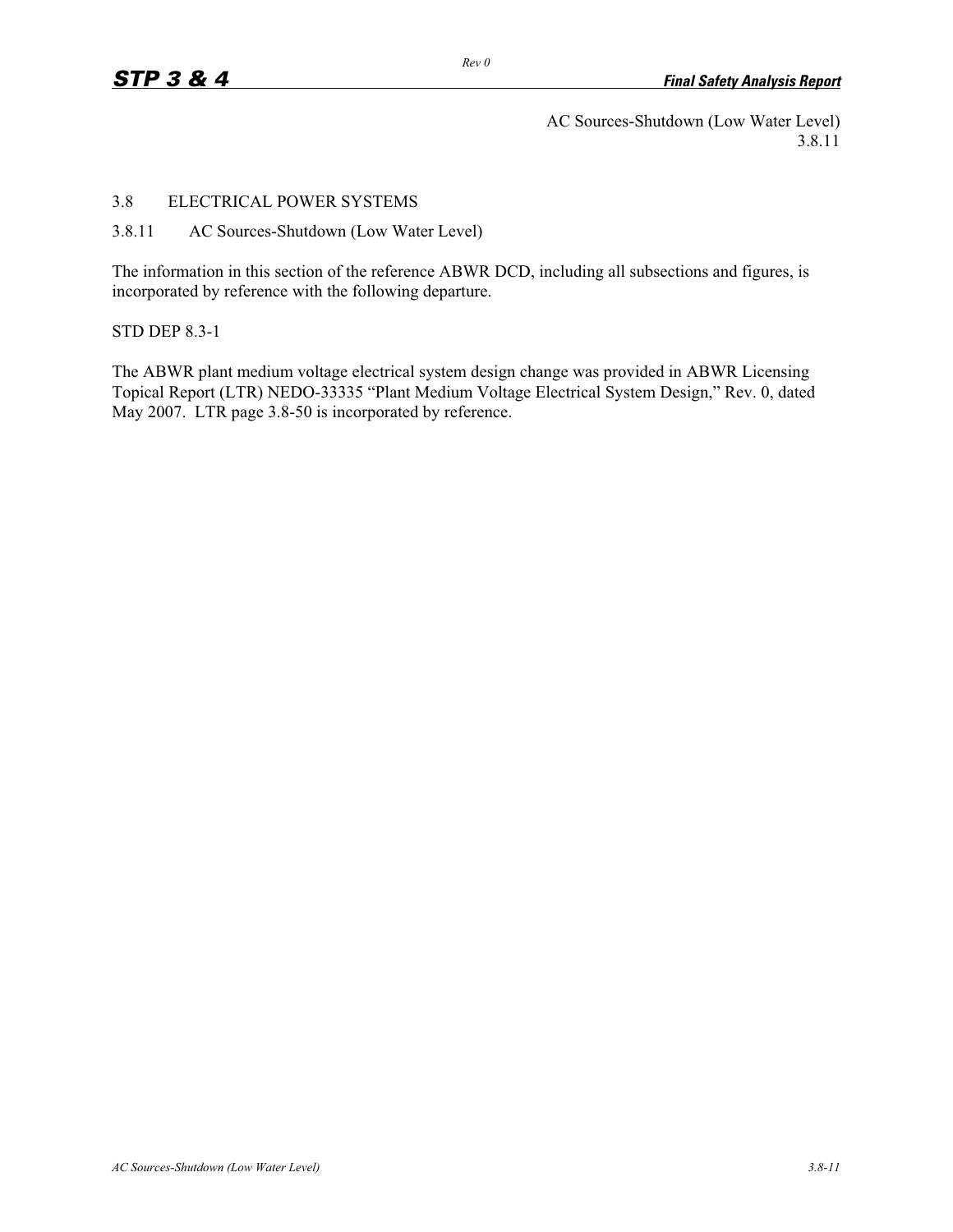AC Sources-Shutdown (Low Water Level)
3.8.11

## 3.8 ELECTRICAL POWER SYSTEMS

### 3.8.11 AC Sources-Shutdown (Low Water Level)

The information in this section of the reference ABWR DCD, including all subsections and figures, is incorporated by reference with the following departure.

STD DEP 8.3-1

The ABWR plant medium voltage electrical system design change was provided in ABWR Licensing Topical Report (LTR) NEDO-33335 "Plant Medium Voltage Electrical System Design," Rev. 0, dated May 2007. LTR page 3.8-50 is incorporated by reference.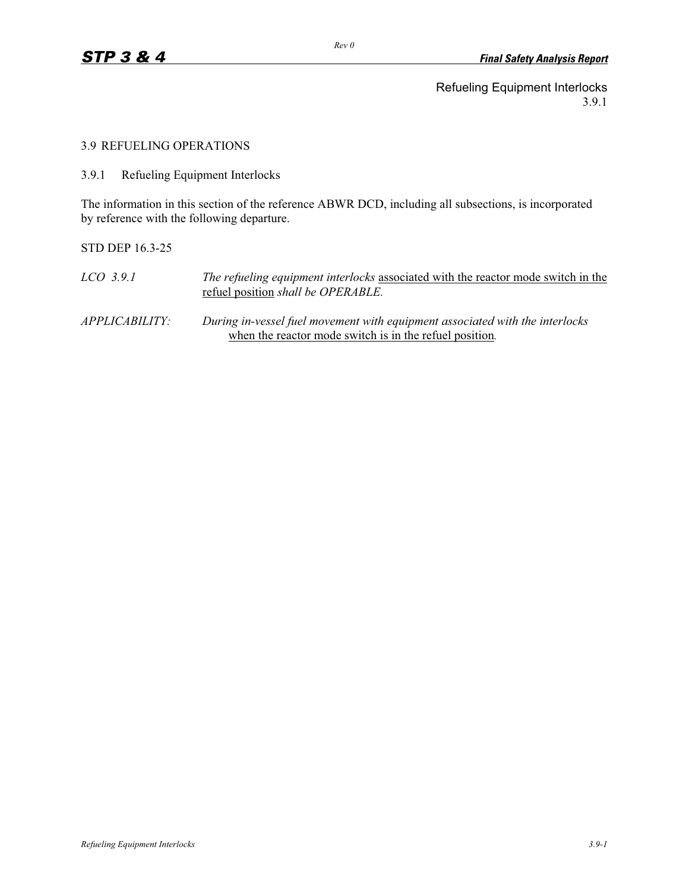Refueling Equipment Interlocks
3.9.1

## 3.9 REFUELING OPERATIONS

### 3.9.1 Refueling Equipment Interlocks

The information in this section of the reference ABWR DCD, including all subsections, is incorporated by reference with the following departure.

STD DEP 16.3-25

*LCO 3.9.1* *The refueling equipment interlocks* <u>associated with the reactor mode switch in the refuel position</u> *shall be OPERABLE.*

*APPLICABILITY:* *During in-vessel fuel movement with equipment associated with the interlocks* <u>when the reactor mode switch is in the refuel position</u>.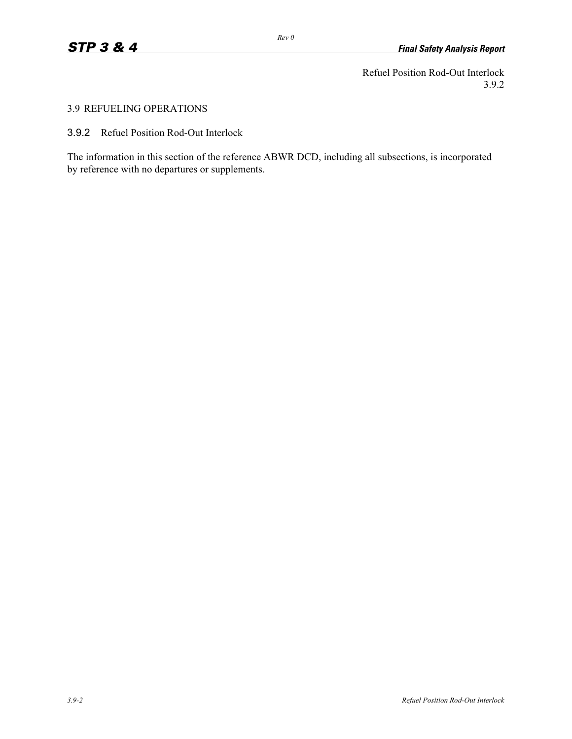Refuel Position Rod-Out Interlock
3.9.2

# 3.9 REFUELING OPERATIONS

## 3.9.2 Refuel Position Rod-Out Interlock

The information in this section of the reference ABWR DCD, including all subsections, is incorporated by reference with no departures or supplements.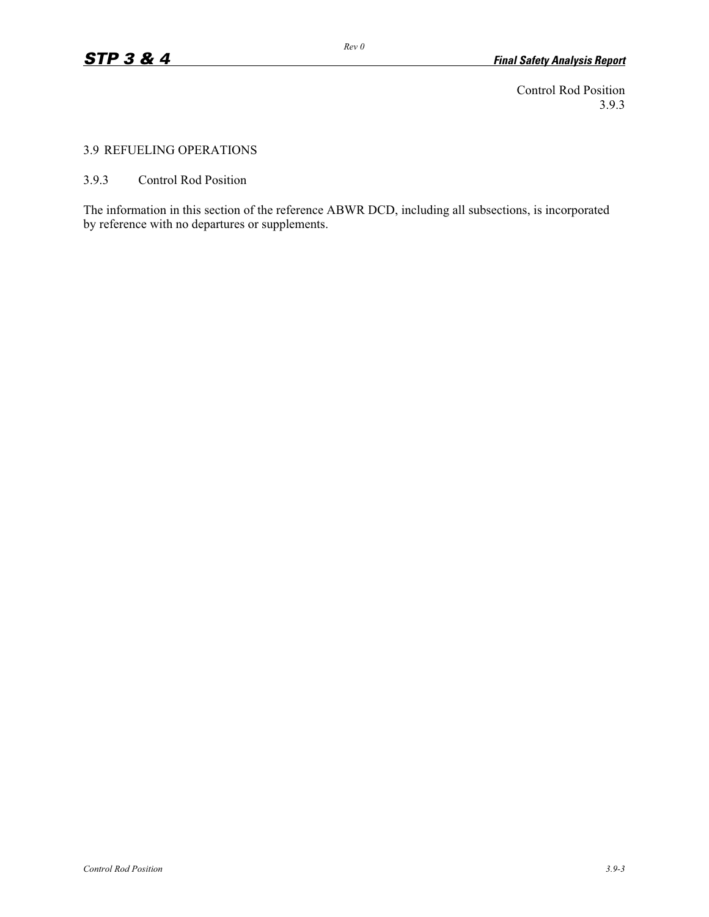Control Rod Position
3.9.3

## 3.9 REFUELING OPERATIONS

### 3.9.3 Control Rod Position

The information in this section of the reference ABWR DCD, including all subsections, is incorporated by reference with no departures or supplements.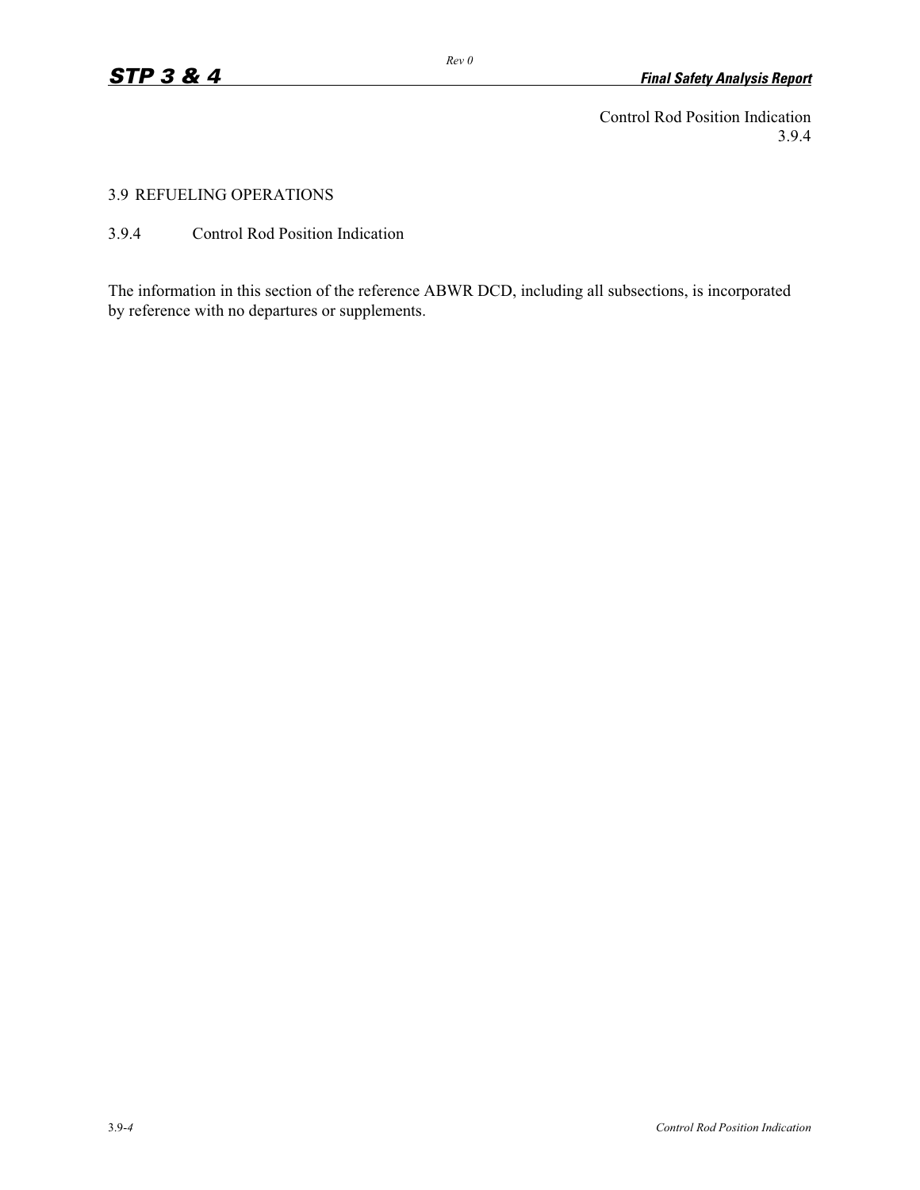Control Rod Position Indication
3.9.4

## 3.9 REFUELING OPERATIONS

### 3.9.4 Control Rod Position Indication

The information in this section of the reference ABWR DCD, including all subsections, is incorporated by reference with no departures or supplements.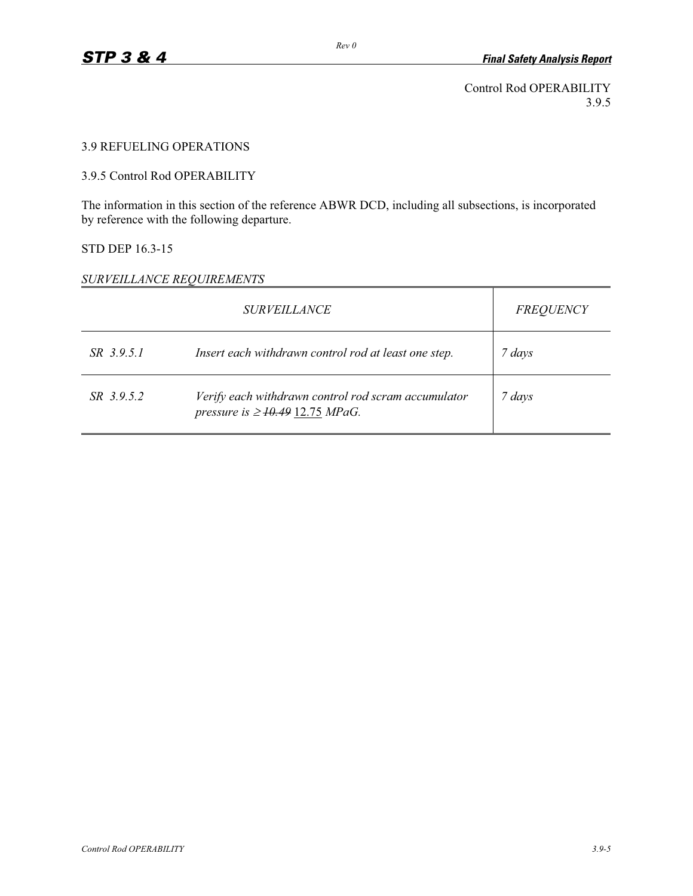Control Rod OPERABILITY
3.9.5

# 3.9 REFUELING OPERATIONS

## 3.9.5 Control Rod OPERABILITY

The information in this section of the reference ABWR DCD, including all subsections, is incorporated by reference with the following departure.

STD DEP 16.3-15

*SURVEILLANCE REQUIREMENTS*

| *SURVEILLANCE* | | *FREQUENCY* |
|---|---|---|
| *SR 3.9.5.1* | *Insert each withdrawn control rod at least one step.* | *7 days* |
| *SR 3.9.5.2* | *Verify each withdrawn control rod scram accumulator pressure is ≥ ~~10.49~~ 12.75 MPaG.* | *7 days* |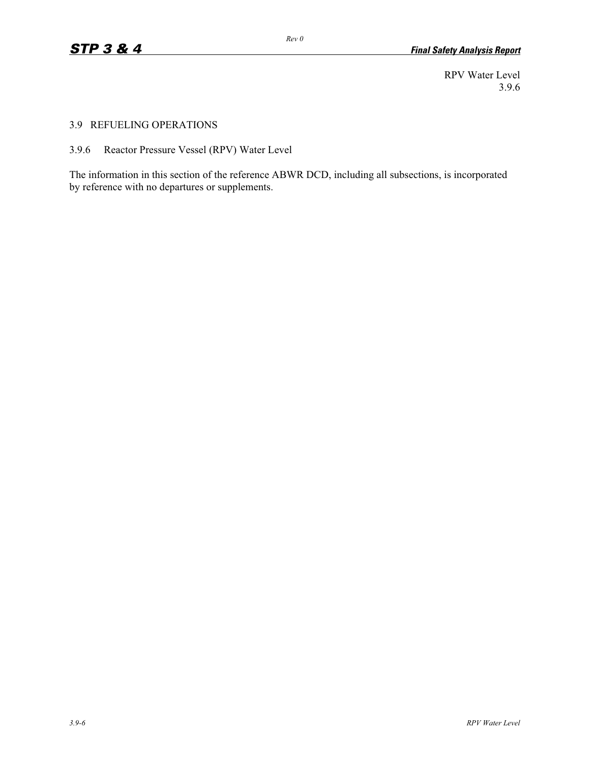RPV Water Level
3.9.6

## 3.9 REFUELING OPERATIONS

### 3.9.6 Reactor Pressure Vessel (RPV) Water Level

The information in this section of the reference ABWR DCD, including all subsections, is incorporated by reference with no departures or supplements.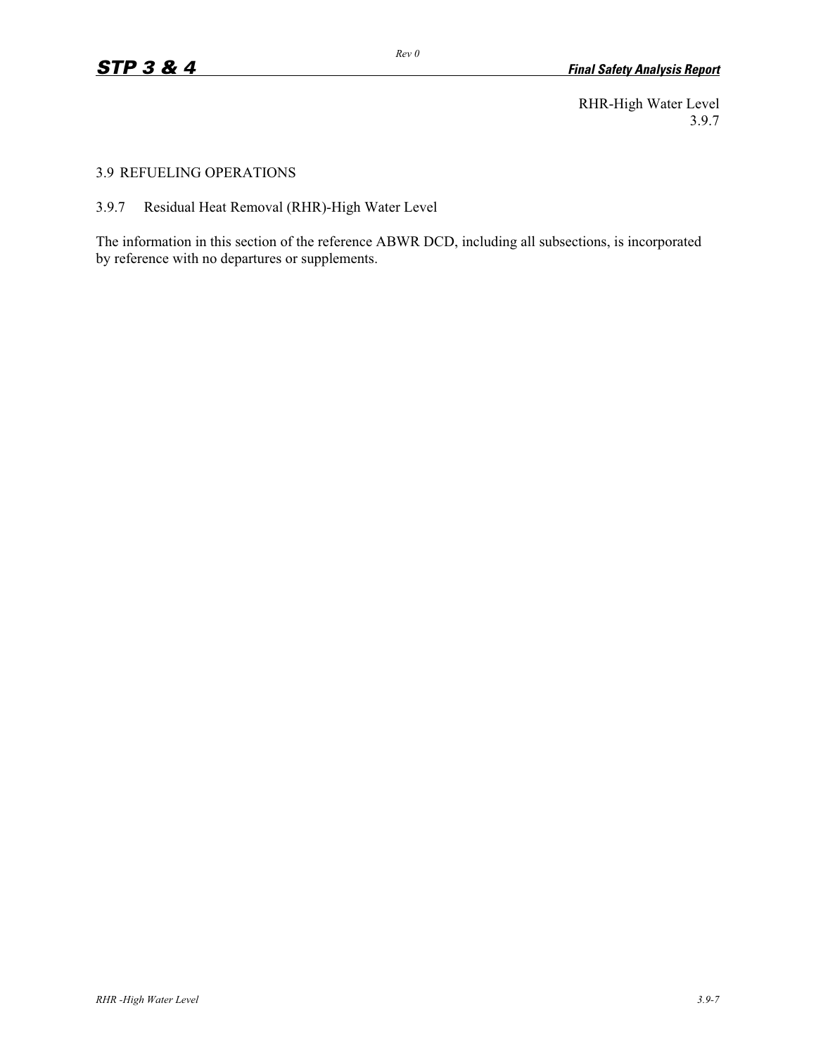RHR-High Water Level
3.9.7

# 3.9 REFUELING OPERATIONS

## 3.9.7 Residual Heat Removal (RHR)-High Water Level

The information in this section of the reference ABWR DCD, including all subsections, is incorporated by reference with no departures or supplements.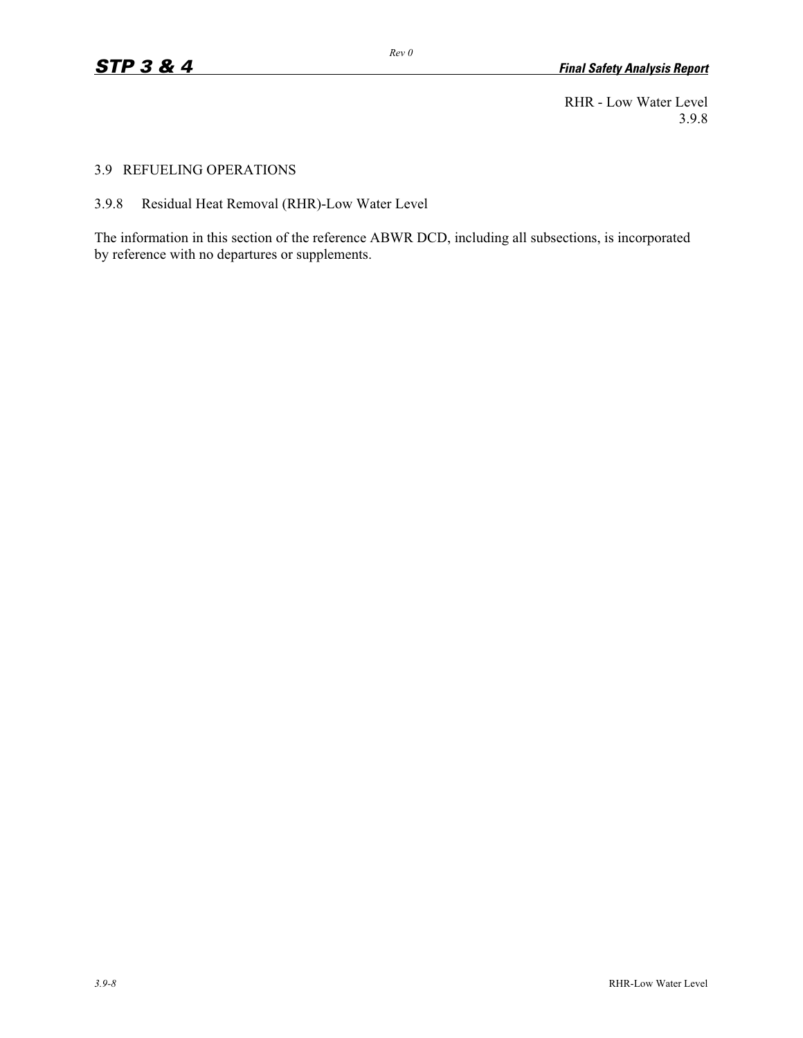## 3.9 REFUELING OPERATIONS

### 3.9.8 Residual Heat Removal (RHR)-Low Water Level

The information in this section of the reference ABWR DCD, including all subsections, is incorporated by reference with no departures or supplements.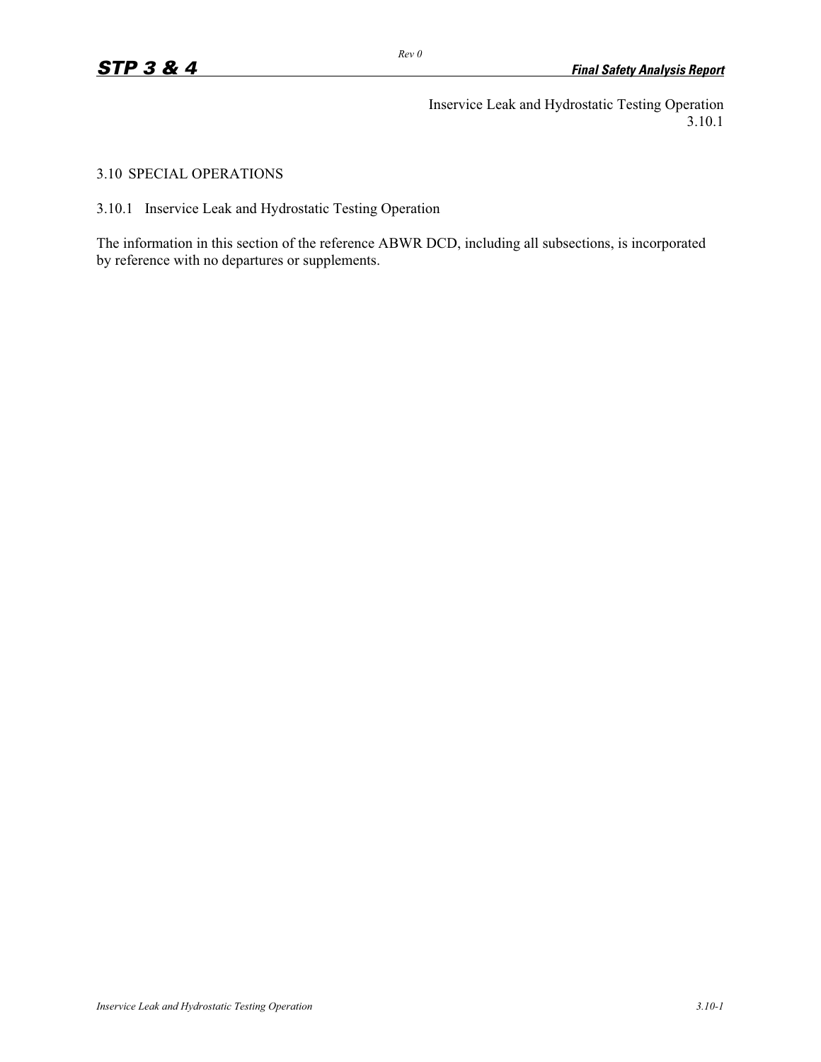## 3.10 SPECIAL OPERATIONS

### 3.10.1 Inservice Leak and Hydrostatic Testing Operation

The information in this section of the reference ABWR DCD, including all subsections, is incorporated by reference with no departures or supplements.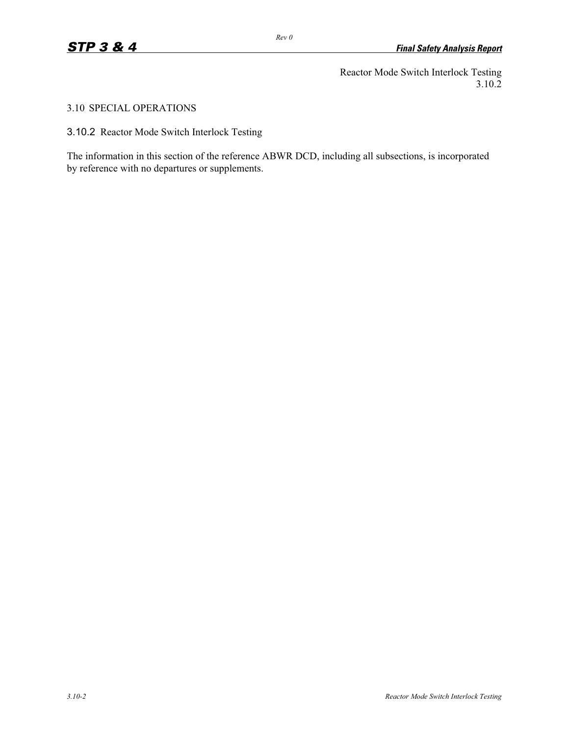Reactor Mode Switch Interlock Testing
3.10.2

# 3.10 SPECIAL OPERATIONS

## 3.10.2 Reactor Mode Switch Interlock Testing

The information in this section of the reference ABWR DCD, including all subsections, is incorporated by reference with no departures or supplements.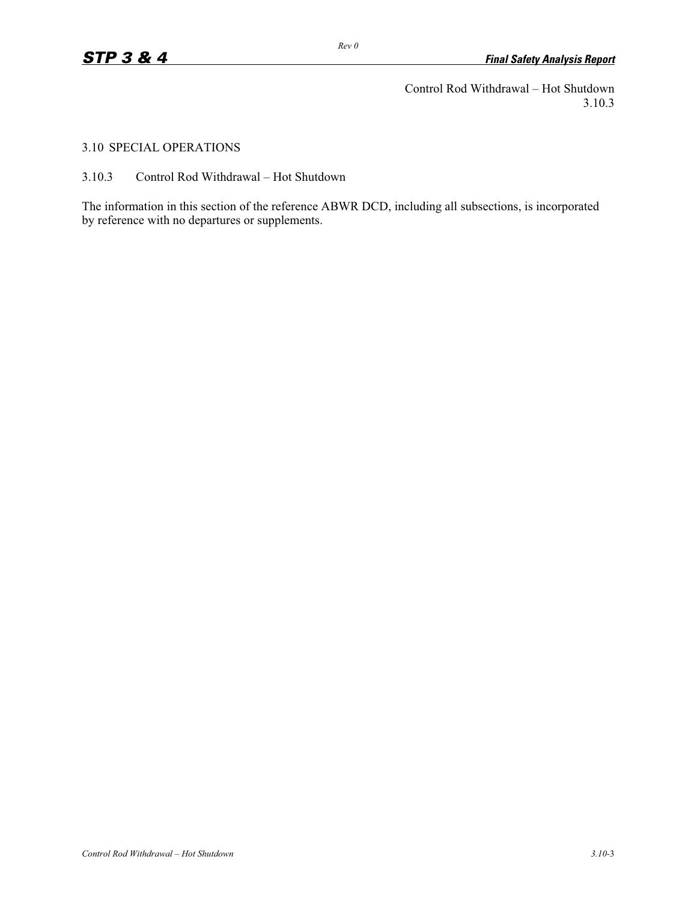Control Rod Withdrawal – Hot Shutdown
3.10.3

# 3.10 SPECIAL OPERATIONS

## 3.10.3 Control Rod Withdrawal – Hot Shutdown

The information in this section of the reference ABWR DCD, including all subsections, is incorporated by reference with no departures or supplements.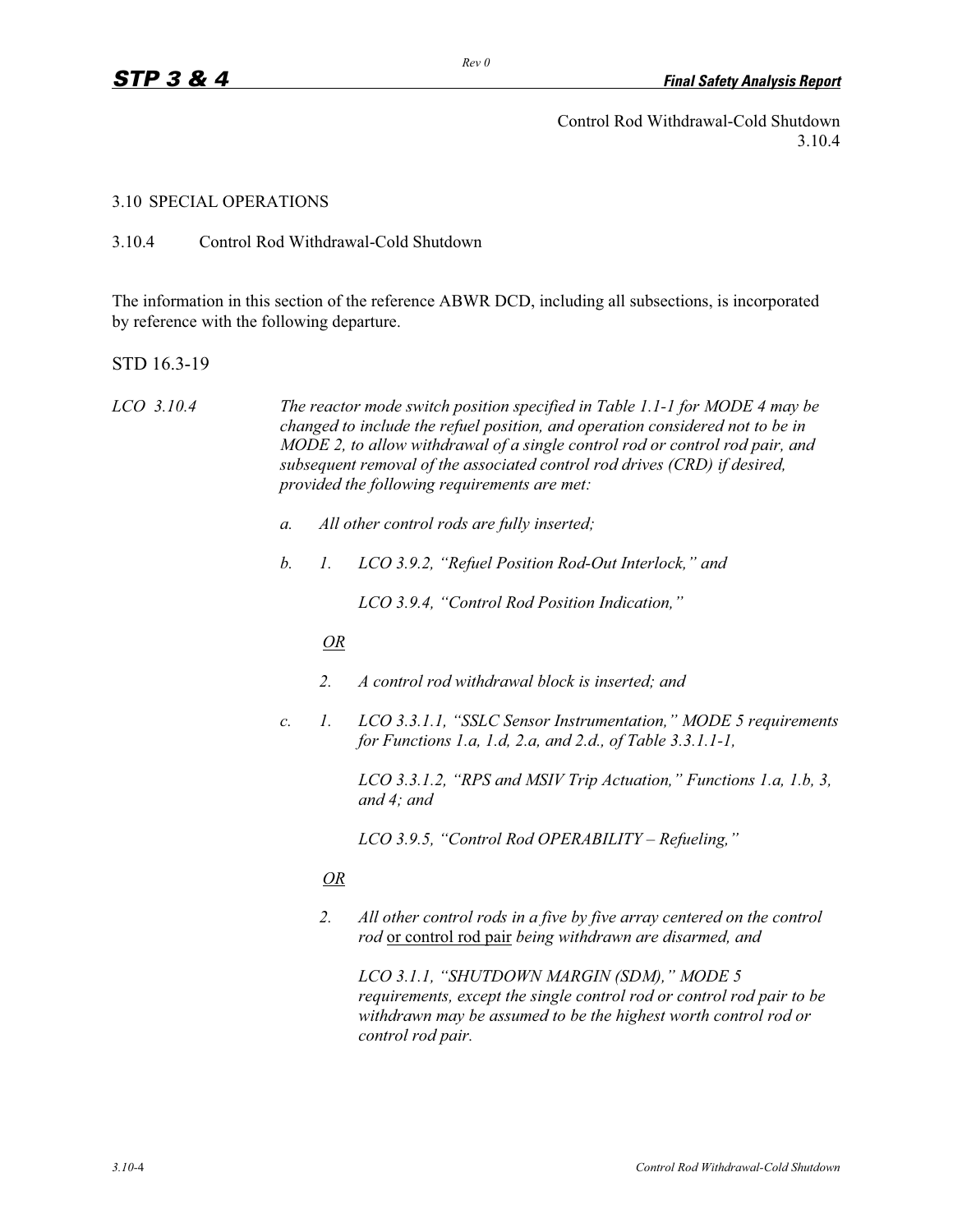Control Rod Withdrawal-Cold Shutdown
3.10.4

## 3.10 SPECIAL OPERATIONS

### 3.10.4 Control Rod Withdrawal-Cold Shutdown

The information in this section of the reference ABWR DCD, including all subsections, is incorporated by reference with the following departure.

STD 16.3-19

*LCO 3.10.4* *The reactor mode switch position specified in Table 1.1-1 for MODE 4 may be changed to include the refuel position, and operation considered not to be in MODE 2, to allow withdrawal of a single control rod or control rod pair, and subsequent removal of the associated control rod drives (CRD) if desired, provided the following requirements are met:*

*a. All other control rods are fully inserted;*

*b. 1. LCO 3.9.2, "Refuel Position Rod-Out Interlock," and*

*LCO 3.9.4, "Control Rod Position Indication,"*

*OR*

*2. A control rod withdrawal block is inserted; and*

*c. 1. LCO 3.3.1.1, "SSLC Sensor Instrumentation," MODE 5 requirements for Functions 1.a, 1.d, 2.a, and 2.d., of Table 3.3.1.1-1,*

*LCO 3.3.1.2, "RPS and MSIV Trip Actuation," Functions 1.a, 1.b, 3, and 4; and*

*LCO 3.9.5, "Control Rod OPERABILITY – Refueling,"*

*OR*

*2. All other control rods in a five by five array centered on the control rod* or control rod pair *being withdrawn are disarmed, and*

*LCO 3.1.1, "SHUTDOWN MARGIN (SDM)," MODE 5 requirements, except the single control rod or control rod pair to be withdrawn may be assumed to be the highest worth control rod or control rod pair.*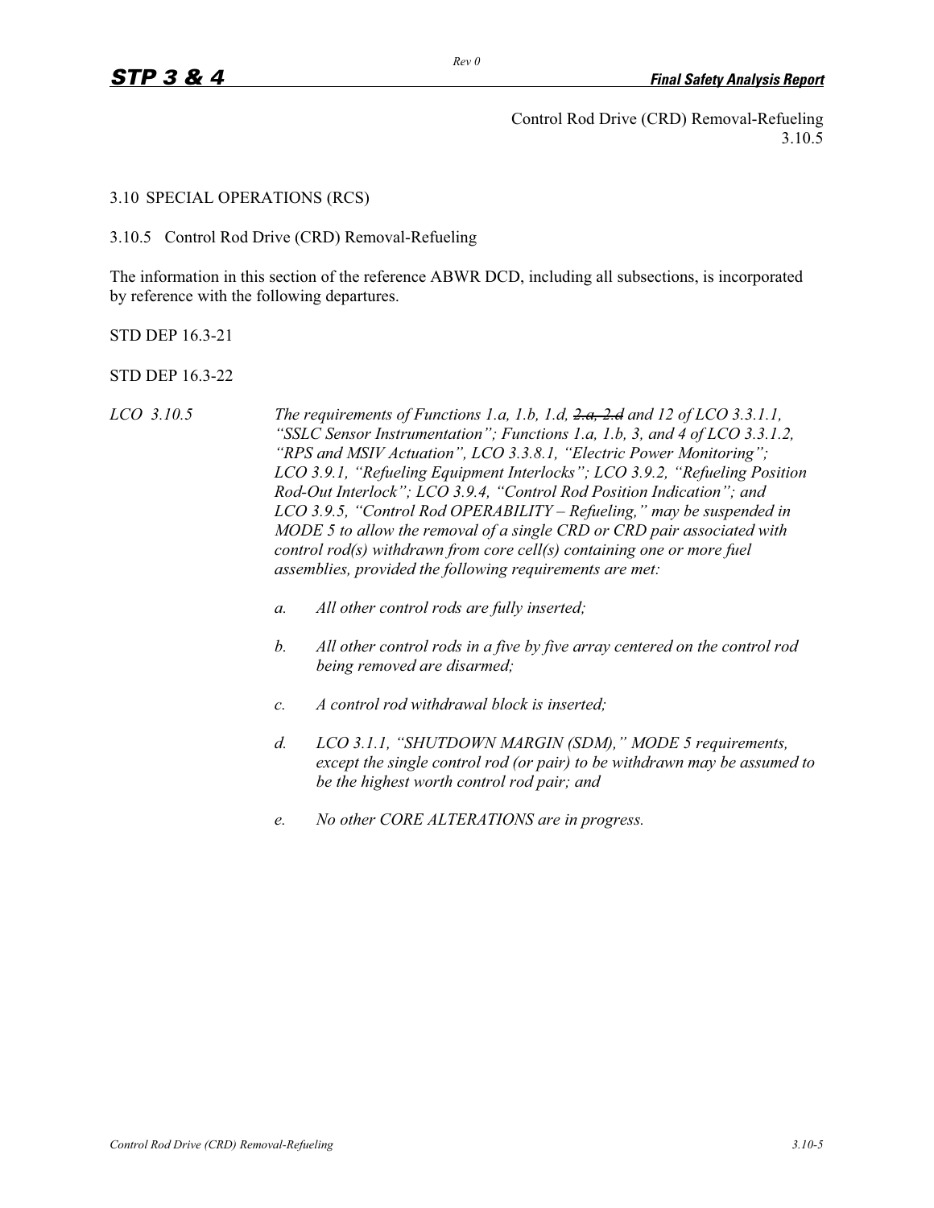Control Rod Drive (CRD) Removal-Refueling
3.10.5

## 3.10 SPECIAL OPERATIONS (RCS)

### 3.10.5 Control Rod Drive (CRD) Removal-Refueling

The information in this section of the reference ABWR DCD, including all subsections, is incorporated by reference with the following departures.

STD DEP 16.3-21

STD DEP 16.3-22

*LCO 3.10.5* *The requirements of Functions 1.a, 1.b, 1.d, ~~2.a, 2.d~~ and 12 of LCO 3.3.1.1, "SSLC Sensor Instrumentation"; Functions 1.a, 1.b, 3, and 4 of LCO 3.3.1.2, "RPS and MSIV Actuation", LCO 3.3.8.1, "Electric Power Monitoring"; LCO 3.9.1, "Refueling Equipment Interlocks"; LCO 3.9.2, "Refueling Position Rod-Out Interlock"; LCO 3.9.4, "Control Rod Position Indication"; and LCO 3.9.5, "Control Rod OPERABILITY – Refueling," may be suspended in MODE 5 to allow the removal of a single CRD or CRD pair associated with control rod(s) withdrawn from core cell(s) containing one or more fuel assemblies, provided the following requirements are met:*

*a. All other control rods are fully inserted;*

*b. All other control rods in a five by five array centered on the control rod being removed are disarmed;*

*c. A control rod withdrawal block is inserted;*

*d. LCO 3.1.1, "SHUTDOWN MARGIN (SDM)," MODE 5 requirements, except the single control rod (or pair) to be withdrawn may be assumed to be the highest worth control rod pair; and*

*e. No other CORE ALTERATIONS are in progress.*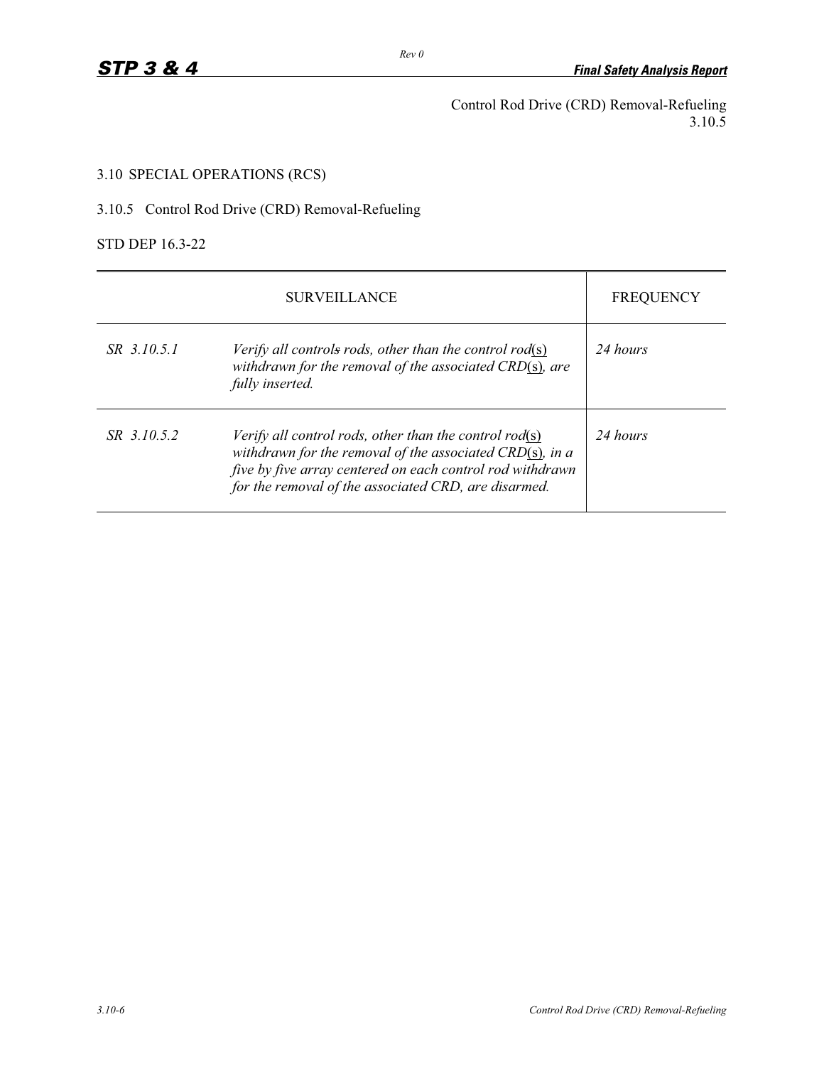Control Rod Drive (CRD) Removal-Refueling
3.10.5

3.10 SPECIAL OPERATIONS (RCS)

3.10.5 Control Rod Drive (CRD) Removal-Refueling

STD DEP 16.3-22

| SURVEILLANCE | | FREQUENCY |
|---|---|---|
| *SR 3.10.5.1* | *Verify all controls rods, other than the control rod(s) withdrawn for the removal of the associated CRD(s), are fully inserted.* | *24 hours* |
| *SR 3.10.5.2* | *Verify all control rods, other than the control rod(s) withdrawn for the removal of the associated CRD(s), in a five by five array centered on each control rod withdrawn for the removal of the associated CRD, are disarmed.* | *24 hours* |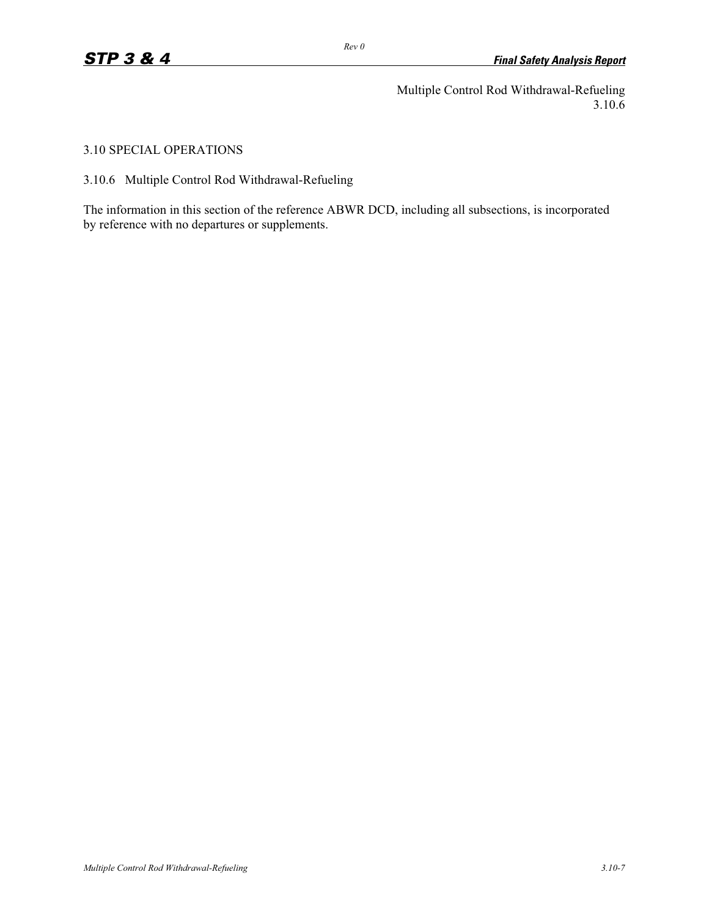Multiple Control Rod Withdrawal-Refueling
3.10.6

## 3.10 SPECIAL OPERATIONS

### 3.10.6 Multiple Control Rod Withdrawal-Refueling

The information in this section of the reference ABWR DCD, including all subsections, is incorporated by reference with no departures or supplements.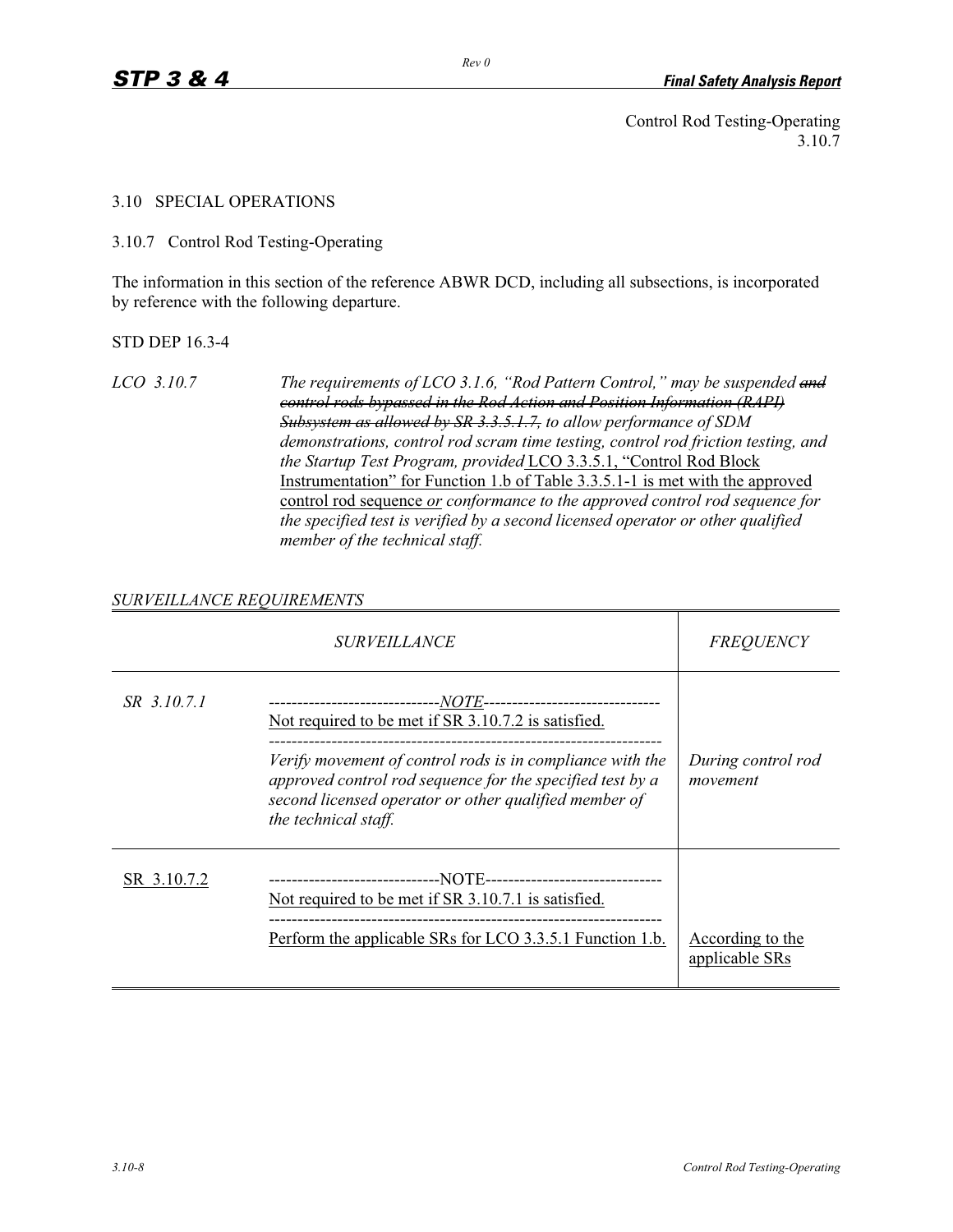Control Rod Testing-Operating
3.10.7

## 3.10 SPECIAL OPERATIONS

### 3.10.7 Control Rod Testing-Operating

The information in this section of the reference ABWR DCD, including all subsections, is incorporated by reference with the following departure.

STD DEP 16.3-4

*LCO 3.10.7* *The requirements of LCO 3.1.6, "Rod Pattern Control," may be suspended* ~~*and control rods bypassed in the Rod Action and Position Information (RAPI) Subsystem as allowed by SR 3.3.5.1.7,*~~ *to allow performance of SDM demonstrations, control rod scram time testing, control rod friction testing, and the Startup Test Program, provided* <u>LCO 3.3.5.1, "Control Rod Block Instrumentation" for Function 1.b of Table 3.3.5.1-1 is met with the approved control rod sequence</u> <u>*or*</u> *conformance to the approved control rod sequence for the specified test is verified by a second licensed operator or other qualified member of the technical staff.*

*<u>SURVEILLANCE REQUIREMENTS</u>*

| *SURVEILLANCE* | | *FREQUENCY* |
|---|---|---|
| *SR 3.10.7.1* | ------------------------------*NOTE*------------------------------- <u>Not required to be met if SR 3.10.7.2 is satisfied.</u> --------------------------------------------------------------------- *Verify movement of control rods is in compliance with the approved control rod sequence for the specified test by a second licensed operator or other qualified member of the technical staff.* | *During control rod movement* |
| <u>SR 3.10.7.2</u> | ------------------------------NOTE------------------------------- <u>Not required to be met if SR 3.10.7.1 is satisfied.</u> --------------------------------------------------------------------- <u>Perform the applicable SRs for LCO 3.3.5.1 Function 1.b.</u> | <u>According to the applicable SRs</u> |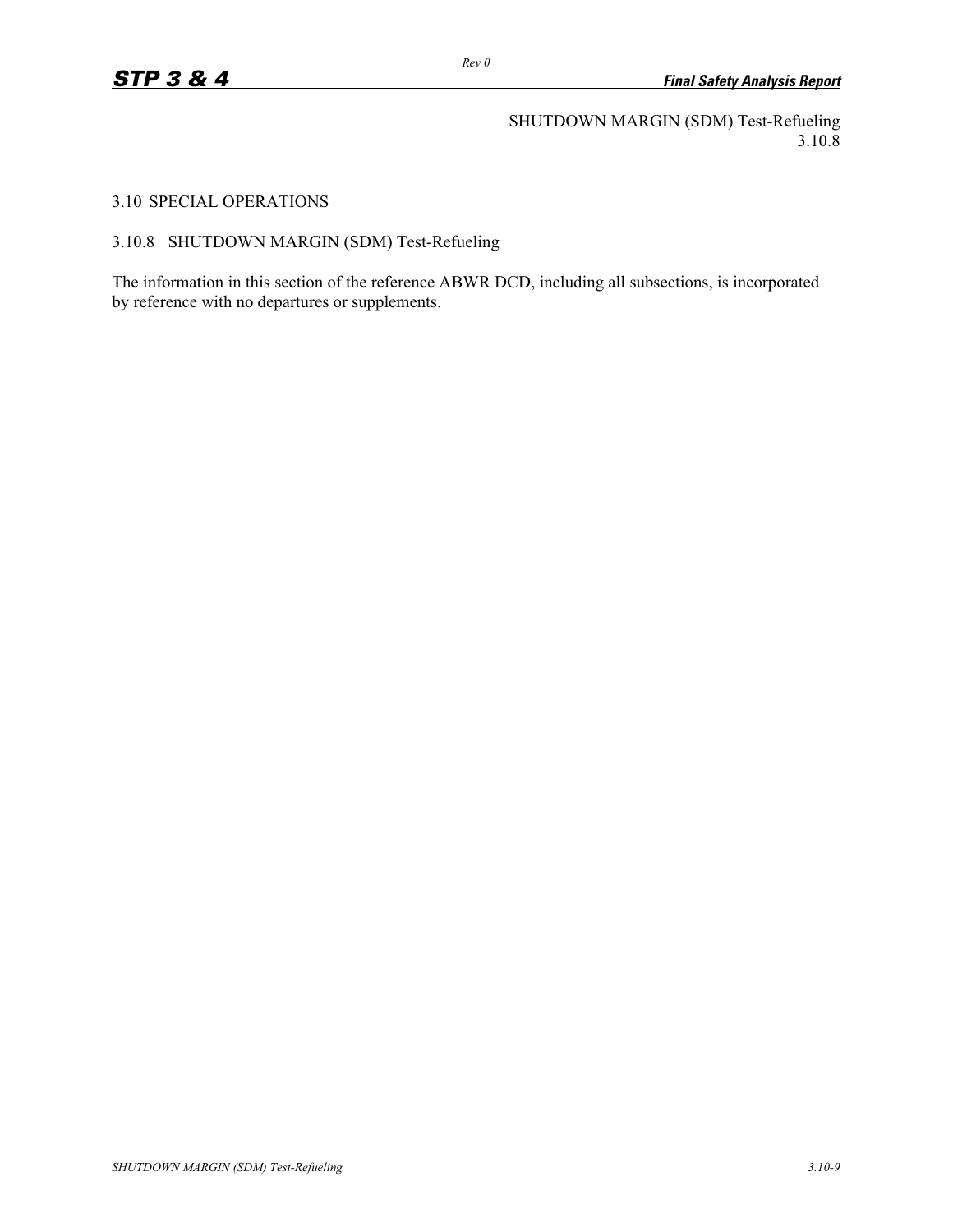SHUTDOWN MARGIN (SDM) Test-Refueling
3.10.8

# 3.10 SPECIAL OPERATIONS

## 3.10.8 SHUTDOWN MARGIN (SDM) Test-Refueling

The information in this section of the reference ABWR DCD, including all subsections, is incorporated by reference with no departures or supplements.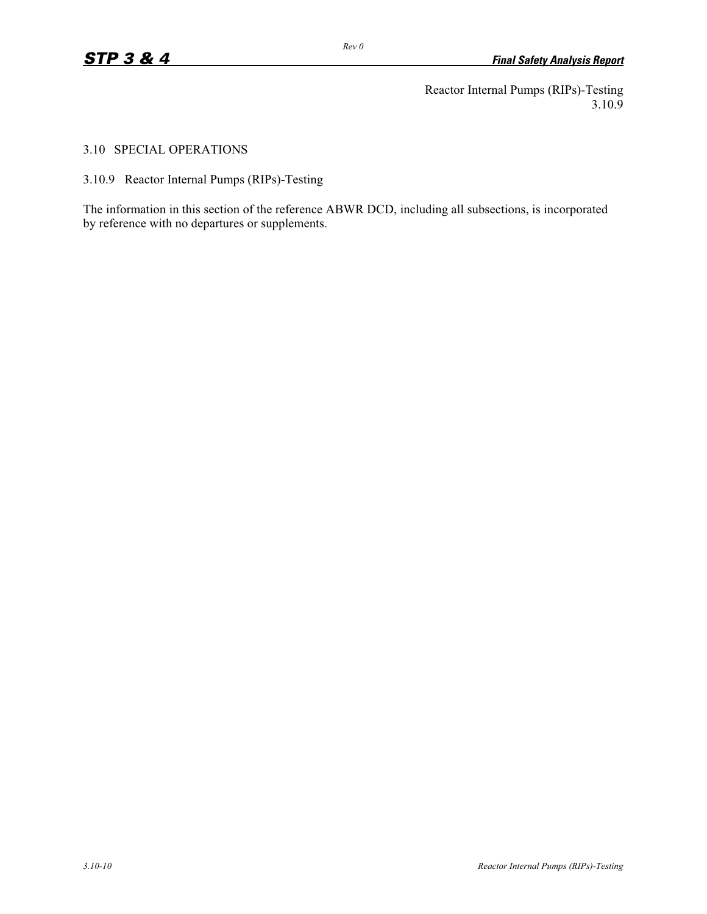Reactor Internal Pumps (RIPs)-Testing
3.10.9

## 3.10 SPECIAL OPERATIONS

### 3.10.9 Reactor Internal Pumps (RIPs)-Testing

The information in this section of the reference ABWR DCD, including all subsections, is incorporated by reference with no departures or supplements.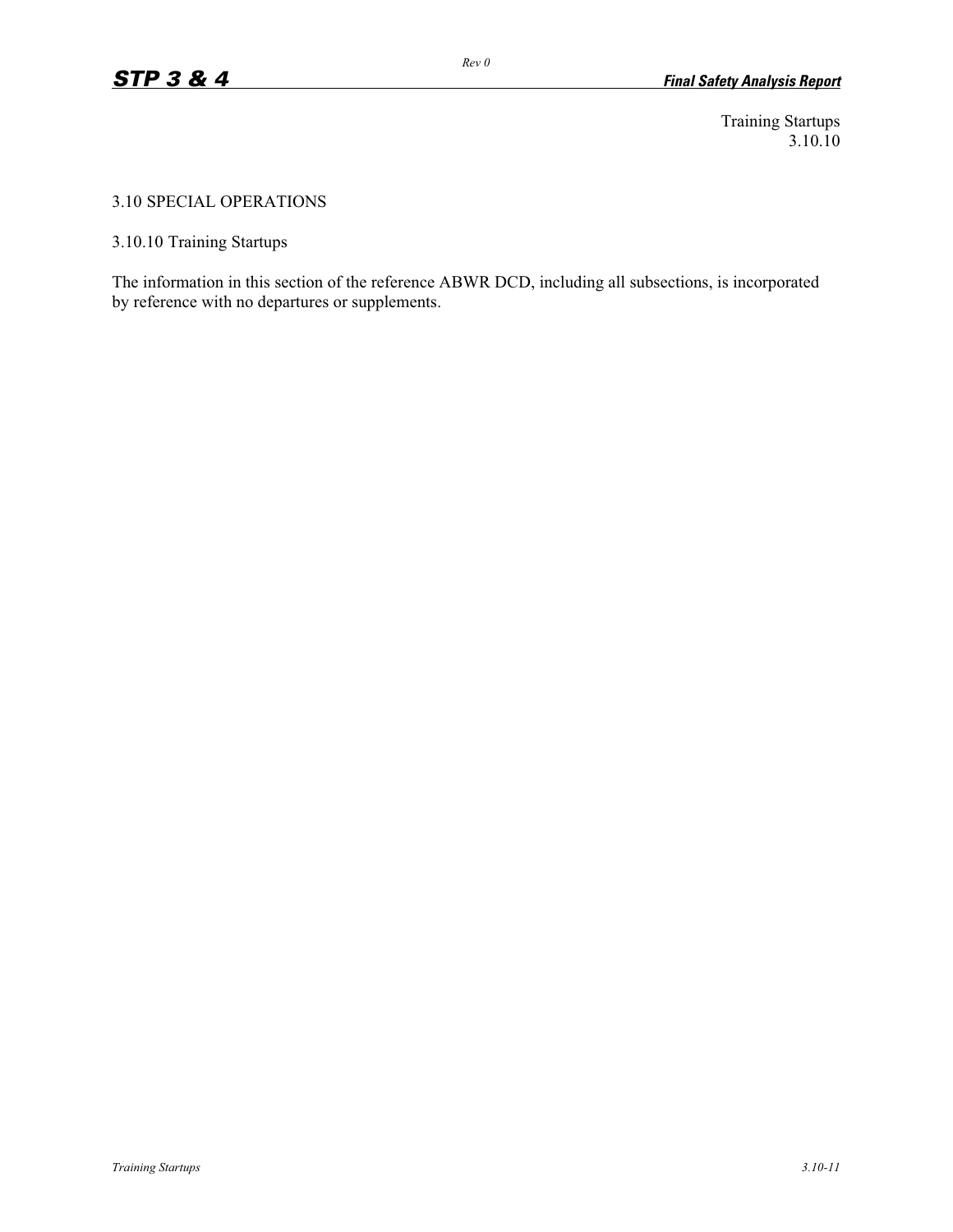Training Startups
3.10.10

# 3.10 SPECIAL OPERATIONS

## 3.10.10 Training Startups

The information in this section of the reference ABWR DCD, including all subsections, is incorporated by reference with no departures or supplements.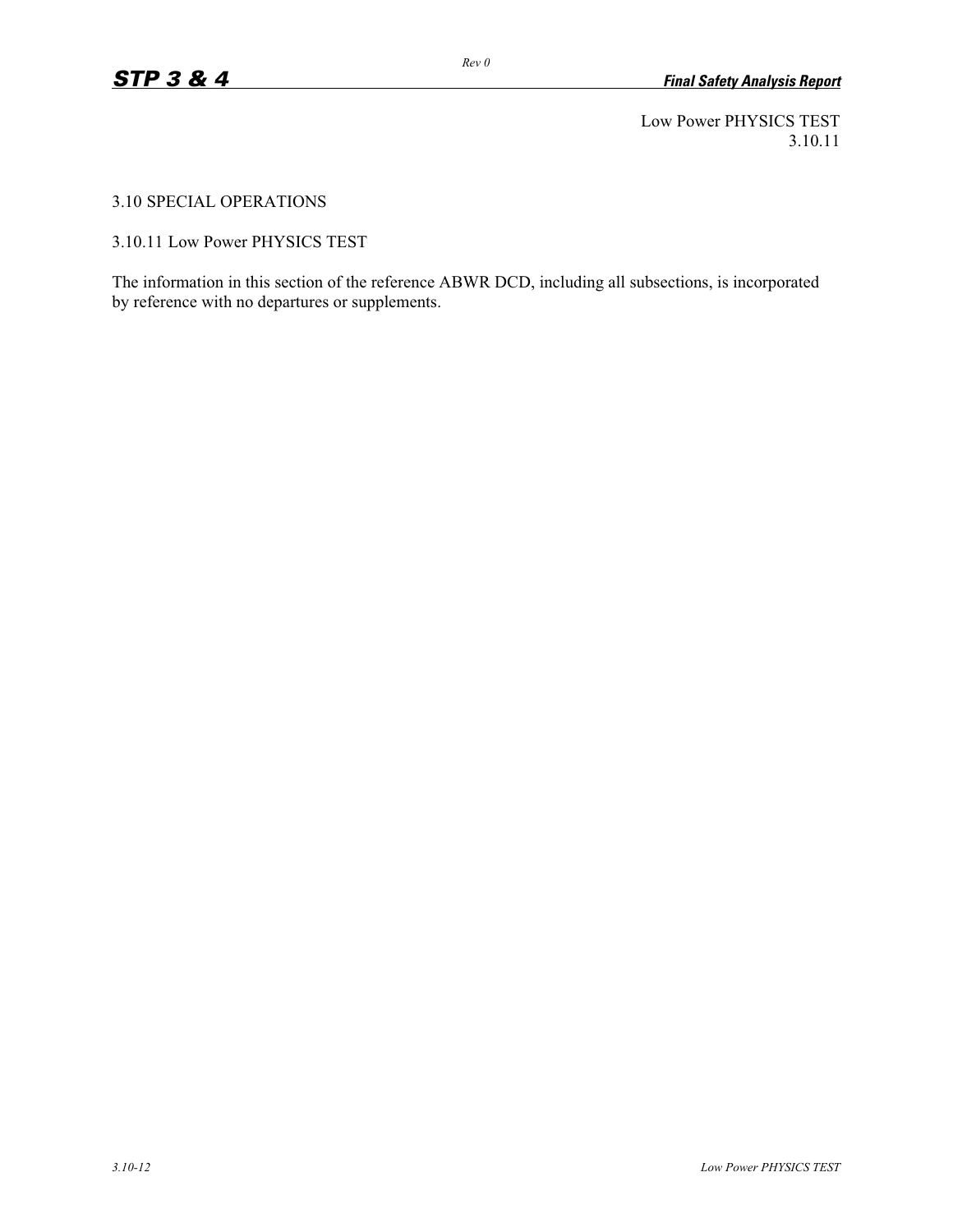# 3.10 SPECIAL OPERATIONS

## 3.10.11 Low Power PHYSICS TEST

The information in this section of the reference ABWR DCD, including all subsections, is incorporated by reference with no departures or supplements.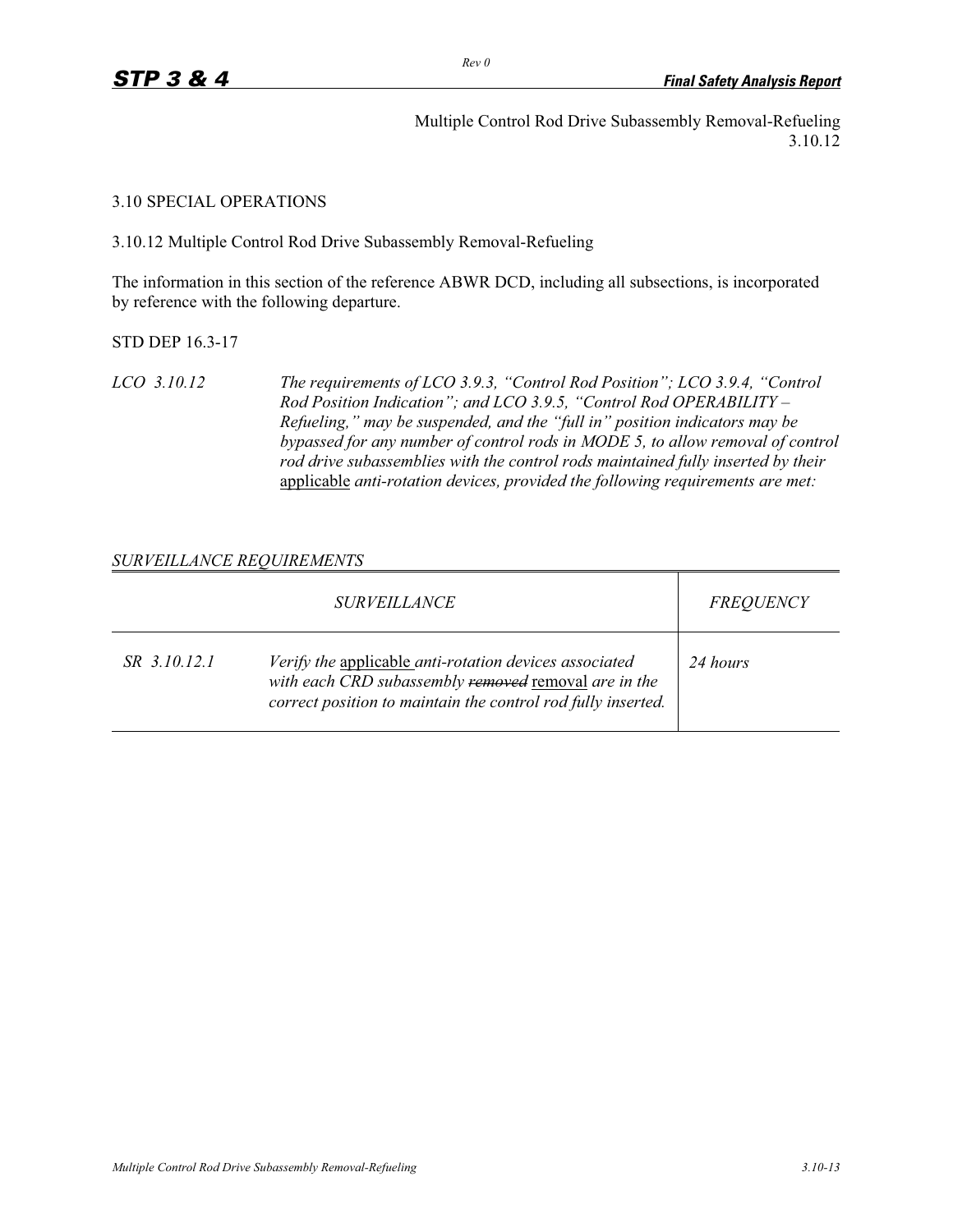Multiple Control Rod Drive Subassembly Removal-Refueling
3.10.12

## 3.10 SPECIAL OPERATIONS

### 3.10.12 Multiple Control Rod Drive Subassembly Removal-Refueling

The information in this section of the reference ABWR DCD, including all subsections, is incorporated by reference with the following departure.

STD DEP 16.3-17

*LCO 3.10.12* *The requirements of LCO 3.9.3, "Control Rod Position"; LCO 3.9.4, "Control Rod Position Indication"; and LCO 3.9.5, "Control Rod OPERABILITY – Refueling," may be suspended, and the "full in" position indicators may be bypassed for any number of control rods in MODE 5, to allow removal of control rod drive subassemblies with the control rods maintained fully inserted by their* <u>applicable</u> *anti-rotation devices, provided the following requirements are met:*

*<u>SURVEILLANCE REQUIREMENTS</u>*

| *SURVEILLANCE* | | *FREQUENCY* |
|---|---|---|
| *SR 3.10.12.1* | *Verify the* <u>applicable</u> *anti-rotation devices associated with each CRD subassembly* ~~*removed*~~ <u>removal</u> *are in the correct position to maintain the control rod fully inserted.* | *24 hours* |